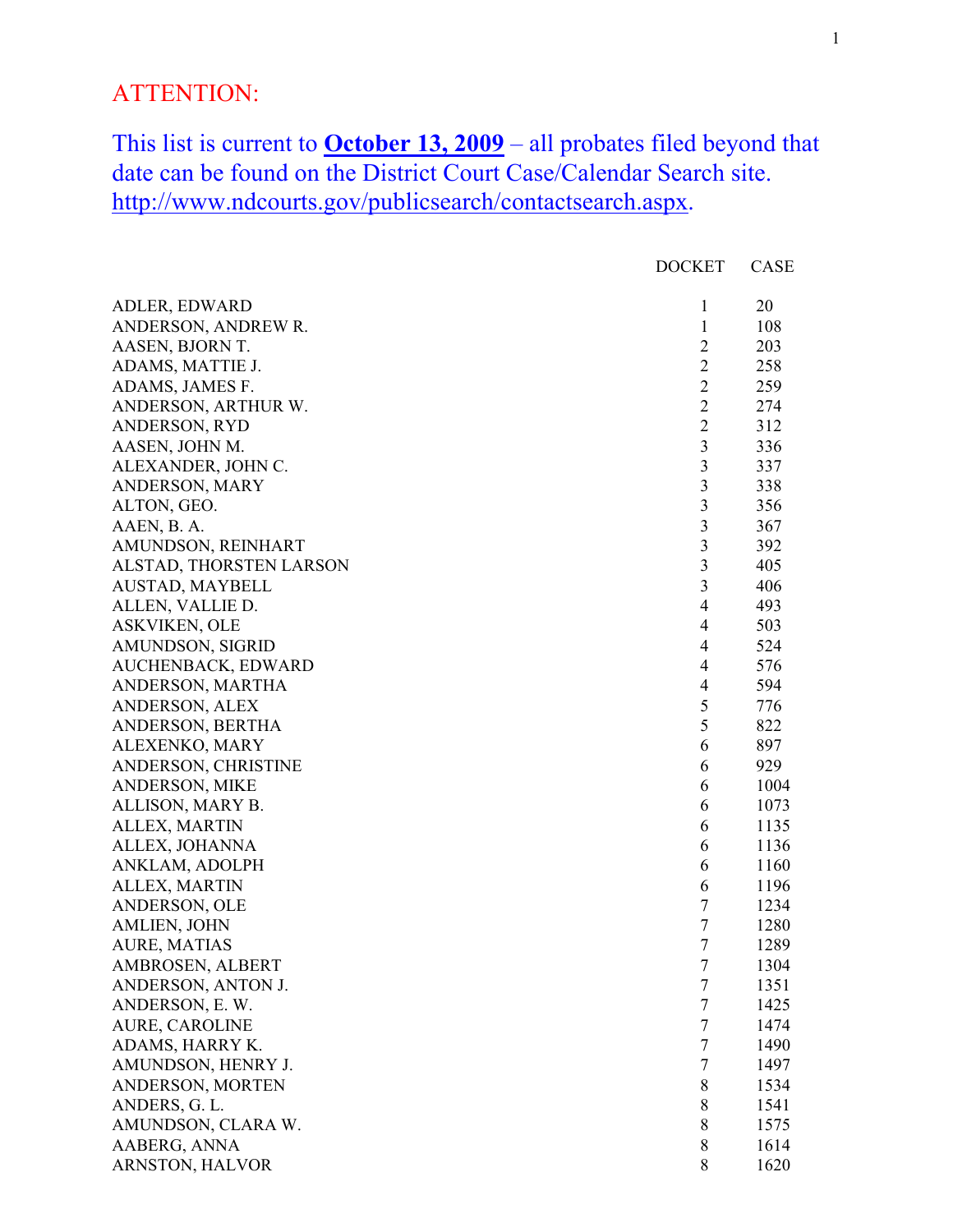ATTENTION:

This list is current to **October 13, 2009** – all probates filed beyond that date can be found on the District Court Case/Calendar Search site. http://www.ndcourts.gov/publicsearch/contactsearch.aspx.

| | DOCKET | CASE |
|---|---|---|
| ADLER, EDWARD | 1 | 20 |
| ANDERSON, ANDREW R. | 1 | 108 |
| AASEN, BJORN T. | 2 | 203 |
| ADAMS, MATTIE J. | 2 | 258 |
| ADAMS, JAMES F. | 2 | 259 |
| ANDERSON, ARTHUR W. | 2 | 274 |
| ANDERSON, RYD | 2 | 312 |
| AASEN, JOHN M. | 3 | 336 |
| ALEXANDER, JOHN C. | 3 | 337 |
| ANDERSON, MARY | 3 | 338 |
| ALTON, GEO. | 3 | 356 |
| AAEN, B. A. | 3 | 367 |
| AMUNDSON, REINHART | 3 | 392 |
| ALSTAD, THORSTEN LARSON | 3 | 405 |
| AUSTAD, MAYBELL | 3 | 406 |
| ALLEN, VALLIE D. | 4 | 493 |
| ASKVIKEN, OLE | 4 | 503 |
| AMUNDSON, SIGRID | 4 | 524 |
| AUCHENBACK, EDWARD | 4 | 576 |
| ANDERSON, MARTHA | 4 | 594 |
| ANDERSON, ALEX | 5 | 776 |
| ANDERSON, BERTHA | 5 | 822 |
| ALEXENKO, MARY | 6 | 897 |
| ANDERSON, CHRISTINE | 6 | 929 |
| ANDERSON, MIKE | 6 | 1004 |
| ALLISON, MARY B. | 6 | 1073 |
| ALLEX, MARTIN | 6 | 1135 |
| ALLEX, JOHANNA | 6 | 1136 |
| ANKLAM, ADOLPH | 6 | 1160 |
| ALLEX, MARTIN | 6 | 1196 |
| ANDERSON, OLE | 7 | 1234 |
| AMLIEN, JOHN | 7 | 1280 |
| AURE, MATIAS | 7 | 1289 |
| AMBROSEN, ALBERT | 7 | 1304 |
| ANDERSON, ANTON J. | 7 | 1351 |
| ANDERSON, E. W. | 7 | 1425 |
| AURE, CAROLINE | 7 | 1474 |
| ADAMS, HARRY K. | 7 | 1490 |
| AMUNDSON, HENRY J. | 7 | 1497 |
| ANDERSON, MORTEN | 8 | 1534 |
| ANDERS, G. L. | 8 | 1541 |
| AMUNDSON, CLARA W. | 8 | 1575 |
| AABERG, ANNA | 8 | 1614 |
| ARNSTON, HALVOR | 8 | 1620 |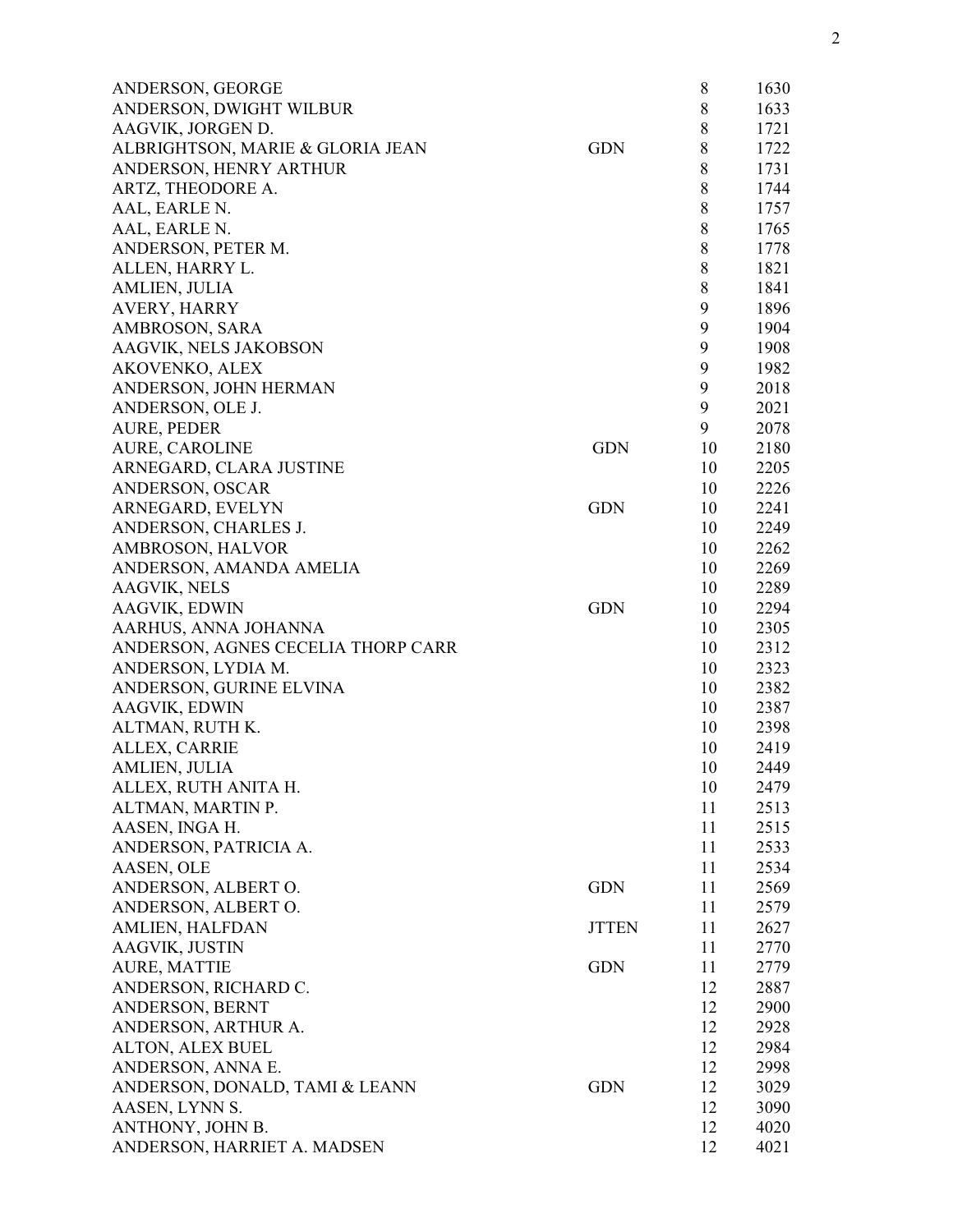| | | | |
|---|---|---|---|
| ANDERSON, GEORGE | | 8 | 1630 |
| ANDERSON, DWIGHT WILBUR | | 8 | 1633 |
| AAGVIK, JORGEN D. | | 8 | 1721 |
| ALBRIGHTSON, MARIE & GLORIA JEAN | GDN | 8 | 1722 |
| ANDERSON, HENRY ARTHUR | | 8 | 1731 |
| ARTZ, THEODORE A. | | 8 | 1744 |
| AAL, EARLE N. | | 8 | 1757 |
| AAL, EARLE N. | | 8 | 1765 |
| ANDERSON, PETER M. | | 8 | 1778 |
| ALLEN, HARRY L. | | 8 | 1821 |
| AMLIEN, JULIA | | 8 | 1841 |
| AVERY, HARRY | | 9 | 1896 |
| AMBROSON, SARA | | 9 | 1904 |
| AAGVIK, NELS JAKOBSON | | 9 | 1908 |
| AKOVENKO, ALEX | | 9 | 1982 |
| ANDERSON, JOHN HERMAN | | 9 | 2018 |
| ANDERSON, OLE J. | | 9 | 2021 |
| AURE, PEDER | | 9 | 2078 |
| AURE, CAROLINE | GDN | 10 | 2180 |
| ARNEGARD, CLARA JUSTINE | | 10 | 2205 |
| ANDERSON, OSCAR | | 10 | 2226 |
| ARNEGARD, EVELYN | GDN | 10 | 2241 |
| ANDERSON, CHARLES J. | | 10 | 2249 |
| AMBROSON, HALVOR | | 10 | 2262 |
| ANDERSON, AMANDA AMELIA | | 10 | 2269 |
| AAGVIK, NELS | | 10 | 2289 |
| AAGVIK, EDWIN | GDN | 10 | 2294 |
| AARHUS, ANNA JOHANNA | | 10 | 2305 |
| ANDERSON, AGNES CECELIA THORP CARR | | 10 | 2312 |
| ANDERSON, LYDIA M. | | 10 | 2323 |
| ANDERSON, GURINE ELVINA | | 10 | 2382 |
| AAGVIK, EDWIN | | 10 | 2387 |
| ALTMAN, RUTH K. | | 10 | 2398 |
| ALLEX, CARRIE | | 10 | 2419 |
| AMLIEN, JULIA | | 10 | 2449 |
| ALLEX, RUTH ANITA H. | | 10 | 2479 |
| ALTMAN, MARTIN P. | | 11 | 2513 |
| AASEN, INGA H. | | 11 | 2515 |
| ANDERSON, PATRICIA A. | | 11 | 2533 |
| AASEN, OLE | | 11 | 2534 |
| ANDERSON, ALBERT O. | GDN | 11 | 2569 |
| ANDERSON, ALBERT O. | | 11 | 2579 |
| AMLIEN, HALFDAN | JTTEN | 11 | 2627 |
| AAGVIK, JUSTIN | | 11 | 2770 |
| AURE, MATTIE | GDN | 11 | 2779 |
| ANDERSON, RICHARD C. | | 12 | 2887 |
| ANDERSON, BERNT | | 12 | 2900 |
| ANDERSON, ARTHUR A. | | 12 | 2928 |
| ALTON, ALEX BUEL | | 12 | 2984 |
| ANDERSON, ANNA E. | | 12 | 2998 |
| ANDERSON, DONALD, TAMI & LEANN | GDN | 12 | 3029 |
| AASEN, LYNN S. | | 12 | 3090 |
| ANTHONY, JOHN B. | | 12 | 4020 |
| ANDERSON, HARRIET A. MADSEN | | 12 | 4021 |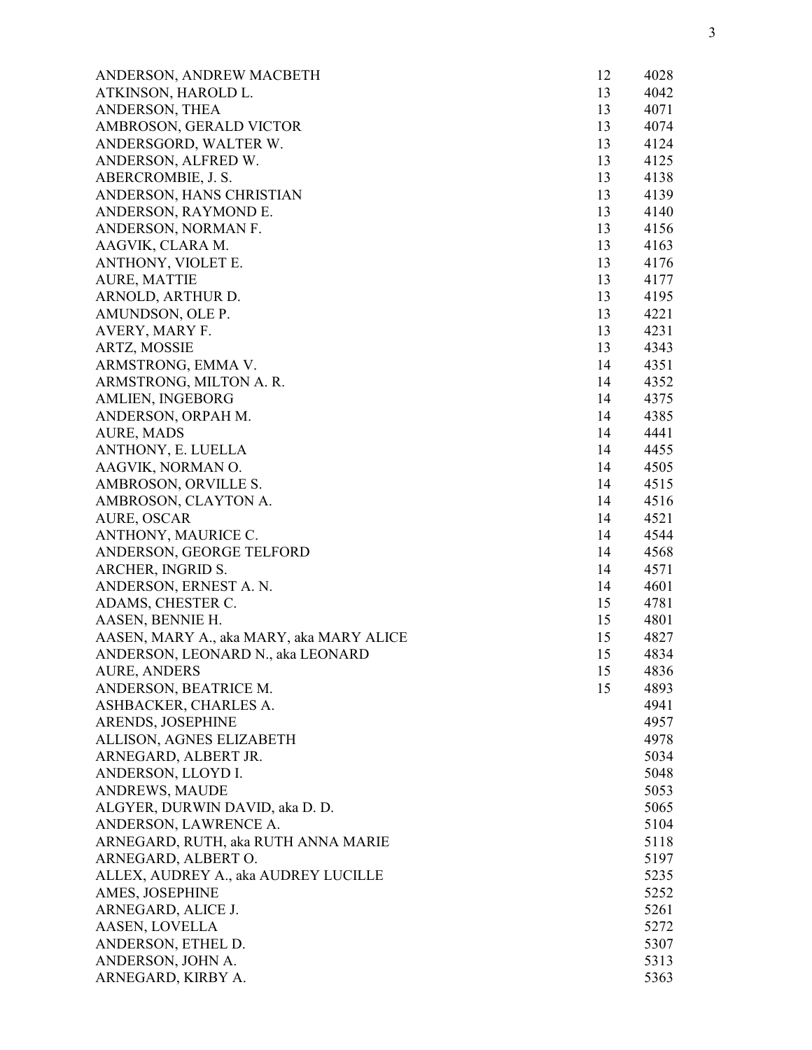| | | |
|---|---|---|
| ANDERSON, ANDREW MACBETH | 12 | 4028 |
| ATKINSON, HAROLD L. | 13 | 4042 |
| ANDERSON, THEA | 13 | 4071 |
| AMBROSON, GERALD VICTOR | 13 | 4074 |
| ANDERSGORD, WALTER W. | 13 | 4124 |
| ANDERSON, ALFRED W. | 13 | 4125 |
| ABERCROMBIE, J. S. | 13 | 4138 |
| ANDERSON, HANS CHRISTIAN | 13 | 4139 |
| ANDERSON, RAYMOND E. | 13 | 4140 |
| ANDERSON, NORMAN F. | 13 | 4156 |
| AAGVIK, CLARA M. | 13 | 4163 |
| ANTHONY, VIOLET E. | 13 | 4176 |
| AURE, MATTIE | 13 | 4177 |
| ARNOLD, ARTHUR D. | 13 | 4195 |
| AMUNDSON, OLE P. | 13 | 4221 |
| AVERY, MARY F. | 13 | 4231 |
| ARTZ, MOSSIE | 13 | 4343 |
| ARMSTRONG, EMMA V. | 14 | 4351 |
| ARMSTRONG, MILTON A. R. | 14 | 4352 |
| AMLIEN, INGEBORG | 14 | 4375 |
| ANDERSON, ORPAH M. | 14 | 4385 |
| AURE, MADS | 14 | 4441 |
| ANTHONY, E. LUELLA | 14 | 4455 |
| AAGVIK, NORMAN O. | 14 | 4505 |
| AMBROSON, ORVILLE S. | 14 | 4515 |
| AMBROSON, CLAYTON A. | 14 | 4516 |
| AURE, OSCAR | 14 | 4521 |
| ANTHONY, MAURICE C. | 14 | 4544 |
| ANDERSON, GEORGE TELFORD | 14 | 4568 |
| ARCHER, INGRID S. | 14 | 4571 |
| ANDERSON, ERNEST A. N. | 14 | 4601 |
| ADAMS, CHESTER C. | 15 | 4781 |
| AASEN, BENNIE H. | 15 | 4801 |
| AASEN, MARY A., aka MARY, aka MARY ALICE | 15 | 4827 |
| ANDERSON, LEONARD N., aka LEONARD | 15 | 4834 |
| AURE, ANDERS | 15 | 4836 |
| ANDERSON, BEATRICE M. | 15 | 4893 |
| ASHBACKER, CHARLES A. | | 4941 |
| ARENDS, JOSEPHINE | | 4957 |
| ALLISON, AGNES ELIZABETH | | 4978 |
| ARNEGARD, ALBERT JR. | | 5034 |
| ANDERSON, LLOYD I. | | 5048 |
| ANDREWS, MAUDE | | 5053 |
| ALGYER, DURWIN DAVID, aka D. D. | | 5065 |
| ANDERSON, LAWRENCE A. | | 5104 |
| ARNEGARD, RUTH, aka RUTH ANNA MARIE | | 5118 |
| ARNEGARD, ALBERT O. | | 5197 |
| ALLEX, AUDREY A., aka AUDREY LUCILLE | | 5235 |
| AMES, JOSEPHINE | | 5252 |
| ARNEGARD, ALICE J. | | 5261 |
| AASEN, LOVELLA | | 5272 |
| ANDERSON, ETHEL D. | | 5307 |
| ANDERSON, JOHN A. | | 5313 |
| ARNEGARD, KIRBY A. | | 5363 |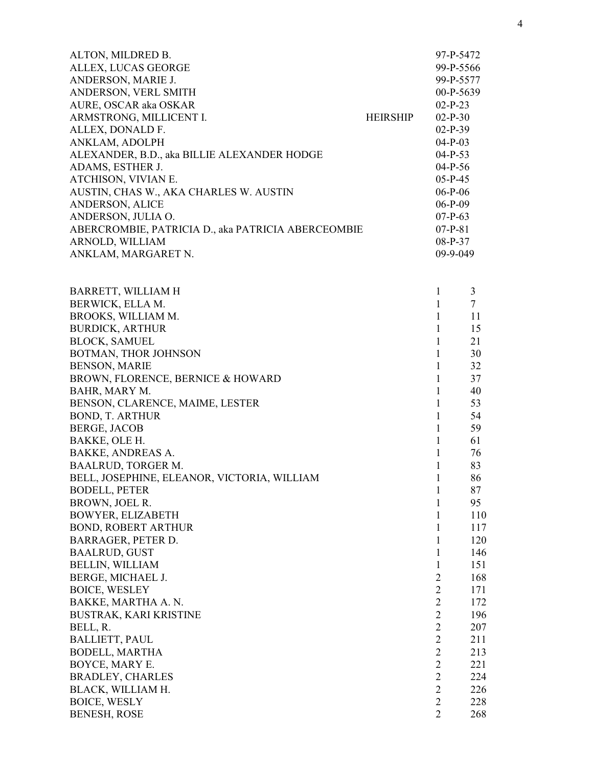| Name | | Case No. | |
|---|---|---|---|
| ALTON, MILDRED B. | | 97-P-5472 | |
| ALLEX, LUCAS GEORGE | | 99-P-5566 | |
| ANDERSON, MARIE J. | | 99-P-5577 | |
| ANDERSON, VERL SMITH | | 00-P-5639 | |
| AURE, OSCAR aka OSKAR | | 02-P-23 | |
| ARMSTRONG, MILLICENT I. | HEIRSHIP | 02-P-30 | |
| ALLEX, DONALD F. | | 02-P-39 | |
| ANKLAM, ADOLPH | | 04-P-03 | |
| ALEXANDER, B.D., aka BILLIE ALEXANDER HODGE | | 04-P-53 | |
| ADAMS, ESTHER J. | | 04-P-56 | |
| ATCHISON, VIVIAN E. | | 05-P-45 | |
| AUSTIN, CHAS W., AKA CHARLES W. AUSTIN | | 06-P-06 | |
| ANDERSON, ALICE | | 06-P-09 | |
| ANDERSON, JULIA O. | | 07-P-63 | |
| ABERCROMBIE, PATRICIA D., aka PATRICIA ABERCEOMBIE | | 07-P-81 | |
| ARNOLD, WILLIAM | | 08-P-37 | |
| ANKLAM, MARGARET N. | | 09-9-049 | |

| Name | | Book | Page |
|---|---|---|---|
| BARRETT, WILLIAM H | | 1 | 3 |
| BERWICK, ELLA M. | | 1 | 7 |
| BROOKS, WILLIAM M. | | 1 | 11 |
| BURDICK, ARTHUR | | 1 | 15 |
| BLOCK, SAMUEL | | 1 | 21 |
| BOTMAN, THOR JOHNSON | | 1 | 30 |
| BENSON, MARIE | | 1 | 32 |
| BROWN, FLORENCE, BERNICE & HOWARD | | 1 | 37 |
| BAHR, MARY M. | | 1 | 40 |
| BENSON, CLARENCE, MAIME, LESTER | | 1 | 53 |
| BOND, T. ARTHUR | | 1 | 54 |
| BERGE, JACOB | | 1 | 59 |
| BAKKE, OLE H. | | 1 | 61 |
| BAKKE, ANDREAS A. | | 1 | 76 |
| BAALRUD, TORGER M. | | 1 | 83 |
| BELL, JOSEPHINE, ELEANOR, VICTORIA, WILLIAM | | 1 | 86 |
| BODELL, PETER | | 1 | 87 |
| BROWN, JOEL R. | | 1 | 95 |
| BOWYER, ELIZABETH | | 1 | 110 |
| BOND, ROBERT ARTHUR | | 1 | 117 |
| BARRAGER, PETER D. | | 1 | 120 |
| BAALRUD, GUST | | 1 | 146 |
| BELLIN, WILLIAM | | 1 | 151 |
| BERGE, MICHAEL J. | | 2 | 168 |
| BOICE, WESLEY | | 2 | 171 |
| BAKKE, MARTHA A. N. | | 2 | 172 |
| BUSTRAK, KARI KRISTINE | | 2 | 196 |
| BELL, R. | | 2 | 207 |
| BALLIETT, PAUL | | 2 | 211 |
| BODELL, MARTHA | | 2 | 213 |
| BOYCE, MARY E. | | 2 | 221 |
| BRADLEY, CHARLES | | 2 | 224 |
| BLACK, WILLIAM H. | | 2 | 226 |
| BOICE, WESLY | | 2 | 228 |
| BENESH, ROSE | | 2 | 268 |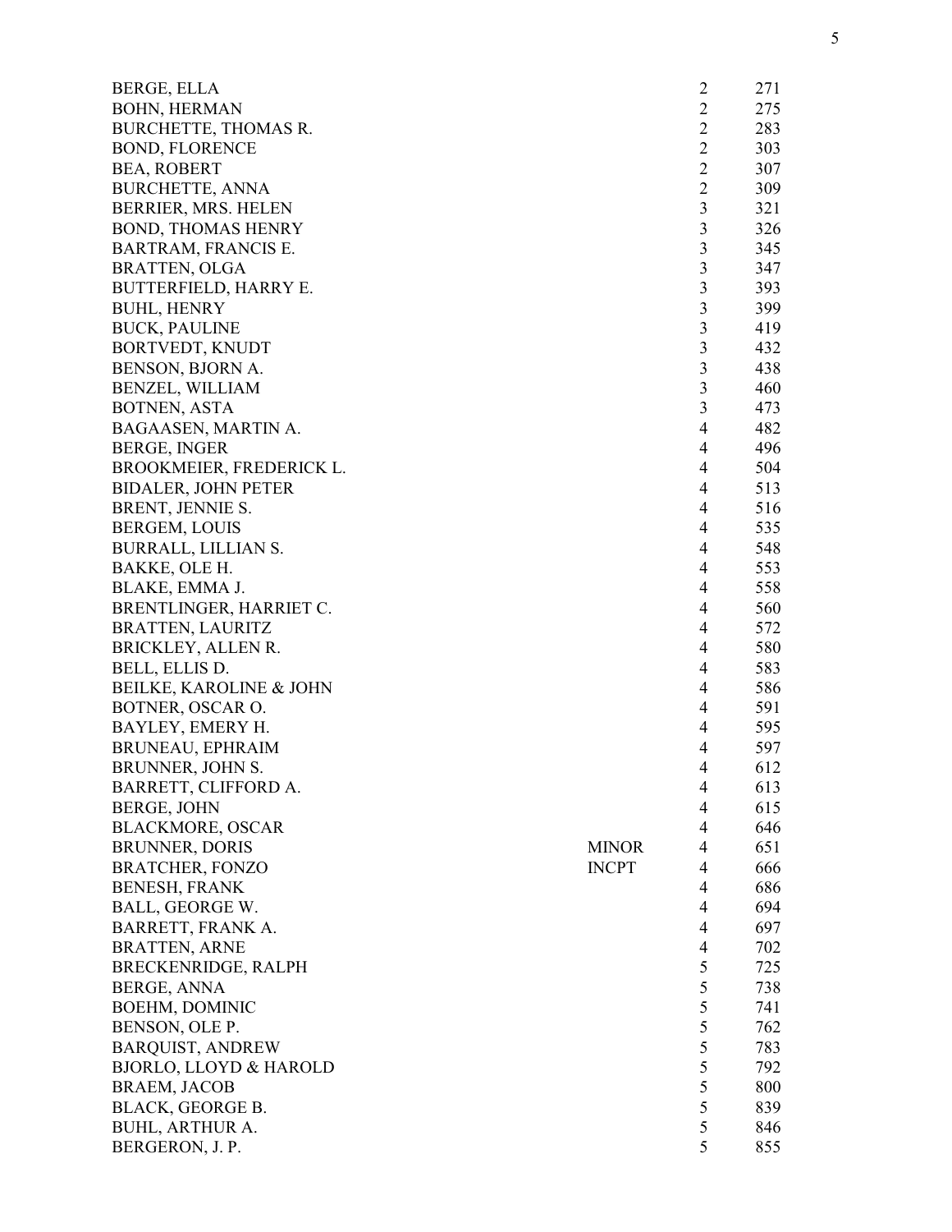| Name | Note | Vol. | Page |
|---|---|---|---|
| BERGE, ELLA | | 2 | 271 |
| BOHN, HERMAN | | 2 | 275 |
| BURCHETTE, THOMAS R. | | 2 | 283 |
| BOND, FLORENCE | | 2 | 303 |
| BEA, ROBERT | | 2 | 307 |
| BURCHETTE, ANNA | | 2 | 309 |
| BERRIER, MRS. HELEN | | 3 | 321 |
| BOND, THOMAS HENRY | | 3 | 326 |
| BARTRAM, FRANCIS E. | | 3 | 345 |
| BRATTEN, OLGA | | 3 | 347 |
| BUTTERFIELD, HARRY E. | | 3 | 393 |
| BUHL, HENRY | | 3 | 399 |
| BUCK, PAULINE | | 3 | 419 |
| BORTVEDT, KNUDT | | 3 | 432 |
| BENSON, BJORN A. | | 3 | 438 |
| BENZEL, WILLIAM | | 3 | 460 |
| BOTNEN, ASTA | | 3 | 473 |
| BAGAASEN, MARTIN A. | | 4 | 482 |
| BERGE, INGER | | 4 | 496 |
| BROOKMEIER, FREDERICK L. | | 4 | 504 |
| BIDALER, JOHN PETER | | 4 | 513 |
| BRENT, JENNIE S. | | 4 | 516 |
| BERGEM, LOUIS | | 4 | 535 |
| BURRALL, LILLIAN S. | | 4 | 548 |
| BAKKE, OLE H. | | 4 | 553 |
| BLAKE, EMMA J. | | 4 | 558 |
| BRENTLINGER, HARRIET C. | | 4 | 560 |
| BRATTEN, LAURITZ | | 4 | 572 |
| BRICKLEY, ALLEN R. | | 4 | 580 |
| BELL, ELLIS D. | | 4 | 583 |
| BEILKE, KAROLINE & JOHN | | 4 | 586 |
| BOTNER, OSCAR O. | | 4 | 591 |
| BAYLEY, EMERY H. | | 4 | 595 |
| BRUNEAU, EPHRAIM | | 4 | 597 |
| BRUNNER, JOHN S. | | 4 | 612 |
| BARRETT, CLIFFORD A. | | 4 | 613 |
| BERGE, JOHN | | 4 | 615 |
| BLACKMORE, OSCAR | | 4 | 646 |
| BRUNNER, DORIS | MINOR | 4 | 651 |
| BRATCHER, FONZO | INCPT | 4 | 666 |
| BENESH, FRANK | | 4 | 686 |
| BALL, GEORGE W. | | 4 | 694 |
| BARRETT, FRANK A. | | 4 | 697 |
| BRATTEN, ARNE | | 4 | 702 |
| BRECKENRIDGE, RALPH | | 5 | 725 |
| BERGE, ANNA | | 5 | 738 |
| BOEHM, DOMINIC | | 5 | 741 |
| BENSON, OLE P. | | 5 | 762 |
| BARQUIST, ANDREW | | 5 | 783 |
| BJORLO, LLOYD & HAROLD | | 5 | 792 |
| BRAEM, JACOB | | 5 | 800 |
| BLACK, GEORGE B. | | 5 | 839 |
| BUHL, ARTHUR A. | | 5 | 846 |
| BERGERON, J. P. | | 5 | 855 |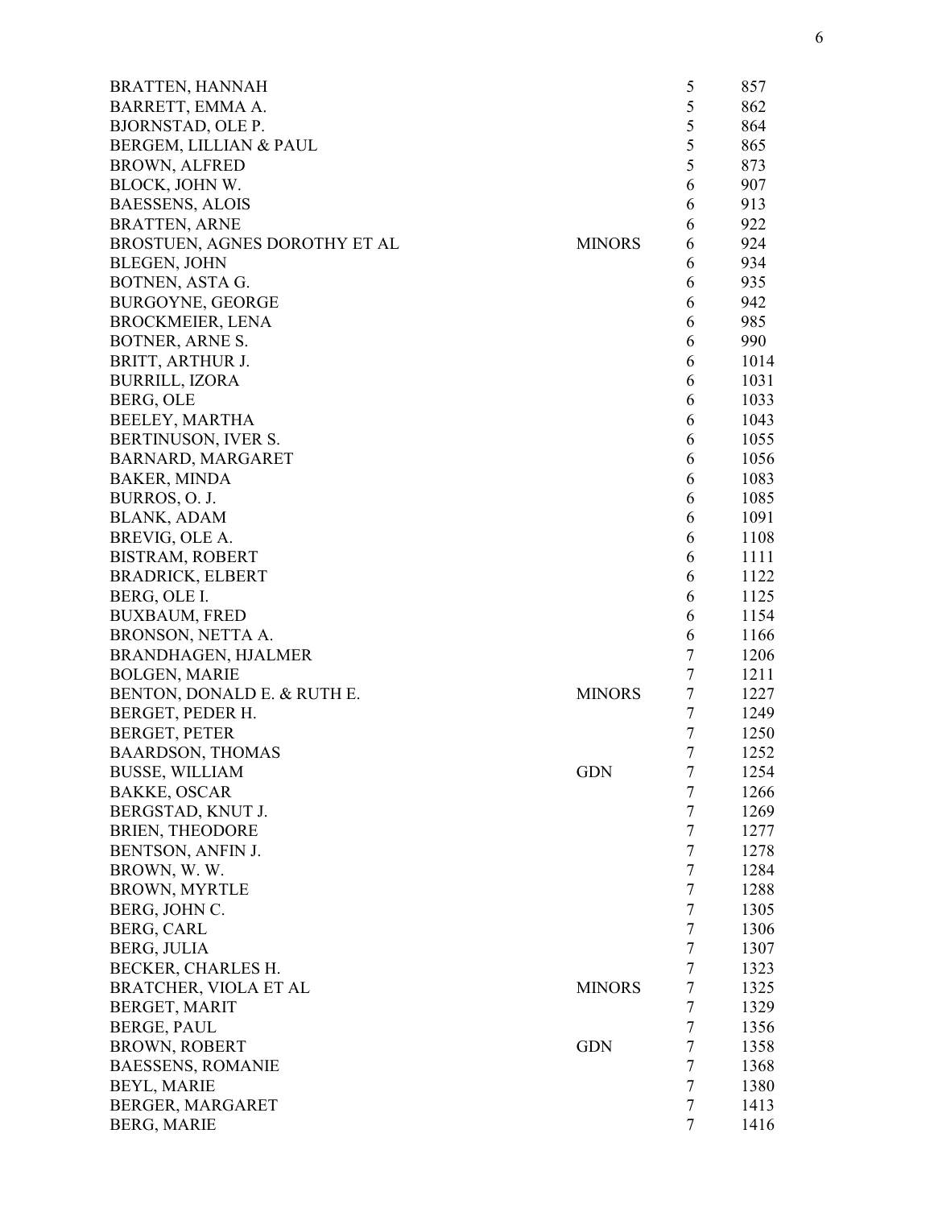| | | | |
|---|---|---|---|
| BRATTEN, HANNAH | | 5 | 857 |
| BARRETT, EMMA A. | | 5 | 862 |
| BJORNSTAD, OLE P. | | 5 | 864 |
| BERGEM, LILLIAN & PAUL | | 5 | 865 |
| BROWN, ALFRED | | 5 | 873 |
| BLOCK, JOHN W. | | 6 | 907 |
| BAESSENS, ALOIS | | 6 | 913 |
| BRATTEN, ARNE | | 6 | 922 |
| BROSTUEN, AGNES DOROTHY ET AL | MINORS | 6 | 924 |
| BLEGEN, JOHN | | 6 | 934 |
| BOTNEN, ASTA G. | | 6 | 935 |
| BURGOYNE, GEORGE | | 6 | 942 |
| BROCKMEIER, LENA | | 6 | 985 |
| BOTNER, ARNE S. | | 6 | 990 |
| BRITT, ARTHUR J. | | 6 | 1014 |
| BURRILL, IZORA | | 6 | 1031 |
| BERG, OLE | | 6 | 1033 |
| BEELEY, MARTHA | | 6 | 1043 |
| BERTINUSON, IVER S. | | 6 | 1055 |
| BARNARD, MARGARET | | 6 | 1056 |
| BAKER, MINDA | | 6 | 1083 |
| BURROS, O. J. | | 6 | 1085 |
| BLANK, ADAM | | 6 | 1091 |
| BREVIG, OLE A. | | 6 | 1108 |
| BISTRAM, ROBERT | | 6 | 1111 |
| BRADRICK, ELBERT | | 6 | 1122 |
| BERG, OLE I. | | 6 | 1125 |
| BUXBAUM, FRED | | 6 | 1154 |
| BRONSON, NETTA A. | | 6 | 1166 |
| BRANDHAGEN, HJALMER | | 7 | 1206 |
| BOLGEN, MARIE | | 7 | 1211 |
| BENTON, DONALD E. & RUTH E. | MINORS | 7 | 1227 |
| BERGET, PEDER H. | | 7 | 1249 |
| BERGET, PETER | | 7 | 1250 |
| BAARDSON, THOMAS | | 7 | 1252 |
| BUSSE, WILLIAM | GDN | 7 | 1254 |
| BAKKE, OSCAR | | 7 | 1266 |
| BERGSTAD, KNUT J. | | 7 | 1269 |
| BRIEN, THEODORE | | 7 | 1277 |
| BENTSON, ANFIN J. | | 7 | 1278 |
| BROWN, W. W. | | 7 | 1284 |
| BROWN, MYRTLE | | 7 | 1288 |
| BERG, JOHN C. | | 7 | 1305 |
| BERG, CARL | | 7 | 1306 |
| BERG, JULIA | | 7 | 1307 |
| BECKER, CHARLES H. | | 7 | 1323 |
| BRATCHER, VIOLA ET AL | MINORS | 7 | 1325 |
| BERGET, MARIT | | 7 | 1329 |
| BERGE, PAUL | | 7 | 1356 |
| BROWN, ROBERT | GDN | 7 | 1358 |
| BAESSENS, ROMANIE | | 7 | 1368 |
| BEYL, MARIE | | 7 | 1380 |
| BERGER, MARGARET | | 7 | 1413 |
| BERG, MARIE | | 7 | 1416 |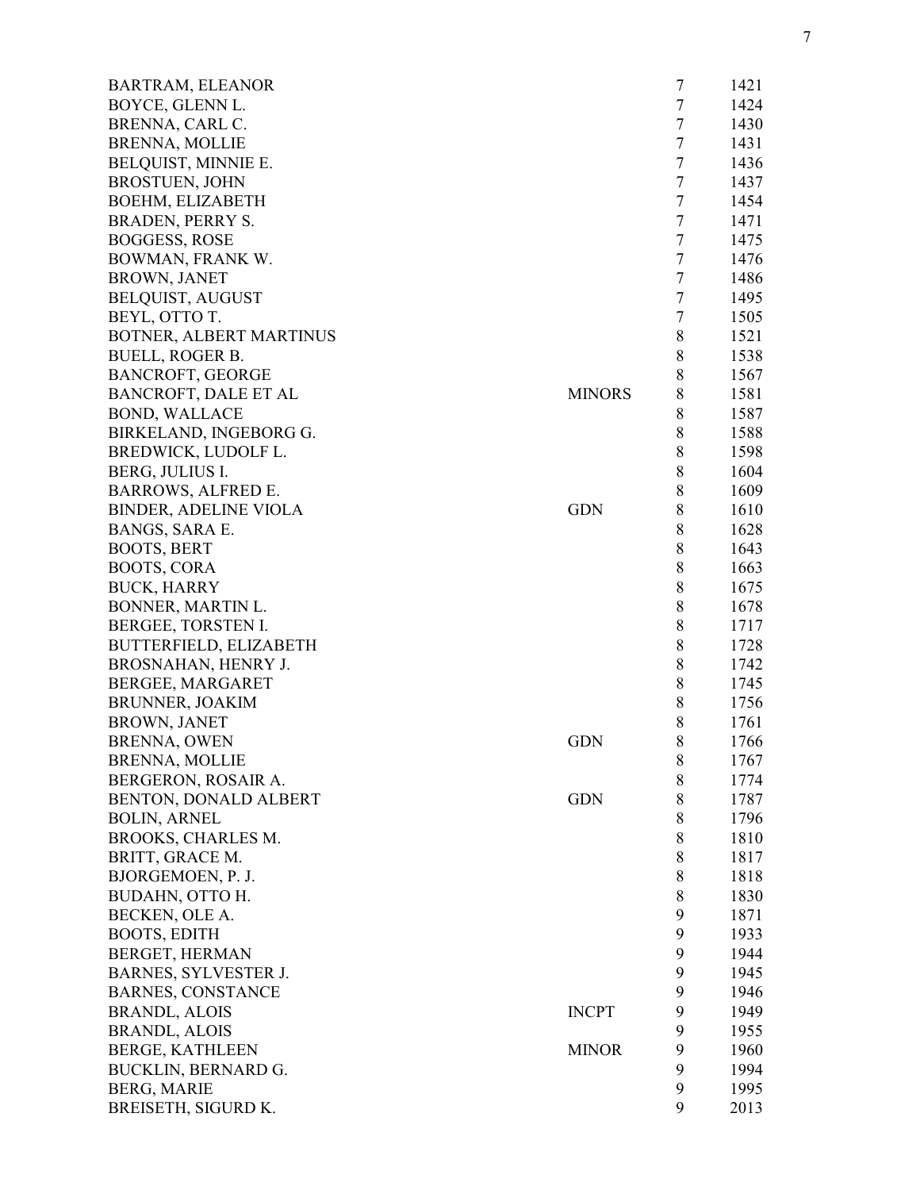| | | | |
|---|---|---|---|
| BARTRAM, ELEANOR | | 7 | 1421 |
| BOYCE, GLENN L. | | 7 | 1424 |
| BRENNA, CARL C. | | 7 | 1430 |
| BRENNA, MOLLIE | | 7 | 1431 |
| BELQUIST, MINNIE E. | | 7 | 1436 |
| BROSTUEN, JOHN | | 7 | 1437 |
| BOEHM, ELIZABETH | | 7 | 1454 |
| BRADEN, PERRY S. | | 7 | 1471 |
| BOGGESS, ROSE | | 7 | 1475 |
| BOWMAN, FRANK W. | | 7 | 1476 |
| BROWN, JANET | | 7 | 1486 |
| BELQUIST, AUGUST | | 7 | 1495 |
| BEYL, OTTO T. | | 7 | 1505 |
| BOTNER, ALBERT MARTINUS | | 8 | 1521 |
| BUELL, ROGER B. | | 8 | 1538 |
| BANCROFT, GEORGE | | 8 | 1567 |
| BANCROFT, DALE ET AL | MINORS | 8 | 1581 |
| BOND, WALLACE | | 8 | 1587 |
| BIRKELAND, INGEBORG G. | | 8 | 1588 |
| BREDWICK, LUDOLF L. | | 8 | 1598 |
| BERG, JULIUS I. | | 8 | 1604 |
| BARROWS, ALFRED E. | | 8 | 1609 |
| BINDER, ADELINE VIOLA | GDN | 8 | 1610 |
| BANGS, SARA E. | | 8 | 1628 |
| BOOTS, BERT | | 8 | 1643 |
| BOOTS, CORA | | 8 | 1663 |
| BUCK, HARRY | | 8 | 1675 |
| BONNER, MARTIN L. | | 8 | 1678 |
| BERGEE, TORSTEN I. | | 8 | 1717 |
| BUTTERFIELD, ELIZABETH | | 8 | 1728 |
| BROSNAHAN, HENRY J. | | 8 | 1742 |
| BERGEE, MARGARET | | 8 | 1745 |
| BRUNNER, JOAKIM | | 8 | 1756 |
| BROWN, JANET | | 8 | 1761 |
| BRENNA, OWEN | GDN | 8 | 1766 |
| BRENNA, MOLLIE | | 8 | 1767 |
| BERGERON, ROSAIR A. | | 8 | 1774 |
| BENTON, DONALD ALBERT | GDN | 8 | 1787 |
| BOLIN, ARNEL | | 8 | 1796 |
| BROOKS, CHARLES M. | | 8 | 1810 |
| BRITT, GRACE M. | | 8 | 1817 |
| BJORGEMOEN, P. J. | | 8 | 1818 |
| BUDAHN, OTTO H. | | 8 | 1830 |
| BECKEN, OLE A. | | 9 | 1871 |
| BOOTS, EDITH | | 9 | 1933 |
| BERGET, HERMAN | | 9 | 1944 |
| BARNES, SYLVESTER J. | | 9 | 1945 |
| BARNES, CONSTANCE | | 9 | 1946 |
| BRANDL, ALOIS | INCPT | 9 | 1949 |
| BRANDL, ALOIS | | 9 | 1955 |
| BERGE, KATHLEEN | MINOR | 9 | 1960 |
| BUCKLIN, BERNARD G. | | 9 | 1994 |
| BERG, MARIE | | 9 | 1995 |
| BREISETH, SIGURD K. | | 9 | 2013 |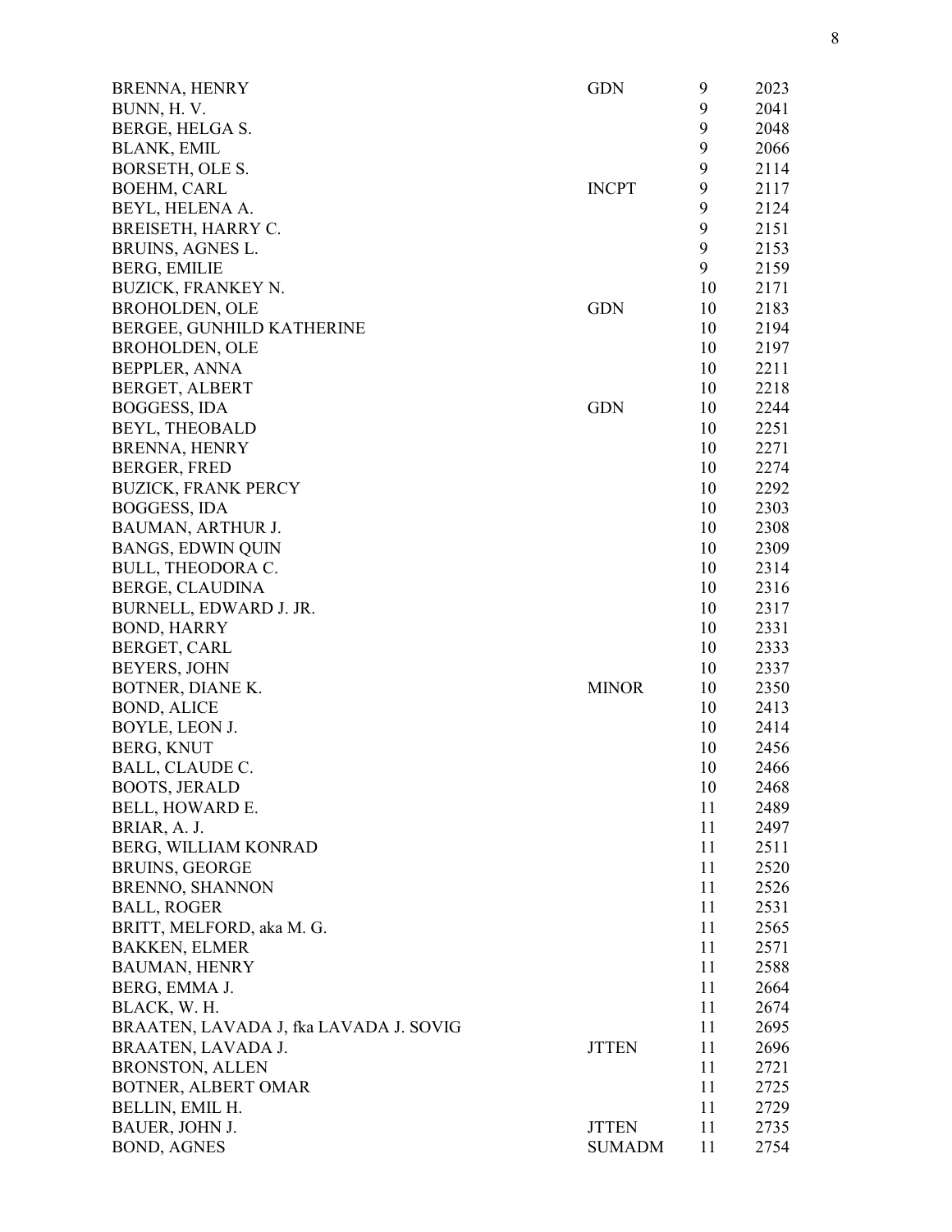| | | | |
|---|---|---|---|
| BRENNA, HENRY | GDN | 9 | 2023 |
| BUNN, H. V. | | 9 | 2041 |
| BERGE, HELGA S. | | 9 | 2048 |
| BLANK, EMIL | | 9 | 2066 |
| BORSETH, OLE S. | | 9 | 2114 |
| BOEHM, CARL | INCPT | 9 | 2117 |
| BEYL, HELENA A. | | 9 | 2124 |
| BREISETH, HARRY C. | | 9 | 2151 |
| BRUINS, AGNES L. | | 9 | 2153 |
| BERG, EMILIE | | 9 | 2159 |
| BUZICK, FRANKEY N. | | 10 | 2171 |
| BROHOLDEN, OLE | GDN | 10 | 2183 |
| BERGEE, GUNHILD KATHERINE | | 10 | 2194 |
| BROHOLDEN, OLE | | 10 | 2197 |
| BEPPLER, ANNA | | 10 | 2211 |
| BERGET, ALBERT | | 10 | 2218 |
| BOGGESS, IDA | GDN | 10 | 2244 |
| BEYL, THEOBALD | | 10 | 2251 |
| BRENNA, HENRY | | 10 | 2271 |
| BERGER, FRED | | 10 | 2274 |
| BUZICK, FRANK PERCY | | 10 | 2292 |
| BOGGESS, IDA | | 10 | 2303 |
| BAUMAN, ARTHUR J. | | 10 | 2308 |
| BANGS, EDWIN QUIN | | 10 | 2309 |
| BULL, THEODORA C. | | 10 | 2314 |
| BERGE, CLAUDINA | | 10 | 2316 |
| BURNELL, EDWARD J. JR. | | 10 | 2317 |
| BOND, HARRY | | 10 | 2331 |
| BERGET, CARL | | 10 | 2333 |
| BEYERS, JOHN | | 10 | 2337 |
| BOTNER, DIANE K. | MINOR | 10 | 2350 |
| BOND, ALICE | | 10 | 2413 |
| BOYLE, LEON J. | | 10 | 2414 |
| BERG, KNUT | | 10 | 2456 |
| BALL, CLAUDE C. | | 10 | 2466 |
| BOOTS, JERALD | | 10 | 2468 |
| BELL, HOWARD E. | | 11 | 2489 |
| BRIAR, A. J. | | 11 | 2497 |
| BERG, WILLIAM KONRAD | | 11 | 2511 |
| BRUINS, GEORGE | | 11 | 2520 |
| BRENNO, SHANNON | | 11 | 2526 |
| BALL, ROGER | | 11 | 2531 |
| BRITT, MELFORD, aka M. G. | | 11 | 2565 |
| BAKKEN, ELMER | | 11 | 2571 |
| BAUMAN, HENRY | | 11 | 2588 |
| BERG, EMMA J. | | 11 | 2664 |
| BLACK, W. H. | | 11 | 2674 |
| BRAATEN, LAVADA J, fka LAVADA J. SOVIG | | 11 | 2695 |
| BRAATEN, LAVADA J. | JTTEN | 11 | 2696 |
| BRONSTON, ALLEN | | 11 | 2721 |
| BOTNER, ALBERT OMAR | | 11 | 2725 |
| BELLIN, EMIL H. | | 11 | 2729 |
| BAUER, JOHN J. | JTTEN | 11 | 2735 |
| BOND, AGNES | SUMADM | 11 | 2754 |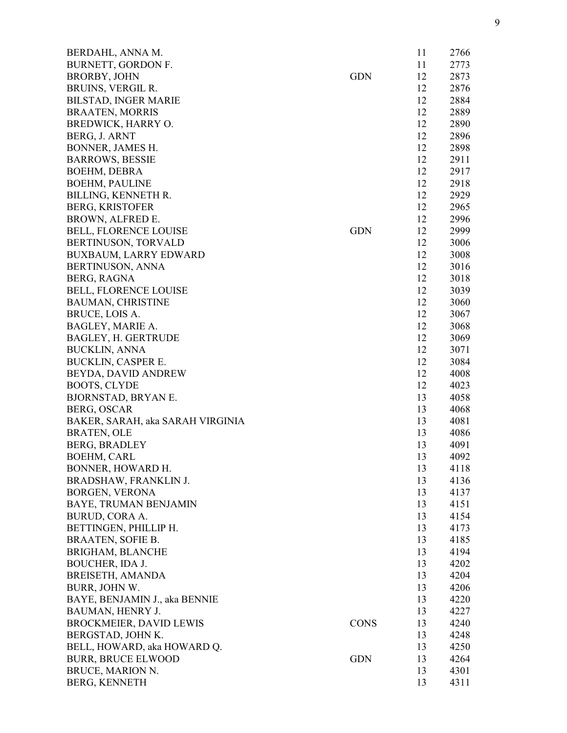| | | | |
|---|---|---|---|
| BERDAHL, ANNA M. | | 11 | 2766 |
| BURNETT, GORDON F. | | 11 | 2773 |
| BRORBY, JOHN | GDN | 12 | 2873 |
| BRUINS, VERGIL R. | | 12 | 2876 |
| BILSTAD, INGER MARIE | | 12 | 2884 |
| BRAATEN, MORRIS | | 12 | 2889 |
| BREDWICK, HARRY O. | | 12 | 2890 |
| BERG, J. ARNT | | 12 | 2896 |
| BONNER, JAMES H. | | 12 | 2898 |
| BARROWS, BESSIE | | 12 | 2911 |
| BOEHM, DEBRA | | 12 | 2917 |
| BOEHM, PAULINE | | 12 | 2918 |
| BILLING, KENNETH R. | | 12 | 2929 |
| BERG, KRISTOFER | | 12 | 2965 |
| BROWN, ALFRED E. | | 12 | 2996 |
| BELL, FLORENCE LOUISE | GDN | 12 | 2999 |
| BERTINUSON, TORVALD | | 12 | 3006 |
| BUXBAUM, LARRY EDWARD | | 12 | 3008 |
| BERTINUSON, ANNA | | 12 | 3016 |
| BERG, RAGNA | | 12 | 3018 |
| BELL, FLORENCE LOUISE | | 12 | 3039 |
| BAUMAN, CHRISTINE | | 12 | 3060 |
| BRUCE, LOIS A. | | 12 | 3067 |
| BAGLEY, MARIE A. | | 12 | 3068 |
| BAGLEY, H. GERTRUDE | | 12 | 3069 |
| BUCKLIN, ANNA | | 12 | 3071 |
| BUCKLIN, CASPER E. | | 12 | 3084 |
| BEYDA, DAVID ANDREW | | 12 | 4008 |
| BOOTS, CLYDE | | 12 | 4023 |
| BJORNSTAD, BRYAN E. | | 13 | 4058 |
| BERG, OSCAR | | 13 | 4068 |
| BAKER, SARAH, aka SARAH VIRGINIA | | 13 | 4081 |
| BRATEN, OLE | | 13 | 4086 |
| BERG, BRADLEY | | 13 | 4091 |
| BOEHM, CARL | | 13 | 4092 |
| BONNER, HOWARD H. | | 13 | 4118 |
| BRADSHAW, FRANKLIN J. | | 13 | 4136 |
| BORGEN, VERONA | | 13 | 4137 |
| BAYE, TRUMAN BENJAMIN | | 13 | 4151 |
| BURUD, CORA A. | | 13 | 4154 |
| BETTINGEN, PHILLIP H. | | 13 | 4173 |
| BRAATEN, SOFIE B. | | 13 | 4185 |
| BRIGHAM, BLANCHE | | 13 | 4194 |
| BOUCHER, IDA J. | | 13 | 4202 |
| BREISETH, AMANDA | | 13 | 4204 |
| BURR, JOHN W. | | 13 | 4206 |
| BAYE, BENJAMIN J., aka BENNIE | | 13 | 4220 |
| BAUMAN, HENRY J. | | 13 | 4227 |
| BROCKMEIER, DAVID LEWIS | CONS | 13 | 4240 |
| BERGSTAD, JOHN K. | | 13 | 4248 |
| BELL, HOWARD, aka HOWARD Q. | | 13 | 4250 |
| BURR, BRUCE ELWOOD | GDN | 13 | 4264 |
| BRUCE, MARION N. | | 13 | 4301 |
| BERG, KENNETH | | 13 | 4311 |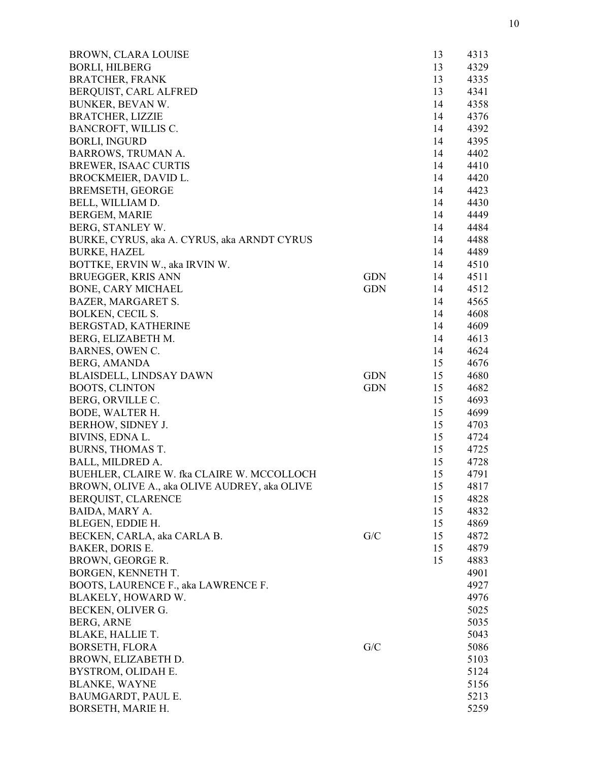| Name | Type | Book | Number |
|---|---|---|---|
| BROWN, CLARA LOUISE | | 13 | 4313 |
| BORLI, HILBERG | | 13 | 4329 |
| BRATCHER, FRANK | | 13 | 4335 |
| BERQUIST, CARL ALFRED | | 13 | 4341 |
| BUNKER, BEVAN W. | | 14 | 4358 |
| BRATCHER, LIZZIE | | 14 | 4376 |
| BANCROFT, WILLIS C. | | 14 | 4392 |
| BORLI, INGURD | | 14 | 4395 |
| BARROWS, TRUMAN A. | | 14 | 4402 |
| BREWER, ISAAC CURTIS | | 14 | 4410 |
| BROCKMEIER, DAVID L. | | 14 | 4420 |
| BREMSETH, GEORGE | | 14 | 4423 |
| BELL, WILLIAM D. | | 14 | 4430 |
| BERGEM, MARIE | | 14 | 4449 |
| BERG, STANLEY W. | | 14 | 4484 |
| BURKE, CYRUS, aka A. CYRUS, aka ARNDT CYRUS | | 14 | 4488 |
| BURKE, HAZEL | | 14 | 4489 |
| BOTTKE, ERVIN W., aka IRVIN W. | | 14 | 4510 |
| BRUEGGER, KRIS ANN | GDN | 14 | 4511 |
| BONE, CARY MICHAEL | GDN | 14 | 4512 |
| BAZER, MARGARET S. | | 14 | 4565 |
| BOLKEN, CECIL S. | | 14 | 4608 |
| BERGSTAD, KATHERINE | | 14 | 4609 |
| BERG, ELIZABETH M. | | 14 | 4613 |
| BARNES, OWEN C. | | 14 | 4624 |
| BERG, AMANDA | | 15 | 4676 |
| BLAISDELL, LINDSAY DAWN | GDN | 15 | 4680 |
| BOOTS, CLINTON | GDN | 15 | 4682 |
| BERG, ORVILLE C. | | 15 | 4693 |
| BODE, WALTER H. | | 15 | 4699 |
| BERHOW, SIDNEY J. | | 15 | 4703 |
| BIVINS, EDNA L. | | 15 | 4724 |
| BURNS, THOMAS T. | | 15 | 4725 |
| BALL, MILDRED A. | | 15 | 4728 |
| BUEHLER, CLAIRE W. fka CLAIRE W. MCCOLLOCH | | 15 | 4791 |
| BROWN, OLIVE A., aka OLIVE AUDREY, aka OLIVE | | 15 | 4817 |
| BERQUIST, CLARENCE | | 15 | 4828 |
| BAIDA, MARY A. | | 15 | 4832 |
| BLEGEN, EDDIE H. | | 15 | 4869 |
| BECKEN, CARLA, aka CARLA B. | G/C | 15 | 4872 |
| BAKER, DORIS E. | | 15 | 4879 |
| BROWN, GEORGE R. | | 15 | 4883 |
| BORGEN, KENNETH T. | | | 4901 |
| BOOTS, LAURENCE F., aka LAWRENCE F. | | | 4927 |
| BLAKELY, HOWARD W. | | | 4976 |
| BECKEN, OLIVER G. | | | 5025 |
| BERG, ARNE | | | 5035 |
| BLAKE, HALLIE T. | | | 5043 |
| BORSETH, FLORA | G/C | | 5086 |
| BROWN, ELIZABETH D. | | | 5103 |
| BYSTROM, OLIDAH E. | | | 5124 |
| BLANKE, WAYNE | | | 5156 |
| BAUMGARDT, PAUL E. | | | 5213 |
| BORSETH, MARIE H. | | | 5259 |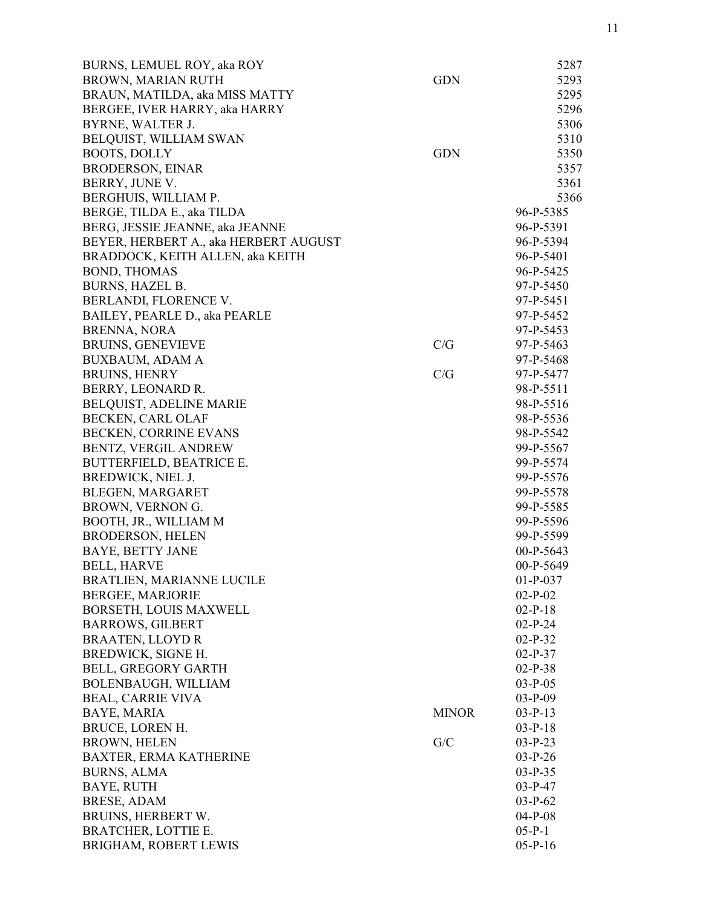| | | |
|---|---|---|
| BURNS, LEMUEL ROY, aka ROY | | 5287 |
| BROWN, MARIAN RUTH | GDN | 5293 |
| BRAUN, MATILDA, aka MISS MATTY | | 5295 |
| BERGEE, IVER HARRY, aka HARRY | | 5296 |
| BYRNE, WALTER J. | | 5306 |
| BELQUIST, WILLIAM SWAN | | 5310 |
| BOOTS, DOLLY | GDN | 5350 |
| BRODERSON, EINAR | | 5357 |
| BERRY, JUNE V. | | 5361 |
| BERGHUIS, WILLIAM P. | | 5366 |
| BERGE, TILDA E., aka TILDA | | 96-P-5385 |
| BERG, JESSIE JEANNE, aka JEANNE | | 96-P-5391 |
| BEYER, HERBERT A., aka HERBERT AUGUST | | 96-P-5394 |
| BRADDOCK, KEITH ALLEN, aka KEITH | | 96-P-5401 |
| BOND, THOMAS | | 96-P-5425 |
| BURNS, HAZEL B. | | 97-P-5450 |
| BERLANDI, FLORENCE V. | | 97-P-5451 |
| BAILEY, PEARLE D., aka PEARLE | | 97-P-5452 |
| BRENNA, NORA | | 97-P-5453 |
| BRUINS, GENEVIEVE | C/G | 97-P-5463 |
| BUXBAUM, ADAM A | | 97-P-5468 |
| BRUINS, HENRY | C/G | 97-P-5477 |
| BERRY, LEONARD R. | | 98-P-5511 |
| BELQUIST, ADELINE MARIE | | 98-P-5516 |
| BECKEN, CARL OLAF | | 98-P-5536 |
| BECKEN, CORRINE EVANS | | 98-P-5542 |
| BENTZ, VERGIL ANDREW | | 99-P-5567 |
| BUTTERFIELD, BEATRICE E. | | 99-P-5574 |
| BREDWICK, NIEL J. | | 99-P-5576 |
| BLEGEN, MARGARET | | 99-P-5578 |
| BROWN, VERNON G. | | 99-P-5585 |
| BOOTH, JR., WILLIAM M | | 99-P-5596 |
| BRODERSON, HELEN | | 99-P-5599 |
| BAYE, BETTY JANE | | 00-P-5643 |
| BELL, HARVE | | 00-P-5649 |
| BRATLIEN, MARIANNE LUCILE | | 01-P-037 |
| BERGEE, MARJORIE | | 02-P-02 |
| BORSETH, LOUIS MAXWELL | | 02-P-18 |
| BARROWS, GILBERT | | 02-P-24 |
| BRAATEN, LLOYD R | | 02-P-32 |
| BREDWICK, SIGNE H. | | 02-P-37 |
| BELL, GREGORY GARTH | | 02-P-38 |
| BOLENBAUGH, WILLIAM | | 03-P-05 |
| BEAL, CARRIE VIVA | | 03-P-09 |
| BAYE, MARIA | MINOR | 03-P-13 |
| BRUCE, LOREN H. | | 03-P-18 |
| BROWN, HELEN | G/C | 03-P-23 |
| BAXTER, ERMA KATHERINE | | 03-P-26 |
| BURNS, ALMA | | 03-P-35 |
| BAYE, RUTH | | 03-P-47 |
| BRESE, ADAM | | 03-P-62 |
| BRUINS, HERBERT W. | | 04-P-08 |
| BRATCHER, LOTTIE E. | | 05-P-1 |
| BRIGHAM, ROBERT LEWIS | | 05-P-16 |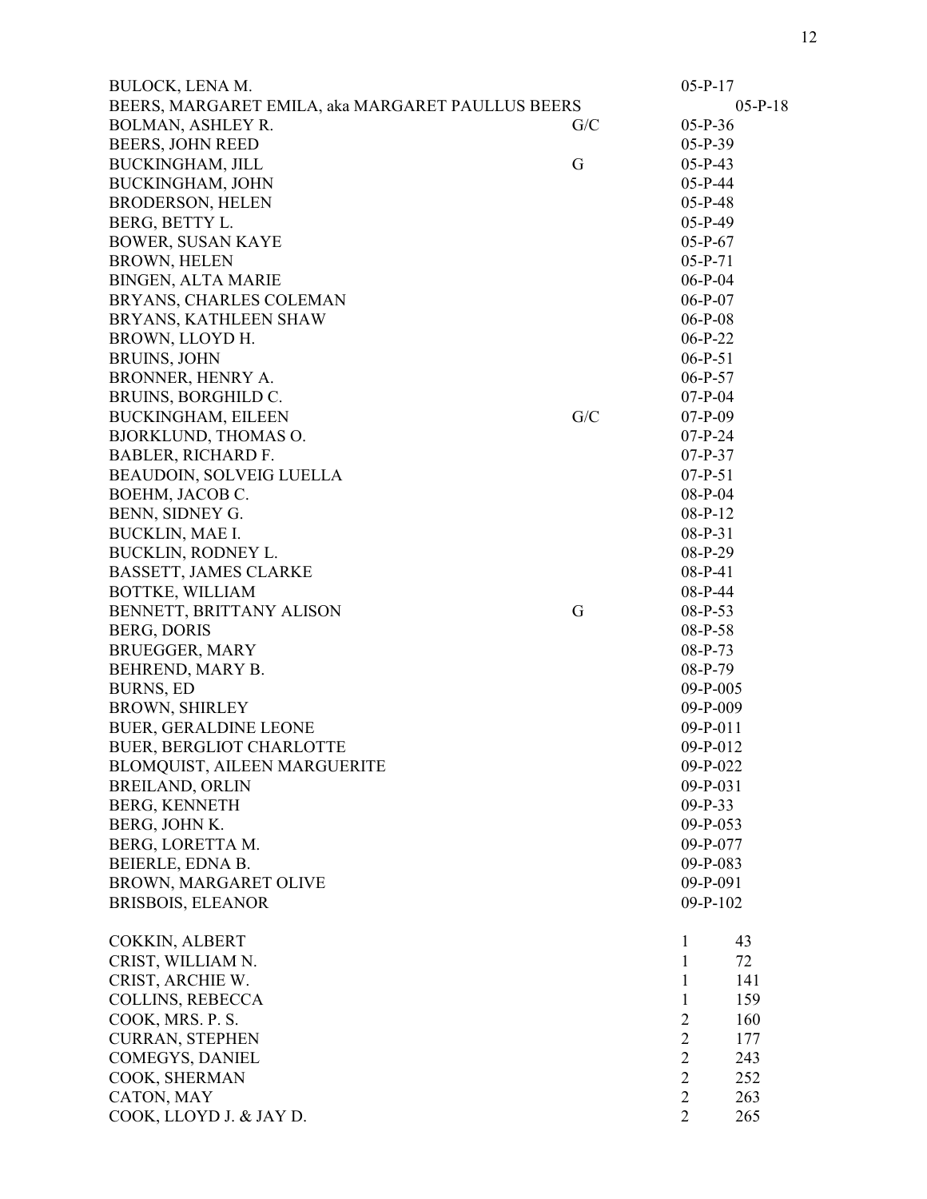| Name | Type | File No. | |
|---|---|---|---|
| BULOCK, LENA M. | | 05-P-17 | |
| BEERS, MARGARET EMILA, aka MARGARET PAULLUS BEERS | | 05-P-18 | |
| BOLMAN, ASHLEY R. | G/C | 05-P-36 | |
| BEERS, JOHN REED | | 05-P-39 | |
| BUCKINGHAM, JILL | G | 05-P-43 | |
| BUCKINGHAM, JOHN | | 05-P-44 | |
| BRODERSON, HELEN | | 05-P-48 | |
| BERG, BETTY L. | | 05-P-49 | |
| BOWER, SUSAN KAYE | | 05-P-67 | |
| BROWN, HELEN | | 05-P-71 | |
| BINGEN, ALTA MARIE | | 06-P-04 | |
| BRYANS, CHARLES COLEMAN | | 06-P-07 | |
| BRYANS, KATHLEEN SHAW | | 06-P-08 | |
| BROWN, LLOYD H. | | 06-P-22 | |
| BRUINS, JOHN | | 06-P-51 | |
| BRONNER, HENRY A. | | 06-P-57 | |
| BRUINS, BORGHILD C. | | 07-P-04 | |
| BUCKINGHAM, EILEEN | G/C | 07-P-09 | |
| BJORKLUND, THOMAS O. | | 07-P-24 | |
| BABLER, RICHARD F. | | 07-P-37 | |
| BEAUDOIN, SOLVEIG LUELLA | | 07-P-51 | |
| BOEHM, JACOB C. | | 08-P-04 | |
| BENN, SIDNEY G. | | 08-P-12 | |
| BUCKLIN, MAE I. | | 08-P-31 | |
| BUCKLIN, RODNEY L. | | 08-P-29 | |
| BASSETT, JAMES CLARKE | | 08-P-41 | |
| BOTTKE, WILLIAM | | 08-P-44 | |
| BENNETT, BRITTANY ALISON | G | 08-P-53 | |
| BERG, DORIS | | 08-P-58 | |
| BRUEGGER, MARY | | 08-P-73 | |
| BEHREND, MARY B. | | 08-P-79 | |
| BURNS, ED | | 09-P-005 | |
| BROWN, SHIRLEY | | 09-P-009 | |
| BUER, GERALDINE LEONE | | 09-P-011 | |
| BUER, BERGLIOT CHARLOTTE | | 09-P-012 | |
| BLOMQUIST, AILEEN MARGUERITE | | 09-P-022 | |
| BREILAND, ORLIN | | 09-P-031 | |
| BERG, KENNETH | | 09-P-33 | |
| BERG, JOHN K. | | 09-P-053 | |
| BERG, LORETTA M. | | 09-P-077 | |
| BEIERLE, EDNA B. | | 09-P-083 | |
| BROWN, MARGARET OLIVE | | 09-P-091 | |
| BRISBOIS, ELEANOR | | 09-P-102 | |
| | | | |
| COKKIN, ALBERT | | 1 | 43 |
| CRIST, WILLIAM N. | | 1 | 72 |
| CRIST, ARCHIE W. | | 1 | 141 |
| COLLINS, REBECCA | | 1 | 159 |
| COOK, MRS. P. S. | | 2 | 160 |
| CURRAN, STEPHEN | | 2 | 177 |
| COMEGYS, DANIEL | | 2 | 243 |
| COOK, SHERMAN | | 2 | 252 |
| CATON, MAY | | 2 | 263 |
| COOK, LLOYD J. & JAY D. | | 2 | 265 |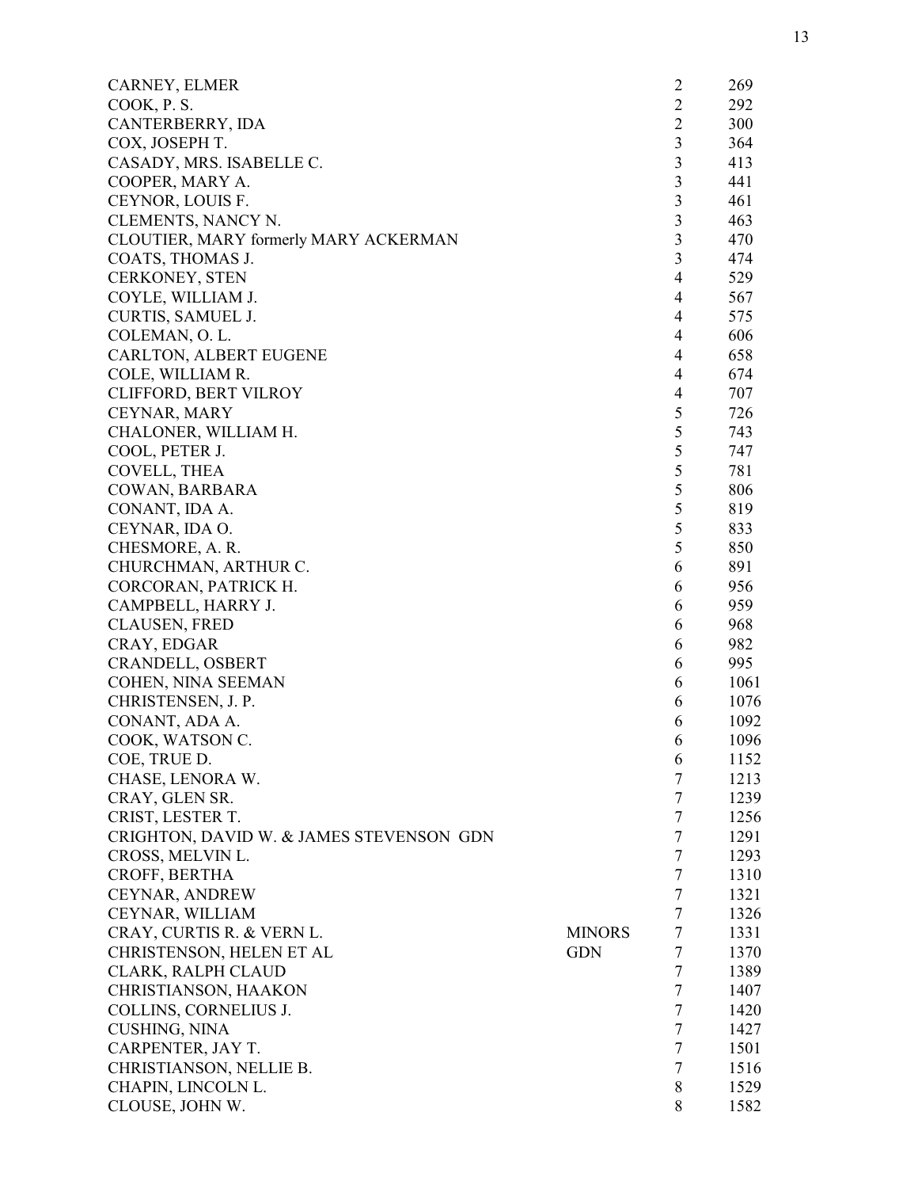| Name | Note | Vol | Page |
|---|---|---|---|
| CARNEY, ELMER | | 2 | 269 |
| COOK, P. S. | | 2 | 292 |
| CANTERBERRY, IDA | | 2 | 300 |
| COX, JOSEPH T. | | 3 | 364 |
| CASADY, MRS. ISABELLE C. | | 3 | 413 |
| COOPER, MARY A. | | 3 | 441 |
| CEYNOR, LOUIS F. | | 3 | 461 |
| CLEMENTS, NANCY N. | | 3 | 463 |
| CLOUTIER, MARY formerly MARY ACKERMAN | | 3 | 470 |
| COATS, THOMAS J. | | 3 | 474 |
| CERKONEY, STEN | | 4 | 529 |
| COYLE, WILLIAM J. | | 4 | 567 |
| CURTIS, SAMUEL J. | | 4 | 575 |
| COLEMAN, O. L. | | 4 | 606 |
| CARLTON, ALBERT EUGENE | | 4 | 658 |
| COLE, WILLIAM R. | | 4 | 674 |
| CLIFFORD, BERT VILROY | | 4 | 707 |
| CEYNAR, MARY | | 5 | 726 |
| CHALONER, WILLIAM H. | | 5 | 743 |
| COOL, PETER J. | | 5 | 747 |
| COVELL, THEA | | 5 | 781 |
| COWAN, BARBARA | | 5 | 806 |
| CONANT, IDA A. | | 5 | 819 |
| CEYNAR, IDA O. | | 5 | 833 |
| CHESMORE, A. R. | | 5 | 850 |
| CHURCHMAN, ARTHUR C. | | 6 | 891 |
| CORCORAN, PATRICK H. | | 6 | 956 |
| CAMPBELL, HARRY J. | | 6 | 959 |
| CLAUSEN, FRED | | 6 | 968 |
| CRAY, EDGAR | | 6 | 982 |
| CRANDELL, OSBERT | | 6 | 995 |
| COHEN, NINA SEEMAN | | 6 | 1061 |
| CHRISTENSEN, J. P. | | 6 | 1076 |
| CONANT, ADA A. | | 6 | 1092 |
| COOK, WATSON C. | | 6 | 1096 |
| COE, TRUE D. | | 6 | 1152 |
| CHASE, LENORA W. | | 7 | 1213 |
| CRAY, GLEN SR. | | 7 | 1239 |
| CRIST, LESTER T. | | 7 | 1256 |
| CRIGHTON, DAVID W. & JAMES STEVENSON GDN | | 7 | 1291 |
| CROSS, MELVIN L. | | 7 | 1293 |
| CROFF, BERTHA | | 7 | 1310 |
| CEYNAR, ANDREW | | 7 | 1321 |
| CEYNAR, WILLIAM | | 7 | 1326 |
| CRAY, CURTIS R. & VERN L. | MINORS | 7 | 1331 |
| CHRISTENSON, HELEN ET AL | GDN | 7 | 1370 |
| CLARK, RALPH CLAUD | | 7 | 1389 |
| CHRISTIANSON, HAAKON | | 7 | 1407 |
| COLLINS, CORNELIUS J. | | 7 | 1420 |
| CUSHING, NINA | | 7 | 1427 |
| CARPENTER, JAY T. | | 7 | 1501 |
| CHRISTIANSON, NELLIE B. | | 7 | 1516 |
| CHAPIN, LINCOLN L. | | 8 | 1529 |
| CLOUSE, JOHN W. | | 8 | 1582 |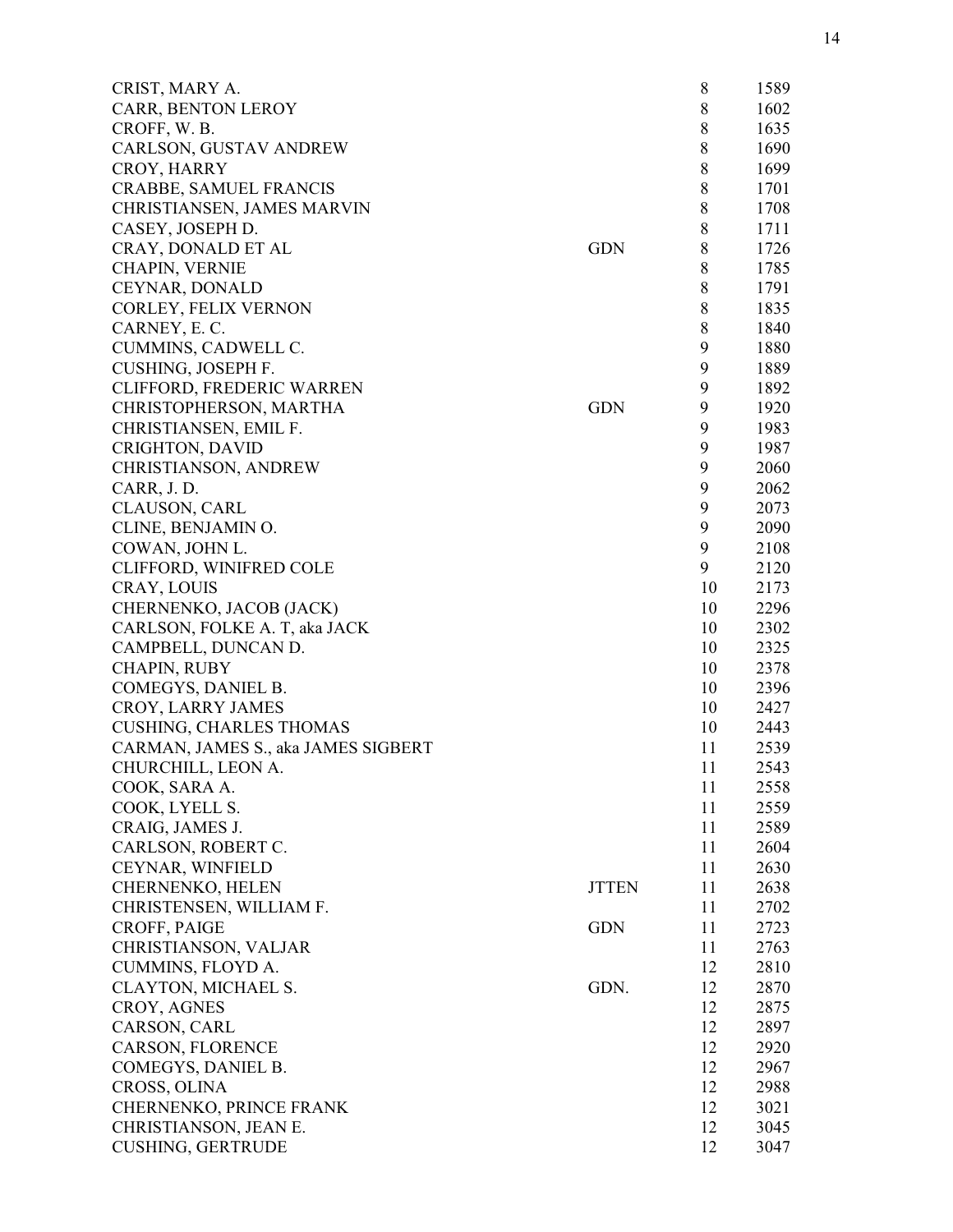| | | | |
|---|---|---|---|
| CRIST, MARY A. | | 8 | 1589 |
| CARR, BENTON LEROY | | 8 | 1602 |
| CROFF, W. B. | | 8 | 1635 |
| CARLSON, GUSTAV ANDREW | | 8 | 1690 |
| CROY, HARRY | | 8 | 1699 |
| CRABBE, SAMUEL FRANCIS | | 8 | 1701 |
| CHRISTIANSEN, JAMES MARVIN | | 8 | 1708 |
| CASEY, JOSEPH D. | | 8 | 1711 |
| CRAY, DONALD ET AL | GDN | 8 | 1726 |
| CHAPIN, VERNIE | | 8 | 1785 |
| CEYNAR, DONALD | | 8 | 1791 |
| CORLEY, FELIX VERNON | | 8 | 1835 |
| CARNEY, E. C. | | 8 | 1840 |
| CUMMINS, CADWELL C. | | 9 | 1880 |
| CUSHING, JOSEPH F. | | 9 | 1889 |
| CLIFFORD, FREDERIC WARREN | | 9 | 1892 |
| CHRISTOPHERSON, MARTHA | GDN | 9 | 1920 |
| CHRISTIANSEN, EMIL F. | | 9 | 1983 |
| CRIGHTON, DAVID | | 9 | 1987 |
| CHRISTIANSON, ANDREW | | 9 | 2060 |
| CARR, J. D. | | 9 | 2062 |
| CLAUSON, CARL | | 9 | 2073 |
| CLINE, BENJAMIN O. | | 9 | 2090 |
| COWAN, JOHN L. | | 9 | 2108 |
| CLIFFORD, WINIFRED COLE | | 9 | 2120 |
| CRAY, LOUIS | | 10 | 2173 |
| CHERNENKO, JACOB (JACK) | | 10 | 2296 |
| CARLSON, FOLKE A. T, aka JACK | | 10 | 2302 |
| CAMPBELL, DUNCAN D. | | 10 | 2325 |
| CHAPIN, RUBY | | 10 | 2378 |
| COMEGYS, DANIEL B. | | 10 | 2396 |
| CROY, LARRY JAMES | | 10 | 2427 |
| CUSHING, CHARLES THOMAS | | 10 | 2443 |
| CARMAN, JAMES S., aka JAMES SIGBERT | | 11 | 2539 |
| CHURCHILL, LEON A. | | 11 | 2543 |
| COOK, SARA A. | | 11 | 2558 |
| COOK, LYELL S. | | 11 | 2559 |
| CRAIG, JAMES J. | | 11 | 2589 |
| CARLSON, ROBERT C. | | 11 | 2604 |
| CEYNAR, WINFIELD | | 11 | 2630 |
| CHERNENKO, HELEN | JTTEN | 11 | 2638 |
| CHRISTENSEN, WILLIAM F. | | 11 | 2702 |
| CROFF, PAIGE | GDN | 11 | 2723 |
| CHRISTIANSON, VALJAR | | 11 | 2763 |
| CUMMINS, FLOYD A. | | 12 | 2810 |
| CLAYTON, MICHAEL S. | GDN. | 12 | 2870 |
| CROY, AGNES | | 12 | 2875 |
| CARSON, CARL | | 12 | 2897 |
| CARSON, FLORENCE | | 12 | 2920 |
| COMEGYS, DANIEL B. | | 12 | 2967 |
| CROSS, OLINA | | 12 | 2988 |
| CHERNENKO, PRINCE FRANK | | 12 | 3021 |
| CHRISTIANSON, JEAN E. | | 12 | 3045 |
| CUSHING, GERTRUDE | | 12 | 3047 |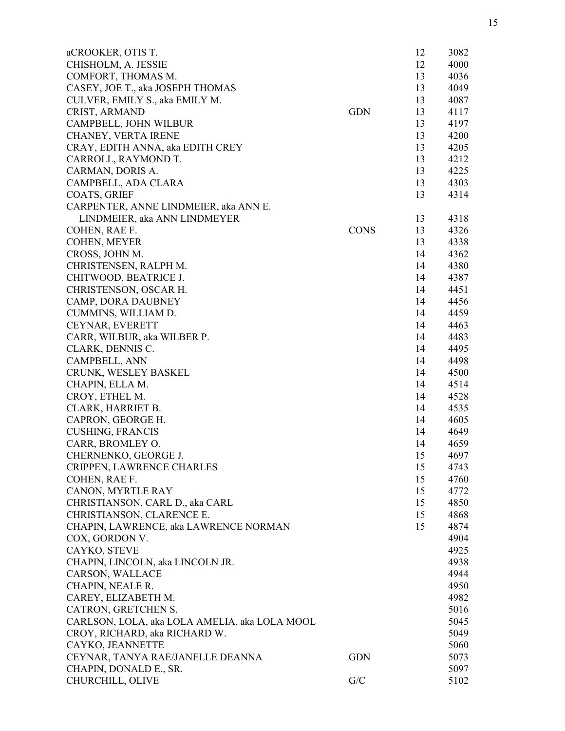| Name | Type | Vol | No. |
|---|---|---|---|
| aCROOKER, OTIS T. | | 12 | 3082 |
| CHISHOLM, A. JESSIE | | 12 | 4000 |
| COMFORT, THOMAS M. | | 13 | 4036 |
| CASEY, JOE T., aka JOSEPH THOMAS | | 13 | 4049 |
| CULVER, EMILY S., aka EMILY M. | | 13 | 4087 |
| CRIST, ARMAND | GDN | 13 | 4117 |
| CAMPBELL, JOHN WILBUR | | 13 | 4197 |
| CHANEY, VERTA IRENE | | 13 | 4200 |
| CRAY, EDITH ANNA, aka EDITH CREY | | 13 | 4205 |
| CARROLL, RAYMOND T. | | 13 | 4212 |
| CARMAN, DORIS A. | | 13 | 4225 |
| CAMPBELL, ADA CLARA | | 13 | 4303 |
| COATS, GRIEF | | 13 | 4314 |
| CARPENTER, ANNE LINDMEIER, aka ANN E. LINDMEIER, aka ANN LINDMEYER | | 13 | 4318 |
| COHEN, RAE F. | CONS | 13 | 4326 |
| COHEN, MEYER | | 13 | 4338 |
| CROSS, JOHN M. | | 14 | 4362 |
| CHRISTENSEN, RALPH M. | | 14 | 4380 |
| CHITWOOD, BEATRICE J. | | 14 | 4387 |
| CHRISTENSON, OSCAR H. | | 14 | 4451 |
| CAMP, DORA DAUBNEY | | 14 | 4456 |
| CUMMINS, WILLIAM D. | | 14 | 4459 |
| CEYNAR, EVERETT | | 14 | 4463 |
| CARR, WILBUR, aka WILBER P. | | 14 | 4483 |
| CLARK, DENNIS C. | | 14 | 4495 |
| CAMPBELL, ANN | | 14 | 4498 |
| CRUNK, WESLEY BASKEL | | 14 | 4500 |
| CHAPIN, ELLA M. | | 14 | 4514 |
| CROY, ETHEL M. | | 14 | 4528 |
| CLARK, HARRIET B. | | 14 | 4535 |
| CAPRON, GEORGE H. | | 14 | 4605 |
| CUSHING, FRANCIS | | 14 | 4649 |
| CARR, BROMLEY O. | | 14 | 4659 |
| CHERNENKO, GEORGE J. | | 15 | 4697 |
| CRIPPEN, LAWRENCE CHARLES | | 15 | 4743 |
| COHEN, RAE F. | | 15 | 4760 |
| CANON, MYRTLE RAY | | 15 | 4772 |
| CHRISTIANSON, CARL D., aka CARL | | 15 | 4850 |
| CHRISTIANSON, CLARENCE E. | | 15 | 4868 |
| CHAPIN, LAWRENCE, aka LAWRENCE NORMAN | | 15 | 4874 |
| COX, GORDON V. | | | 4904 |
| CAYKO, STEVE | | | 4925 |
| CHAPIN, LINCOLN, aka LINCOLN JR. | | | 4938 |
| CARSON, WALLACE | | | 4944 |
| CHAPIN, NEALE R. | | | 4950 |
| CAREY, ELIZABETH M. | | | 4982 |
| CATRON, GRETCHEN S. | | | 5016 |
| CARLSON, LOLA, aka LOLA AMELIA, aka LOLA MOOL | | | 5045 |
| CROY, RICHARD, aka RICHARD W. | | | 5049 |
| CAYKO, JEANNETTE | | | 5060 |
| CEYNAR, TANYA RAE/JANELLE DEANNA | GDN | | 5073 |
| CHAPIN, DONALD E., SR. | | | 5097 |
| CHURCHILL, OLIVE | G/C | | 5102 |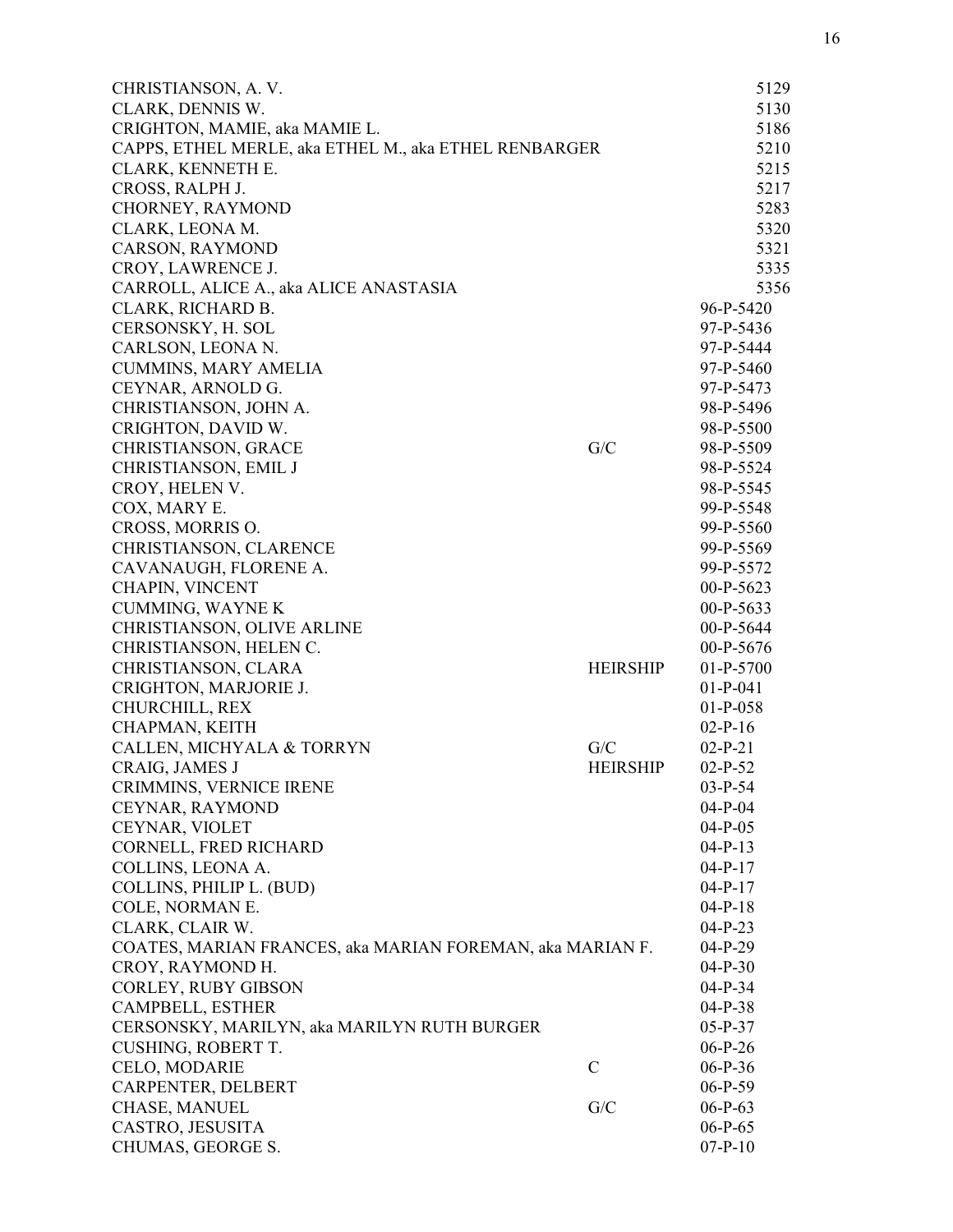| Name | Type | Case No. |
|---|---|---|
| CHRISTIANSON, A. V. | | 5129 |
| CLARK, DENNIS W. | | 5130 |
| CRIGHTON, MAMIE, aka MAMIE L. | | 5186 |
| CAPPS, ETHEL MERLE, aka ETHEL M., aka ETHEL RENBARGER | | 5210 |
| CLARK, KENNETH E. | | 5215 |
| CROSS, RALPH J. | | 5217 |
| CHORNEY, RAYMOND | | 5283 |
| CLARK, LEONA M. | | 5320 |
| CARSON, RAYMOND | | 5321 |
| CROY, LAWRENCE J. | | 5335 |
| CARROLL, ALICE A., aka ALICE ANASTASIA | | 5356 |
| CLARK, RICHARD B. | | 96-P-5420 |
| CERSONSKY, H. SOL | | 97-P-5436 |
| CARLSON, LEONA N. | | 97-P-5444 |
| CUMMINS, MARY AMELIA | | 97-P-5460 |
| CEYNAR, ARNOLD G. | | 97-P-5473 |
| CHRISTIANSON, JOHN A. | | 98-P-5496 |
| CRIGHTON, DAVID W. | | 98-P-5500 |
| CHRISTIANSON, GRACE | G/C | 98-P-5509 |
| CHRISTIANSON, EMIL J | | 98-P-5524 |
| CROY, HELEN V. | | 98-P-5545 |
| COX, MARY E. | | 99-P-5548 |
| CROSS, MORRIS O. | | 99-P-5560 |
| CHRISTIANSON, CLARENCE | | 99-P-5569 |
| CAVANAUGH, FLORENE A. | | 99-P-5572 |
| CHAPIN, VINCENT | | 00-P-5623 |
| CUMMING, WAYNE K | | 00-P-5633 |
| CHRISTIANSON, OLIVE ARLINE | | 00-P-5644 |
| CHRISTIANSON, HELEN C. | | 00-P-5676 |
| CHRISTIANSON, CLARA | HEIRSHIP | 01-P-5700 |
| CRIGHTON, MARJORIE J. | | 01-P-041 |
| CHURCHILL, REX | | 01-P-058 |
| CHAPMAN, KEITH | | 02-P-16 |
| CALLEN, MICHYALA & TORRYN | G/C | 02-P-21 |
| CRAIG, JAMES J | HEIRSHIP | 02-P-52 |
| CRIMMINS, VERNICE IRENE | | 03-P-54 |
| CEYNAR, RAYMOND | | 04-P-04 |
| CEYNAR, VIOLET | | 04-P-05 |
| CORNELL, FRED RICHARD | | 04-P-13 |
| COLLINS, LEONA A. | | 04-P-17 |
| COLLINS, PHILIP L. (BUD) | | 04-P-17 |
| COLE, NORMAN E. | | 04-P-18 |
| CLARK, CLAIR W. | | 04-P-23 |
| COATES, MARIAN FRANCES, aka MARIAN FOREMAN, aka MARIAN F. | | 04-P-29 |
| CROY, RAYMOND H. | | 04-P-30 |
| CORLEY, RUBY GIBSON | | 04-P-34 |
| CAMPBELL, ESTHER | | 04-P-38 |
| CERSONSKY, MARILYN, aka MARILYN RUTH BURGER | | 05-P-37 |
| CUSHING, ROBERT T. | | 06-P-26 |
| CELO, MODARIE | C | 06-P-36 |
| CARPENTER, DELBERT | | 06-P-59 |
| CHASE, MANUEL | G/C | 06-P-63 |
| CASTRO, JESUSITA | | 06-P-65 |
| CHUMAS, GEORGE S. | | 07-P-10 |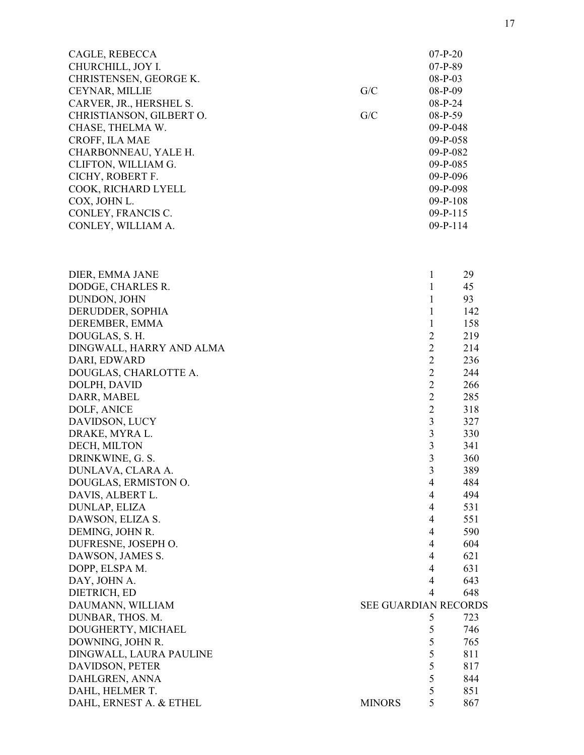| Name | Note | Case No. | |
|---|---|---|---|
| CAGLE, REBECCA | | 07-P-20 | |
| CHURCHILL, JOY I. | | 07-P-89 | |
| CHRISTENSEN, GEORGE K. | | 08-P-03 | |
| CEYNAR, MILLIE | G/C | 08-P-09 | |
| CARVER, JR., HERSHEL S. | | 08-P-24 | |
| CHRISTIANSON, GILBERT O. | G/C | 08-P-59 | |
| CHASE, THELMA W. | | 09-P-048 | |
| CROFF, ILA MAE | | 09-P-058 | |
| CHARBONNEAU, YALE H. | | 09-P-082 | |
| CLIFTON, WILLIAM G. | | 09-P-085 | |
| CICHY, ROBERT F. | | 09-P-096 | |
| COOK, RICHARD LYELL | | 09-P-098 | |
| COX, JOHN L. | | 09-P-108 | |
| CONLEY, FRANCIS C. | | 09-P-115 | |
| CONLEY, WILLIAM A. | | 09-P-114 | |

| Name | Note | Book | Page |
|---|---|---|---|
| DIER, EMMA JANE | | 1 | 29 |
| DODGE, CHARLES R. | | 1 | 45 |
| DUNDON, JOHN | | 1 | 93 |
| DERUDDER, SOPHIA | | 1 | 142 |
| DEREMBER, EMMA | | 1 | 158 |
| DOUGLAS, S. H. | | 2 | 219 |
| DINGWALL, HARRY AND ALMA | | 2 | 214 |
| DARI, EDWARD | | 2 | 236 |
| DOUGLAS, CHARLOTTE A. | | 2 | 244 |
| DOLPH, DAVID | | 2 | 266 |
| DARR, MABEL | | 2 | 285 |
| DOLF, ANICE | | 2 | 318 |
| DAVIDSON, LUCY | | 3 | 327 |
| DRAKE, MYRA L. | | 3 | 330 |
| DECH, MILTON | | 3 | 341 |
| DRINKWINE, G. S. | | 3 | 360 |
| DUNLAVA, CLARA A. | | 3 | 389 |
| DOUGLAS, ERMISTON O. | | 4 | 484 |
| DAVIS, ALBERT L. | | 4 | 494 |
| DUNLAP, ELIZA | | 4 | 531 |
| DAWSON, ELIZA S. | | 4 | 551 |
| DEMING, JOHN R. | | 4 | 590 |
| DUFRESNE, JOSEPH O. | | 4 | 604 |
| DAWSON, JAMES S. | | 4 | 621 |
| DOPP, ELSPA M. | | 4 | 631 |
| DAY, JOHN A. | | 4 | 643 |
| DIETRICH, ED | | 4 | 648 |
| DAUMANN, WILLIAM | SEE GUARDIAN RECORDS | | |
| DUNBAR, THOS. M. | | 5 | 723 |
| DOUGHERTY, MICHAEL | | 5 | 746 |
| DOWNING, JOHN R. | | 5 | 765 |
| DINGWALL, LAURA PAULINE | | 5 | 811 |
| DAVIDSON, PETER | | 5 | 817 |
| DAHLGREN, ANNA | | 5 | 844 |
| DAHL, HELMER T. | | 5 | 851 |
| DAHL, ERNEST A. & ETHEL | MINORS | 5 | 867 |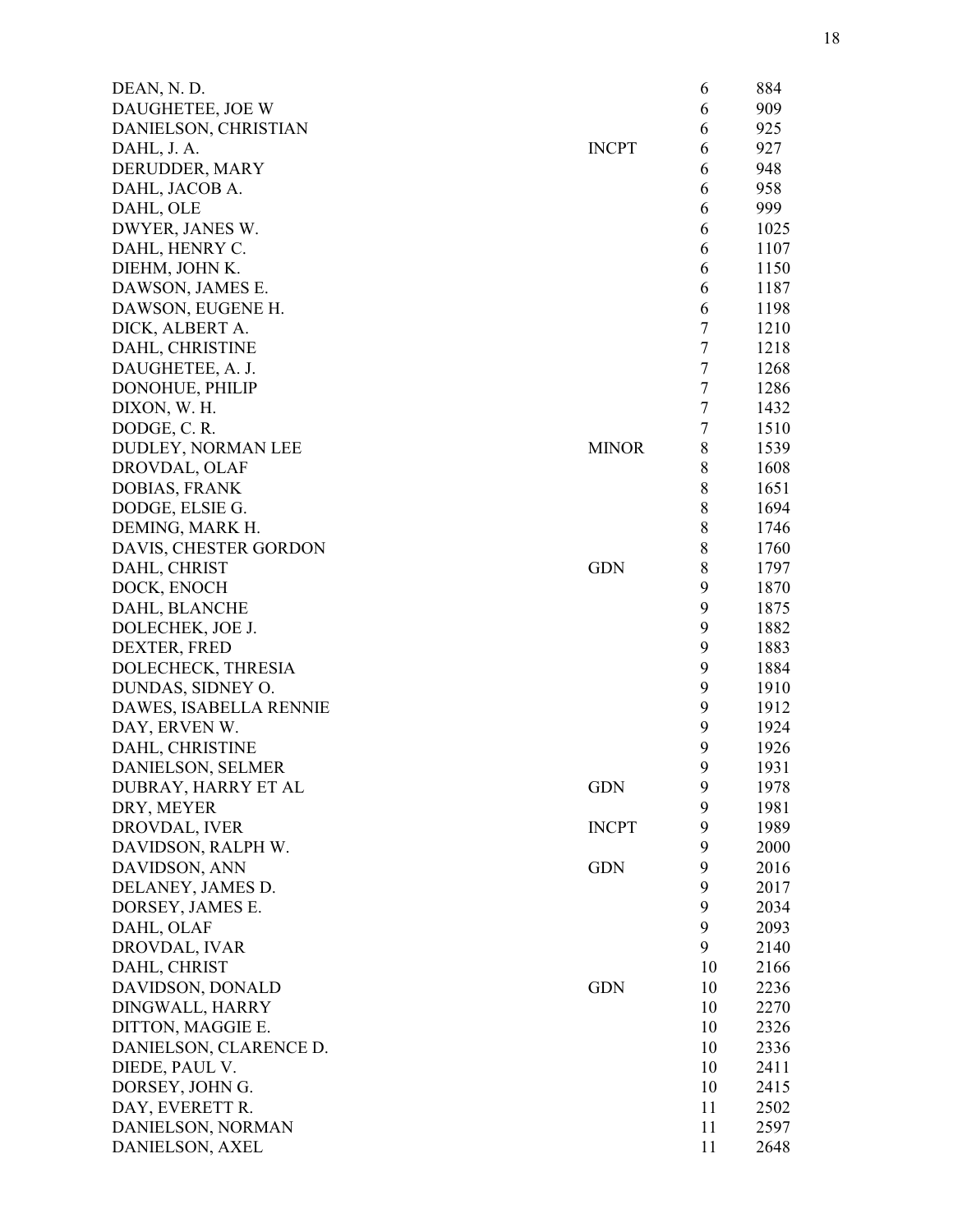| | | | |
|---|---|---|---|
| DEAN, N. D. | | 6 | 884 |
| DAUGHETEE, JOE W | | 6 | 909 |
| DANIELSON, CHRISTIAN | | 6 | 925 |
| DAHL, J. A. | INCPT | 6 | 927 |
| DERUDDER, MARY | | 6 | 948 |
| DAHL, JACOB A. | | 6 | 958 |
| DAHL, OLE | | 6 | 999 |
| DWYER, JANES W. | | 6 | 1025 |
| DAHL, HENRY C. | | 6 | 1107 |
| DIEHM, JOHN K. | | 6 | 1150 |
| DAWSON, JAMES E. | | 6 | 1187 |
| DAWSON, EUGENE H. | | 6 | 1198 |
| DICK, ALBERT A. | | 7 | 1210 |
| DAHL, CHRISTINE | | 7 | 1218 |
| DAUGHETEE, A. J. | | 7 | 1268 |
| DONOHUE, PHILIP | | 7 | 1286 |
| DIXON, W. H. | | 7 | 1432 |
| DODGE, C. R. | | 7 | 1510 |
| DUDLEY, NORMAN LEE | MINOR | 8 | 1539 |
| DROVDAL, OLAF | | 8 | 1608 |
| DOBIAS, FRANK | | 8 | 1651 |
| DODGE, ELSIE G. | | 8 | 1694 |
| DEMING, MARK H. | | 8 | 1746 |
| DAVIS, CHESTER GORDON | | 8 | 1760 |
| DAHL, CHRIST | GDN | 8 | 1797 |
| DOCK, ENOCH | | 9 | 1870 |
| DAHL, BLANCHE | | 9 | 1875 |
| DOLECHEK, JOE J. | | 9 | 1882 |
| DEXTER, FRED | | 9 | 1883 |
| DOLECHECK, THRESIA | | 9 | 1884 |
| DUNDAS, SIDNEY O. | | 9 | 1910 |
| DAWES, ISABELLA RENNIE | | 9 | 1912 |
| DAY, ERVEN W. | | 9 | 1924 |
| DAHL, CHRISTINE | | 9 | 1926 |
| DANIELSON, SELMER | | 9 | 1931 |
| DUBRAY, HARRY ET AL | GDN | 9 | 1978 |
| DRY, MEYER | | 9 | 1981 |
| DROVDAL, IVER | INCPT | 9 | 1989 |
| DAVIDSON, RALPH W. | | 9 | 2000 |
| DAVIDSON, ANN | GDN | 9 | 2016 |
| DELANEY, JAMES D. | | 9 | 2017 |
| DORSEY, JAMES E. | | 9 | 2034 |
| DAHL, OLAF | | 9 | 2093 |
| DROVDAL, IVAR | | 9 | 2140 |
| DAHL, CHRIST | | 10 | 2166 |
| DAVIDSON, DONALD | GDN | 10 | 2236 |
| DINGWALL, HARRY | | 10 | 2270 |
| DITTON, MAGGIE E. | | 10 | 2326 |
| DANIELSON, CLARENCE D. | | 10 | 2336 |
| DIEDE, PAUL V. | | 10 | 2411 |
| DORSEY, JOHN G. | | 10 | 2415 |
| DAY, EVERETT R. | | 11 | 2502 |
| DANIELSON, NORMAN | | 11 | 2597 |
| DANIELSON, AXEL | | 11 | 2648 |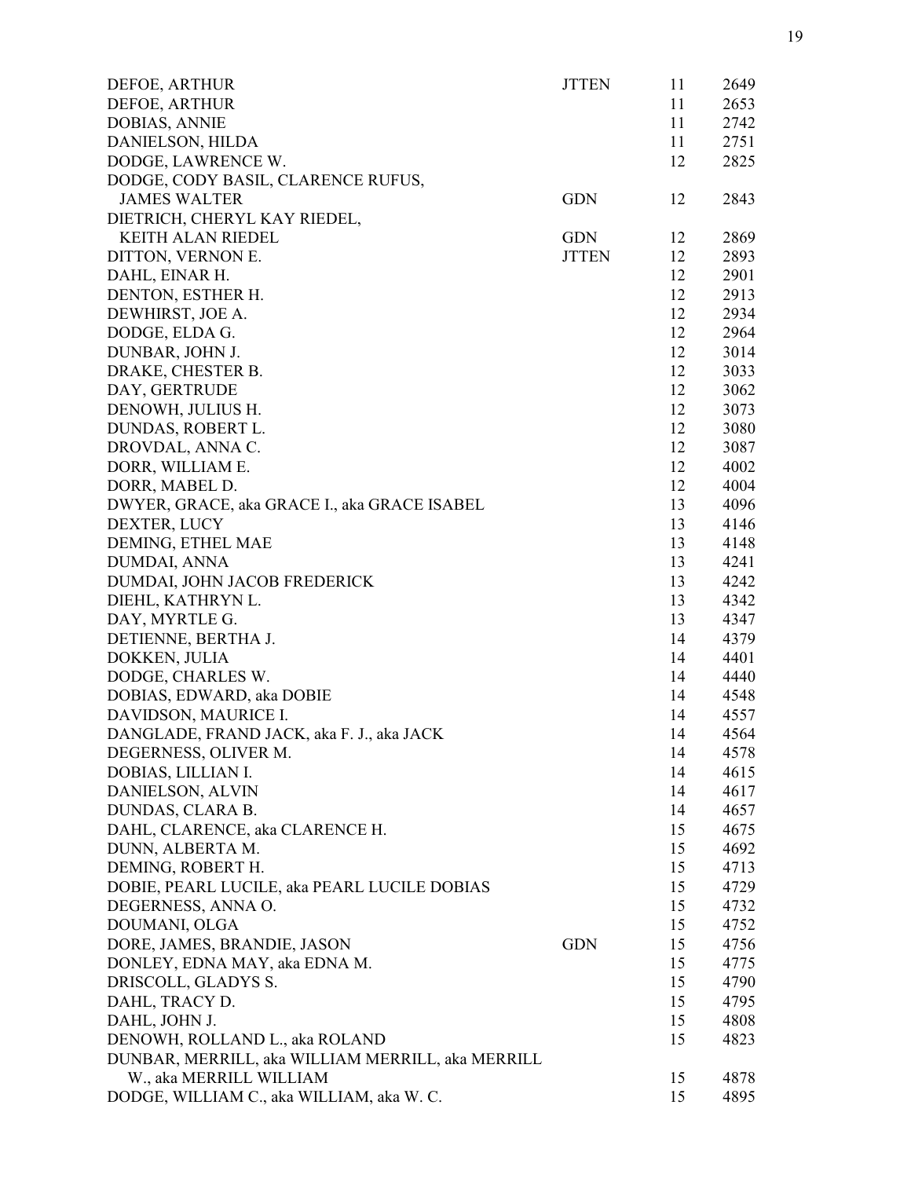| Name | Type | Book | Page |
|---|---|---|---|
| DEFOE, ARTHUR | JTTEN | 11 | 2649 |
| DEFOE, ARTHUR | | 11 | 2653 |
| DOBIAS, ANNIE | | 11 | 2742 |
| DANIELSON, HILDA | | 11 | 2751 |
| DODGE, LAWRENCE W. | | 12 | 2825 |
| DODGE, CODY BASIL, CLARENCE RUFUS, JAMES WALTER | GDN | 12 | 2843 |
| DIETRICH, CHERYL KAY RIEDEL, KEITH ALAN RIEDEL | GDN | 12 | 2869 |
| DITTON, VERNON E. | JTTEN | 12 | 2893 |
| DAHL, EINAR H. | | 12 | 2901 |
| DENTON, ESTHER H. | | 12 | 2913 |
| DEWHIRST, JOE A. | | 12 | 2934 |
| DODGE, ELDA G. | | 12 | 2964 |
| DUNBAR, JOHN J. | | 12 | 3014 |
| DRAKE, CHESTER B. | | 12 | 3033 |
| DAY, GERTRUDE | | 12 | 3062 |
| DENOWH, JULIUS H. | | 12 | 3073 |
| DUNDAS, ROBERT L. | | 12 | 3080 |
| DROVDAL, ANNA C. | | 12 | 3087 |
| DORR, WILLIAM E. | | 12 | 4002 |
| DORR, MABEL D. | | 12 | 4004 |
| DWYER, GRACE, aka GRACE I., aka GRACE ISABEL | | 13 | 4096 |
| DEXTER, LUCY | | 13 | 4146 |
| DEMING, ETHEL MAE | | 13 | 4148 |
| DUMDAI, ANNA | | 13 | 4241 |
| DUMDAI, JOHN JACOB FREDERICK | | 13 | 4242 |
| DIEHL, KATHRYN L. | | 13 | 4342 |
| DAY, MYRTLE G. | | 13 | 4347 |
| DETIENNE, BERTHA J. | | 14 | 4379 |
| DOKKEN, JULIA | | 14 | 4401 |
| DODGE, CHARLES W. | | 14 | 4440 |
| DOBIAS, EDWARD, aka DOBIE | | 14 | 4548 |
| DAVIDSON, MAURICE I. | | 14 | 4557 |
| DANGLADE, FRAND JACK, aka F. J., aka JACK | | 14 | 4564 |
| DEGERNESS, OLIVER M. | | 14 | 4578 |
| DOBIAS, LILLIAN I. | | 14 | 4615 |
| DANIELSON, ALVIN | | 14 | 4617 |
| DUNDAS, CLARA B. | | 14 | 4657 |
| DAHL, CLARENCE, aka CLARENCE H. | | 15 | 4675 |
| DUNN, ALBERTA M. | | 15 | 4692 |
| DEMING, ROBERT H. | | 15 | 4713 |
| DOBIE, PEARL LUCILE, aka PEARL LUCILE DOBIAS | | 15 | 4729 |
| DEGERNESS, ANNA O. | | 15 | 4732 |
| DOUMANI, OLGA | | 15 | 4752 |
| DORE, JAMES, BRANDIE, JASON | GDN | 15 | 4756 |
| DONLEY, EDNA MAY, aka EDNA M. | | 15 | 4775 |
| DRISCOLL, GLADYS S. | | 15 | 4790 |
| DAHL, TRACY D. | | 15 | 4795 |
| DAHL, JOHN J. | | 15 | 4808 |
| DENOWH, ROLLAND L., aka ROLAND | | 15 | 4823 |
| DUNBAR, MERRILL, aka WILLIAM MERRILL, aka MERRILL W., aka MERRILL WILLIAM | | 15 | 4878 |
| DODGE, WILLIAM C., aka WILLIAM, aka W. C. | | 15 | 4895 |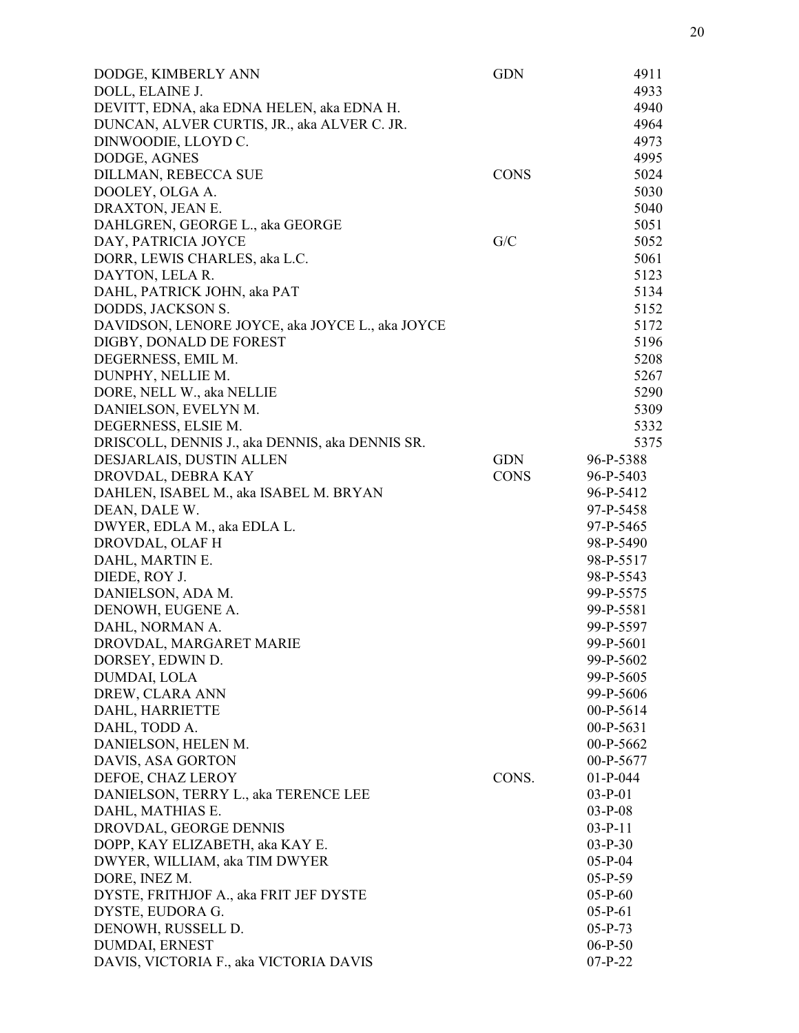| Name | Type | Number |
|---|---|---|
| DODGE, KIMBERLY ANN | GDN | 4911 |
| DOLL, ELAINE J. | | 4933 |
| DEVITT, EDNA, aka EDNA HELEN, aka EDNA H. | | 4940 |
| DUNCAN, ALVER CURTIS, JR., aka ALVER C. JR. | | 4964 |
| DINWOODIE, LLOYD C. | | 4973 |
| DODGE, AGNES | | 4995 |
| DILLMAN, REBECCA SUE | CONS | 5024 |
| DOOLEY, OLGA A. | | 5030 |
| DRAXTON, JEAN E. | | 5040 |
| DAHLGREN, GEORGE L., aka GEORGE | | 5051 |
| DAY, PATRICIA JOYCE | G/C | 5052 |
| DORR, LEWIS CHARLES, aka L.C. | | 5061 |
| DAYTON, LELA R. | | 5123 |
| DAHL, PATRICK JOHN, aka PAT | | 5134 |
| DODDS, JACKSON S. | | 5152 |
| DAVIDSON, LENORE JOYCE, aka JOYCE L., aka JOYCE | | 5172 |
| DIGBY, DONALD DE FOREST | | 5196 |
| DEGERNESS, EMIL M. | | 5208 |
| DUNPHY, NELLIE M. | | 5267 |
| DORE, NELL W., aka NELLIE | | 5290 |
| DANIELSON, EVELYN M. | | 5309 |
| DEGERNESS, ELSIE M. | | 5332 |
| DRISCOLL, DENNIS J., aka DENNIS, aka DENNIS SR. | | 5375 |
| DESJARLAIS, DUSTIN ALLEN | GDN | 96-P-5388 |
| DROVDAL, DEBRA KAY | CONS | 96-P-5403 |
| DAHLEN, ISABEL M., aka ISABEL M. BRYAN | | 96-P-5412 |
| DEAN, DALE W. | | 97-P-5458 |
| DWYER, EDLA M., aka EDLA L. | | 97-P-5465 |
| DROVDAL, OLAF H | | 98-P-5490 |
| DAHL, MARTIN E. | | 98-P-5517 |
| DIEDE, ROY J. | | 98-P-5543 |
| DANIELSON, ADA M. | | 99-P-5575 |
| DENOWH, EUGENE A. | | 99-P-5581 |
| DAHL, NORMAN A. | | 99-P-5597 |
| DROVDAL, MARGARET MARIE | | 99-P-5601 |
| DORSEY, EDWIN D. | | 99-P-5602 |
| DUMDAI, LOLA | | 99-P-5605 |
| DREW, CLARA ANN | | 99-P-5606 |
| DAHL, HARRIETTE | | 00-P-5614 |
| DAHL, TODD A. | | 00-P-5631 |
| DANIELSON, HELEN M. | | 00-P-5662 |
| DAVIS, ASA GORTON | | 00-P-5677 |
| DEFOE, CHAZ LEROY | CONS. | 01-P-044 |
| DANIELSON, TERRY L., aka TERENCE LEE | | 03-P-01 |
| DAHL, MATHIAS E. | | 03-P-08 |
| DROVDAL, GEORGE DENNIS | | 03-P-11 |
| DOPP, KAY ELIZABETH, aka KAY E. | | 03-P-30 |
| DWYER, WILLIAM, aka TIM DWYER | | 05-P-04 |
| DORE, INEZ M. | | 05-P-59 |
| DYSTE, FRITHJOF A., aka FRIT JEF DYSTE | | 05-P-60 |
| DYSTE, EUDORA G. | | 05-P-61 |
| DENOWH, RUSSELL D. | | 05-P-73 |
| DUMDAI, ERNEST | | 06-P-50 |
| DAVIS, VICTORIA F., aka VICTORIA DAVIS | | 07-P-22 |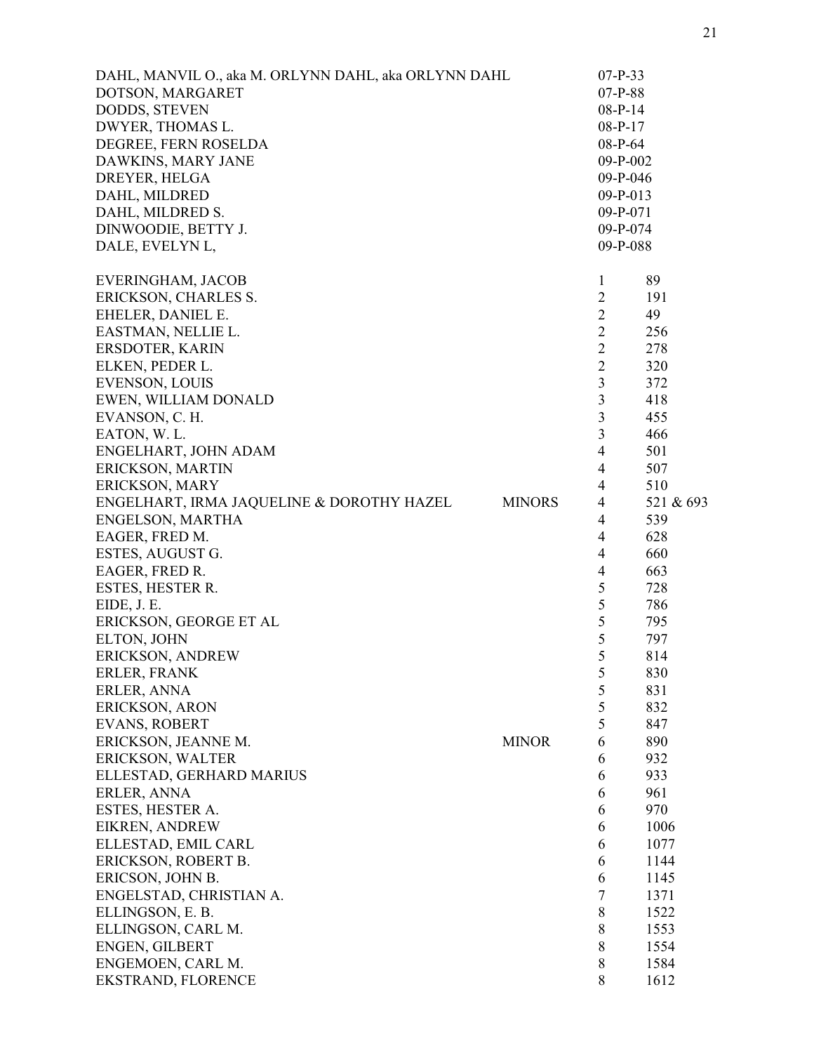| Name | Note | Book | Page |
|---|---|---|---|
| DAHL, MANVIL O., aka M. ORLYNN DAHL, aka ORLYNN DAHL | | 07-P-33 | |
| DOTSON, MARGARET | | 07-P-88 | |
| DODDS, STEVEN | | 08-P-14 | |
| DWYER, THOMAS L. | | 08-P-17 | |
| DEGREE, FERN ROSELDA | | 08-P-64 | |
| DAWKINS, MARY JANE | | 09-P-002 | |
| DREYER, HELGA | | 09-P-046 | |
| DAHL, MILDRED | | 09-P-013 | |
| DAHL, MILDRED S. | | 09-P-071 | |
| DINWOODIE, BETTY J. | | 09-P-074 | |
| DALE, EVELYN L, | | 09-P-088 | |
| EVERINGHAM, JACOB | | 1 | 89 |
| ERICKSON, CHARLES S. | | 2 | 191 |
| EHELER, DANIEL E. | | 2 | 49 |
| EASTMAN, NELLIE L. | | 2 | 256 |
| ERSDOTER, KARIN | | 2 | 278 |
| ELKEN, PEDER L. | | 2 | 320 |
| EVENSON, LOUIS | | 3 | 372 |
| EWEN, WILLIAM DONALD | | 3 | 418 |
| EVANSON, C. H. | | 3 | 455 |
| EATON, W. L. | | 3 | 466 |
| ENGELHART, JOHN ADAM | | 4 | 501 |
| ERICKSON, MARTIN | | 4 | 507 |
| ERICKSON, MARY | | 4 | 510 |
| ENGELHART, IRMA JAQUELINE & DOROTHY HAZEL | MINORS | 4 | 521 & 693 |
| ENGELSON, MARTHA | | 4 | 539 |
| EAGER, FRED M. | | 4 | 628 |
| ESTES, AUGUST G. | | 4 | 660 |
| EAGER, FRED R. | | 4 | 663 |
| ESTES, HESTER R. | | 5 | 728 |
| EIDE, J. E. | | 5 | 786 |
| ERICKSON, GEORGE ET AL | | 5 | 795 |
| ELTON, JOHN | | 5 | 797 |
| ERICKSON, ANDREW | | 5 | 814 |
| ERLER, FRANK | | 5 | 830 |
| ERLER, ANNA | | 5 | 831 |
| ERICKSON, ARON | | 5 | 832 |
| EVANS, ROBERT | | 5 | 847 |
| ERICKSON, JEANNE M. | MINOR | 6 | 890 |
| ERICKSON, WALTER | | 6 | 932 |
| ELLESTAD, GERHARD MARIUS | | 6 | 933 |
| ERLER, ANNA | | 6 | 961 |
| ESTES, HESTER A. | | 6 | 970 |
| EIKREN, ANDREW | | 6 | 1006 |
| ELLESTAD, EMIL CARL | | 6 | 1077 |
| ERICKSON, ROBERT B. | | 6 | 1144 |
| ERICSON, JOHN B. | | 6 | 1145 |
| ENGELSTAD, CHRISTIAN A. | | 7 | 1371 |
| ELLINGSON, E. B. | | 8 | 1522 |
| ELLINGSON, CARL M. | | 8 | 1553 |
| ENGEN, GILBERT | | 8 | 1554 |
| ENGEMOEN, CARL M. | | 8 | 1584 |
| EKSTRAND, FLORENCE | | 8 | 1612 |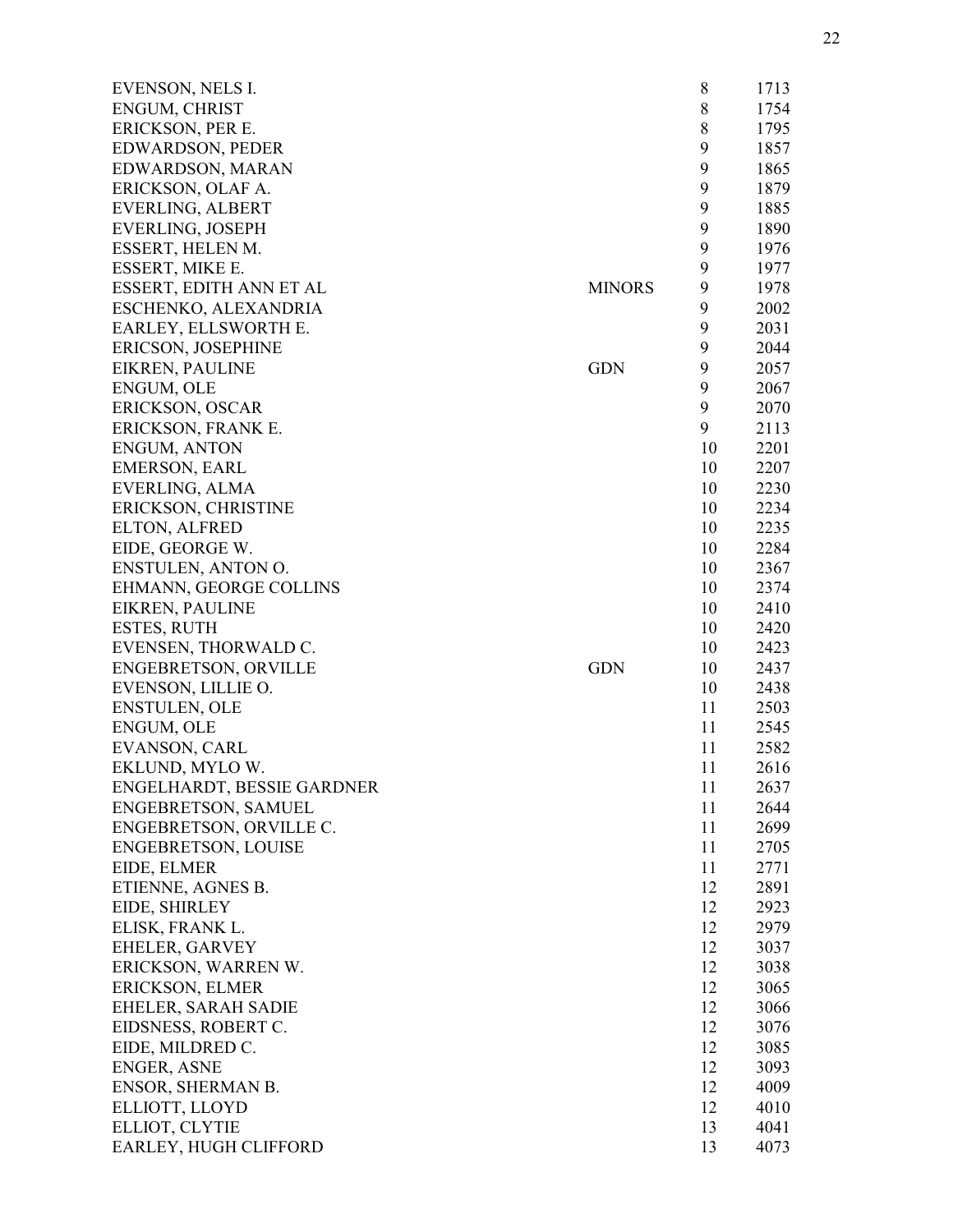| Name | Note | Vol | No. |
|---|---|---|---|
| EVENSON, NELS I. | | 8 | 1713 |
| ENGUM, CHRIST | | 8 | 1754 |
| ERICKSON, PER E. | | 8 | 1795 |
| EDWARDSON, PEDER | | 9 | 1857 |
| EDWARDSON, MARAN | | 9 | 1865 |
| ERICKSON, OLAF A. | | 9 | 1879 |
| EVERLING, ALBERT | | 9 | 1885 |
| EVERLING, JOSEPH | | 9 | 1890 |
| ESSERT, HELEN M. | | 9 | 1976 |
| ESSERT, MIKE E. | | 9 | 1977 |
| ESSERT, EDITH ANN ET AL | MINORS | 9 | 1978 |
| ESCHENKO, ALEXANDRIA | | 9 | 2002 |
| EARLEY, ELLSWORTH E. | | 9 | 2031 |
| ERICSON, JOSEPHINE | | 9 | 2044 |
| EIKREN, PAULINE | GDN | 9 | 2057 |
| ENGUM, OLE | | 9 | 2067 |
| ERICKSON, OSCAR | | 9 | 2070 |
| ERICKSON, FRANK E. | | 9 | 2113 |
| ENGUM, ANTON | | 10 | 2201 |
| EMERSON, EARL | | 10 | 2207 |
| EVERLING, ALMA | | 10 | 2230 |
| ERICKSON, CHRISTINE | | 10 | 2234 |
| ELTON, ALFRED | | 10 | 2235 |
| EIDE, GEORGE W. | | 10 | 2284 |
| ENSTULEN, ANTON O. | | 10 | 2367 |
| EHMANN, GEORGE COLLINS | | 10 | 2374 |
| EIKREN, PAULINE | | 10 | 2410 |
| ESTES, RUTH | | 10 | 2420 |
| EVENSEN, THORWALD C. | | 10 | 2423 |
| ENGEBRETSON, ORVILLE | GDN | 10 | 2437 |
| EVENSON, LILLIE O. | | 10 | 2438 |
| ENSTULEN, OLE | | 11 | 2503 |
| ENGUM, OLE | | 11 | 2545 |
| EVANSON, CARL | | 11 | 2582 |
| EKLUND, MYLO W. | | 11 | 2616 |
| ENGELHARDT, BESSIE GARDNER | | 11 | 2637 |
| ENGEBRETSON, SAMUEL | | 11 | 2644 |
| ENGEBRETSON, ORVILLE C. | | 11 | 2699 |
| ENGEBRETSON, LOUISE | | 11 | 2705 |
| EIDE, ELMER | | 11 | 2771 |
| ETIENNE, AGNES B. | | 12 | 2891 |
| EIDE, SHIRLEY | | 12 | 2923 |
| ELISK, FRANK L. | | 12 | 2979 |
| EHELER, GARVEY | | 12 | 3037 |
| ERICKSON, WARREN W. | | 12 | 3038 |
| ERICKSON, ELMER | | 12 | 3065 |
| EHELER, SARAH SADIE | | 12 | 3066 |
| EIDSNESS, ROBERT C. | | 12 | 3076 |
| EIDE, MILDRED C. | | 12 | 3085 |
| ENGER, ASNE | | 12 | 3093 |
| ENSOR, SHERMAN B. | | 12 | 4009 |
| ELLIOTT, LLOYD | | 12 | 4010 |
| ELLIOT, CLYTIE | | 13 | 4041 |
| EARLEY, HUGH CLIFFORD | | 13 | 4073 |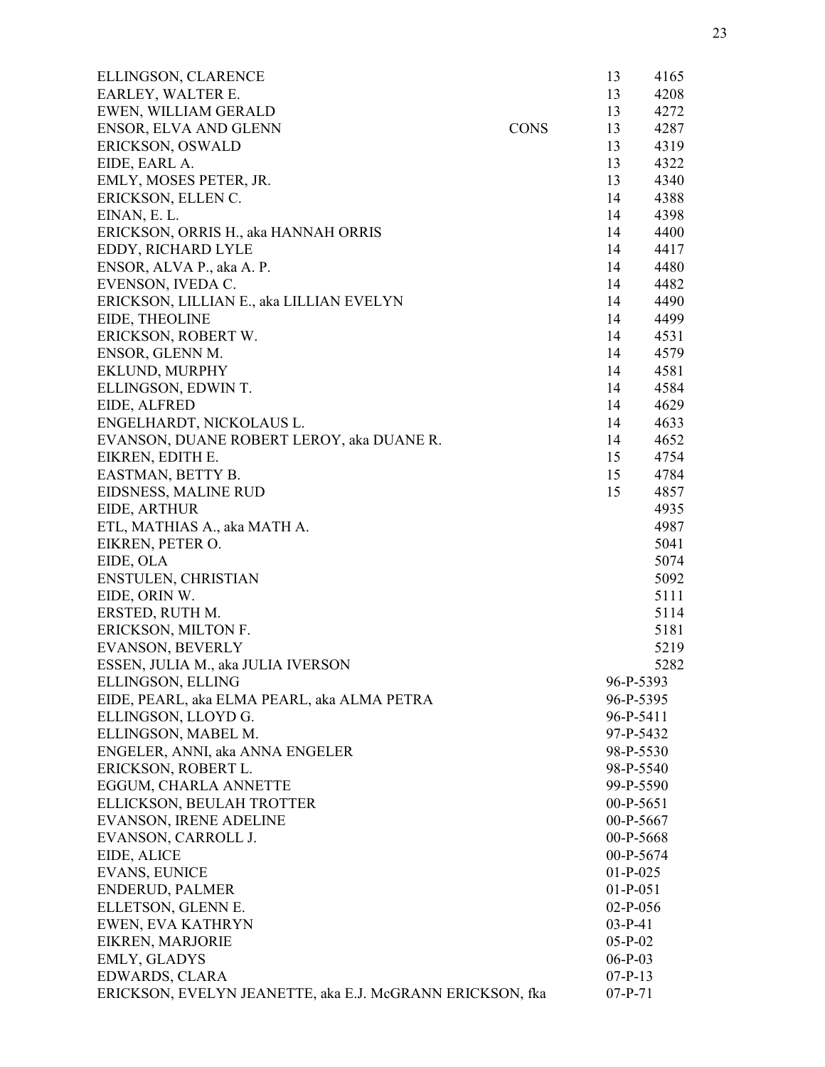| | | | |
|---|---|---|---|
| ELLINGSON, CLARENCE | | 13 | 4165 |
| EARLEY, WALTER E. | | 13 | 4208 |
| EWEN, WILLIAM GERALD | | 13 | 4272 |
| ENSOR, ELVA AND GLENN | CONS | 13 | 4287 |
| ERICKSON, OSWALD | | 13 | 4319 |
| EIDE, EARL A. | | 13 | 4322 |
| EMLY, MOSES PETER, JR. | | 13 | 4340 |
| ERICKSON, ELLEN C. | | 14 | 4388 |
| EINAN, E. L. | | 14 | 4398 |
| ERICKSON, ORRIS H., aka HANNAH ORRIS | | 14 | 4400 |
| EDDY, RICHARD LYLE | | 14 | 4417 |
| ENSOR, ALVA P., aka A. P. | | 14 | 4480 |
| EVENSON, IVEDA C. | | 14 | 4482 |
| ERICKSON, LILLIAN E., aka LILLIAN EVELYN | | 14 | 4490 |
| EIDE, THEOLINE | | 14 | 4499 |
| ERICKSON, ROBERT W. | | 14 | 4531 |
| ENSOR, GLENN M. | | 14 | 4579 |
| EKLUND, MURPHY | | 14 | 4581 |
| ELLINGSON, EDWIN T. | | 14 | 4584 |
| EIDE, ALFRED | | 14 | 4629 |
| ENGELHARDT, NICKOLAUS L. | | 14 | 4633 |
| EVANSON, DUANE ROBERT LEROY, aka DUANE R. | | 14 | 4652 |
| EIKREN, EDITH E. | | 15 | 4754 |
| EASTMAN, BETTY B. | | 15 | 4784 |
| EIDSNESS, MALINE RUD | | 15 | 4857 |
| EIDE, ARTHUR | | | 4935 |
| ETL, MATHIAS A., aka MATH A. | | | 4987 |
| EIKREN, PETER O. | | | 5041 |
| EIDE, OLA | | | 5074 |
| ENSTULEN, CHRISTIAN | | | 5092 |
| EIDE, ORIN W. | | | 5111 |
| ERSTED, RUTH M. | | | 5114 |
| ERICKSON, MILTON F. | | | 5181 |
| EVANSON, BEVERLY | | | 5219 |
| ESSEN, JULIA M., aka JULIA IVERSON | | | 5282 |
| ELLINGSON, ELLING | | 96-P-5393 | |
| EIDE, PEARL, aka ELMA PEARL, aka ALMA PETRA | | 96-P-5395 | |
| ELLINGSON, LLOYD G. | | 96-P-5411 | |
| ELLINGSON, MABEL M. | | 97-P-5432 | |
| ENGELER, ANNI, aka ANNA ENGELER | | 98-P-5530 | |
| ERICKSON, ROBERT L. | | 98-P-5540 | |
| EGGUM, CHARLA ANNETTE | | 99-P-5590 | |
| ELLICKSON, BEULAH TROTTER | | 00-P-5651 | |
| EVANSON, IRENE ADELINE | | 00-P-5667 | |
| EVANSON, CARROLL J. | | 00-P-5668 | |
| EIDE, ALICE | | 00-P-5674 | |
| EVANS, EUNICE | | 01-P-025 | |
| ENDERUD, PALMER | | 01-P-051 | |
| ELLETSON, GLENN E. | | 02-P-056 | |
| EWEN, EVA KATHRYN | | 03-P-41 | |
| EIKREN, MARJORIE | | 05-P-02 | |
| EMLY, GLADYS | | 06-P-03 | |
| EDWARDS, CLARA | | 07-P-13 | |
| ERICKSON, EVELYN JEANETTE, aka E.J. McGRANN ERICKSON, fka | | 07-P-71 | |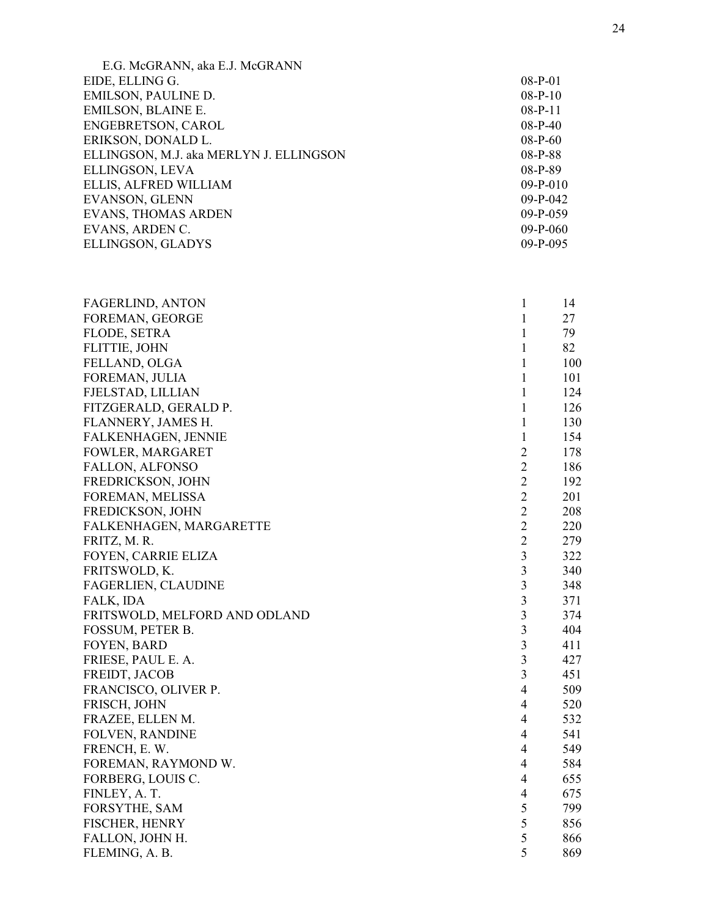E.G. McGRANN, aka E.J. McGRANN

| | |
|---|---|
| EIDE, ELLING G. | 08-P-01 |
| EMILSON, PAULINE D. | 08-P-10 |
| EMILSON, BLAINE E. | 08-P-11 |
| ENGEBRETSON, CAROL | 08-P-40 |
| ERIKSON, DONALD L. | 08-P-60 |
| ELLINGSON, M.J. aka MERLYN J. ELLINGSON | 08-P-88 |
| ELLINGSON, LEVA | 08-P-89 |
| ELLIS, ALFRED WILLIAM | 09-P-010 |
| EVANSON, GLENN | 09-P-042 |
| EVANS, THOMAS ARDEN | 09-P-059 |
| EVANS, ARDEN C. | 09-P-060 |
| ELLINGSON, GLADYS | 09-P-095 |

| | | |
|---|---|---|
| FAGERLIND, ANTON | 1 | 14 |
| FOREMAN, GEORGE | 1 | 27 |
| FLODE, SETRA | 1 | 79 |
| FLITTIE, JOHN | 1 | 82 |
| FELLAND, OLGA | 1 | 100 |
| FOREMAN, JULIA | 1 | 101 |
| FJELSTAD, LILLIAN | 1 | 124 |
| FITZGERALD, GERALD P. | 1 | 126 |
| FLANNERY, JAMES H. | 1 | 130 |
| FALKENHAGEN, JENNIE | 1 | 154 |
| FOWLER, MARGARET | 2 | 178 |
| FALLON, ALFONSO | 2 | 186 |
| FREDRICKSON, JOHN | 2 | 192 |
| FOREMAN, MELISSA | 2 | 201 |
| FREDICKSON, JOHN | 2 | 208 |
| FALKENHAGEN, MARGARETTE | 2 | 220 |
| FRITZ, M. R. | 2 | 279 |
| FOYEN, CARRIE ELIZA | 3 | 322 |
| FRITSWOLD, K. | 3 | 340 |
| FAGERLIEN, CLAUDINE | 3 | 348 |
| FALK, IDA | 3 | 371 |
| FRITSWOLD, MELFORD AND ODLAND | 3 | 374 |
| FOSSUM, PETER B. | 3 | 404 |
| FOYEN, BARD | 3 | 411 |
| FRIESE, PAUL E. A. | 3 | 427 |
| FREIDT, JACOB | 3 | 451 |
| FRANCISCO, OLIVER P. | 4 | 509 |
| FRISCH, JOHN | 4 | 520 |
| FRAZEE, ELLEN M. | 4 | 532 |
| FOLVEN, RANDINE | 4 | 541 |
| FRENCH, E. W. | 4 | 549 |
| FOREMAN, RAYMOND W. | 4 | 584 |
| FORBERG, LOUIS C. | 4 | 655 |
| FINLEY, A. T. | 4 | 675 |
| FORSYTHE, SAM | 5 | 799 |
| FISCHER, HENRY | 5 | 856 |
| FALLON, JOHN H. | 5 | 866 |
| FLEMING, A. B. | 5 | 869 |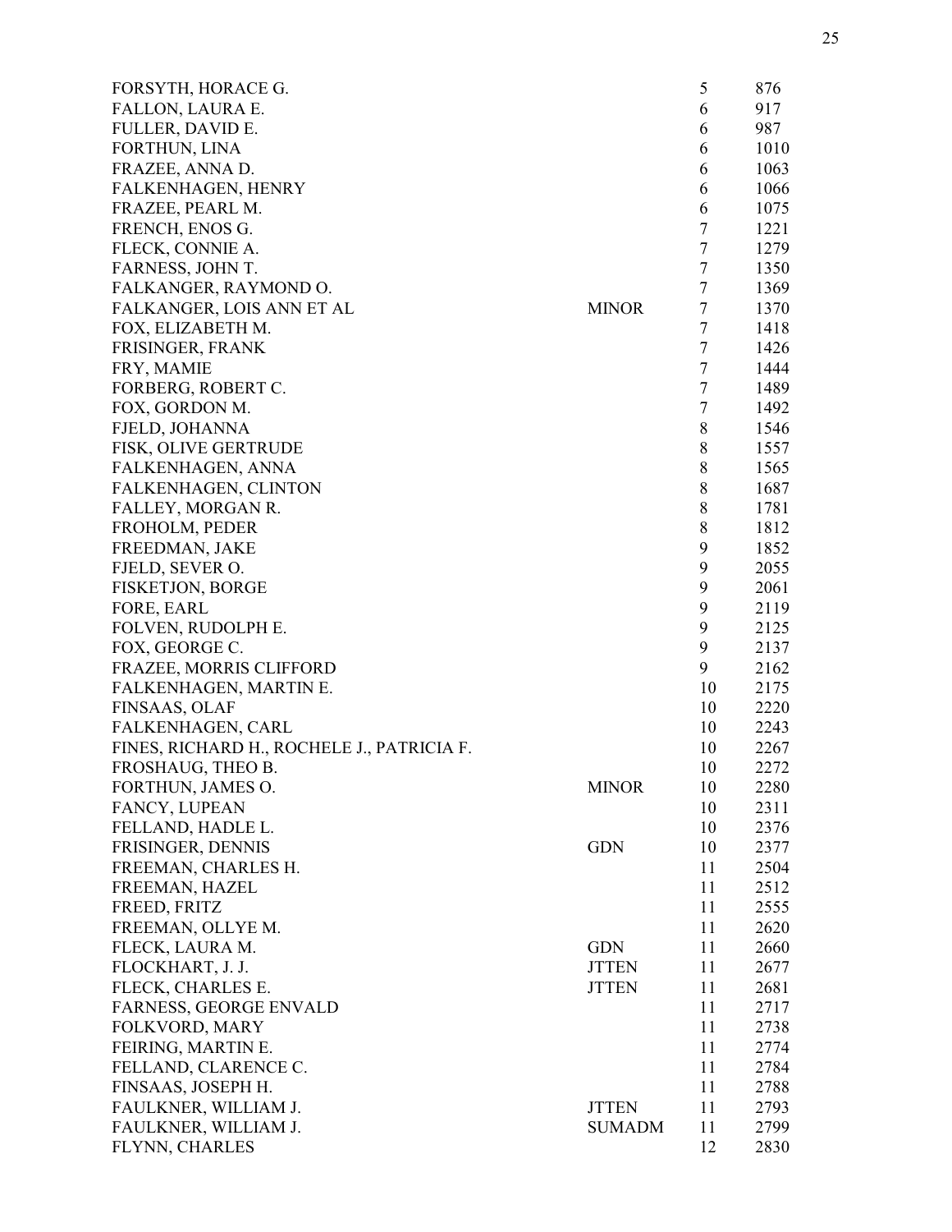| | | | |
|---|---|---|---|
| FORSYTH, HORACE G. | | 5 | 876 |
| FALLON, LAURA E. | | 6 | 917 |
| FULLER, DAVID E. | | 6 | 987 |
| FORTHUN, LINA | | 6 | 1010 |
| FRAZEE, ANNA D. | | 6 | 1063 |
| FALKENHAGEN, HENRY | | 6 | 1066 |
| FRAZEE, PEARL M. | | 6 | 1075 |
| FRENCH, ENOS G. | | 7 | 1221 |
| FLECK, CONNIE A. | | 7 | 1279 |
| FARNESS, JOHN T. | | 7 | 1350 |
| FALKANGER, RAYMOND O. | | 7 | 1369 |
| FALKANGER, LOIS ANN ET AL | MINOR | 7 | 1370 |
| FOX, ELIZABETH M. | | 7 | 1418 |
| FRISINGER, FRANK | | 7 | 1426 |
| FRY, MAMIE | | 7 | 1444 |
| FORBERG, ROBERT C. | | 7 | 1489 |
| FOX, GORDON M. | | 7 | 1492 |
| FJELD, JOHANNA | | 8 | 1546 |
| FISK, OLIVE GERTRUDE | | 8 | 1557 |
| FALKENHAGEN, ANNA | | 8 | 1565 |
| FALKENHAGEN, CLINTON | | 8 | 1687 |
| FALLEY, MORGAN R. | | 8 | 1781 |
| FROHOLM, PEDER | | 8 | 1812 |
| FREEDMAN, JAKE | | 9 | 1852 |
| FJELD, SEVER O. | | 9 | 2055 |
| FISKETJON, BORGE | | 9 | 2061 |
| FORE, EARL | | 9 | 2119 |
| FOLVEN, RUDOLPH E. | | 9 | 2125 |
| FOX, GEORGE C. | | 9 | 2137 |
| FRAZEE, MORRIS CLIFFORD | | 9 | 2162 |
| FALKENHAGEN, MARTIN E. | | 10 | 2175 |
| FINSAAS, OLAF | | 10 | 2220 |
| FALKENHAGEN, CARL | | 10 | 2243 |
| FINES, RICHARD H., ROCHELE J., PATRICIA F. | | 10 | 2267 |
| FROSHAUG, THEO B. | | 10 | 2272 |
| FORTHUN, JAMES O. | MINOR | 10 | 2280 |
| FANCY, LUPEAN | | 10 | 2311 |
| FELLAND, HADLE L. | | 10 | 2376 |
| FRISINGER, DENNIS | GDN | 10 | 2377 |
| FREEMAN, CHARLES H. | | 11 | 2504 |
| FREEMAN, HAZEL | | 11 | 2512 |
| FREED, FRITZ | | 11 | 2555 |
| FREEMAN, OLLYE M. | | 11 | 2620 |
| FLECK, LAURA M. | GDN | 11 | 2660 |
| FLOCKHART, J. J. | JTTEN | 11 | 2677 |
| FLECK, CHARLES E. | JTTEN | 11 | 2681 |
| FARNESS, GEORGE ENVALD | | 11 | 2717 |
| FOLKVORD, MARY | | 11 | 2738 |
| FEIRING, MARTIN E. | | 11 | 2774 |
| FELLAND, CLARENCE C. | | 11 | 2784 |
| FINSAAS, JOSEPH H. | | 11 | 2788 |
| FAULKNER, WILLIAM J. | JTTEN | 11 | 2793 |
| FAULKNER, WILLIAM J. | SUMADM | 11 | 2799 |
| FLYNN, CHARLES | | 12 | 2830 |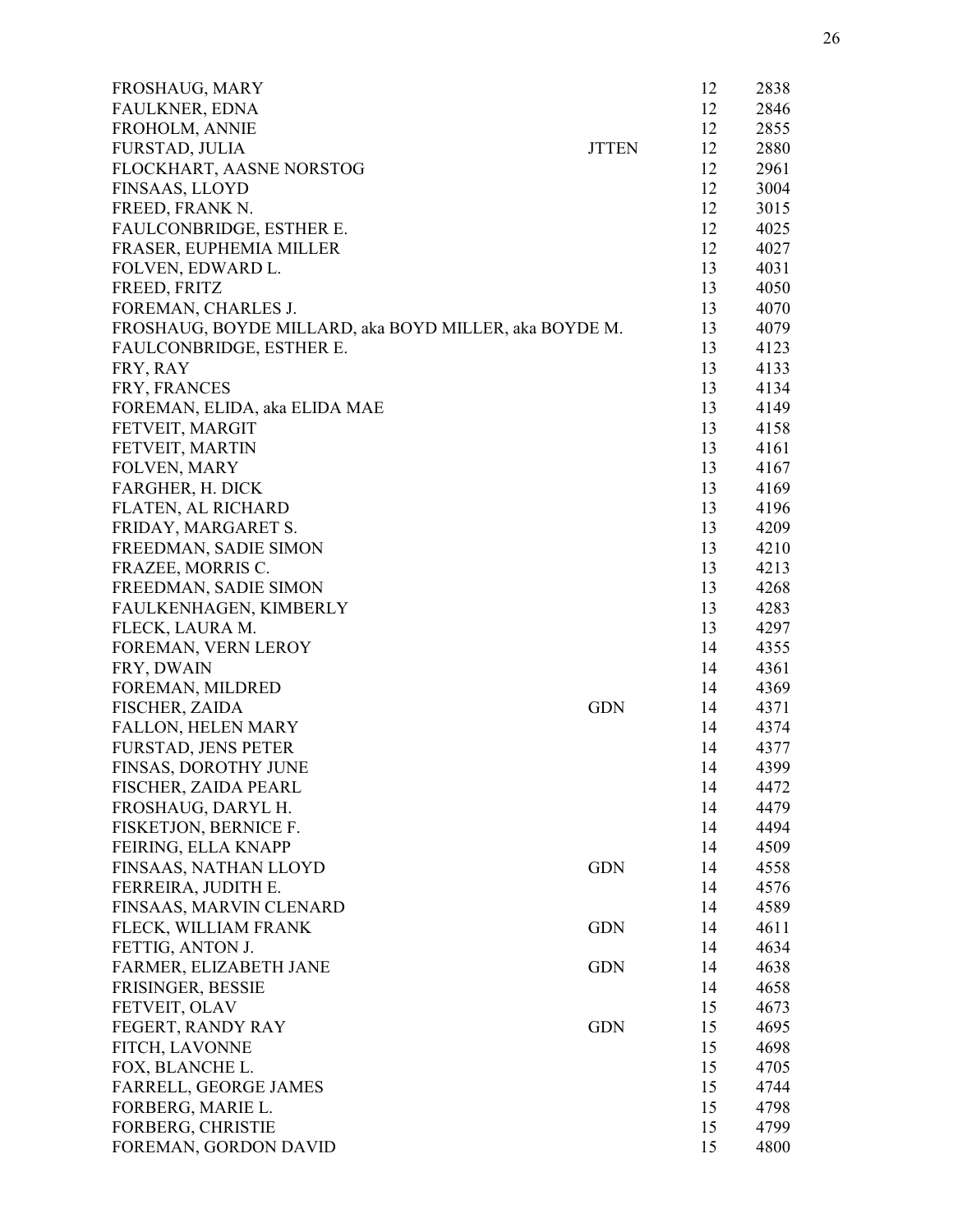| | | | |
|---|---|---|---|
| FROSHAUG, MARY | | 12 | 2838 |
| FAULKNER, EDNA | | 12 | 2846 |
| FROHOLM, ANNIE | | 12 | 2855 |
| FURSTAD, JULIA | JTTEN | 12 | 2880 |
| FLOCKHART, AASNE NORSTOG | | 12 | 2961 |
| FINSAAS, LLOYD | | 12 | 3004 |
| FREED, FRANK N. | | 12 | 3015 |
| FAULCONBRIDGE, ESTHER E. | | 12 | 4025 |
| FRASER, EUPHEMIA MILLER | | 12 | 4027 |
| FOLVEN, EDWARD L. | | 13 | 4031 |
| FREED, FRITZ | | 13 | 4050 |
| FOREMAN, CHARLES J. | | 13 | 4070 |
| FROSHAUG, BOYDE MILLARD, aka BOYD MILLER, aka BOYDE M. | | 13 | 4079 |
| FAULCONBRIDGE, ESTHER E. | | 13 | 4123 |
| FRY, RAY | | 13 | 4133 |
| FRY, FRANCES | | 13 | 4134 |
| FOREMAN, ELIDA, aka ELIDA MAE | | 13 | 4149 |
| FETVEIT, MARGIT | | 13 | 4158 |
| FETVEIT, MARTIN | | 13 | 4161 |
| FOLVEN, MARY | | 13 | 4167 |
| FARGHER, H. DICK | | 13 | 4169 |
| FLATEN, AL RICHARD | | 13 | 4196 |
| FRIDAY, MARGARET S. | | 13 | 4209 |
| FREEDMAN, SADIE SIMON | | 13 | 4210 |
| FRAZEE, MORRIS C. | | 13 | 4213 |
| FREEDMAN, SADIE SIMON | | 13 | 4268 |
| FAULKENHAGEN, KIMBERLY | | 13 | 4283 |
| FLECK, LAURA M. | | 13 | 4297 |
| FOREMAN, VERN LEROY | | 14 | 4355 |
| FRY, DWAIN | | 14 | 4361 |
| FOREMAN, MILDRED | | 14 | 4369 |
| FISCHER, ZAIDA | GDN | 14 | 4371 |
| FALLON, HELEN MARY | | 14 | 4374 |
| FURSTAD, JENS PETER | | 14 | 4377 |
| FINSAS, DOROTHY JUNE | | 14 | 4399 |
| FISCHER, ZAIDA PEARL | | 14 | 4472 |
| FROSHAUG, DARYL H. | | 14 | 4479 |
| FISKETJON, BERNICE F. | | 14 | 4494 |
| FEIRING, ELLA KNAPP | | 14 | 4509 |
| FINSAAS, NATHAN LLOYD | GDN | 14 | 4558 |
| FERREIRA, JUDITH E. | | 14 | 4576 |
| FINSAAS, MARVIN CLENARD | | 14 | 4589 |
| FLECK, WILLIAM FRANK | GDN | 14 | 4611 |
| FETTIG, ANTON J. | | 14 | 4634 |
| FARMER, ELIZABETH JANE | GDN | 14 | 4638 |
| FRISINGER, BESSIE | | 14 | 4658 |
| FETVEIT, OLAV | | 15 | 4673 |
| FEGERT, RANDY RAY | GDN | 15 | 4695 |
| FITCH, LAVONNE | | 15 | 4698 |
| FOX, BLANCHE L. | | 15 | 4705 |
| FARRELL, GEORGE JAMES | | 15 | 4744 |
| FORBERG, MARIE L. | | 15 | 4798 |
| FORBERG, CHRISTIE | | 15 | 4799 |
| FOREMAN, GORDON DAVID | | 15 | 4800 |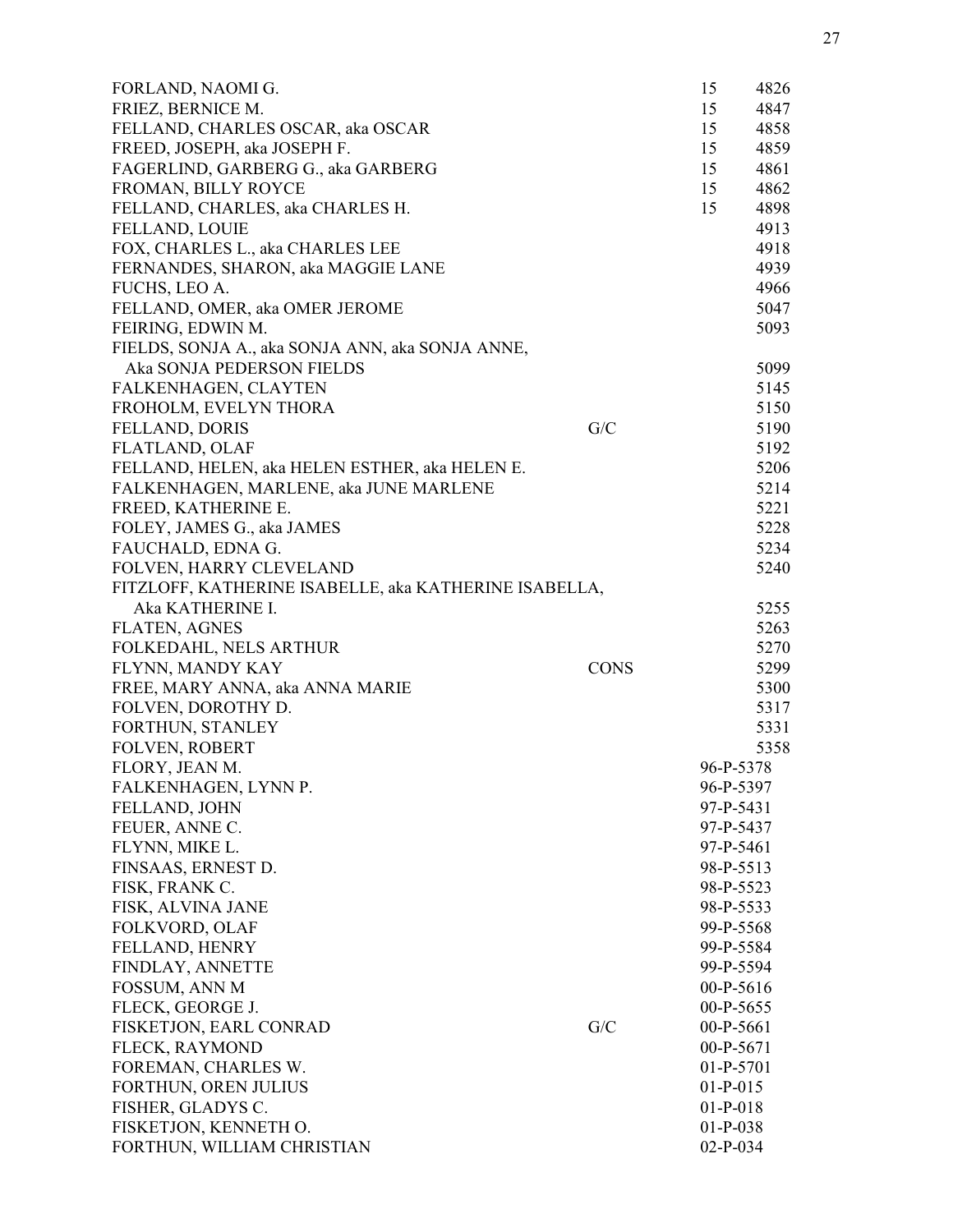| Name | Type | Book | Case No. |
|---|---|---|---|
| FORLAND, NAOMI G. | | 15 | 4826 |
| FRIEZ, BERNICE M. | | 15 | 4847 |
| FELLAND, CHARLES OSCAR, aka OSCAR | | 15 | 4858 |
| FREED, JOSEPH, aka JOSEPH F. | | 15 | 4859 |
| FAGERLIND, GARBERG G., aka GARBERG | | 15 | 4861 |
| FROMAN, BILLY ROYCE | | 15 | 4862 |
| FELLAND, CHARLES, aka CHARLES H. | | 15 | 4898 |
| FELLAND, LOUIE | | | 4913 |
| FOX, CHARLES L., aka CHARLES LEE | | | 4918 |
| FERNANDES, SHARON, aka MAGGIE LANE | | | 4939 |
| FUCHS, LEO A. | | | 4966 |
| FELLAND, OMER, aka OMER JEROME | | | 5047 |
| FEIRING, EDWIN M. | | | 5093 |
| FIELDS, SONJA A., aka SONJA ANN, aka SONJA ANNE, Aka SONJA PEDERSON FIELDS | | | 5099 |
| FALKENHAGEN, CLAYTEN | | | 5145 |
| FROHOLM, EVELYN THORA | | | 5150 |
| FELLAND, DORIS | G/C | | 5190 |
| FLATLAND, OLAF | | | 5192 |
| FELLAND, HELEN, aka HELEN ESTHER, aka HELEN E. | | | 5206 |
| FALKENHAGEN, MARLENE, aka JUNE MARLENE | | | 5214 |
| FREED, KATHERINE E. | | | 5221 |
| FOLEY, JAMES G., aka JAMES | | | 5228 |
| FAUCHALD, EDNA G. | | | 5234 |
| FOLVEN, HARRY CLEVELAND | | | 5240 |
| FITZLOFF, KATHERINE ISABELLE, aka KATHERINE ISABELLA, Aka KATHERINE I. | | | 5255 |
| FLATEN, AGNES | | | 5263 |
| FOLKEDAHL, NELS ARTHUR | | | 5270 |
| FLYNN, MANDY KAY | CONS | | 5299 |
| FREE, MARY ANNA, aka ANNA MARIE | | | 5300 |
| FOLVEN, DOROTHY D. | | | 5317 |
| FORTHUN, STANLEY | | | 5331 |
| FOLVEN, ROBERT | | | 5358 |
| FLORY, JEAN M. | | | 96-P-5378 |
| FALKENHAGEN, LYNN P. | | | 96-P-5397 |
| FELLAND, JOHN | | | 97-P-5431 |
| FEUER, ANNE C. | | | 97-P-5437 |
| FLYNN, MIKE L. | | | 97-P-5461 |
| FINSAAS, ERNEST D. | | | 98-P-5513 |
| FISK, FRANK C. | | | 98-P-5523 |
| FISK, ALVINA JANE | | | 98-P-5533 |
| FOLKVORD, OLAF | | | 99-P-5568 |
| FELLAND, HENRY | | | 99-P-5584 |
| FINDLAY, ANNETTE | | | 99-P-5594 |
| FOSSUM, ANN M | | | 00-P-5616 |
| FLECK, GEORGE J. | | | 00-P-5655 |
| FISKETJON, EARL CONRAD | G/C | | 00-P-5661 |
| FLECK, RAYMOND | | | 00-P-5671 |
| FOREMAN, CHARLES W. | | | 01-P-5701 |
| FORTHUN, OREN JULIUS | | | 01-P-015 |
| FISHER, GLADYS C. | | | 01-P-018 |
| FISKETJON, KENNETH O. | | | 01-P-038 |
| FORTHUN, WILLIAM CHRISTIAN | | | 02-P-034 |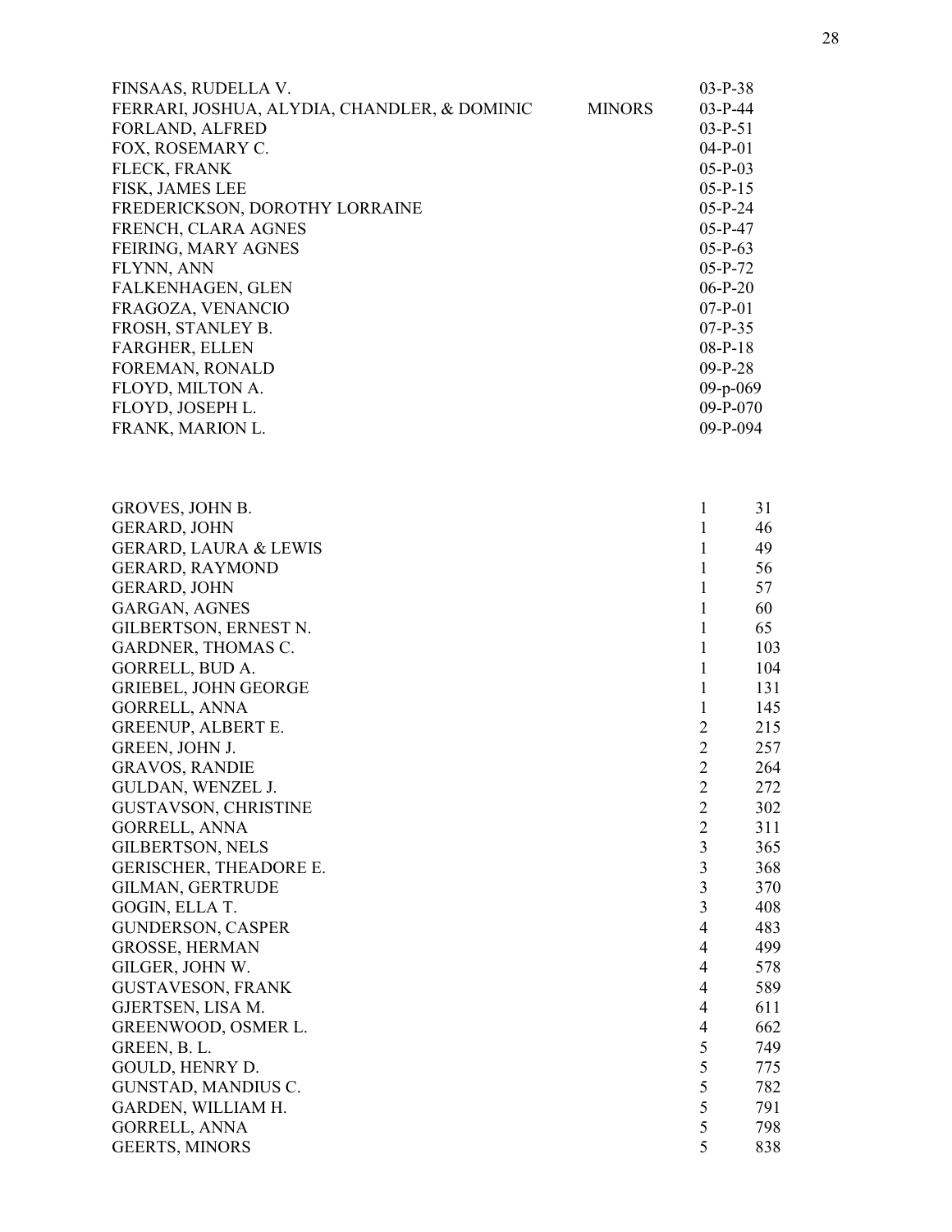| | | |
|---|---|---|
| FINSAAS, RUDELLA V. | | 03-P-38 |
| FERRARI, JOSHUA, ALYDIA, CHANDLER, & DOMINIC | MINORS | 03-P-44 |
| FORLAND, ALFRED | | 03-P-51 |
| FOX, ROSEMARY C. | | 04-P-01 |
| FLECK, FRANK | | 05-P-03 |
| FISK, JAMES LEE | | 05-P-15 |
| FREDERICKSON, DOROTHY LORRAINE | | 05-P-24 |
| FRENCH, CLARA AGNES | | 05-P-47 |
| FEIRING, MARY AGNES | | 05-P-63 |
| FLYNN, ANN | | 05-P-72 |
| FALKENHAGEN, GLEN | | 06-P-20 |
| FRAGOZA, VENANCIO | | 07-P-01 |
| FROSH, STANLEY B. | | 07-P-35 |
| FARGHER, ELLEN | | 08-P-18 |
| FOREMAN, RONALD | | 09-P-28 |
| FLOYD, MILTON A. | | 09-p-069 |
| FLOYD, JOSEPH L. | | 09-P-070 |
| FRANK, MARION L. | | 09-P-094 |

| | | |
|---|---|---|
| GROVES, JOHN B. | 1 | 31 |
| GERARD, JOHN | 1 | 46 |
| GERARD, LAURA & LEWIS | 1 | 49 |
| GERARD, RAYMOND | 1 | 56 |
| GERARD, JOHN | 1 | 57 |
| GARGAN, AGNES | 1 | 60 |
| GILBERTSON, ERNEST N. | 1 | 65 |
| GARDNER, THOMAS C. | 1 | 103 |
| GORRELL, BUD A. | 1 | 104 |
| GRIEBEL, JOHN GEORGE | 1 | 131 |
| GORRELL, ANNA | 1 | 145 |
| GREENUP, ALBERT E. | 2 | 215 |
| GREEN, JOHN J. | 2 | 257 |
| GRAVOS, RANDIE | 2 | 264 |
| GULDAN, WENZEL J. | 2 | 272 |
| GUSTAVSON, CHRISTINE | 2 | 302 |
| GORRELL, ANNA | 2 | 311 |
| GILBERTSON, NELS | 3 | 365 |
| GERISCHER, THEADORE E. | 3 | 368 |
| GILMAN, GERTRUDE | 3 | 370 |
| GOGIN, ELLA T. | 3 | 408 |
| GUNDERSON, CASPER | 4 | 483 |
| GROSSE, HERMAN | 4 | 499 |
| GILGER, JOHN W. | 4 | 578 |
| GUSTAVESON, FRANK | 4 | 589 |
| GJERTSEN, LISA M. | 4 | 611 |
| GREENWOOD, OSMER L. | 4 | 662 |
| GREEN, B. L. | 5 | 749 |
| GOULD, HENRY D. | 5 | 775 |
| GUNSTAD, MANDIUS C. | 5 | 782 |
| GARDEN, WILLIAM H. | 5 | 791 |
| GORRELL, ANNA | 5 | 798 |
| GEERTS, MINORS | 5 | 838 |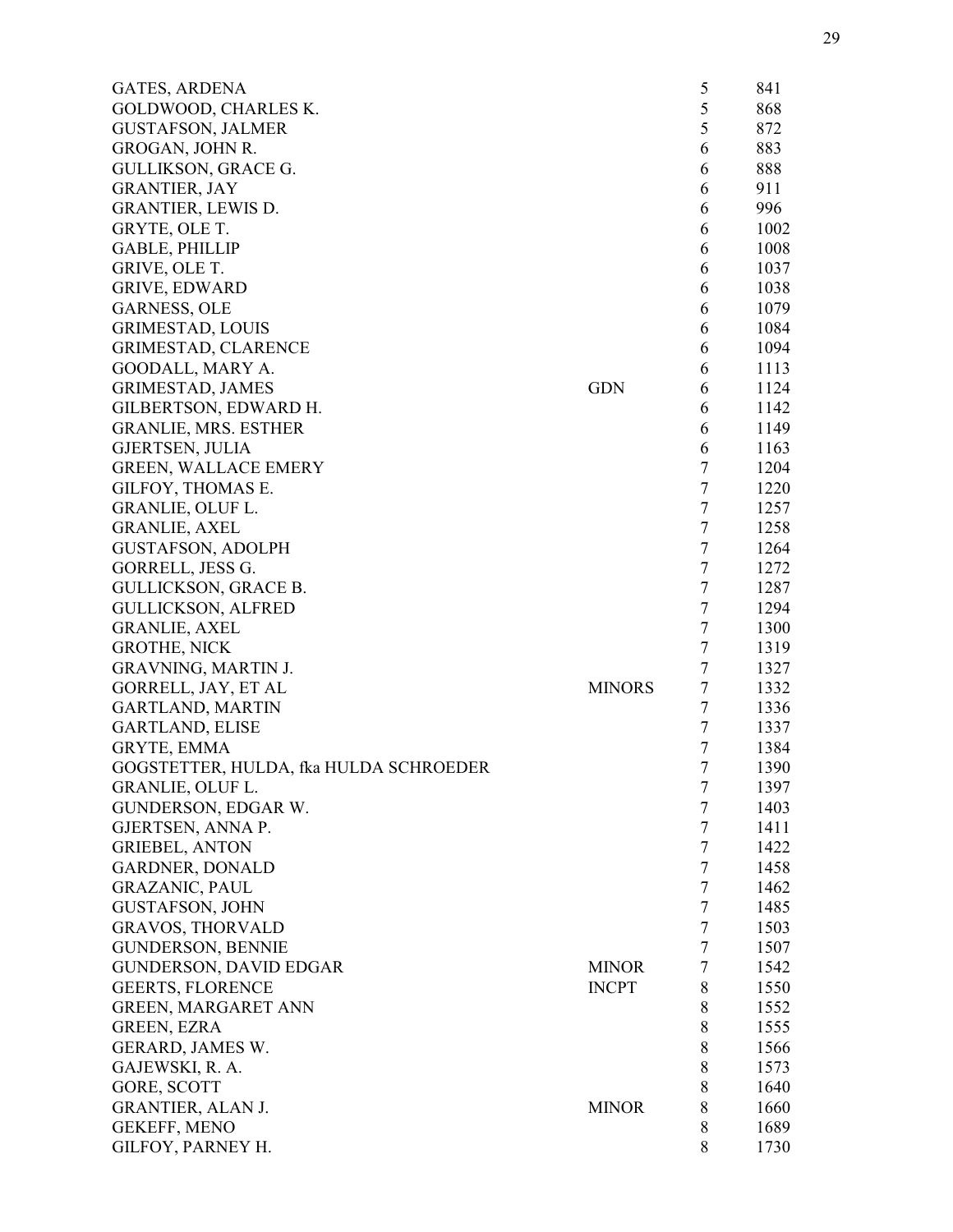| Name | Note | Vol | No. |
|---|---|---|---|
| GATES, ARDENA | | 5 | 841 |
| GOLDWOOD, CHARLES K. | | 5 | 868 |
| GUSTAFSON, JALMER | | 5 | 872 |
| GROGAN, JOHN R. | | 6 | 883 |
| GULLIKSON, GRACE G. | | 6 | 888 |
| GRANTIER, JAY | | 6 | 911 |
| GRANTIER, LEWIS D. | | 6 | 996 |
| GRYTE, OLE T. | | 6 | 1002 |
| GABLE, PHILLIP | | 6 | 1008 |
| GRIVE, OLE T. | | 6 | 1037 |
| GRIVE, EDWARD | | 6 | 1038 |
| GARNESS, OLE | | 6 | 1079 |
| GRIMESTAD, LOUIS | | 6 | 1084 |
| GRIMESTAD, CLARENCE | | 6 | 1094 |
| GOODALL, MARY A. | | 6 | 1113 |
| GRIMESTAD, JAMES | GDN | 6 | 1124 |
| GILBERTSON, EDWARD H. | | 6 | 1142 |
| GRANLIE, MRS. ESTHER | | 6 | 1149 |
| GJERTSEN, JULIA | | 6 | 1163 |
| GREEN, WALLACE EMERY | | 7 | 1204 |
| GILFOY, THOMAS E. | | 7 | 1220 |
| GRANLIE, OLUF L. | | 7 | 1257 |
| GRANLIE, AXEL | | 7 | 1258 |
| GUSTAFSON, ADOLPH | | 7 | 1264 |
| GORRELL, JESS G. | | 7 | 1272 |
| GULLICKSON, GRACE B. | | 7 | 1287 |
| GULLICKSON, ALFRED | | 7 | 1294 |
| GRANLIE, AXEL | | 7 | 1300 |
| GROTHE, NICK | | 7 | 1319 |
| GRAVNING, MARTIN J. | | 7 | 1327 |
| GORRELL, JAY, ET AL | MINORS | 7 | 1332 |
| GARTLAND, MARTIN | | 7 | 1336 |
| GARTLAND, ELISE | | 7 | 1337 |
| GRYTE, EMMA | | 7 | 1384 |
| GOGSTETTER, HULDA, fka HULDA SCHROEDER | | 7 | 1390 |
| GRANLIE, OLUF L. | | 7 | 1397 |
| GUNDERSON, EDGAR W. | | 7 | 1403 |
| GJERTSEN, ANNA P. | | 7 | 1411 |
| GRIEBEL, ANTON | | 7 | 1422 |
| GARDNER, DONALD | | 7 | 1458 |
| GRAZANIC, PAUL | | 7 | 1462 |
| GUSTAFSON, JOHN | | 7 | 1485 |
| GRAVOS, THORVALD | | 7 | 1503 |
| GUNDERSON, BENNIE | | 7 | 1507 |
| GUNDERSON, DAVID EDGAR | MINOR | 7 | 1542 |
| GEERTS, FLORENCE | INCPT | 8 | 1550 |
| GREEN, MARGARET ANN | | 8 | 1552 |
| GREEN, EZRA | | 8 | 1555 |
| GERARD, JAMES W. | | 8 | 1566 |
| GAJEWSKI, R. A. | | 8 | 1573 |
| GORE, SCOTT | | 8 | 1640 |
| GRANTIER, ALAN J. | MINOR | 8 | 1660 |
| GEKEFF, MENO | | 8 | 1689 |
| GILFOY, PARNEY H. | | 8 | 1730 |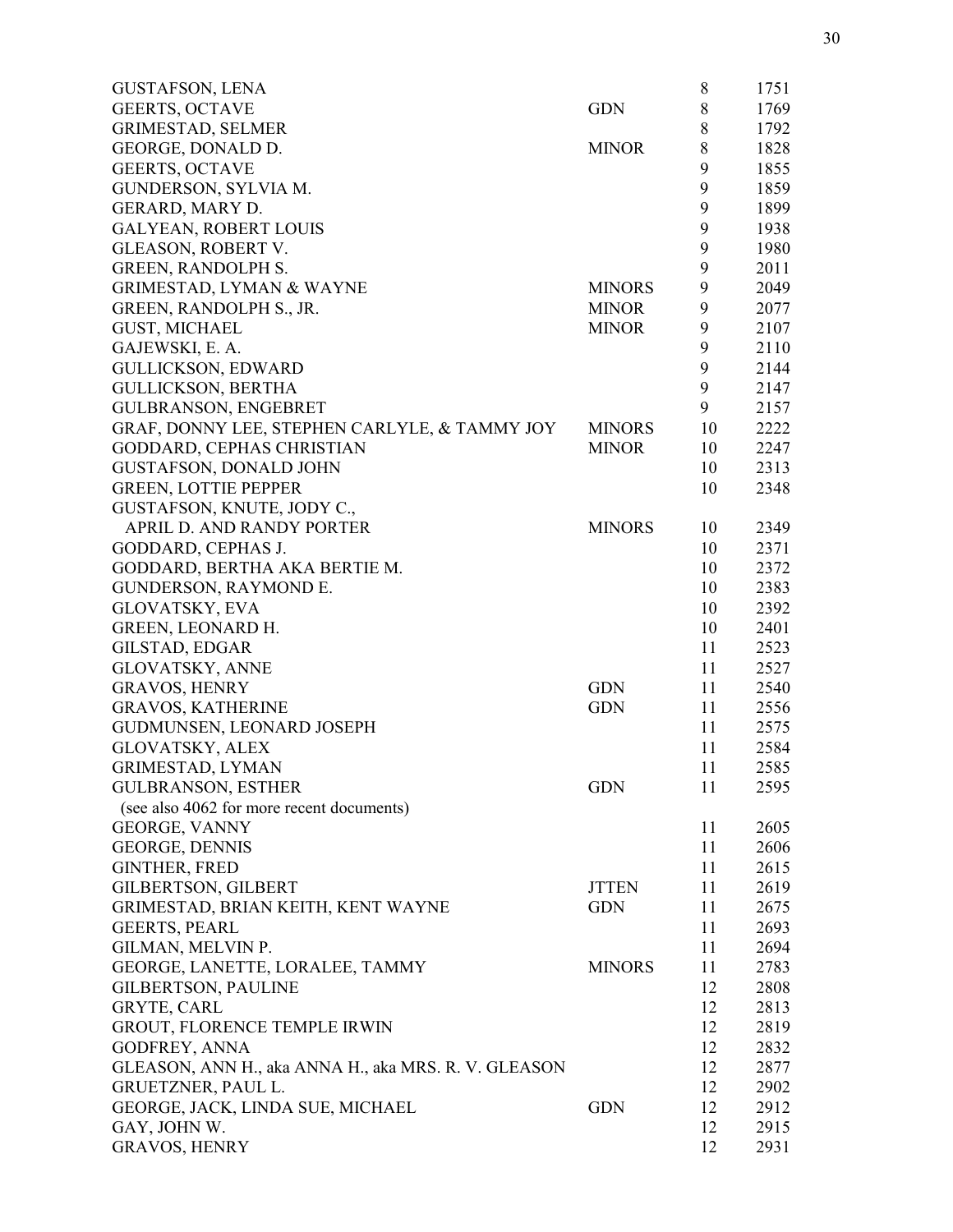| Name | Type | Vol | No. |
|---|---|---|---|
| GUSTAFSON, LENA | | 8 | 1751 |
| GEERTS, OCTAVE | GDN | 8 | 1769 |
| GRIMESTAD, SELMER | | 8 | 1792 |
| GEORGE, DONALD D. | MINOR | 8 | 1828 |
| GEERTS, OCTAVE | | 9 | 1855 |
| GUNDERSON, SYLVIA M. | | 9 | 1859 |
| GERARD, MARY D. | | 9 | 1899 |
| GALYEAN, ROBERT LOUIS | | 9 | 1938 |
| GLEASON, ROBERT V. | | 9 | 1980 |
| GREEN, RANDOLPH S. | | 9 | 2011 |
| GRIMESTAD, LYMAN & WAYNE | MINORS | 9 | 2049 |
| GREEN, RANDOLPH S., JR. | MINOR | 9 | 2077 |
| GUST, MICHAEL | MINOR | 9 | 2107 |
| GAJEWSKI, E. A. | | 9 | 2110 |
| GULLICKSON, EDWARD | | 9 | 2144 |
| GULLICKSON, BERTHA | | 9 | 2147 |
| GULBRANSON, ENGEBRET | | 9 | 2157 |
| GRAF, DONNY LEE, STEPHEN CARLYLE, & TAMMY JOY | MINORS | 10 | 2222 |
| GODDARD, CEPHAS CHRISTIAN | MINOR | 10 | 2247 |
| GUSTAFSON, DONALD JOHN | | 10 | 2313 |
| GREEN, LOTTIE PEPPER | | 10 | 2348 |
| GUSTAFSON, KNUTE, JODY C., APRIL D. AND RANDY PORTER | MINORS | 10 | 2349 |
| GODDARD, CEPHAS J. | | 10 | 2371 |
| GODDARD, BERTHA AKA BERTIE M. | | 10 | 2372 |
| GUNDERSON, RAYMOND E. | | 10 | 2383 |
| GLOVATSKY, EVA | | 10 | 2392 |
| GREEN, LEONARD H. | | 10 | 2401 |
| GILSTAD, EDGAR | | 11 | 2523 |
| GLOVATSKY, ANNE | | 11 | 2527 |
| GRAVOS, HENRY | GDN | 11 | 2540 |
| GRAVOS, KATHERINE | GDN | 11 | 2556 |
| GUDMUNSEN, LEONARD JOSEPH | | 11 | 2575 |
| GLOVATSKY, ALEX | | 11 | 2584 |
| GRIMESTAD, LYMAN | | 11 | 2585 |
| GULBRANSON, ESTHER (see also 4062 for more recent documents) | GDN | 11 | 2595 |
| GEORGE, VANNY | | 11 | 2605 |
| GEORGE, DENNIS | | 11 | 2606 |
| GINTHER, FRED | | 11 | 2615 |
| GILBERTSON, GILBERT | JTTEN | 11 | 2619 |
| GRIMESTAD, BRIAN KEITH, KENT WAYNE | GDN | 11 | 2675 |
| GEERTS, PEARL | | 11 | 2693 |
| GILMAN, MELVIN P. | | 11 | 2694 |
| GEORGE, LANETTE, LORALEE, TAMMY | MINORS | 11 | 2783 |
| GILBERTSON, PAULINE | | 12 | 2808 |
| GRYTE, CARL | | 12 | 2813 |
| GROUT, FLORENCE TEMPLE IRWIN | | 12 | 2819 |
| GODFREY, ANNA | | 12 | 2832 |
| GLEASON, ANN H., aka ANNA H., aka MRS. R. V. GLEASON | | 12 | 2877 |
| GRUETZNER, PAUL L. | | 12 | 2902 |
| GEORGE, JACK, LINDA SUE, MICHAEL | GDN | 12 | 2912 |
| GAY, JOHN W. | | 12 | 2915 |
| GRAVOS, HENRY | | 12 | 2931 |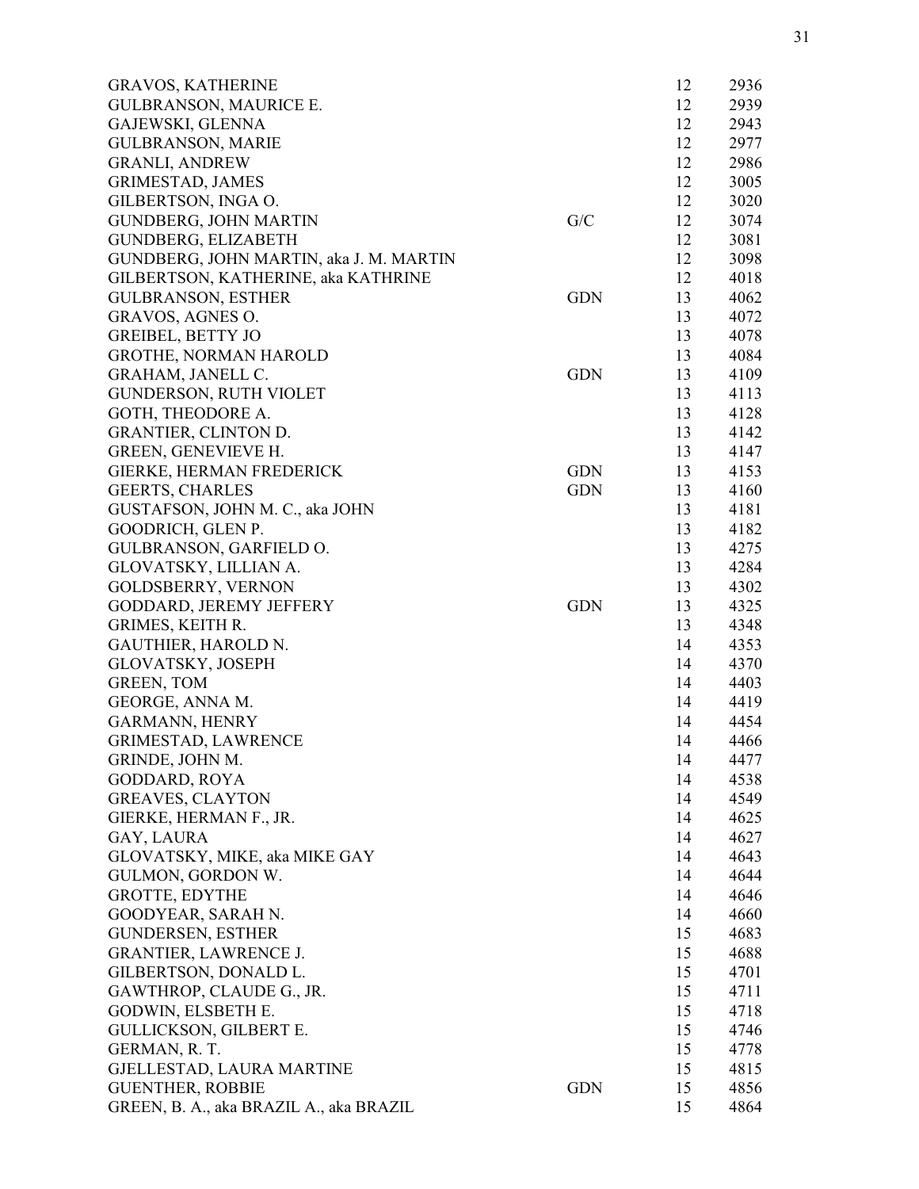| | | | |
|---|---|---|---|
| GRAVOS, KATHERINE | | 12 | 2936 |
| GULBRANSON, MAURICE E. | | 12 | 2939 |
| GAJEWSKI, GLENNA | | 12 | 2943 |
| GULBRANSON, MARIE | | 12 | 2977 |
| GRANLI, ANDREW | | 12 | 2986 |
| GRIMESTAD, JAMES | | 12 | 3005 |
| GILBERTSON, INGA O. | | 12 | 3020 |
| GUNDBERG, JOHN MARTIN | G/C | 12 | 3074 |
| GUNDBERG, ELIZABETH | | 12 | 3081 |
| GUNDBERG, JOHN MARTIN, aka J. M. MARTIN | | 12 | 3098 |
| GILBERTSON, KATHERINE, aka KATHRINE | | 12 | 4018 |
| GULBRANSON, ESTHER | GDN | 13 | 4062 |
| GRAVOS, AGNES O. | | 13 | 4072 |
| GREIBEL, BETTY JO | | 13 | 4078 |
| GROTHE, NORMAN HAROLD | | 13 | 4084 |
| GRAHAM, JANELL C. | GDN | 13 | 4109 |
| GUNDERSON, RUTH VIOLET | | 13 | 4113 |
| GOTH, THEODORE A. | | 13 | 4128 |
| GRANTIER, CLINTON D. | | 13 | 4142 |
| GREEN, GENEVIEVE H. | | 13 | 4147 |
| GIERKE, HERMAN FREDERICK | GDN | 13 | 4153 |
| GEERTS, CHARLES | GDN | 13 | 4160 |
| GUSTAFSON, JOHN M. C., aka JOHN | | 13 | 4181 |
| GOODRICH, GLEN P. | | 13 | 4182 |
| GULBRANSON, GARFIELD O. | | 13 | 4275 |
| GLOVATSKY, LILLIAN A. | | 13 | 4284 |
| GOLDSBERRY, VERNON | | 13 | 4302 |
| GODDARD, JEREMY JEFFERY | GDN | 13 | 4325 |
| GRIMES, KEITH R. | | 13 | 4348 |
| GAUTHIER, HAROLD N. | | 14 | 4353 |
| GLOVATSKY, JOSEPH | | 14 | 4370 |
| GREEN, TOM | | 14 | 4403 |
| GEORGE, ANNA M. | | 14 | 4419 |
| GARMANN, HENRY | | 14 | 4454 |
| GRIMESTAD, LAWRENCE | | 14 | 4466 |
| GRINDE, JOHN M. | | 14 | 4477 |
| GODDARD, ROYA | | 14 | 4538 |
| GREAVES, CLAYTON | | 14 | 4549 |
| GIERKE, HERMAN F., JR. | | 14 | 4625 |
| GAY, LAURA | | 14 | 4627 |
| GLOVATSKY, MIKE, aka MIKE GAY | | 14 | 4643 |
| GULMON, GORDON W. | | 14 | 4644 |
| GROTTE, EDYTHE | | 14 | 4646 |
| GOODYEAR, SARAH N. | | 14 | 4660 |
| GUNDERSEN, ESTHER | | 15 | 4683 |
| GRANTIER, LAWRENCE J. | | 15 | 4688 |
| GILBERTSON, DONALD L. | | 15 | 4701 |
| GAWTHROP, CLAUDE G., JR. | | 15 | 4711 |
| GODWIN, ELSBETH E. | | 15 | 4718 |
| GULLICKSON, GILBERT E. | | 15 | 4746 |
| GERMAN, R. T. | | 15 | 4778 |
| GJELLESTAD, LAURA MARTINE | | 15 | 4815 |
| GUENTHER, ROBBIE | GDN | 15 | 4856 |
| GREEN, B. A., aka BRAZIL A., aka BRAZIL | | 15 | 4864 |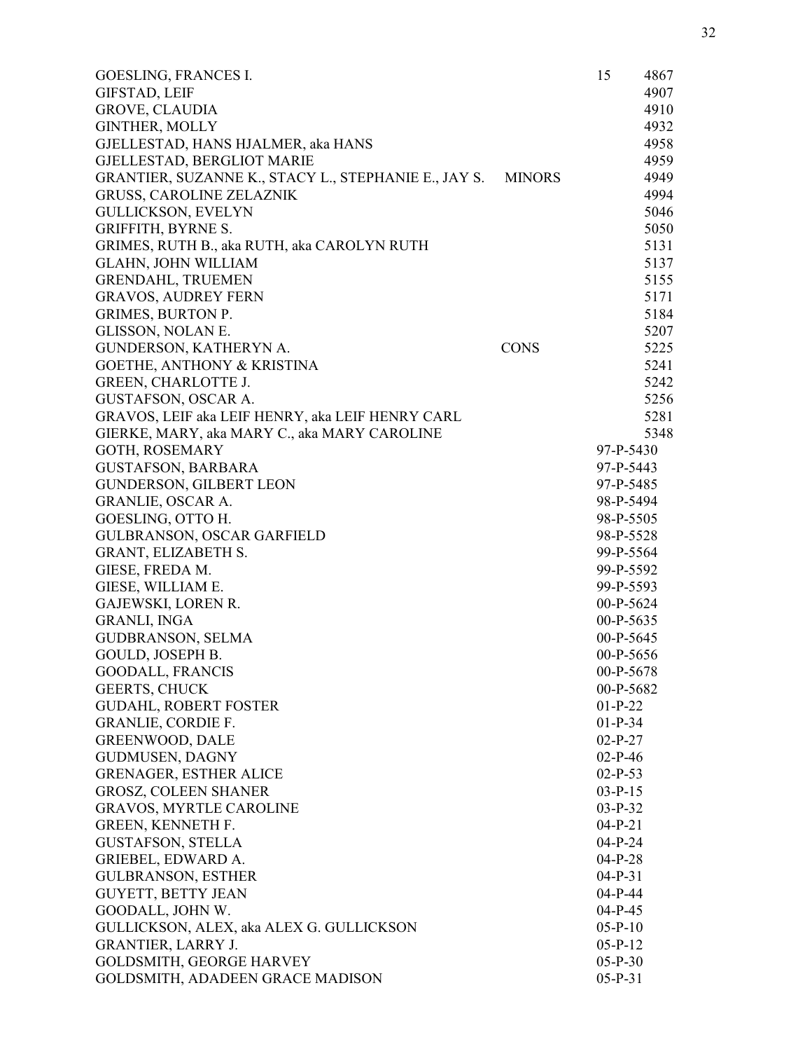| Name | Type | Vol | Case No. |
|---|---|---|---|
| GOESLING, FRANCES I. | | 15 | 4867 |
| GIFSTAD, LEIF | | | 4907 |
| GROVE, CLAUDIA | | | 4910 |
| GINTHER, MOLLY | | | 4932 |
| GJELLESTAD, HANS HJALMER, aka HANS | | | 4958 |
| GJELLESTAD, BERGLIOT MARIE | | | 4959 |
| GRANTIER, SUZANNE K., STACY L., STEPHANIE E., JAY S. | MINORS | | 4949 |
| GRUSS, CAROLINE ZELAZNIK | | | 4994 |
| GULLICKSON, EVELYN | | | 5046 |
| GRIFFITH, BYRNE S. | | | 5050 |
| GRIMES, RUTH B., aka RUTH, aka CAROLYN RUTH | | | 5131 |
| GLAHN, JOHN WILLIAM | | | 5137 |
| GRENDAHL, TRUEMEN | | | 5155 |
| GRAVOS, AUDREY FERN | | | 5171 |
| GRIMES, BURTON P. | | | 5184 |
| GLISSON, NOLAN E. | | | 5207 |
| GUNDERSON, KATHERYN A. | CONS | | 5225 |
| GOETHE, ANTHONY & KRISTINA | | | 5241 |
| GREEN, CHARLOTTE J. | | | 5242 |
| GUSTAFSON, OSCAR A. | | | 5256 |
| GRAVOS, LEIF aka LEIF HENRY, aka LEIF HENRY CARL | | | 5281 |
| GIERKE, MARY, aka MARY C., aka MARY CAROLINE | | | 5348 |
| GOTH, ROSEMARY | | 97-P-5430 | |
| GUSTAFSON, BARBARA | | 97-P-5443 | |
| GUNDERSON, GILBERT LEON | | 97-P-5485 | |
| GRANLIE, OSCAR A. | | 98-P-5494 | |
| GOESLING, OTTO H. | | 98-P-5505 | |
| GULBRANSON, OSCAR GARFIELD | | 98-P-5528 | |
| GRANT, ELIZABETH S. | | 99-P-5564 | |
| GIESE, FREDA M. | | 99-P-5592 | |
| GIESE, WILLIAM E. | | 99-P-5593 | |
| GAJEWSKI, LOREN R. | | 00-P-5624 | |
| GRANLI, INGA | | 00-P-5635 | |
| GUDBRANSON, SELMA | | 00-P-5645 | |
| GOULD, JOSEPH B. | | 00-P-5656 | |
| GOODALL, FRANCIS | | 00-P-5678 | |
| GEERTS, CHUCK | | 00-P-5682 | |
| GUDAHL, ROBERT FOSTER | | 01-P-22 | |
| GRANLIE, CORDIE F. | | 01-P-34 | |
| GREENWOOD, DALE | | 02-P-27 | |
| GUDMUSEN, DAGNY | | 02-P-46 | |
| GRENAGER, ESTHER ALICE | | 02-P-53 | |
| GROSZ, COLEEN SHANER | | 03-P-15 | |
| GRAVOS, MYRTLE CAROLINE | | 03-P-32 | |
| GREEN, KENNETH F. | | 04-P-21 | |
| GUSTAFSON, STELLA | | 04-P-24 | |
| GRIEBEL, EDWARD A. | | 04-P-28 | |
| GULBRANSON, ESTHER | | 04-P-31 | |
| GUYETT, BETTY JEAN | | 04-P-44 | |
| GOODALL, JOHN W. | | 04-P-45 | |
| GULLICKSON, ALEX, aka ALEX G. GULLICKSON | | 05-P-10 | |
| GRANTIER, LARRY J. | | 05-P-12 | |
| GOLDSMITH, GEORGE HARVEY | | 05-P-30 | |
| GOLDSMITH, ADADEEN GRACE MADISON | | 05-P-31 | |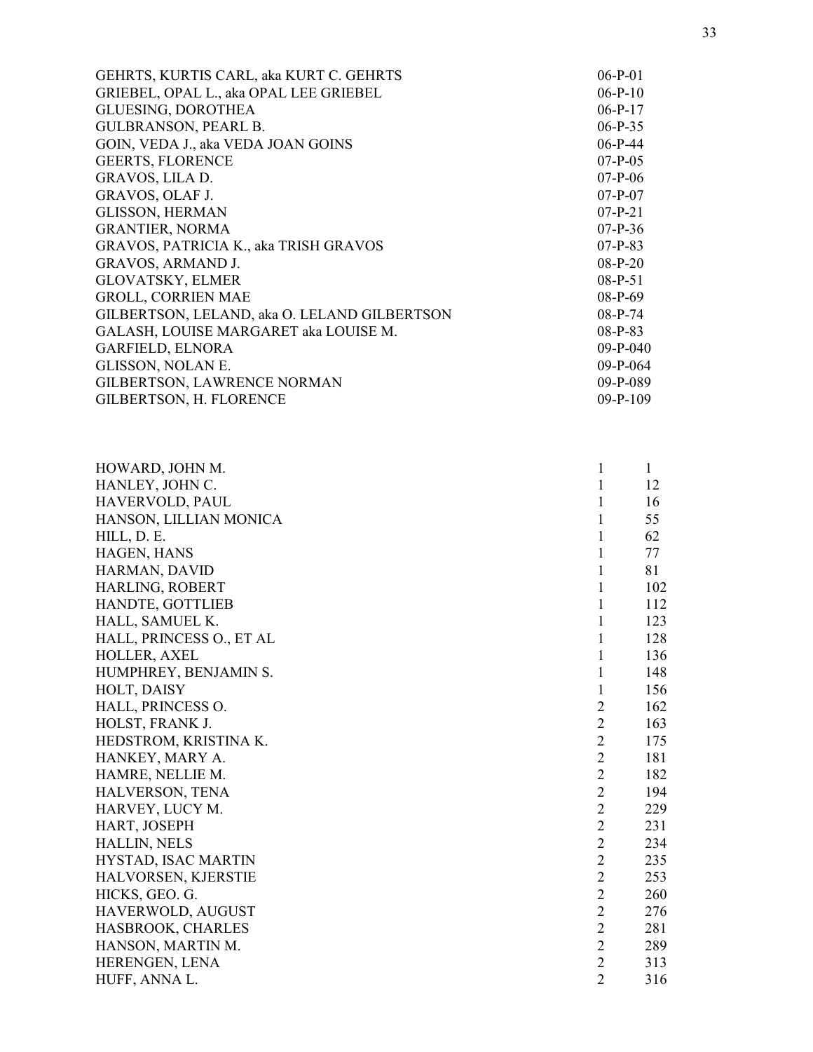| | |
|---|---|
| GEHRTS, KURTIS CARL, aka KURT C. GEHRTS | 06-P-01 |
| GRIEBEL, OPAL L., aka OPAL LEE GRIEBEL | 06-P-10 |
| GLUESING, DOROTHEA | 06-P-17 |
| GULBRANSON, PEARL B. | 06-P-35 |
| GOIN, VEDA J., aka VEDA JOAN GOINS | 06-P-44 |
| GEERTS, FLORENCE | 07-P-05 |
| GRAVOS, LILA D. | 07-P-06 |
| GRAVOS, OLAF J. | 07-P-07 |
| GLISSON, HERMAN | 07-P-21 |
| GRANTIER, NORMA | 07-P-36 |
| GRAVOS, PATRICIA K., aka TRISH GRAVOS | 07-P-83 |
| GRAVOS, ARMAND J. | 08-P-20 |
| GLOVATSKY, ELMER | 08-P-51 |
| GROLL, CORRIEN MAE | 08-P-69 |
| GILBERTSON, LELAND, aka O. LELAND GILBERTSON | 08-P-74 |
| GALASH, LOUISE MARGARET aka LOUISE M. | 08-P-83 |
| GARFIELD, ELNORA | 09-P-040 |
| GLISSON, NOLAN E. | 09-P-064 |
| GILBERTSON, LAWRENCE NORMAN | 09-P-089 |
| GILBERTSON, H. FLORENCE | 09-P-109 |

| | | |
|---|---|---|
| HOWARD, JOHN M. | 1 | 1 |
| HANLEY, JOHN C. | 1 | 12 |
| HAVERVOLD, PAUL | 1 | 16 |
| HANSON, LILLIAN MONICA | 1 | 55 |
| HILL, D. E. | 1 | 62 |
| HAGEN, HANS | 1 | 77 |
| HARMAN, DAVID | 1 | 81 |
| HARLING, ROBERT | 1 | 102 |
| HANDTE, GOTTLIEB | 1 | 112 |
| HALL, SAMUEL K. | 1 | 123 |
| HALL, PRINCESS O., ET AL | 1 | 128 |
| HOLLER, AXEL | 1 | 136 |
| HUMPHREY, BENJAMIN S. | 1 | 148 |
| HOLT, DAISY | 1 | 156 |
| HALL, PRINCESS O. | 2 | 162 |
| HOLST, FRANK J. | 2 | 163 |
| HEDSTROM, KRISTINA K. | 2 | 175 |
| HANKEY, MARY A. | 2 | 181 |
| HAMRE, NELLIE M. | 2 | 182 |
| HALVERSON, TENA | 2 | 194 |
| HARVEY, LUCY M. | 2 | 229 |
| HART, JOSEPH | 2 | 231 |
| HALLIN, NELS | 2 | 234 |
| HYSTAD, ISAC MARTIN | 2 | 235 |
| HALVORSEN, KJERSTIE | 2 | 253 |
| HICKS, GEO. G. | 2 | 260 |
| HAVERWOLD, AUGUST | 2 | 276 |
| HASBROOK, CHARLES | 2 | 281 |
| HANSON, MARTIN M. | 2 | 289 |
| HERENGEN, LENA | 2 | 313 |
| HUFF, ANNA L. | 2 | 316 |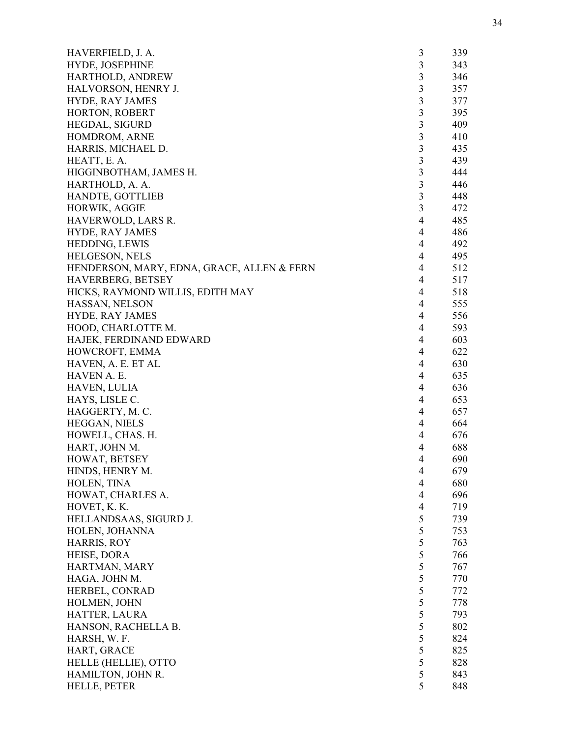| | | |
|---|---|---|
| HAVERFIELD, J. A. | 3 | 339 |
| HYDE, JOSEPHINE | 3 | 343 |
| HARTHOLD, ANDREW | 3 | 346 |
| HALVORSON, HENRY J. | 3 | 357 |
| HYDE, RAY JAMES | 3 | 377 |
| HORTON, ROBERT | 3 | 395 |
| HEGDAL, SIGURD | 3 | 409 |
| HOMDROM, ARNE | 3 | 410 |
| HARRIS, MICHAEL D. | 3 | 435 |
| HEATT, E. A. | 3 | 439 |
| HIGGINBOTHAM, JAMES H. | 3 | 444 |
| HARTHOLD, A. A. | 3 | 446 |
| HANDTE, GOTTLIEB | 3 | 448 |
| HORWIK, AGGIE | 3 | 472 |
| HAVERWOLD, LARS R. | 4 | 485 |
| HYDE, RAY JAMES | 4 | 486 |
| HEDDING, LEWIS | 4 | 492 |
| HELGESON, NELS | 4 | 495 |
| HENDERSON, MARY, EDNA, GRACE, ALLEN & FERN | 4 | 512 |
| HAVERBERG, BETSEY | 4 | 517 |
| HICKS, RAYMOND WILLIS, EDITH MAY | 4 | 518 |
| HASSAN, NELSON | 4 | 555 |
| HYDE, RAY JAMES | 4 | 556 |
| HOOD, CHARLOTTE M. | 4 | 593 |
| HAJEK, FERDINAND EDWARD | 4 | 603 |
| HOWCROFT, EMMA | 4 | 622 |
| HAVEN, A. E. ET AL | 4 | 630 |
| HAVEN A. E. | 4 | 635 |
| HAVEN, LULIA | 4 | 636 |
| HAYS, LISLE C. | 4 | 653 |
| HAGGERTY, M. C. | 4 | 657 |
| HEGGAN, NIELS | 4 | 664 |
| HOWELL, CHAS. H. | 4 | 676 |
| HART, JOHN M. | 4 | 688 |
| HOWAT, BETSEY | 4 | 690 |
| HINDS, HENRY M. | 4 | 679 |
| HOLEN, TINA | 4 | 680 |
| HOWAT, CHARLES A. | 4 | 696 |
| HOVET, K. K. | 4 | 719 |
| HELLANDSAAS, SIGURD J. | 5 | 739 |
| HOLEN, JOHANNA | 5 | 753 |
| HARRIS, ROY | 5 | 763 |
| HEISE, DORA | 5 | 766 |
| HARTMAN, MARY | 5 | 767 |
| HAGA, JOHN M. | 5 | 770 |
| HERBEL, CONRAD | 5 | 772 |
| HOLMEN, JOHN | 5 | 778 |
| HATTER, LAURA | 5 | 793 |
| HANSON, RACHELLA B. | 5 | 802 |
| HARSH, W. F. | 5 | 824 |
| HART, GRACE | 5 | 825 |
| HELLE (HELLIE), OTTO | 5 | 828 |
| HAMILTON, JOHN R. | 5 | 843 |
| HELLE, PETER | 5 | 848 |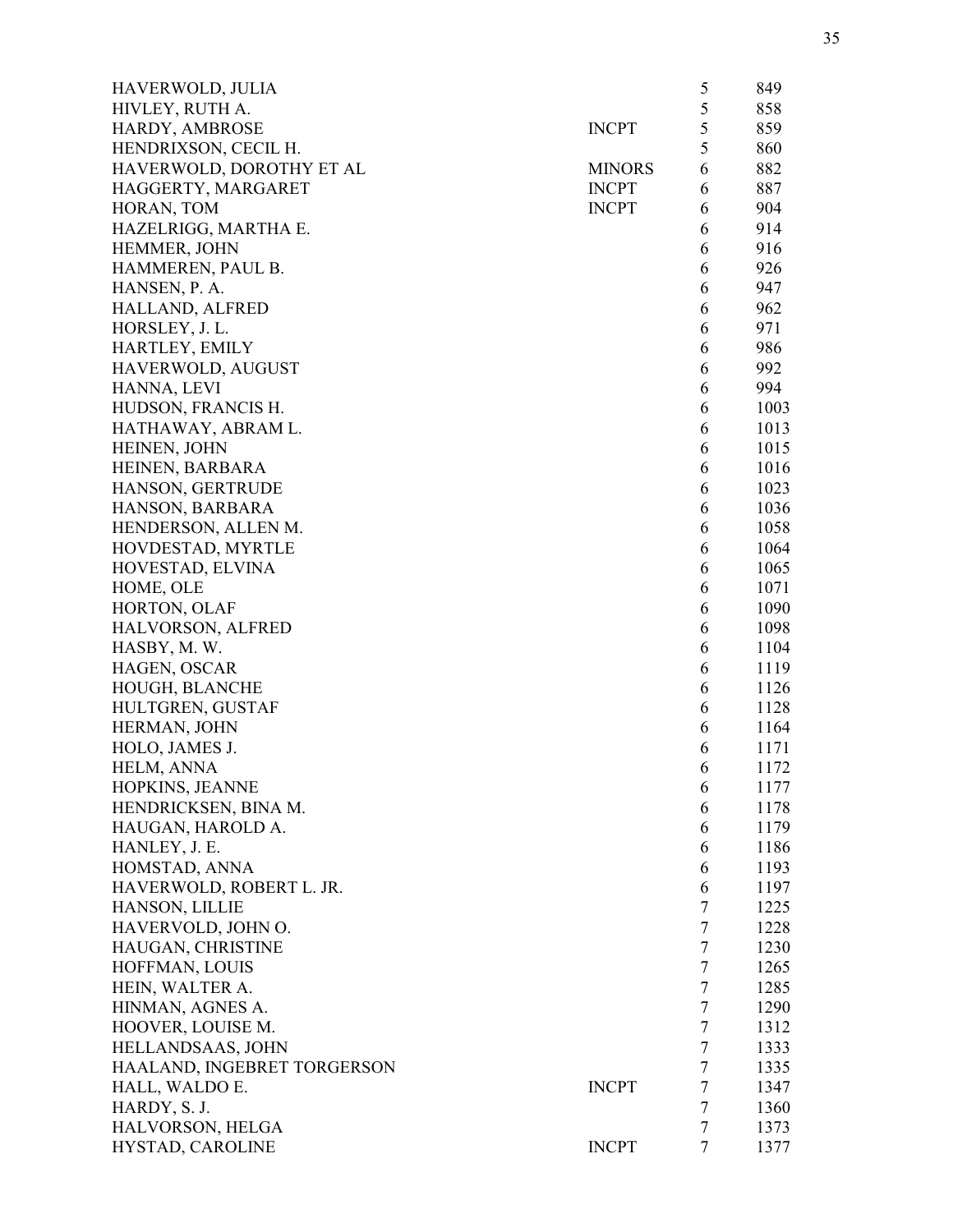| | | | |
|---|---|---|---|
| HAVERWOLD, JULIA | | 5 | 849 |
| HIVLEY, RUTH A. | | 5 | 858 |
| HARDY, AMBROSE | INCPT | 5 | 859 |
| HENDRIXSON, CECIL H. | | 5 | 860 |
| HAVERWOLD, DOROTHY ET AL | MINORS | 6 | 882 |
| HAGGERTY, MARGARET | INCPT | 6 | 887 |
| HORAN, TOM | INCPT | 6 | 904 |
| HAZELRIGG, MARTHA E. | | 6 | 914 |
| HEMMER, JOHN | | 6 | 916 |
| HAMMEREN, PAUL B. | | 6 | 926 |
| HANSEN, P. A. | | 6 | 947 |
| HALLAND, ALFRED | | 6 | 962 |
| HORSLEY, J. L. | | 6 | 971 |
| HARTLEY, EMILY | | 6 | 986 |
| HAVERWOLD, AUGUST | | 6 | 992 |
| HANNA, LEVI | | 6 | 994 |
| HUDSON, FRANCIS H. | | 6 | 1003 |
| HATHAWAY, ABRAM L. | | 6 | 1013 |
| HEINEN, JOHN | | 6 | 1015 |
| HEINEN, BARBARA | | 6 | 1016 |
| HANSON, GERTRUDE | | 6 | 1023 |
| HANSON, BARBARA | | 6 | 1036 |
| HENDERSON, ALLEN M. | | 6 | 1058 |
| HOVDESTAD, MYRTLE | | 6 | 1064 |
| HOVESTAD, ELVINA | | 6 | 1065 |
| HOME, OLE | | 6 | 1071 |
| HORTON, OLAF | | 6 | 1090 |
| HALVORSON, ALFRED | | 6 | 1098 |
| HASBY, M. W. | | 6 | 1104 |
| HAGEN, OSCAR | | 6 | 1119 |
| HOUGH, BLANCHE | | 6 | 1126 |
| HULTGREN, GUSTAF | | 6 | 1128 |
| HERMAN, JOHN | | 6 | 1164 |
| HOLO, JAMES J. | | 6 | 1171 |
| HELM, ANNA | | 6 | 1172 |
| HOPKINS, JEANNE | | 6 | 1177 |
| HENDRICKSEN, BINA M. | | 6 | 1178 |
| HAUGAN, HAROLD A. | | 6 | 1179 |
| HANLEY, J. E. | | 6 | 1186 |
| HOMSTAD, ANNA | | 6 | 1193 |
| HAVERWOLD, ROBERT L. JR. | | 6 | 1197 |
| HANSON, LILLIE | | 7 | 1225 |
| HAVERVOLD, JOHN O. | | 7 | 1228 |
| HAUGAN, CHRISTINE | | 7 | 1230 |
| HOFFMAN, LOUIS | | 7 | 1265 |
| HEIN, WALTER A. | | 7 | 1285 |
| HINMAN, AGNES A. | | 7 | 1290 |
| HOOVER, LOUISE M. | | 7 | 1312 |
| HELLANDSAAS, JOHN | | 7 | 1333 |
| HAALAND, INGEBRET TORGERSON | | 7 | 1335 |
| HALL, WALDO E. | INCPT | 7 | 1347 |
| HARDY, S. J. | | 7 | 1360 |
| HALVORSON, HELGA | | 7 | 1373 |
| HYSTAD, CAROLINE | INCPT | 7 | 1377 |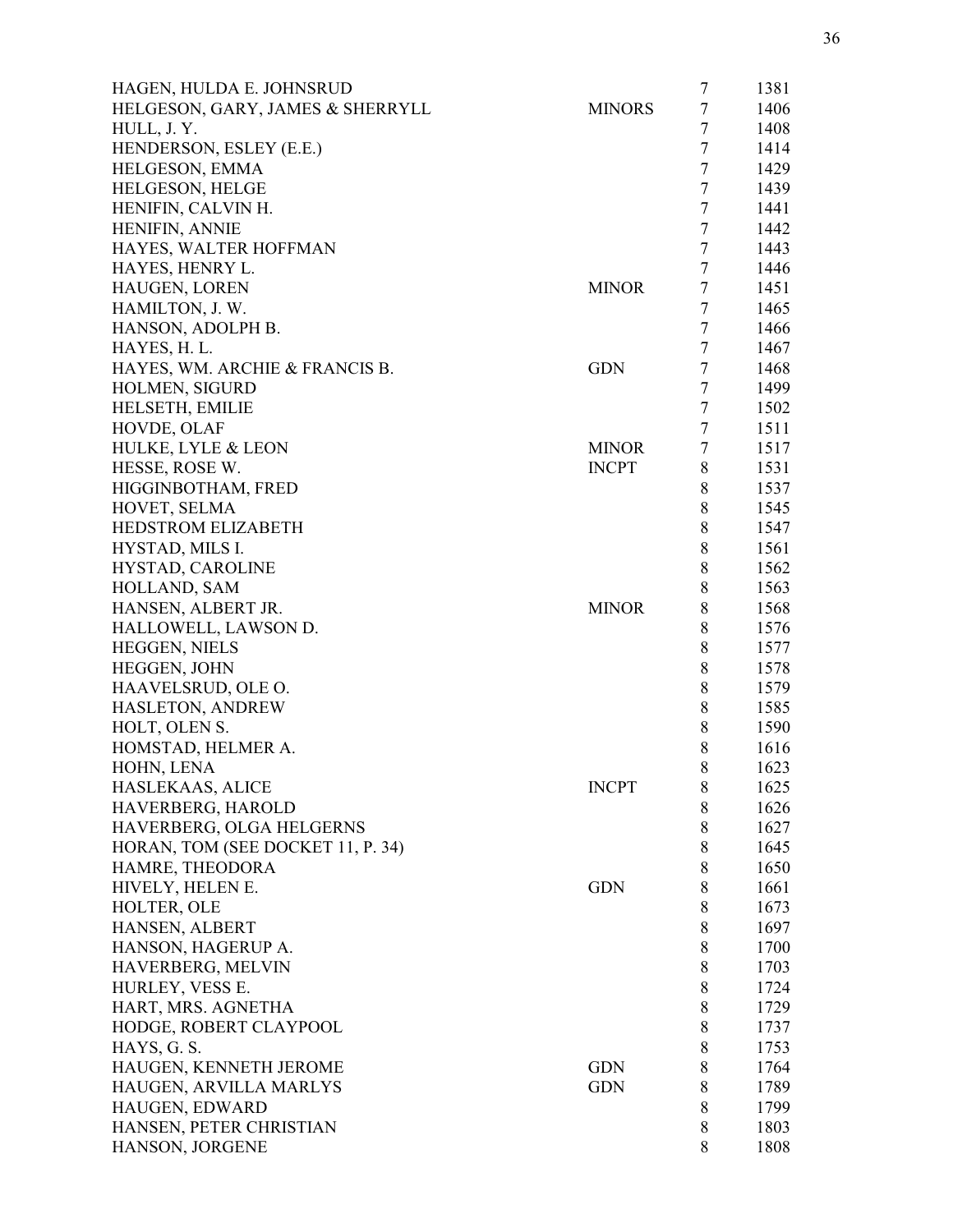| | | | |
|---|---|---|---|
| HAGEN, HULDA E. JOHNSRUD | | 7 | 1381 |
| HELGESON, GARY, JAMES & SHERRYLL | MINORS | 7 | 1406 |
| HULL, J. Y. | | 7 | 1408 |
| HENDERSON, ESLEY (E.E.) | | 7 | 1414 |
| HELGESON, EMMA | | 7 | 1429 |
| HELGESON, HELGE | | 7 | 1439 |
| HENIFIN, CALVIN H. | | 7 | 1441 |
| HENIFIN, ANNIE | | 7 | 1442 |
| HAYES, WALTER HOFFMAN | | 7 | 1443 |
| HAYES, HENRY L. | | 7 | 1446 |
| HAUGEN, LOREN | MINOR | 7 | 1451 |
| HAMILTON, J. W. | | 7 | 1465 |
| HANSON, ADOLPH B. | | 7 | 1466 |
| HAYES, H. L. | | 7 | 1467 |
| HAYES, WM. ARCHIE & FRANCIS B. | GDN | 7 | 1468 |
| HOLMEN, SIGURD | | 7 | 1499 |
| HELSETH, EMILIE | | 7 | 1502 |
| HOVDE, OLAF | | 7 | 1511 |
| HULKE, LYLE & LEON | MINOR | 7 | 1517 |
| HESSE, ROSE W. | INCPT | 8 | 1531 |
| HIGGINBOTHAM, FRED | | 8 | 1537 |
| HOVET, SELMA | | 8 | 1545 |
| HEDSTROM ELIZABETH | | 8 | 1547 |
| HYSTAD, MILS I. | | 8 | 1561 |
| HYSTAD, CAROLINE | | 8 | 1562 |
| HOLLAND, SAM | | 8 | 1563 |
| HANSEN, ALBERT JR. | MINOR | 8 | 1568 |
| HALLOWELL, LAWSON D. | | 8 | 1576 |
| HEGGEN, NIELS | | 8 | 1577 |
| HEGGEN, JOHN | | 8 | 1578 |
| HAAVELSRUD, OLE O. | | 8 | 1579 |
| HASLETON, ANDREW | | 8 | 1585 |
| HOLT, OLEN S. | | 8 | 1590 |
| HOMSTAD, HELMER A. | | 8 | 1616 |
| HOHN, LENA | | 8 | 1623 |
| HASLEKAAS, ALICE | INCPT | 8 | 1625 |
| HAVERBERG, HAROLD | | 8 | 1626 |
| HAVERBERG, OLGA HELGERNS | | 8 | 1627 |
| HORAN, TOM (SEE DOCKET 11, P. 34) | | 8 | 1645 |
| HAMRE, THEODORA | | 8 | 1650 |
| HIVELY, HELEN E. | GDN | 8 | 1661 |
| HOLTER, OLE | | 8 | 1673 |
| HANSEN, ALBERT | | 8 | 1697 |
| HANSON, HAGERUP A. | | 8 | 1700 |
| HAVERBERG, MELVIN | | 8 | 1703 |
| HURLEY, VESS E. | | 8 | 1724 |
| HART, MRS. AGNETHA | | 8 | 1729 |
| HODGE, ROBERT CLAYPOOL | | 8 | 1737 |
| HAYS, G. S. | | 8 | 1753 |
| HAUGEN, KENNETH JEROME | GDN | 8 | 1764 |
| HAUGEN, ARVILLA MARLYS | GDN | 8 | 1789 |
| HAUGEN, EDWARD | | 8 | 1799 |
| HANSEN, PETER CHRISTIAN | | 8 | 1803 |
| HANSON, JORGENE | | 8 | 1808 |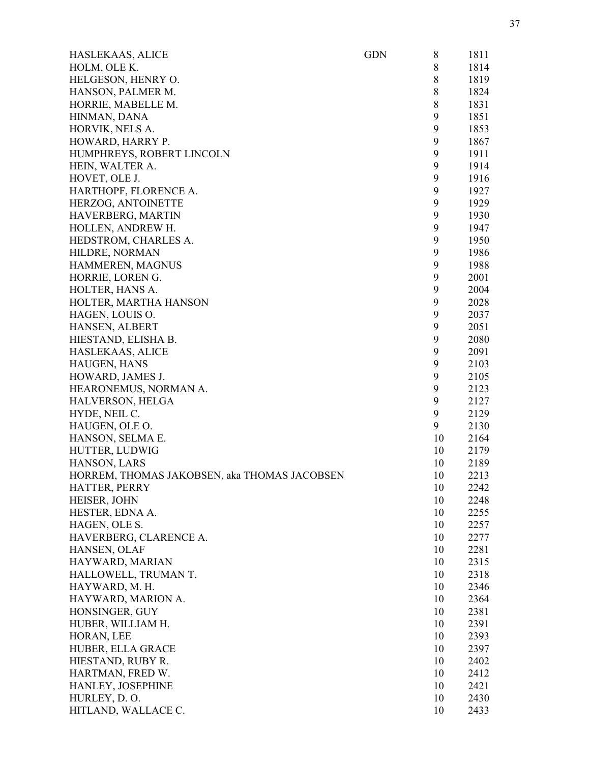| Name | | | |
|---|---|---|---|
| HASLEKAAS, ALICE | GDN | 8 | 1811 |
| HOLM, OLE K. | | 8 | 1814 |
| HELGESON, HENRY O. | | 8 | 1819 |
| HANSON, PALMER M. | | 8 | 1824 |
| HORRIE, MABELLE M. | | 8 | 1831 |
| HINMAN, DANA | | 9 | 1851 |
| HORVIK, NELS A. | | 9 | 1853 |
| HOWARD, HARRY P. | | 9 | 1867 |
| HUMPHREYS, ROBERT LINCOLN | | 9 | 1911 |
| HEIN, WALTER A. | | 9 | 1914 |
| HOVET, OLE J. | | 9 | 1916 |
| HARTHOPF, FLORENCE A. | | 9 | 1927 |
| HERZOG, ANTOINETTE | | 9 | 1929 |
| HAVERBERG, MARTIN | | 9 | 1930 |
| HOLLEN, ANDREW H. | | 9 | 1947 |
| HEDSTROM, CHARLES A. | | 9 | 1950 |
| HILDRE, NORMAN | | 9 | 1986 |
| HAMMEREN, MAGNUS | | 9 | 1988 |
| HORRIE, LOREN G. | | 9 | 2001 |
| HOLTER, HANS A. | | 9 | 2004 |
| HOLTER, MARTHA HANSON | | 9 | 2028 |
| HAGEN, LOUIS O. | | 9 | 2037 |
| HANSEN, ALBERT | | 9 | 2051 |
| HIESTAND, ELISHA B. | | 9 | 2080 |
| HASLEKAAS, ALICE | | 9 | 2091 |
| HAUGEN, HANS | | 9 | 2103 |
| HOWARD, JAMES J. | | 9 | 2105 |
| HEARONEMUS, NORMAN A. | | 9 | 2123 |
| HALVERSON, HELGA | | 9 | 2127 |
| HYDE, NEIL C. | | 9 | 2129 |
| HAUGEN, OLE O. | | 9 | 2130 |
| HANSON, SELMA E. | | 10 | 2164 |
| HUTTER, LUDWIG | | 10 | 2179 |
| HANSON, LARS | | 10 | 2189 |
| HORREM, THOMAS JAKOBSEN, aka THOMAS JACOBSEN | | 10 | 2213 |
| HATTER, PERRY | | 10 | 2242 |
| HEISER, JOHN | | 10 | 2248 |
| HESTER, EDNA A. | | 10 | 2255 |
| HAGEN, OLE S. | | 10 | 2257 |
| HAVERBERG, CLARENCE A. | | 10 | 2277 |
| HANSEN, OLAF | | 10 | 2281 |
| HAYWARD, MARIAN | | 10 | 2315 |
| HALLOWELL, TRUMAN T. | | 10 | 2318 |
| HAYWARD, M. H. | | 10 | 2346 |
| HAYWARD, MARION A. | | 10 | 2364 |
| HONSINGER, GUY | | 10 | 2381 |
| HUBER, WILLIAM H. | | 10 | 2391 |
| HORAN, LEE | | 10 | 2393 |
| HUBER, ELLA GRACE | | 10 | 2397 |
| HIESTAND, RUBY R. | | 10 | 2402 |
| HARTMAN, FRED W. | | 10 | 2412 |
| HANLEY, JOSEPHINE | | 10 | 2421 |
| HURLEY, D. O. | | 10 | 2430 |
| HITLAND, WALLACE C. | | 10 | 2433 |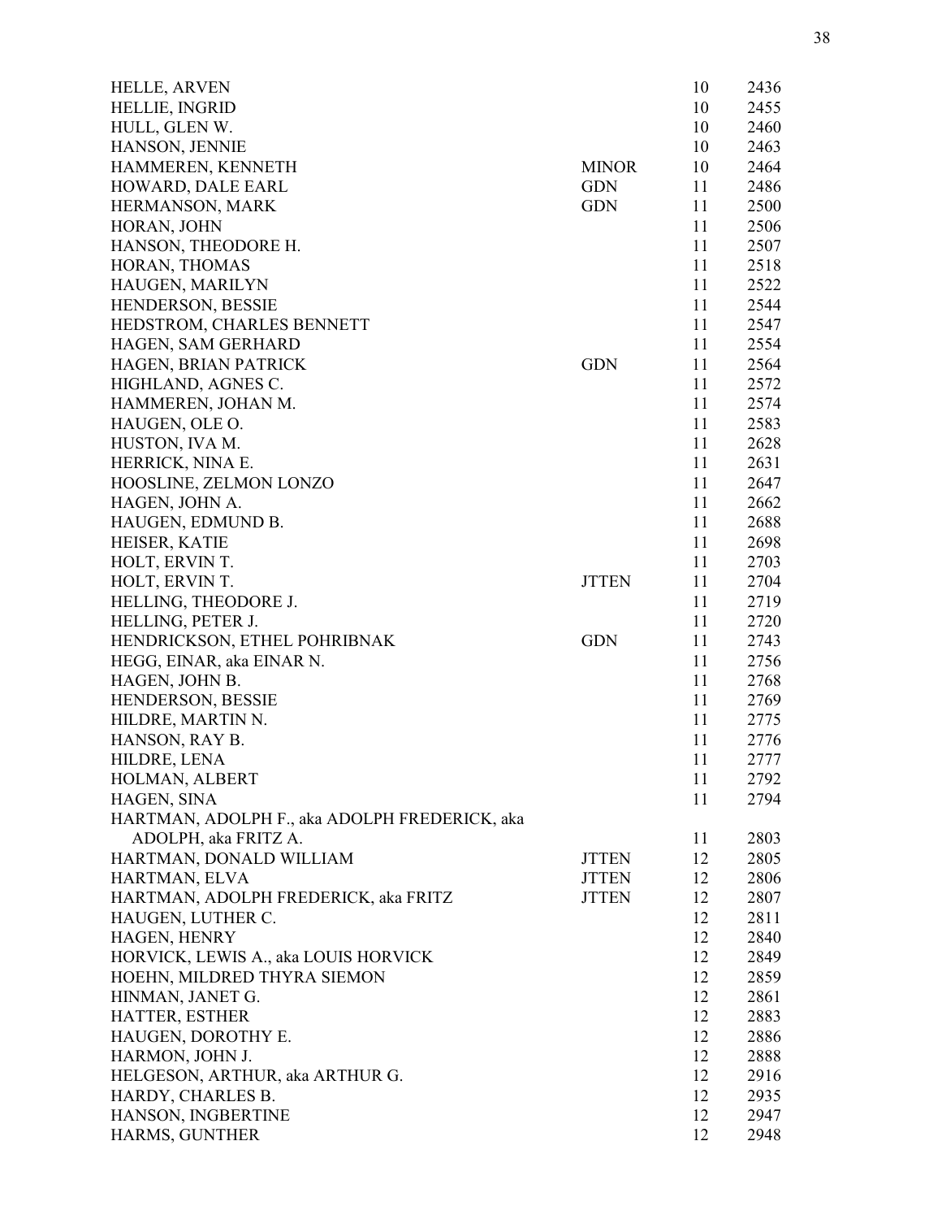| Name | Type | Book | Number |
|---|---|---|---|
| HELLE, ARVEN | | 10 | 2436 |
| HELLIE, INGRID | | 10 | 2455 |
| HULL, GLEN W. | | 10 | 2460 |
| HANSON, JENNIE | | 10 | 2463 |
| HAMMEREN, KENNETH | MINOR | 10 | 2464 |
| HOWARD, DALE EARL | GDN | 11 | 2486 |
| HERMANSON, MARK | GDN | 11 | 2500 |
| HORAN, JOHN | | 11 | 2506 |
| HANSON, THEODORE H. | | 11 | 2507 |
| HORAN, THOMAS | | 11 | 2518 |
| HAUGEN, MARILYN | | 11 | 2522 |
| HENDERSON, BESSIE | | 11 | 2544 |
| HEDSTROM, CHARLES BENNETT | | 11 | 2547 |
| HAGEN, SAM GERHARD | | 11 | 2554 |
| HAGEN, BRIAN PATRICK | GDN | 11 | 2564 |
| HIGHLAND, AGNES C. | | 11 | 2572 |
| HAMMEREN, JOHAN M. | | 11 | 2574 |
| HAUGEN, OLE O. | | 11 | 2583 |
| HUSTON, IVA M. | | 11 | 2628 |
| HERRICK, NINA E. | | 11 | 2631 |
| HOOSLINE, ZELMON LONZO | | 11 | 2647 |
| HAGEN, JOHN A. | | 11 | 2662 |
| HAUGEN, EDMUND B. | | 11 | 2688 |
| HEISER, KATIE | | 11 | 2698 |
| HOLT, ERVIN T. | | 11 | 2703 |
| HOLT, ERVIN T. | JTTEN | 11 | 2704 |
| HELLING, THEODORE J. | | 11 | 2719 |
| HELLING, PETER J. | | 11 | 2720 |
| HENDRICKSON, ETHEL POHRIBNAK | GDN | 11 | 2743 |
| HEGG, EINAR, aka EINAR N. | | 11 | 2756 |
| HAGEN, JOHN B. | | 11 | 2768 |
| HENDERSON, BESSIE | | 11 | 2769 |
| HILDRE, MARTIN N. | | 11 | 2775 |
| HANSON, RAY B. | | 11 | 2776 |
| HILDRE, LENA | | 11 | 2777 |
| HOLMAN, ALBERT | | 11 | 2792 |
| HAGEN, SINA | | 11 | 2794 |
| HARTMAN, ADOLPH F., aka ADOLPH FREDERICK, aka ADOLPH, aka FRITZ A. | | 11 | 2803 |
| HARTMAN, DONALD WILLIAM | JTTEN | 12 | 2805 |
| HARTMAN, ELVA | JTTEN | 12 | 2806 |
| HARTMAN, ADOLPH FREDERICK, aka FRITZ | JTTEN | 12 | 2807 |
| HAUGEN, LUTHER C. | | 12 | 2811 |
| HAGEN, HENRY | | 12 | 2840 |
| HORVICK, LEWIS A., aka LOUIS HORVICK | | 12 | 2849 |
| HOEHN, MILDRED THYRA SIEMON | | 12 | 2859 |
| HINMAN, JANET G. | | 12 | 2861 |
| HATTER, ESTHER | | 12 | 2883 |
| HAUGEN, DOROTHY E. | | 12 | 2886 |
| HARMON, JOHN J. | | 12 | 2888 |
| HELGESON, ARTHUR, aka ARTHUR G. | | 12 | 2916 |
| HARDY, CHARLES B. | | 12 | 2935 |
| HANSON, INGBERTINE | | 12 | 2947 |
| HARMS, GUNTHER | | 12 | 2948 |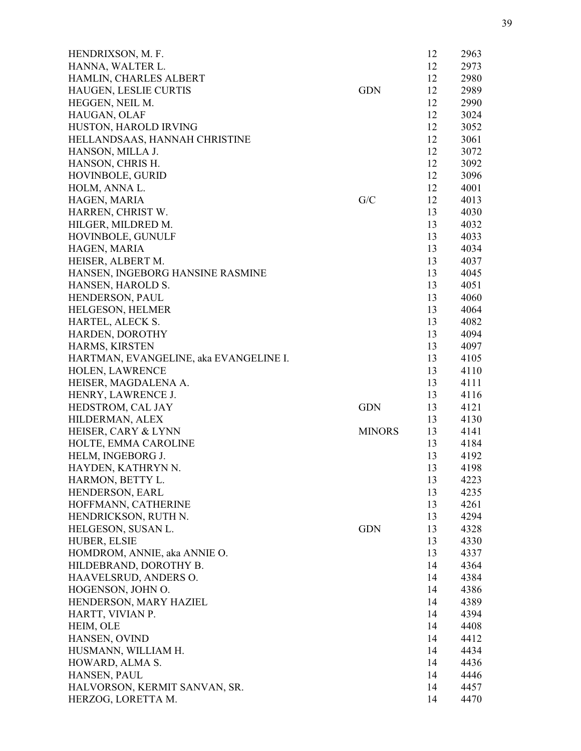| | | | |
|---|---|---|---|
| HENDRIXSON, M. F. | | 12 | 2963 |
| HANNA, WALTER L. | | 12 | 2973 |
| HAMLIN, CHARLES ALBERT | | 12 | 2980 |
| HAUGEN, LESLIE CURTIS | GDN | 12 | 2989 |
| HEGGEN, NEIL M. | | 12 | 2990 |
| HAUGAN, OLAF | | 12 | 3024 |
| HUSTON, HAROLD IRVING | | 12 | 3052 |
| HELLANDSAAS, HANNAH CHRISTINE | | 12 | 3061 |
| HANSON, MILLA J. | | 12 | 3072 |
| HANSON, CHRIS H. | | 12 | 3092 |
| HOVINBOLE, GURID | | 12 | 3096 |
| HOLM, ANNA L. | | 12 | 4001 |
| HAGEN, MARIA | G/C | 12 | 4013 |
| HARREN, CHRIST W. | | 13 | 4030 |
| HILGER, MILDRED M. | | 13 | 4032 |
| HOVINBOLE, GUNULF | | 13 | 4033 |
| HAGEN, MARIA | | 13 | 4034 |
| HEISER, ALBERT M. | | 13 | 4037 |
| HANSEN, INGEBORG HANSINE RASMINE | | 13 | 4045 |
| HANSEN, HAROLD S. | | 13 | 4051 |
| HENDERSON, PAUL | | 13 | 4060 |
| HELGESON, HELMER | | 13 | 4064 |
| HARTEL, ALECK S. | | 13 | 4082 |
| HARDEN, DOROTHY | | 13 | 4094 |
| HARMS, KIRSTEN | | 13 | 4097 |
| HARTMAN, EVANGELINE, aka EVANGELINE I. | | 13 | 4105 |
| HOLEN, LAWRENCE | | 13 | 4110 |
| HEISER, MAGDALENA A. | | 13 | 4111 |
| HENRY, LAWRENCE J. | | 13 | 4116 |
| HEDSTROM, CAL JAY | GDN | 13 | 4121 |
| HILDERMAN, ALEX | | 13 | 4130 |
| HEISER, CARY & LYNN | MINORS | 13 | 4141 |
| HOLTE, EMMA CAROLINE | | 13 | 4184 |
| HELM, INGEBORG J. | | 13 | 4192 |
| HAYDEN, KATHRYN N. | | 13 | 4198 |
| HARMON, BETTY L. | | 13 | 4223 |
| HENDERSON, EARL | | 13 | 4235 |
| HOFFMANN, CATHERINE | | 13 | 4261 |
| HENDRICKSON, RUTH N. | | 13 | 4294 |
| HELGESON, SUSAN L. | GDN | 13 | 4328 |
| HUBER, ELSIE | | 13 | 4330 |
| HOMDROM, ANNIE, aka ANNIE O. | | 13 | 4337 |
| HILDEBRAND, DOROTHY B. | | 14 | 4364 |
| HAAVELSRUD, ANDERS O. | | 14 | 4384 |
| HOGENSON, JOHN O. | | 14 | 4386 |
| HENDERSON, MARY HAZIEL | | 14 | 4389 |
| HARTT, VIVIAN P. | | 14 | 4394 |
| HEIM, OLE | | 14 | 4408 |
| HANSEN, OVIND | | 14 | 4412 |
| HUSMANN, WILLIAM H. | | 14 | 4434 |
| HOWARD, ALMA S. | | 14 | 4436 |
| HANSEN, PAUL | | 14 | 4446 |
| HALVORSON, KERMIT SANVAN, SR. | | 14 | 4457 |
| HERZOG, LORETTA M. | | 14 | 4470 |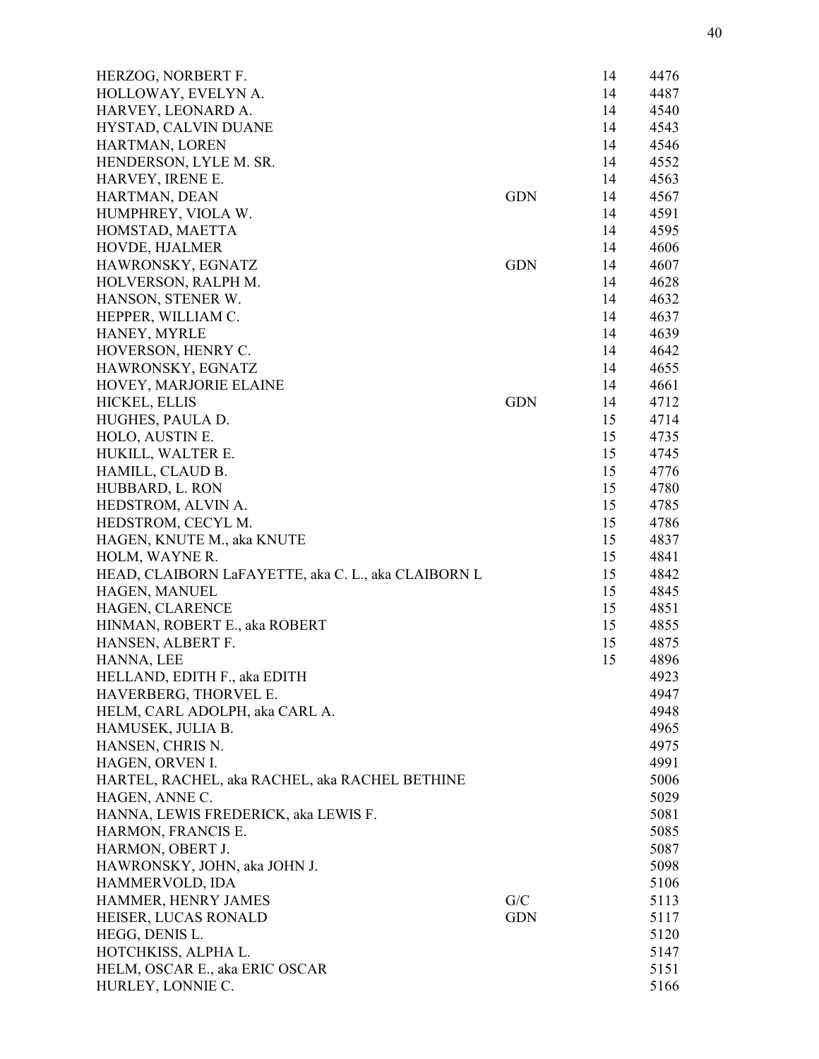| Name | Type | Book | Number |
|---|---|---|---|
| HERZOG, NORBERT F. | | 14 | 4476 |
| HOLLOWAY, EVELYN A. | | 14 | 4487 |
| HARVEY, LEONARD A. | | 14 | 4540 |
| HYSTAD, CALVIN DUANE | | 14 | 4543 |
| HARTMAN, LOREN | | 14 | 4546 |
| HENDERSON, LYLE M. SR. | | 14 | 4552 |
| HARVEY, IRENE E. | | 14 | 4563 |
| HARTMAN, DEAN | GDN | 14 | 4567 |
| HUMPHREY, VIOLA W. | | 14 | 4591 |
| HOMSTAD, MAETTA | | 14 | 4595 |
| HOVDE, HJALMER | | 14 | 4606 |
| HAWRONSKY, EGNATZ | GDN | 14 | 4607 |
| HOLVERSON, RALPH M. | | 14 | 4628 |
| HANSON, STENER W. | | 14 | 4632 |
| HEPPER, WILLIAM C. | | 14 | 4637 |
| HANEY, MYRLE | | 14 | 4639 |
| HOVERSON, HENRY C. | | 14 | 4642 |
| HAWRONSKY, EGNATZ | | 14 | 4655 |
| HOVEY, MARJORIE ELAINE | | 14 | 4661 |
| HICKEL, ELLIS | GDN | 14 | 4712 |
| HUGHES, PAULA D. | | 15 | 4714 |
| HOLO, AUSTIN E. | | 15 | 4735 |
| HUKILL, WALTER E. | | 15 | 4745 |
| HAMILL, CLAUD B. | | 15 | 4776 |
| HUBBARD, L. RON | | 15 | 4780 |
| HEDSTROM, ALVIN A. | | 15 | 4785 |
| HEDSTROM, CECYL M. | | 15 | 4786 |
| HAGEN, KNUTE M., aka KNUTE | | 15 | 4837 |
| HOLM, WAYNE R. | | 15 | 4841 |
| HEAD, CLAIBORN LaFAYETTE, aka C. L., aka CLAIBORN L | | 15 | 4842 |
| HAGEN, MANUEL | | 15 | 4845 |
| HAGEN, CLARENCE | | 15 | 4851 |
| HINMAN, ROBERT E., aka ROBERT | | 15 | 4855 |
| HANSEN, ALBERT F. | | 15 | 4875 |
| HANNA, LEE | | 15 | 4896 |
| HELLAND, EDITH F., aka EDITH | | | 4923 |
| HAVERBERG, THORVEL E. | | | 4947 |
| HELM, CARL ADOLPH, aka CARL A. | | | 4948 |
| HAMUSEK, JULIA B. | | | 4965 |
| HANSEN, CHRIS N. | | | 4975 |
| HAGEN, ORVEN I. | | | 4991 |
| HARTEL, RACHEL, aka RACHEL, aka RACHEL BETHINE | | | 5006 |
| HAGEN, ANNE C. | | | 5029 |
| HANNA, LEWIS FREDERICK, aka LEWIS F. | | | 5081 |
| HARMON, FRANCIS E. | | | 5085 |
| HARMON, OBERT J. | | | 5087 |
| HAWRONSKY, JOHN, aka JOHN J. | | | 5098 |
| HAMMERVOLD, IDA | | | 5106 |
| HAMMER, HENRY JAMES | G/C | | 5113 |
| HEISER, LUCAS RONALD | GDN | | 5117 |
| HEGG, DENIS L. | | | 5120 |
| HOTCHKISS, ALPHA L. | | | 5147 |
| HELM, OSCAR E., aka ERIC OSCAR | | | 5151 |
| HURLEY, LONNIE C. | | | 5166 |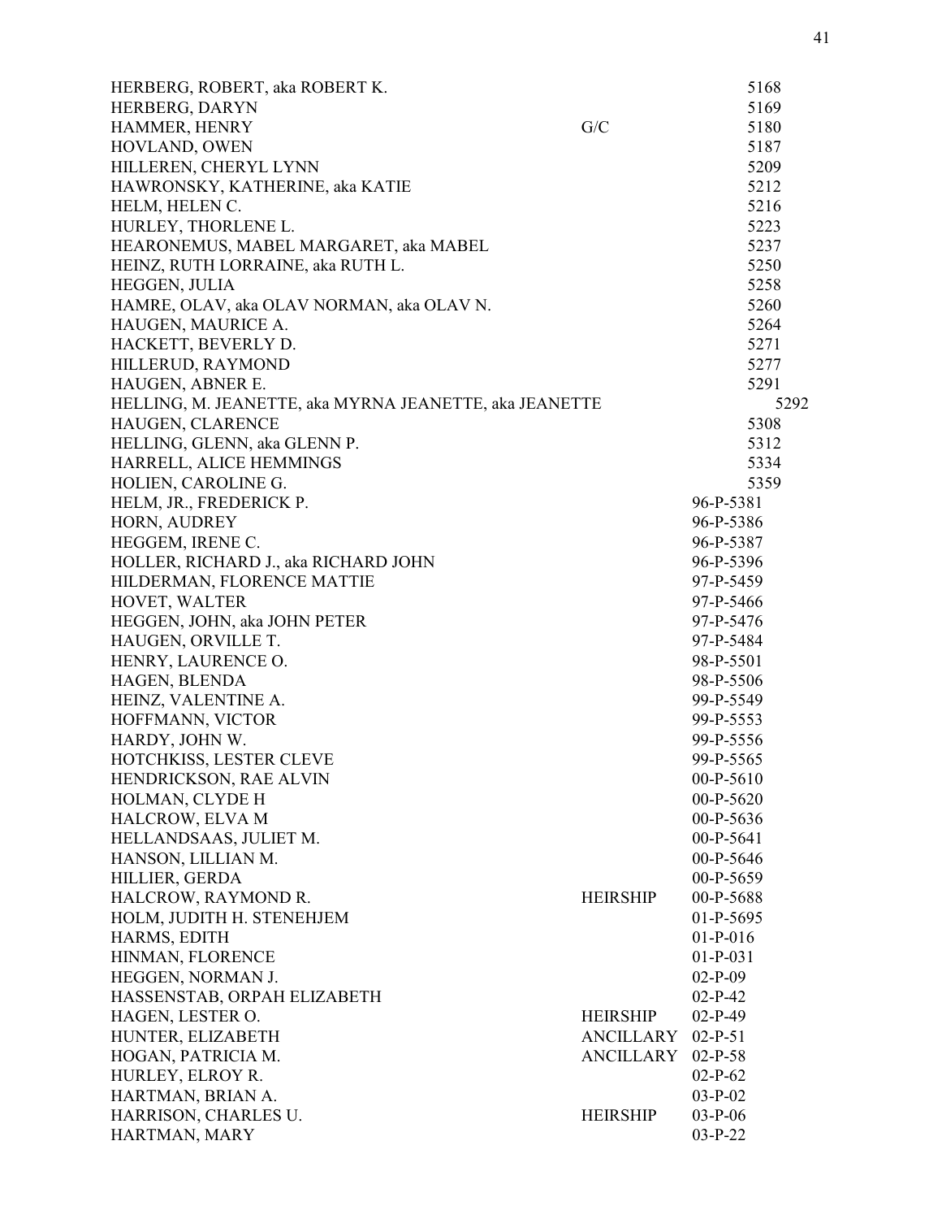| Name | Type | Number |
|---|---|---|
| HERBERG, ROBERT, aka ROBERT K. | | 5168 |
| HERBERG, DARYN | | 5169 |
| HAMMER, HENRY | G/C | 5180 |
| HOVLAND, OWEN | | 5187 |
| HILLEREN, CHERYL LYNN | | 5209 |
| HAWRONSKY, KATHERINE, aka KATIE | | 5212 |
| HELM, HELEN C. | | 5216 |
| HURLEY, THORLENE L. | | 5223 |
| HEARONEMUS, MABEL MARGARET, aka MABEL | | 5237 |
| HEINZ, RUTH LORRAINE, aka RUTH L. | | 5250 |
| HEGGEN, JULIA | | 5258 |
| HAMRE, OLAV, aka OLAV NORMAN, aka OLAV N. | | 5260 |
| HAUGEN, MAURICE A. | | 5264 |
| HACKETT, BEVERLY D. | | 5271 |
| HILLERUD, RAYMOND | | 5277 |
| HAUGEN, ABNER E. | | 5291 |
| HELLING, M. JEANETTE, aka MYRNA JEANETTE, aka JEANETTE | | 5292 |
| HAUGEN, CLARENCE | | 5308 |
| HELLING, GLENN, aka GLENN P. | | 5312 |
| HARRELL, ALICE HEMMINGS | | 5334 |
| HOLIEN, CAROLINE G. | | 5359 |
| HELM, JR., FREDERICK P. | | 96-P-5381 |
| HORN, AUDREY | | 96-P-5386 |
| HEGGEM, IRENE C. | | 96-P-5387 |
| HOLLER, RICHARD J., aka RICHARD JOHN | | 96-P-5396 |
| HILDERMAN, FLORENCE MATTIE | | 97-P-5459 |
| HOVET, WALTER | | 97-P-5466 |
| HEGGEN, JOHN, aka JOHN PETER | | 97-P-5476 |
| HAUGEN, ORVILLE T. | | 97-P-5484 |
| HENRY, LAURENCE O. | | 98-P-5501 |
| HAGEN, BLENDA | | 98-P-5506 |
| HEINZ, VALENTINE A. | | 99-P-5549 |
| HOFFMANN, VICTOR | | 99-P-5553 |
| HARDY, JOHN W. | | 99-P-5556 |
| HOTCHKISS, LESTER CLEVE | | 99-P-5565 |
| HENDRICKSON, RAE ALVIN | | 00-P-5610 |
| HOLMAN, CLYDE H | | 00-P-5620 |
| HALCROW, ELVA M | | 00-P-5636 |
| HELLANDSAAS, JULIET M. | | 00-P-5641 |
| HANSON, LILLIAN M. | | 00-P-5646 |
| HILLIER, GERDA | | 00-P-5659 |
| HALCROW, RAYMOND R. | HEIRSHIP | 00-P-5688 |
| HOLM, JUDITH H. STENEHJEM | | 01-P-5695 |
| HARMS, EDITH | | 01-P-016 |
| HINMAN, FLORENCE | | 01-P-031 |
| HEGGEN, NORMAN J. | | 02-P-09 |
| HASSENSTAB, ORPAH ELIZABETH | | 02-P-42 |
| HAGEN, LESTER O. | HEIRSHIP | 02-P-49 |
| HUNTER, ELIZABETH | ANCILLARY | 02-P-51 |
| HOGAN, PATRICIA M. | ANCILLARY | 02-P-58 |
| HURLEY, ELROY R. | | 02-P-62 |
| HARTMAN, BRIAN A. | | 03-P-02 |
| HARRISON, CHARLES U. | HEIRSHIP | 03-P-06 |
| HARTMAN, MARY | | 03-P-22 |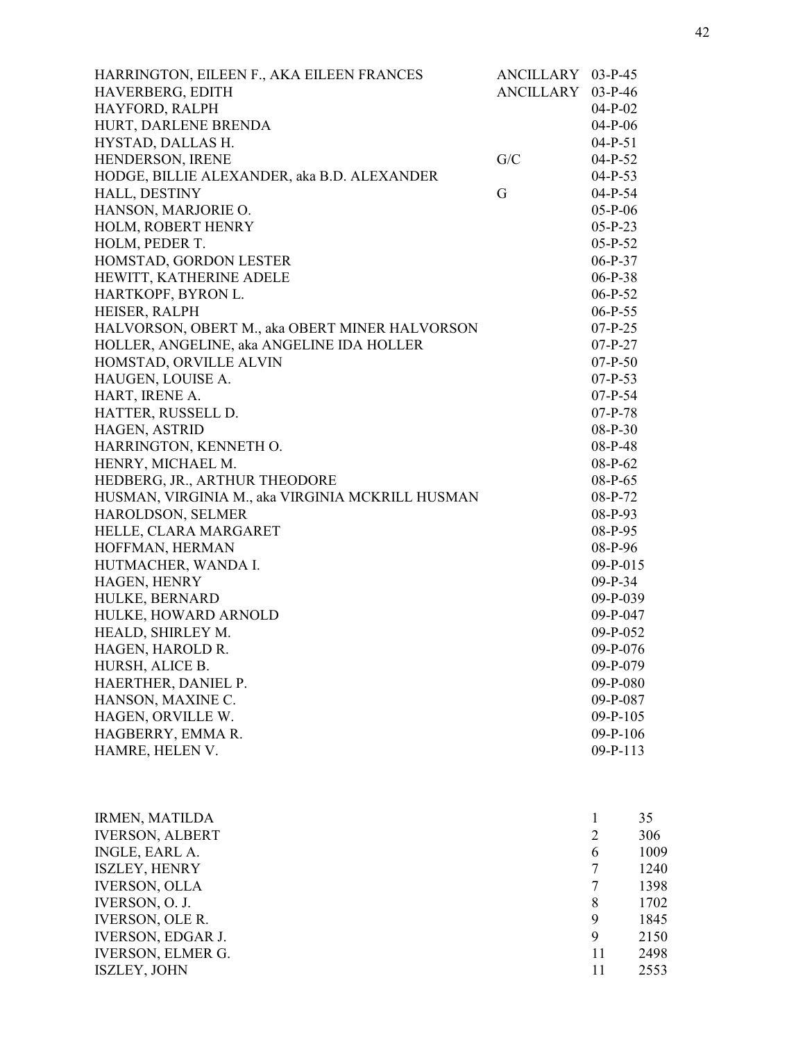| | | |
|---|---|---|
| HARRINGTON, EILEEN F., AKA EILEEN FRANCES | ANCILLARY | 03-P-45 |
| HAVERBERG, EDITH | ANCILLARY | 03-P-46 |
| HAYFORD, RALPH | | 04-P-02 |
| HURT, DARLENE BRENDA | | 04-P-06 |
| HYSTAD, DALLAS H. | | 04-P-51 |
| HENDERSON, IRENE | G/C | 04-P-52 |
| HODGE, BILLIE ALEXANDER, aka B.D. ALEXANDER | | 04-P-53 |
| HALL, DESTINY | G | 04-P-54 |
| HANSON, MARJORIE O. | | 05-P-06 |
| HOLM, ROBERT HENRY | | 05-P-23 |
| HOLM, PEDER T. | | 05-P-52 |
| HOMSTAD, GORDON LESTER | | 06-P-37 |
| HEWITT, KATHERINE ADELE | | 06-P-38 |
| HARTKOPF, BYRON L. | | 06-P-52 |
| HEISER, RALPH | | 06-P-55 |
| HALVORSON, OBERT M., aka OBERT MINER HALVORSON | | 07-P-25 |
| HOLLER, ANGELINE, aka ANGELINE IDA HOLLER | | 07-P-27 |
| HOMSTAD, ORVILLE ALVIN | | 07-P-50 |
| HAUGEN, LOUISE A. | | 07-P-53 |
| HART, IRENE A. | | 07-P-54 |
| HATTER, RUSSELL D. | | 07-P-78 |
| HAGEN, ASTRID | | 08-P-30 |
| HARRINGTON, KENNETH O. | | 08-P-48 |
| HENRY, MICHAEL M. | | 08-P-62 |
| HEDBERG, JR., ARTHUR THEODORE | | 08-P-65 |
| HUSMAN, VIRGINIA M., aka VIRGINIA MCKRILL HUSMAN | | 08-P-72 |
| HAROLDSON, SELMER | | 08-P-93 |
| HELLE, CLARA MARGARET | | 08-P-95 |
| HOFFMAN, HERMAN | | 08-P-96 |
| HUTMACHER, WANDA I. | | 09-P-015 |
| HAGEN, HENRY | | 09-P-34 |
| HULKE, BERNARD | | 09-P-039 |
| HULKE, HOWARD ARNOLD | | 09-P-047 |
| HEALD, SHIRLEY M. | | 09-P-052 |
| HAGEN, HAROLD R. | | 09-P-076 |
| HURSH, ALICE B. | | 09-P-079 |
| HAERTHER, DANIEL P. | | 09-P-080 |
| HANSON, MAXINE C. | | 09-P-087 |
| HAGEN, ORVILLE W. | | 09-P-105 |
| HAGBERRY, EMMA R. | | 09-P-106 |
| HAMRE, HELEN V. | | 09-P-113 |

| | | |
|---|---|---|
| IRMEN, MATILDA | 1 | 35 |
| IVERSON, ALBERT | 2 | 306 |
| INGLE, EARL A. | 6 | 1009 |
| ISZLEY, HENRY | 7 | 1240 |
| IVERSON, OLLA | 7 | 1398 |
| IVERSON, O. J. | 8 | 1702 |
| IVERSON, OLE R. | 9 | 1845 |
| IVERSON, EDGAR J. | 9 | 2150 |
| IVERSON, ELMER G. | 11 | 2498 |
| ISZLEY, JOHN | 11 | 2553 |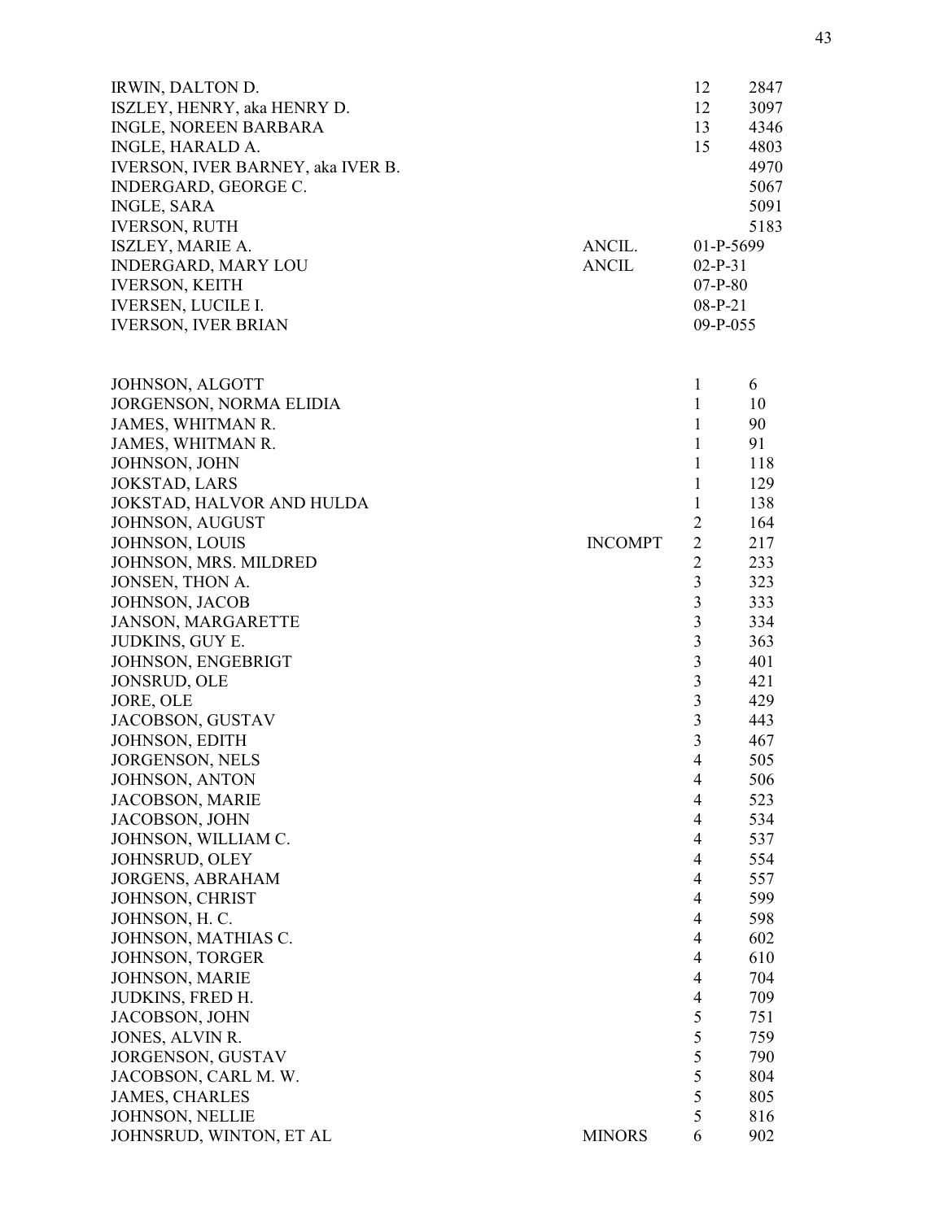| Name | Note | Volume | Number |
|---|---|---|---|
| IRWIN, DALTON D. | | 12 | 2847 |
| ISZLEY, HENRY, aka HENRY D. | | 12 | 3097 |
| INGLE, NOREEN BARBARA | | 13 | 4346 |
| INGLE, HARALD A. | | 15 | 4803 |
| IVERSON, IVER BARNEY, aka IVER B. | | | 4970 |
| INDERGARD, GEORGE C. | | | 5067 |
| INGLE, SARA | | | 5091 |
| IVERSON, RUTH | | | 5183 |
| ISZLEY, MARIE A. | ANCIL. | 01-P-5699 | |
| INDERGARD, MARY LOU | ANCIL | 02-P-31 | |
| IVERSON, KEITH | | 07-P-80 | |
| IVERSEN, LUCILE I. | | 08-P-21 | |
| IVERSON, IVER BRIAN | | 09-P-055 | |

| Name | Note | Volume | Number |
|---|---|---|---|
| JOHNSON, ALGOTT | | 1 | 6 |
| JORGENSON, NORMA ELIDIA | | 1 | 10 |
| JAMES, WHITMAN R. | | 1 | 90 |
| JAMES, WHITMAN R. | | 1 | 91 |
| JOHNSON, JOHN | | 1 | 118 |
| JOKSTAD, LARS | | 1 | 129 |
| JOKSTAD, HALVOR AND HULDA | | 1 | 138 |
| JOHNSON, AUGUST | | 2 | 164 |
| JOHNSON, LOUIS | INCOMPT | 2 | 217 |
| JOHNSON, MRS. MILDRED | | 2 | 233 |
| JONSEN, THON A. | | 3 | 323 |
| JOHNSON, JACOB | | 3 | 333 |
| JANSON, MARGARETTE | | 3 | 334 |
| JUDKINS, GUY E. | | 3 | 363 |
| JOHNSON, ENGEBRIGT | | 3 | 401 |
| JONSRUD, OLE | | 3 | 421 |
| JORE, OLE | | 3 | 429 |
| JACOBSON, GUSTAV | | 3 | 443 |
| JOHNSON, EDITH | | 3 | 467 |
| JORGENSON, NELS | | 4 | 505 |
| JOHNSON, ANTON | | 4 | 506 |
| JACOBSON, MARIE | | 4 | 523 |
| JACOBSON, JOHN | | 4 | 534 |
| JOHNSON, WILLIAM C. | | 4 | 537 |
| JOHNSRUD, OLEY | | 4 | 554 |
| JORGENS, ABRAHAM | | 4 | 557 |
| JOHNSON, CHRIST | | 4 | 599 |
| JOHNSON, H. C. | | 4 | 598 |
| JOHNSON, MATHIAS C. | | 4 | 602 |
| JOHNSON, TORGER | | 4 | 610 |
| JOHNSON, MARIE | | 4 | 704 |
| JUDKINS, FRED H. | | 4 | 709 |
| JACOBSON, JOHN | | 5 | 751 |
| JONES, ALVIN R. | | 5 | 759 |
| JORGENSON, GUSTAV | | 5 | 790 |
| JACOBSON, CARL M. W. | | 5 | 804 |
| JAMES, CHARLES | | 5 | 805 |
| JOHNSON, NELLIE | | 5 | 816 |
| JOHNSRUD, WINTON, ET AL | MINORS | 6 | 902 |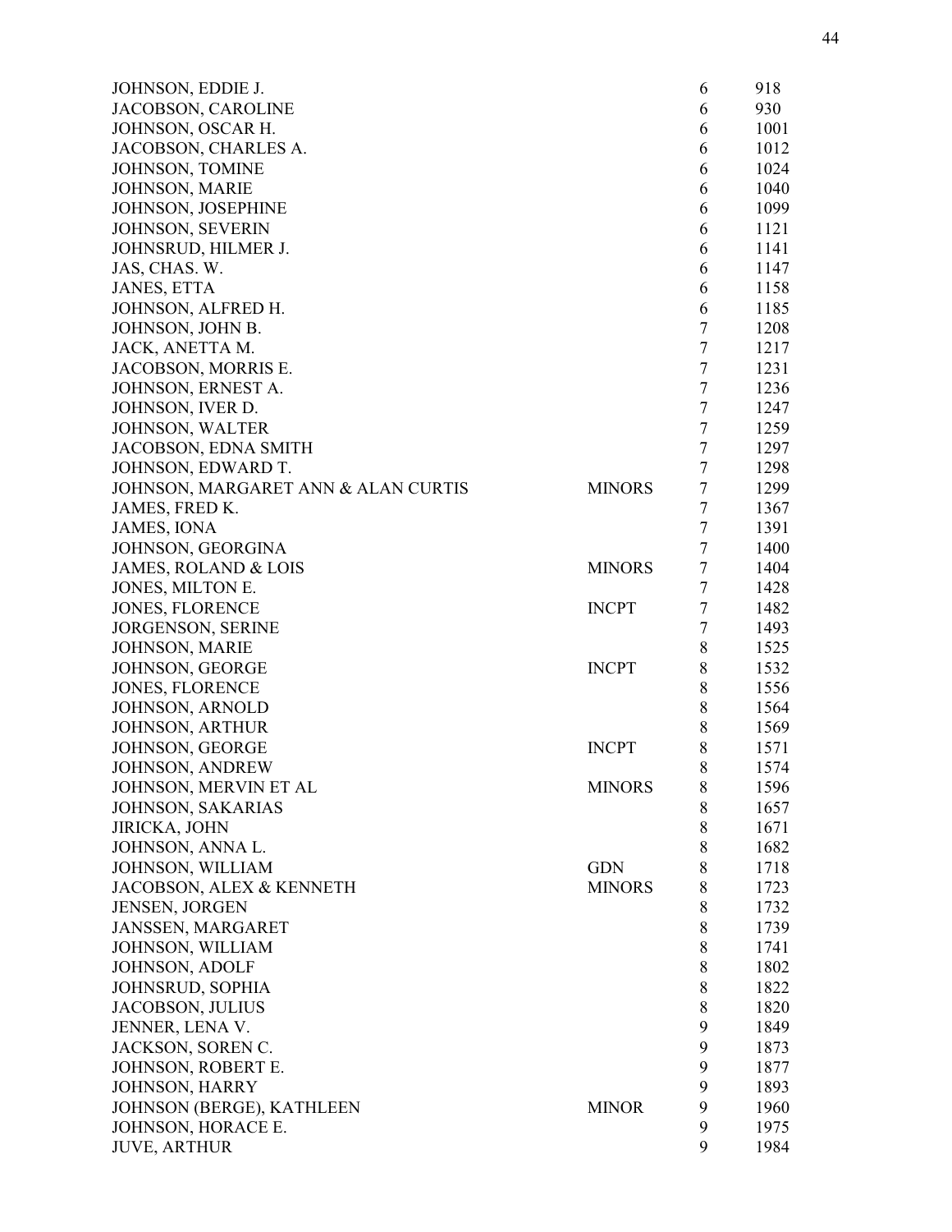| | | | |
|---|---|---|---|
| JOHNSON, EDDIE J. | | 6 | 918 |
| JACOBSON, CAROLINE | | 6 | 930 |
| JOHNSON, OSCAR H. | | 6 | 1001 |
| JACOBSON, CHARLES A. | | 6 | 1012 |
| JOHNSON, TOMINE | | 6 | 1024 |
| JOHNSON, MARIE | | 6 | 1040 |
| JOHNSON, JOSEPHINE | | 6 | 1099 |
| JOHNSON, SEVERIN | | 6 | 1121 |
| JOHNSRUD, HILMER J. | | 6 | 1141 |
| JAS, CHAS. W. | | 6 | 1147 |
| JANES, ETTA | | 6 | 1158 |
| JOHNSON, ALFRED H. | | 6 | 1185 |
| JOHNSON, JOHN B. | | 7 | 1208 |
| JACK, ANETTA M. | | 7 | 1217 |
| JACOBSON, MORRIS E. | | 7 | 1231 |
| JOHNSON, ERNEST A. | | 7 | 1236 |
| JOHNSON, IVER D. | | 7 | 1247 |
| JOHNSON, WALTER | | 7 | 1259 |
| JACOBSON, EDNA SMITH | | 7 | 1297 |
| JOHNSON, EDWARD T. | | 7 | 1298 |
| JOHNSON, MARGARET ANN & ALAN CURTIS | MINORS | 7 | 1299 |
| JAMES, FRED K. | | 7 | 1367 |
| JAMES, IONA | | 7 | 1391 |
| JOHNSON, GEORGINA | | 7 | 1400 |
| JAMES, ROLAND & LOIS | MINORS | 7 | 1404 |
| JONES, MILTON E. | | 7 | 1428 |
| JONES, FLORENCE | INCPT | 7 | 1482 |
| JORGENSON, SERINE | | 7 | 1493 |
| JOHNSON, MARIE | | 8 | 1525 |
| JOHNSON, GEORGE | INCPT | 8 | 1532 |
| JONES, FLORENCE | | 8 | 1556 |
| JOHNSON, ARNOLD | | 8 | 1564 |
| JOHNSON, ARTHUR | | 8 | 1569 |
| JOHNSON, GEORGE | INCPT | 8 | 1571 |
| JOHNSON, ANDREW | | 8 | 1574 |
| JOHNSON, MERVIN ET AL | MINORS | 8 | 1596 |
| JOHNSON, SAKARIAS | | 8 | 1657 |
| JIRICKA, JOHN | | 8 | 1671 |
| JOHNSON, ANNA L. | | 8 | 1682 |
| JOHNSON, WILLIAM | GDN | 8 | 1718 |
| JACOBSON, ALEX & KENNETH | MINORS | 8 | 1723 |
| JENSEN, JORGEN | | 8 | 1732 |
| JANSSEN, MARGARET | | 8 | 1739 |
| JOHNSON, WILLIAM | | 8 | 1741 |
| JOHNSON, ADOLF | | 8 | 1802 |
| JOHNSRUD, SOPHIA | | 8 | 1822 |
| JACOBSON, JULIUS | | 8 | 1820 |
| JENNER, LENA V. | | 9 | 1849 |
| JACKSON, SOREN C. | | 9 | 1873 |
| JOHNSON, ROBERT E. | | 9 | 1877 |
| JOHNSON, HARRY | | 9 | 1893 |
| JOHNSON (BERGE), KATHLEEN | MINOR | 9 | 1960 |
| JOHNSON, HORACE E. | | 9 | 1975 |
| JUVE, ARTHUR | | 9 | 1984 |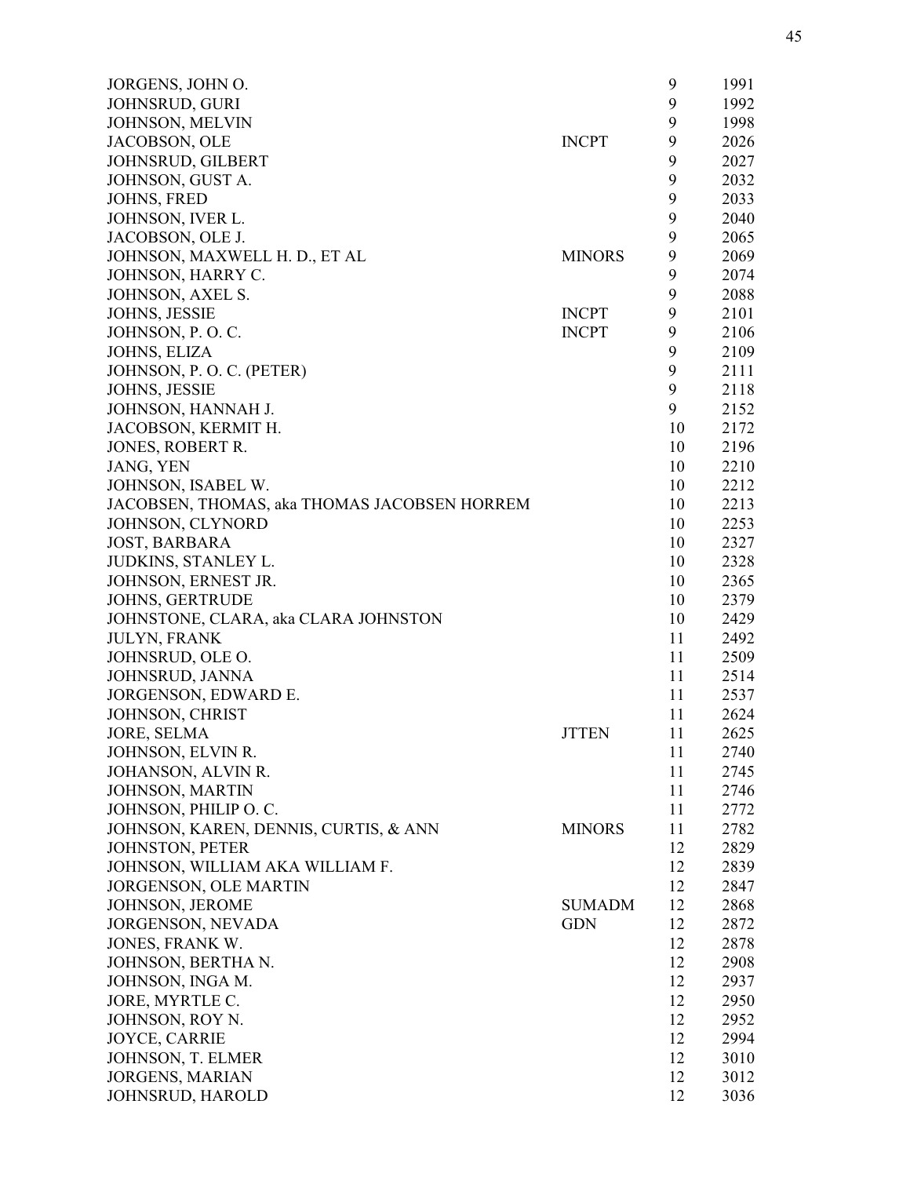| | | | |
|---|---|---|---|
| JORGENS, JOHN O. | | 9 | 1991 |
| JOHNSRUD, GURI | | 9 | 1992 |
| JOHNSON, MELVIN | | 9 | 1998 |
| JACOBSON, OLE | INCPT | 9 | 2026 |
| JOHNSRUD, GILBERT | | 9 | 2027 |
| JOHNSON, GUST A. | | 9 | 2032 |
| JOHNS, FRED | | 9 | 2033 |
| JOHNSON, IVER L. | | 9 | 2040 |
| JACOBSON, OLE J. | | 9 | 2065 |
| JOHNSON, MAXWELL H. D., ET AL | MINORS | 9 | 2069 |
| JOHNSON, HARRY C. | | 9 | 2074 |
| JOHNSON, AXEL S. | | 9 | 2088 |
| JOHNS, JESSIE | INCPT | 9 | 2101 |
| JOHNSON, P. O. C. | INCPT | 9 | 2106 |
| JOHNS, ELIZA | | 9 | 2109 |
| JOHNSON, P. O. C. (PETER) | | 9 | 2111 |
| JOHNS, JESSIE | | 9 | 2118 |
| JOHNSON, HANNAH J. | | 9 | 2152 |
| JACOBSON, KERMIT H. | | 10 | 2172 |
| JONES, ROBERT R. | | 10 | 2196 |
| JANG, YEN | | 10 | 2210 |
| JOHNSON, ISABEL W. | | 10 | 2212 |
| JACOBSEN, THOMAS, aka THOMAS JACOBSEN HORREM | | 10 | 2213 |
| JOHNSON, CLYNORD | | 10 | 2253 |
| JOST, BARBARA | | 10 | 2327 |
| JUDKINS, STANLEY L. | | 10 | 2328 |
| JOHNSON, ERNEST JR. | | 10 | 2365 |
| JOHNS, GERTRUDE | | 10 | 2379 |
| JOHNSTONE, CLARA, aka CLARA JOHNSTON | | 10 | 2429 |
| JULYN, FRANK | | 11 | 2492 |
| JOHNSRUD, OLE O. | | 11 | 2509 |
| JOHNSRUD, JANNA | | 11 | 2514 |
| JORGENSON, EDWARD E. | | 11 | 2537 |
| JOHNSON, CHRIST | | 11 | 2624 |
| JORE, SELMA | JTTEN | 11 | 2625 |
| JOHNSON, ELVIN R. | | 11 | 2740 |
| JOHANSON, ALVIN R. | | 11 | 2745 |
| JOHNSON, MARTIN | | 11 | 2746 |
| JOHNSON, PHILIP O. C. | | 11 | 2772 |
| JOHNSON, KAREN, DENNIS, CURTIS, & ANN | MINORS | 11 | 2782 |
| JOHNSTON, PETER | | 12 | 2829 |
| JOHNSON, WILLIAM AKA WILLIAM F. | | 12 | 2839 |
| JORGENSON, OLE MARTIN | | 12 | 2847 |
| JOHNSON, JEROME | SUMADM | 12 | 2868 |
| JORGENSON, NEVADA | GDN | 12 | 2872 |
| JONES, FRANK W. | | 12 | 2878 |
| JOHNSON, BERTHA N. | | 12 | 2908 |
| JOHNSON, INGA M. | | 12 | 2937 |
| JORE, MYRTLE C. | | 12 | 2950 |
| JOHNSON, ROY N. | | 12 | 2952 |
| JOYCE, CARRIE | | 12 | 2994 |
| JOHNSON, T. ELMER | | 12 | 3010 |
| JORGENS, MARIAN | | 12 | 3012 |
| JOHNSRUD, HAROLD | | 12 | 3036 |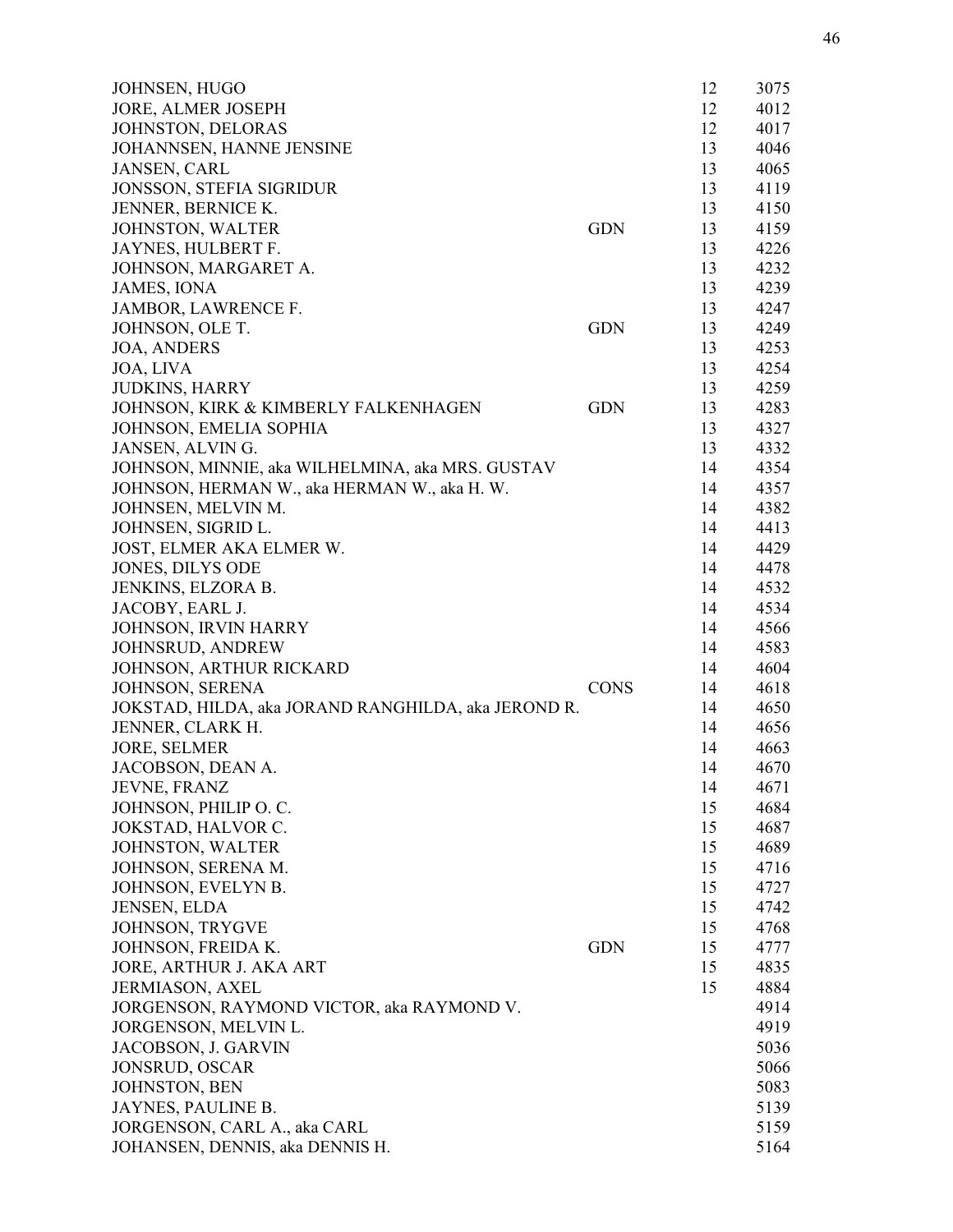| Name | Type | Vol. | No. |
|---|---|---|---|
| JOHNSEN, HUGO | | 12 | 3075 |
| JORE, ALMER JOSEPH | | 12 | 4012 |
| JOHNSTON, DELORAS | | 12 | 4017 |
| JOHANNSEN, HANNE JENSINE | | 13 | 4046 |
| JANSEN, CARL | | 13 | 4065 |
| JONSSON, STEFIA SIGRIDUR | | 13 | 4119 |
| JENNER, BERNICE K. | | 13 | 4150 |
| JOHNSTON, WALTER | GDN | 13 | 4159 |
| JAYNES, HULBERT F. | | 13 | 4226 |
| JOHNSON, MARGARET A. | | 13 | 4232 |
| JAMES, IONA | | 13 | 4239 |
| JAMBOR, LAWRENCE F. | | 13 | 4247 |
| JOHNSON, OLE T. | GDN | 13 | 4249 |
| JOA, ANDERS | | 13 | 4253 |
| JOA, LIVA | | 13 | 4254 |
| JUDKINS, HARRY | | 13 | 4259 |
| JOHNSON, KIRK & KIMBERLY FALKENHAGEN | GDN | 13 | 4283 |
| JOHNSON, EMELIA SOPHIA | | 13 | 4327 |
| JANSEN, ALVIN G. | | 13 | 4332 |
| JOHNSON, MINNIE, aka WILHELMINA, aka MRS. GUSTAV | | 14 | 4354 |
| JOHNSON, HERMAN W., aka HERMAN W., aka H. W. | | 14 | 4357 |
| JOHNSEN, MELVIN M. | | 14 | 4382 |
| JOHNSEN, SIGRID L. | | 14 | 4413 |
| JOST, ELMER AKA ELMER W. | | 14 | 4429 |
| JONES, DILYS ODE | | 14 | 4478 |
| JENKINS, ELZORA B. | | 14 | 4532 |
| JACOBY, EARL J. | | 14 | 4534 |
| JOHNSON, IRVIN HARRY | | 14 | 4566 |
| JOHNSRUD, ANDREW | | 14 | 4583 |
| JOHNSON, ARTHUR RICKARD | | 14 | 4604 |
| JOHNSON, SERENA | CONS | 14 | 4618 |
| JOKSTAD, HILDA, aka JORAND RANGHILDA, aka JEROND R. | | 14 | 4650 |
| JENNER, CLARK H. | | 14 | 4656 |
| JORE, SELMER | | 14 | 4663 |
| JACOBSON, DEAN A. | | 14 | 4670 |
| JEVNE, FRANZ | | 14 | 4671 |
| JOHNSON, PHILIP O. C. | | 15 | 4684 |
| JOKSTAD, HALVOR C. | | 15 | 4687 |
| JOHNSTON, WALTER | | 15 | 4689 |
| JOHNSON, SERENA M. | | 15 | 4716 |
| JOHNSON, EVELYN B. | | 15 | 4727 |
| JENSEN, ELDA | | 15 | 4742 |
| JOHNSON, TRYGVE | | 15 | 4768 |
| JOHNSON, FREIDA K. | GDN | 15 | 4777 |
| JORE, ARTHUR J. AKA ART | | 15 | 4835 |
| JERMIASON, AXEL | | 15 | 4884 |
| JORGENSON, RAYMOND VICTOR, aka RAYMOND V. | | | 4914 |
| JORGENSON, MELVIN L. | | | 4919 |
| JACOBSON, J. GARVIN | | | 5036 |
| JONSRUD, OSCAR | | | 5066 |
| JOHNSTON, BEN | | | 5083 |
| JAYNES, PAULINE B. | | | 5139 |
| JORGENSON, CARL A., aka CARL | | | 5159 |
| JOHANSEN, DENNIS, aka DENNIS H. | | | 5164 |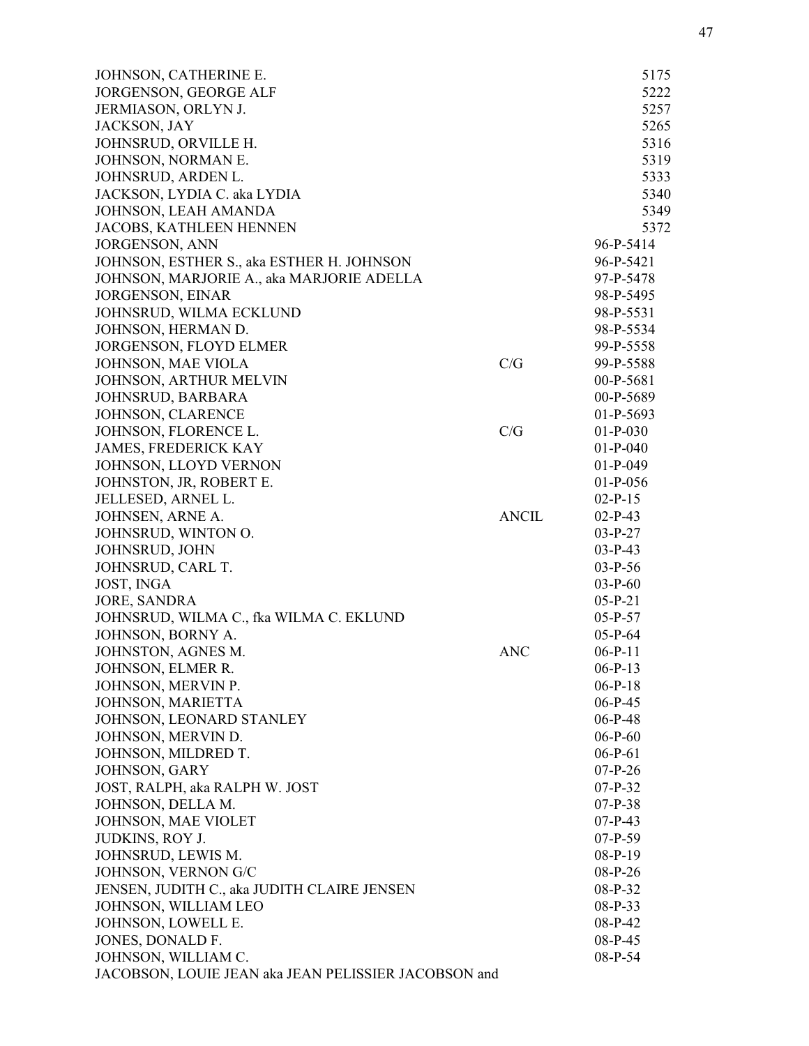| | | |
|---|---|---|
| JOHNSON, CATHERINE E. | | 5175 |
| JORGENSON, GEORGE ALF | | 5222 |
| JERMIASON, ORLYN J. | | 5257 |
| JACKSON, JAY | | 5265 |
| JOHNSRUD, ORVILLE H. | | 5316 |
| JOHNSON, NORMAN E. | | 5319 |
| JOHNSRUD, ARDEN L. | | 5333 |
| JACKSON, LYDIA C. aka LYDIA | | 5340 |
| JOHNSON, LEAH AMANDA | | 5349 |
| JACOBS, KATHLEEN HENNEN | | 5372 |
| JORGENSON, ANN | | 96-P-5414 |
| JOHNSON, ESTHER S., aka ESTHER H. JOHNSON | | 96-P-5421 |
| JOHNSON, MARJORIE A., aka MARJORIE ADELLA | | 97-P-5478 |
| JORGENSON, EINAR | | 98-P-5495 |
| JOHNSRUD, WILMA ECKLUND | | 98-P-5531 |
| JOHNSON, HERMAN D. | | 98-P-5534 |
| JORGENSON, FLOYD ELMER | | 99-P-5558 |
| JOHNSON, MAE VIOLA | C/G | 99-P-5588 |
| JOHNSON, ARTHUR MELVIN | | 00-P-5681 |
| JOHNSRUD, BARBARA | | 00-P-5689 |
| JOHNSON, CLARENCE | | 01-P-5693 |
| JOHNSON, FLORENCE L. | C/G | 01-P-030 |
| JAMES, FREDERICK KAY | | 01-P-040 |
| JOHNSON, LLOYD VERNON | | 01-P-049 |
| JOHNSTON, JR, ROBERT E. | | 01-P-056 |
| JELLESED, ARNEL L. | | 02-P-15 |
| JOHNSEN, ARNE A. | ANCIL | 02-P-43 |
| JOHNSRUD, WINTON O. | | 03-P-27 |
| JOHNSRUD, JOHN | | 03-P-43 |
| JOHNSRUD, CARL T. | | 03-P-56 |
| JOST, INGA | | 03-P-60 |
| JORE, SANDRA | | 05-P-21 |
| JOHNSRUD, WILMA C., fka WILMA C. EKLUND | | 05-P-57 |
| JOHNSON, BORNY A. | | 05-P-64 |
| JOHNSTON, AGNES M. | ANC | 06-P-11 |
| JOHNSON, ELMER R. | | 06-P-13 |
| JOHNSON, MERVIN P. | | 06-P-18 |
| JOHNSON, MARIETTA | | 06-P-45 |
| JOHNSON, LEONARD STANLEY | | 06-P-48 |
| JOHNSON, MERVIN D. | | 06-P-60 |
| JOHNSON, MILDRED T. | | 06-P-61 |
| JOHNSON, GARY | | 07-P-26 |
| JOST, RALPH, aka RALPH W. JOST | | 07-P-32 |
| JOHNSON, DELLA M. | | 07-P-38 |
| JOHNSON, MAE VIOLET | | 07-P-43 |
| JUDKINS, ROY J. | | 07-P-59 |
| JOHNSRUD, LEWIS M. | | 08-P-19 |
| JOHNSON, VERNON G/C | | 08-P-26 |
| JENSEN, JUDITH C., aka JUDITH CLAIRE JENSEN | | 08-P-32 |
| JOHNSON, WILLIAM LEO | | 08-P-33 |
| JOHNSON, LOWELL E. | | 08-P-42 |
| JONES, DONALD F. | | 08-P-45 |
| JOHNSON, WILLIAM C. | | 08-P-54 |
| JACOBSON, LOUIE JEAN aka JEAN PELISSIER JACOBSON and | | |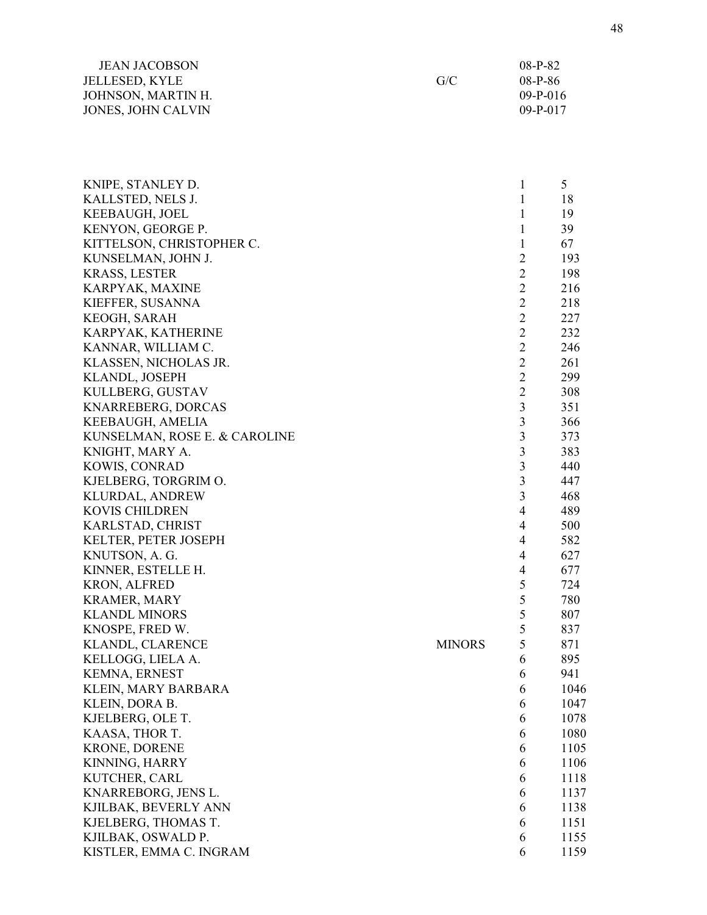| | | | |
|---|---|---|---|
| JEAN JACOBSON | | 08-P-82 | |
| JELLESED, KYLE | G/C | 08-P-86 | |
| JOHNSON, MARTIN H. | | 09-P-016 | |
| JONES, JOHN CALVIN | | 09-P-017 | |

| | | | |
|---|---|---|---|
| KNIPE, STANLEY D. | | 1 | 5 |
| KALLSTED, NELS J. | | 1 | 18 |
| KEEBAUGH, JOEL | | 1 | 19 |
| KENYON, GEORGE P. | | 1 | 39 |
| KITTELSON, CHRISTOPHER C. | | 1 | 67 |
| KUNSELMAN, JOHN J. | | 2 | 193 |
| KRASS, LESTER | | 2 | 198 |
| KARPYAK, MAXINE | | 2 | 216 |
| KIEFFER, SUSANNA | | 2 | 218 |
| KEOGH, SARAH | | 2 | 227 |
| KARPYAK, KATHERINE | | 2 | 232 |
| KANNAR, WILLIAM C. | | 2 | 246 |
| KLASSEN, NICHOLAS JR. | | 2 | 261 |
| KLANDL, JOSEPH | | 2 | 299 |
| KULLBERG, GUSTAV | | 2 | 308 |
| KNARREBERG, DORCAS | | 3 | 351 |
| KEEBAUGH, AMELIA | | 3 | 366 |
| KUNSELMAN, ROSE E. & CAROLINE | | 3 | 373 |
| KNIGHT, MARY A. | | 3 | 383 |
| KOWIS, CONRAD | | 3 | 440 |
| KJELBERG, TORGRIM O. | | 3 | 447 |
| KLURDAL, ANDREW | | 3 | 468 |
| KOVIS CHILDREN | | 4 | 489 |
| KARLSTAD, CHRIST | | 4 | 500 |
| KELTER, PETER JOSEPH | | 4 | 582 |
| KNUTSON, A. G. | | 4 | 627 |
| KINNER, ESTELLE H. | | 4 | 677 |
| KRON, ALFRED | | 5 | 724 |
| KRAMER, MARY | | 5 | 780 |
| KLANDL MINORS | | 5 | 807 |
| KNOSPE, FRED W. | | 5 | 837 |
| KLANDL, CLARENCE | MINORS | 5 | 871 |
| KELLOGG, LIELA A. | | 6 | 895 |
| KEMNA, ERNEST | | 6 | 941 |
| KLEIN, MARY BARBARA | | 6 | 1046 |
| KLEIN, DORA B. | | 6 | 1047 |
| KJELBERG, OLE T. | | 6 | 1078 |
| KAASA, THOR T. | | 6 | 1080 |
| KRONE, DORENE | | 6 | 1105 |
| KINNING, HARRY | | 6 | 1106 |
| KUTCHER, CARL | | 6 | 1118 |
| KNARREBORG, JENS L. | | 6 | 1137 |
| KJILBAK, BEVERLY ANN | | 6 | 1138 |
| KJELBERG, THOMAS T. | | 6 | 1151 |
| KJILBAK, OSWALD P. | | 6 | 1155 |
| KISTLER, EMMA C. INGRAM | | 6 | 1159 |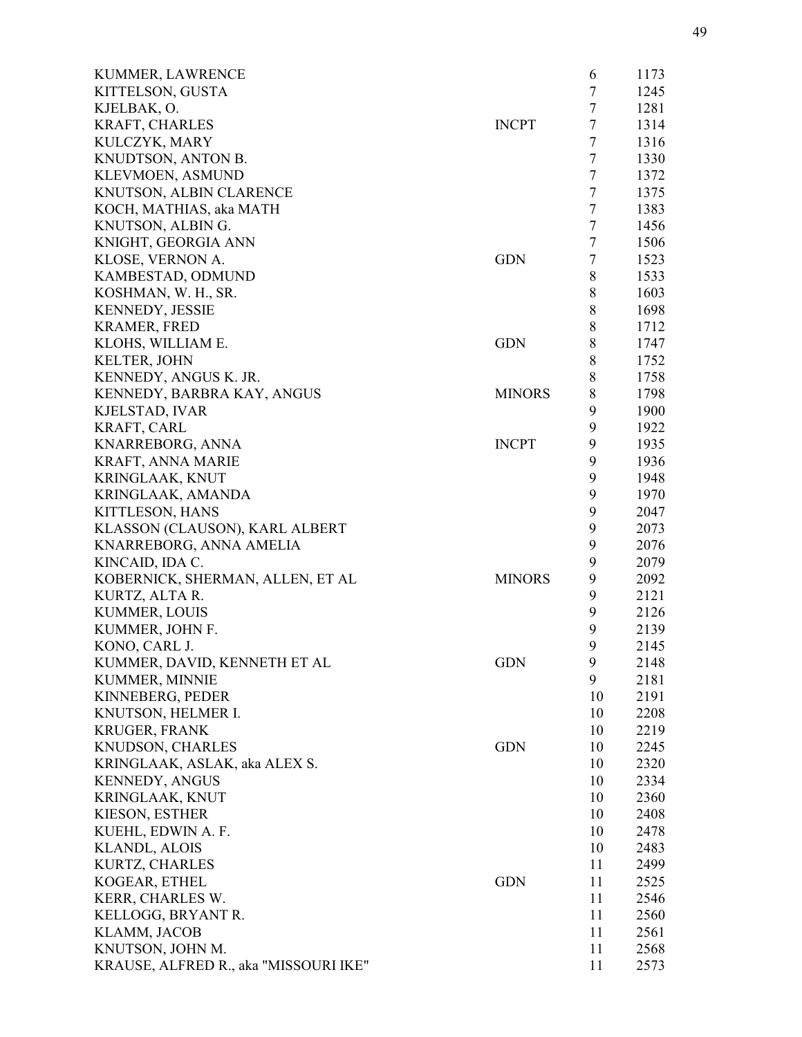| | | | |
|---|---|---|---|
| KUMMER, LAWRENCE | | 6 | 1173 |
| KITTELSON, GUSTA | | 7 | 1245 |
| KJELBAK, O. | | 7 | 1281 |
| KRAFT, CHARLES | INCPT | 7 | 1314 |
| KULCZYK, MARY | | 7 | 1316 |
| KNUDTSON, ANTON B. | | 7 | 1330 |
| KLEVMOEN, ASMUND | | 7 | 1372 |
| KNUTSON, ALBIN CLARENCE | | 7 | 1375 |
| KOCH, MATHIAS, aka MATH | | 7 | 1383 |
| KNUTSON, ALBIN G. | | 7 | 1456 |
| KNIGHT, GEORGIA ANN | | 7 | 1506 |
| KLOSE, VERNON A. | GDN | 7 | 1523 |
| KAMBESTAD, ODMUND | | 8 | 1533 |
| KOSHMAN, W. H., SR. | | 8 | 1603 |
| KENNEDY, JESSIE | | 8 | 1698 |
| KRAMER, FRED | | 8 | 1712 |
| KLOHS, WILLIAM E. | GDN | 8 | 1747 |
| KELTER, JOHN | | 8 | 1752 |
| KENNEDY, ANGUS K. JR. | | 8 | 1758 |
| KENNEDY, BARBRA KAY, ANGUS | MINORS | 8 | 1798 |
| KJELSTAD, IVAR | | 9 | 1900 |
| KRAFT, CARL | | 9 | 1922 |
| KNARREBORG, ANNA | INCPT | 9 | 1935 |
| KRAFT, ANNA MARIE | | 9 | 1936 |
| KRINGLAAK, KNUT | | 9 | 1948 |
| KRINGLAAK, AMANDA | | 9 | 1970 |
| KITTLESON, HANS | | 9 | 2047 |
| KLASSON (CLAUSON), KARL ALBERT | | 9 | 2073 |
| KNARREBORG, ANNA AMELIA | | 9 | 2076 |
| KINCAID, IDA C. | | 9 | 2079 |
| KOBERNICK, SHERMAN, ALLEN, ET AL | MINORS | 9 | 2092 |
| KURTZ, ALTA R. | | 9 | 2121 |
| KUMMER, LOUIS | | 9 | 2126 |
| KUMMER, JOHN F. | | 9 | 2139 |
| KONO, CARL J. | | 9 | 2145 |
| KUMMER, DAVID, KENNETH ET AL | GDN | 9 | 2148 |
| KUMMER, MINNIE | | 9 | 2181 |
| KINNEBERG, PEDER | | 10 | 2191 |
| KNUTSON, HELMER I. | | 10 | 2208 |
| KRUGER, FRANK | | 10 | 2219 |
| KNUDSON, CHARLES | GDN | 10 | 2245 |
| KRINGLAAK, ASLAK, aka ALEX S. | | 10 | 2320 |
| KENNEDY, ANGUS | | 10 | 2334 |
| KRINGLAAK, KNUT | | 10 | 2360 |
| KIESON, ESTHER | | 10 | 2408 |
| KUEHL, EDWIN A. F. | | 10 | 2478 |
| KLANDL, ALOIS | | 10 | 2483 |
| KURTZ, CHARLES | | 11 | 2499 |
| KOGEAR, ETHEL | GDN | 11 | 2525 |
| KERR, CHARLES W. | | 11 | 2546 |
| KELLOGG, BRYANT R. | | 11 | 2560 |
| KLAMM, JACOB | | 11 | 2561 |
| KNUTSON, JOHN M. | | 11 | 2568 |
| KRAUSE, ALFRED R., aka "MISSOURI IKE" | | 11 | 2573 |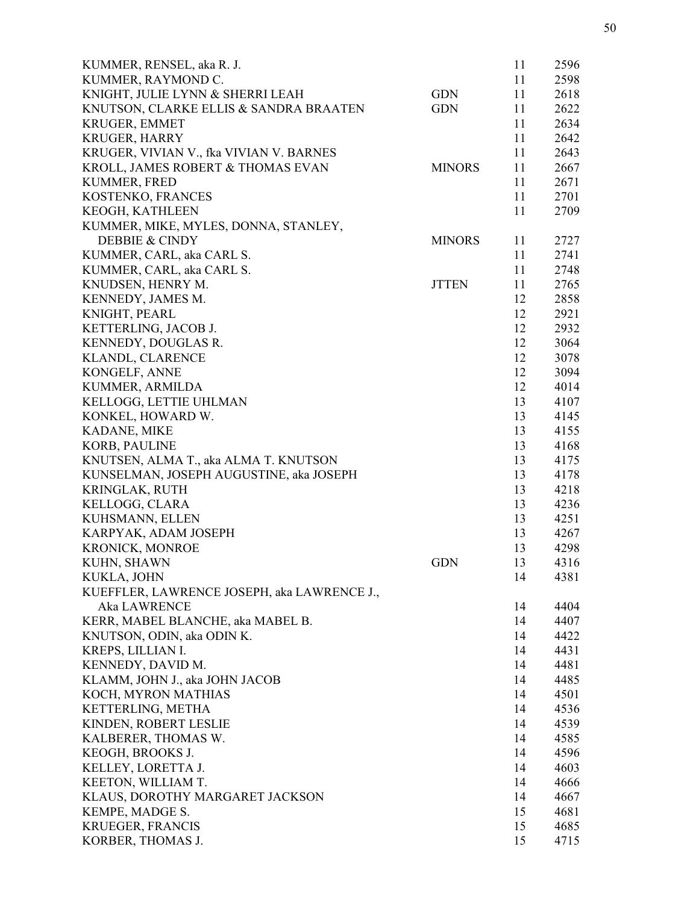| Name | Type | Book | Page |
|---|---|---|---|
| KUMMER, RENSEL, aka R. J. | | 11 | 2596 |
| KUMMER, RAYMOND C. | | 11 | 2598 |
| KNIGHT, JULIE LYNN & SHERRI LEAH | GDN | 11 | 2618 |
| KNUTSON, CLARKE ELLIS & SANDRA BRAATEN | GDN | 11 | 2622 |
| KRUGER, EMMET | | 11 | 2634 |
| KRUGER, HARRY | | 11 | 2642 |
| KRUGER, VIVIAN V., fka VIVIAN V. BARNES | | 11 | 2643 |
| KROLL, JAMES ROBERT & THOMAS EVAN | MINORS | 11 | 2667 |
| KUMMER, FRED | | 11 | 2671 |
| KOSTENKO, FRANCES | | 11 | 2701 |
| KEOGH, KATHLEEN | | 11 | 2709 |
| KUMMER, MIKE, MYLES, DONNA, STANLEY, DEBBIE & CINDY | MINORS | 11 | 2727 |
| KUMMER, CARL, aka CARL S. | | 11 | 2741 |
| KUMMER, CARL, aka CARL S. | | 11 | 2748 |
| KNUDSEN, HENRY M. | JTTEN | 11 | 2765 |
| KENNEDY, JAMES M. | | 12 | 2858 |
| KNIGHT, PEARL | | 12 | 2921 |
| KETTERLING, JACOB J. | | 12 | 2932 |
| KENNEDY, DOUGLAS R. | | 12 | 3064 |
| KLANDL, CLARENCE | | 12 | 3078 |
| KONGELF, ANNE | | 12 | 3094 |
| KUMMER, ARMILDA | | 12 | 4014 |
| KELLOGG, LETTIE UHLMAN | | 13 | 4107 |
| KONKEL, HOWARD W. | | 13 | 4145 |
| KADANE, MIKE | | 13 | 4155 |
| KORB, PAULINE | | 13 | 4168 |
| KNUTSEN, ALMA T., aka ALMA T. KNUTSON | | 13 | 4175 |
| KUNSELMAN, JOSEPH AUGUSTINE, aka JOSEPH | | 13 | 4178 |
| KRINGLAK, RUTH | | 13 | 4218 |
| KELLOGG, CLARA | | 13 | 4236 |
| KUHSMANN, ELLEN | | 13 | 4251 |
| KARPYAK, ADAM JOSEPH | | 13 | 4267 |
| KRONICK, MONROE | | 13 | 4298 |
| KUHN, SHAWN | GDN | 13 | 4316 |
| KUKLA, JOHN | | 14 | 4381 |
| KUEFFLER, LAWRENCE JOSEPH, aka LAWRENCE J., Aka LAWRENCE | | 14 | 4404 |
| KERR, MABEL BLANCHE, aka MABEL B. | | 14 | 4407 |
| KNUTSON, ODIN, aka ODIN K. | | 14 | 4422 |
| KREPS, LILLIAN I. | | 14 | 4431 |
| KENNEDY, DAVID M. | | 14 | 4481 |
| KLAMM, JOHN J., aka JOHN JACOB | | 14 | 4485 |
| KOCH, MYRON MATHIAS | | 14 | 4501 |
| KETTERLING, METHA | | 14 | 4536 |
| KINDEN, ROBERT LESLIE | | 14 | 4539 |
| KALBERER, THOMAS W. | | 14 | 4585 |
| KEOGH, BROOKS J. | | 14 | 4596 |
| KELLEY, LORETTA J. | | 14 | 4603 |
| KEETON, WILLIAM T. | | 14 | 4666 |
| KLAUS, DOROTHY MARGARET JACKSON | | 14 | 4667 |
| KEMPE, MADGE S. | | 15 | 4681 |
| KRUEGER, FRANCIS | | 15 | 4685 |
| KORBER, THOMAS J. | | 15 | 4715 |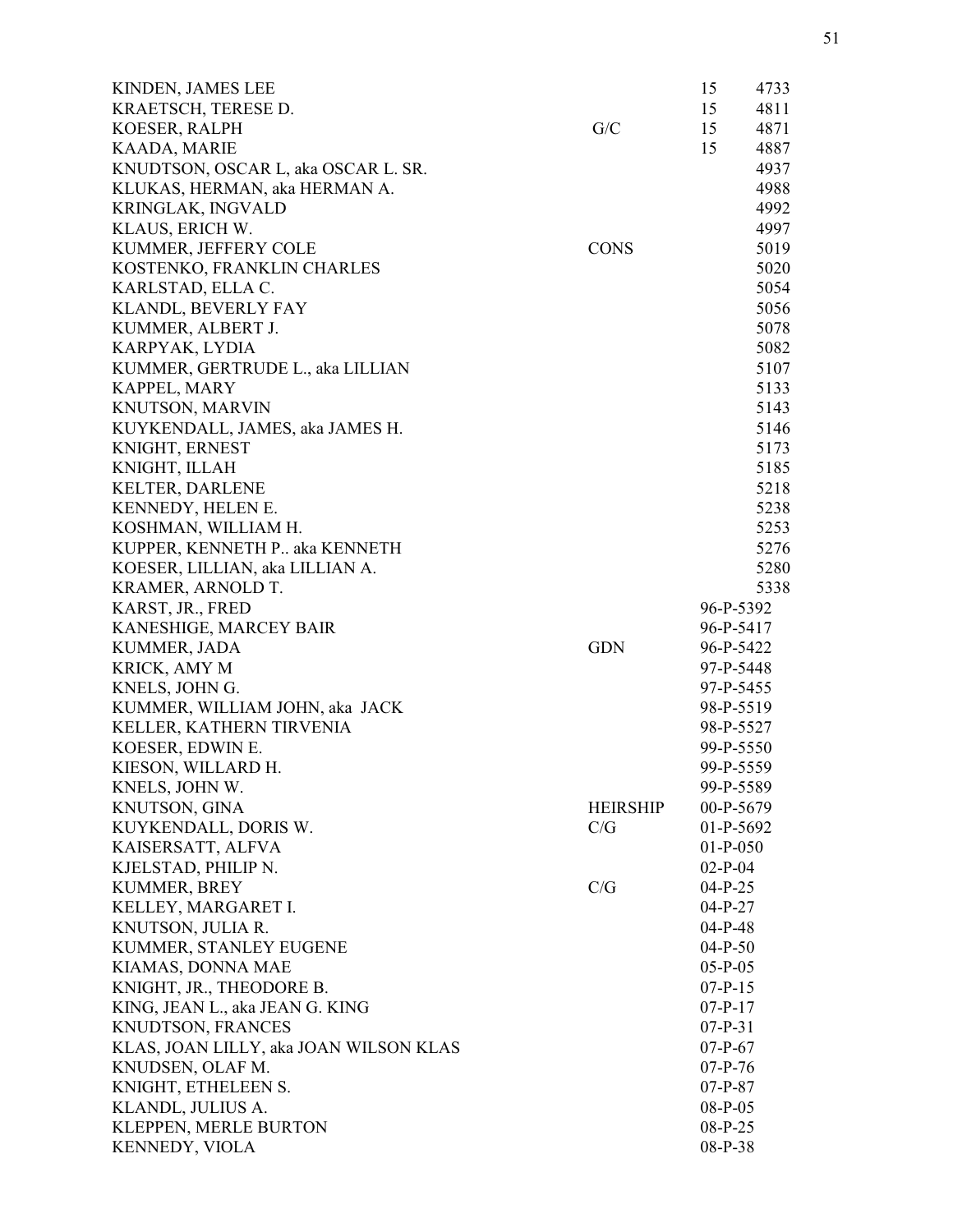| Name | Type | Book | Case No. |
|---|---|---|---|
| KINDEN, JAMES LEE | | 15 | 4733 |
| KRAETSCH, TERESE D. | | 15 | 4811 |
| KOESER, RALPH | G/C | 15 | 4871 |
| KAADA, MARIE | | 15 | 4887 |
| KNUDTSON, OSCAR L, aka OSCAR L. SR. | | | 4937 |
| KLUKAS, HERMAN, aka HERMAN A. | | | 4988 |
| KRINGLAK, INGVALD | | | 4992 |
| KLAUS, ERICH W. | | | 4997 |
| KUMMER, JEFFERY COLE | CONS | | 5019 |
| KOSTENKO, FRANKLIN CHARLES | | | 5020 |
| KARLSTAD, ELLA C. | | | 5054 |
| KLANDL, BEVERLY FAY | | | 5056 |
| KUMMER, ALBERT J. | | | 5078 |
| KARPYAK, LYDIA | | | 5082 |
| KUMMER, GERTRUDE L., aka LILLIAN | | | 5107 |
| KAPPEL, MARY | | | 5133 |
| KNUTSON, MARVIN | | | 5143 |
| KUYKENDALL, JAMES, aka JAMES H. | | | 5146 |
| KNIGHT, ERNEST | | | 5173 |
| KNIGHT, ILLAH | | | 5185 |
| KELTER, DARLENE | | | 5218 |
| KENNEDY, HELEN E. | | | 5238 |
| KOSHMAN, WILLIAM H. | | | 5253 |
| KUPPER, KENNETH P.. aka KENNETH | | | 5276 |
| KOESER, LILLIAN, aka LILLIAN A. | | | 5280 |
| KRAMER, ARNOLD T. | | | 5338 |
| KARST, JR., FRED | | 96-P-5392 | |
| KANESHIGE, MARCEY BAIR | | 96-P-5417 | |
| KUMMER, JADA | GDN | 96-P-5422 | |
| KRICK, AMY M | | 97-P-5448 | |
| KNELS, JOHN G. | | 97-P-5455 | |
| KUMMER, WILLIAM JOHN, aka JACK | | 98-P-5519 | |
| KELLER, KATHERN TIRVENIA | | 98-P-5527 | |
| KOESER, EDWIN E. | | 99-P-5550 | |
| KIESON, WILLARD H. | | 99-P-5559 | |
| KNELS, JOHN W. | | 99-P-5589 | |
| KNUTSON, GINA | HEIRSHIP | 00-P-5679 | |
| KUYKENDALL, DORIS W. | C/G | 01-P-5692 | |
| KAISERSATT, ALFVA | | 01-P-050 | |
| KJELSTAD, PHILIP N. | | 02-P-04 | |
| KUMMER, BREY | C/G | 04-P-25 | |
| KELLEY, MARGARET I. | | 04-P-27 | |
| KNUTSON, JULIA R. | | 04-P-48 | |
| KUMMER, STANLEY EUGENE | | 04-P-50 | |
| KIAMAS, DONNA MAE | | 05-P-05 | |
| KNIGHT, JR., THEODORE B. | | 07-P-15 | |
| KING, JEAN L., aka JEAN G. KING | | 07-P-17 | |
| KNUDTSON, FRANCES | | 07-P-31 | |
| KLAS, JOAN LILLY, aka JOAN WILSON KLAS | | 07-P-67 | |
| KNUDSEN, OLAF M. | | 07-P-76 | |
| KNIGHT, ETHELEEN S. | | 07-P-87 | |
| KLANDL, JULIUS A. | | 08-P-05 | |
| KLEPPEN, MERLE BURTON | | 08-P-25 | |
| KENNEDY, VIOLA | | 08-P-38 | |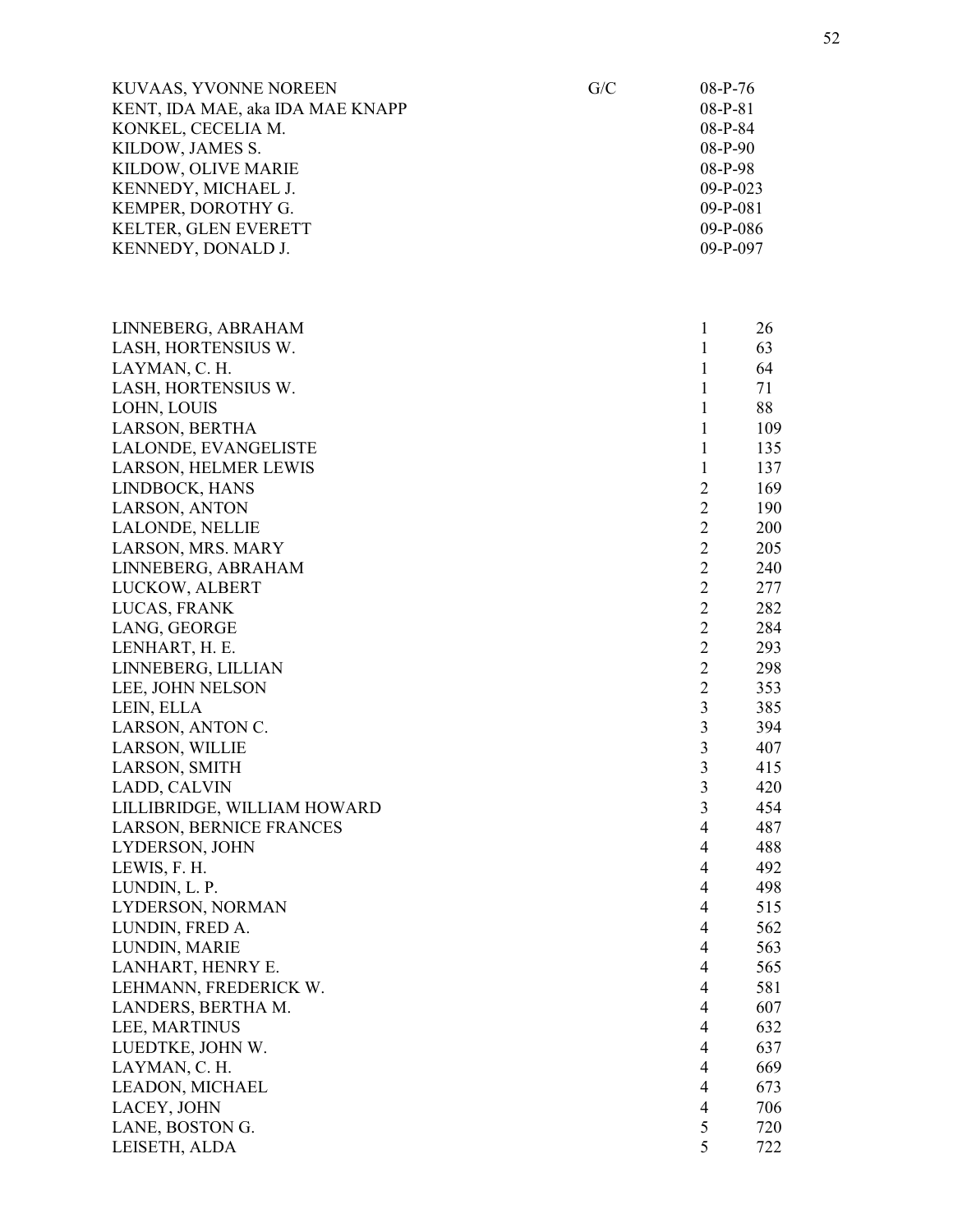| | | |
|---|---|---|
| KUVAAS, YVONNE NOREEN | G/C | 08-P-76 |
| KENT, IDA MAE, aka IDA MAE KNAPP | | 08-P-81 |
| KONKEL, CECELIA M. | | 08-P-84 |
| KILDOW, JAMES S. | | 08-P-90 |
| KILDOW, OLIVE MARIE | | 08-P-98 |
| KENNEDY, MICHAEL J. | | 09-P-023 |
| KEMPER, DOROTHY G. | | 09-P-081 |
| KELTER, GLEN EVERETT | | 09-P-086 |
| KENNEDY, DONALD J. | | 09-P-097 |

| | | |
|---|---|---|
| LINNEBERG, ABRAHAM | 1 | 26 |
| LASH, HORTENSIUS W. | 1 | 63 |
| LAYMAN, C. H. | 1 | 64 |
| LASH, HORTENSIUS W. | 1 | 71 |
| LOHN, LOUIS | 1 | 88 |
| LARSON, BERTHA | 1 | 109 |
| LALONDE, EVANGELISTE | 1 | 135 |
| LARSON, HELMER LEWIS | 1 | 137 |
| LINDBOCK, HANS | 2 | 169 |
| LARSON, ANTON | 2 | 190 |
| LALONDE, NELLIE | 2 | 200 |
| LARSON, MRS. MARY | 2 | 205 |
| LINNEBERG, ABRAHAM | 2 | 240 |
| LUCKOW, ALBERT | 2 | 277 |
| LUCAS, FRANK | 2 | 282 |
| LANG, GEORGE | 2 | 284 |
| LENHART, H. E. | 2 | 293 |
| LINNEBERG, LILLIAN | 2 | 298 |
| LEE, JOHN NELSON | 2 | 353 |
| LEIN, ELLA | 3 | 385 |
| LARSON, ANTON C. | 3 | 394 |
| LARSON, WILLIE | 3 | 407 |
| LARSON, SMITH | 3 | 415 |
| LADD, CALVIN | 3 | 420 |
| LILLIBRIDGE, WILLIAM HOWARD | 3 | 454 |
| LARSON, BERNICE FRANCES | 4 | 487 |
| LYDERSON, JOHN | 4 | 488 |
| LEWIS, F. H. | 4 | 492 |
| LUNDIN, L. P. | 4 | 498 |
| LYDERSON, NORMAN | 4 | 515 |
| LUNDIN, FRED A. | 4 | 562 |
| LUNDIN, MARIE | 4 | 563 |
| LANHART, HENRY E. | 4 | 565 |
| LEHMANN, FREDERICK W. | 4 | 581 |
| LANDERS, BERTHA M. | 4 | 607 |
| LEE, MARTINUS | 4 | 632 |
| LUEDTKE, JOHN W. | 4 | 637 |
| LAYMAN, C. H. | 4 | 669 |
| LEADON, MICHAEL | 4 | 673 |
| LACEY, JOHN | 4 | 706 |
| LANE, BOSTON G. | 5 | 720 |
| LEISETH, ALDA | 5 | 722 |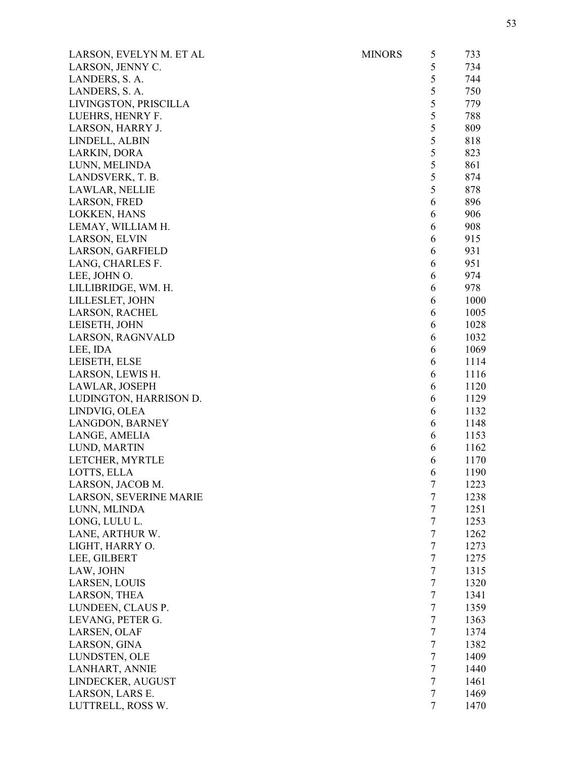| Name | Note | Vol | Page |
|---|---|---|---|
| LARSON, EVELYN M. ET AL | MINORS | 5 | 733 |
| LARSON, JENNY C. | | 5 | 734 |
| LANDERS, S. A. | | 5 | 744 |
| LANDERS, S. A. | | 5 | 750 |
| LIVINGSTON, PRISCILLA | | 5 | 779 |
| LUEHRS, HENRY F. | | 5 | 788 |
| LARSON, HARRY J. | | 5 | 809 |
| LINDELL, ALBIN | | 5 | 818 |
| LARKIN, DORA | | 5 | 823 |
| LUNN, MELINDA | | 5 | 861 |
| LANDSVERK, T. B. | | 5 | 874 |
| LAWLAR, NELLIE | | 5 | 878 |
| LARSON, FRED | | 6 | 896 |
| LOKKEN, HANS | | 6 | 906 |
| LEMAY, WILLIAM H. | | 6 | 908 |
| LARSON, ELVIN | | 6 | 915 |
| LARSON, GARFIELD | | 6 | 931 |
| LANG, CHARLES F. | | 6 | 951 |
| LEE, JOHN O. | | 6 | 974 |
| LILLIBRIDGE, WM. H. | | 6 | 978 |
| LILLESLET, JOHN | | 6 | 1000 |
| LARSON, RACHEL | | 6 | 1005 |
| LEISETH, JOHN | | 6 | 1028 |
| LARSON, RAGNVALD | | 6 | 1032 |
| LEE, IDA | | 6 | 1069 |
| LEISETH, ELSE | | 6 | 1114 |
| LARSON, LEWIS H. | | 6 | 1116 |
| LAWLAR, JOSEPH | | 6 | 1120 |
| LUDINGTON, HARRISON D. | | 6 | 1129 |
| LINDVIG, OLEA | | 6 | 1132 |
| LANGDON, BARNEY | | 6 | 1148 |
| LANGE, AMELIA | | 6 | 1153 |
| LUND, MARTIN | | 6 | 1162 |
| LETCHER, MYRTLE | | 6 | 1170 |
| LOTTS, ELLA | | 6 | 1190 |
| LARSON, JACOB M. | | 7 | 1223 |
| LARSON, SEVERINE MARIE | | 7 | 1238 |
| LUNN, MLINDA | | 7 | 1251 |
| LONG, LULU L. | | 7 | 1253 |
| LANE, ARTHUR W. | | 7 | 1262 |
| LIGHT, HARRY O. | | 7 | 1273 |
| LEE, GILBERT | | 7 | 1275 |
| LAW, JOHN | | 7 | 1315 |
| LARSEN, LOUIS | | 7 | 1320 |
| LARSON, THEA | | 7 | 1341 |
| LUNDEEN, CLAUS P. | | 7 | 1359 |
| LEVANG, PETER G. | | 7 | 1363 |
| LARSEN, OLAF | | 7 | 1374 |
| LARSON, GINA | | 7 | 1382 |
| LUNDSTEN, OLE | | 7 | 1409 |
| LANHART, ANNIE | | 7 | 1440 |
| LINDECKER, AUGUST | | 7 | 1461 |
| LARSON, LARS E. | | 7 | 1469 |
| LUTTRELL, ROSS W. | | 7 | 1470 |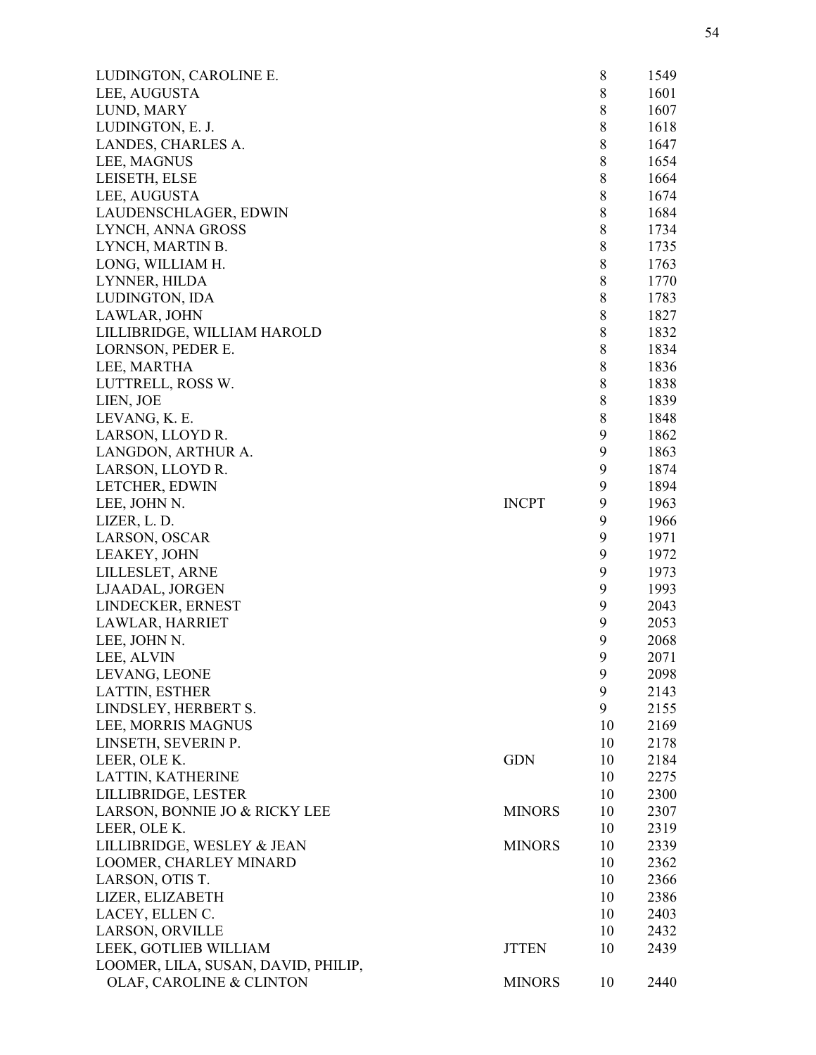| Name | Type | Book | Number |
|---|---|---|---|
| LUDINGTON, CAROLINE E. | | 8 | 1549 |
| LEE, AUGUSTA | | 8 | 1601 |
| LUND, MARY | | 8 | 1607 |
| LUDINGTON, E. J. | | 8 | 1618 |
| LANDES, CHARLES A. | | 8 | 1647 |
| LEE, MAGNUS | | 8 | 1654 |
| LEISETH, ELSE | | 8 | 1664 |
| LEE, AUGUSTA | | 8 | 1674 |
| LAUDENSCHLAGER, EDWIN | | 8 | 1684 |
| LYNCH, ANNA GROSS | | 8 | 1734 |
| LYNCH, MARTIN B. | | 8 | 1735 |
| LONG, WILLIAM H. | | 8 | 1763 |
| LYNNER, HILDA | | 8 | 1770 |
| LUDINGTON, IDA | | 8 | 1783 |
| LAWLAR, JOHN | | 8 | 1827 |
| LILLIBRIDGE, WILLIAM HAROLD | | 8 | 1832 |
| LORNSON, PEDER E. | | 8 | 1834 |
| LEE, MARTHA | | 8 | 1836 |
| LUTTRELL, ROSS W. | | 8 | 1838 |
| LIEN, JOE | | 8 | 1839 |
| LEVANG, K. E. | | 8 | 1848 |
| LARSON, LLOYD R. | | 9 | 1862 |
| LANGDON, ARTHUR A. | | 9 | 1863 |
| LARSON, LLOYD R. | | 9 | 1874 |
| LETCHER, EDWIN | | 9 | 1894 |
| LEE, JOHN N. | INCPT | 9 | 1963 |
| LIZER, L. D. | | 9 | 1966 |
| LARSON, OSCAR | | 9 | 1971 |
| LEAKEY, JOHN | | 9 | 1972 |
| LILLESLET, ARNE | | 9 | 1973 |
| LJAADAL, JORGEN | | 9 | 1993 |
| LINDECKER, ERNEST | | 9 | 2043 |
| LAWLAR, HARRIET | | 9 | 2053 |
| LEE, JOHN N. | | 9 | 2068 |
| LEE, ALVIN | | 9 | 2071 |
| LEVANG, LEONE | | 9 | 2098 |
| LATTIN, ESTHER | | 9 | 2143 |
| LINDSLEY, HERBERT S. | | 9 | 2155 |
| LEE, MORRIS MAGNUS | | 10 | 2169 |
| LINSETH, SEVERIN P. | | 10 | 2178 |
| LEER, OLE K. | GDN | 10 | 2184 |
| LATTIN, KATHERINE | | 10 | 2275 |
| LILLIBRIDGE, LESTER | | 10 | 2300 |
| LARSON, BONNIE JO & RICKY LEE | MINORS | 10 | 2307 |
| LEER, OLE K. | | 10 | 2319 |
| LILLIBRIDGE, WESLEY & JEAN | MINORS | 10 | 2339 |
| LOOMER, CHARLEY MINARD | | 10 | 2362 |
| LARSON, OTIS T. | | 10 | 2366 |
| LIZER, ELIZABETH | | 10 | 2386 |
| LACEY, ELLEN C. | | 10 | 2403 |
| LARSON, ORVILLE | | 10 | 2432 |
| LEEK, GOTLIEB WILLIAM | JTTEN | 10 | 2439 |
| LOOMER, LILA, SUSAN, DAVID, PHILIP, OLAF, CAROLINE & CLINTON | MINORS | 10 | 2440 |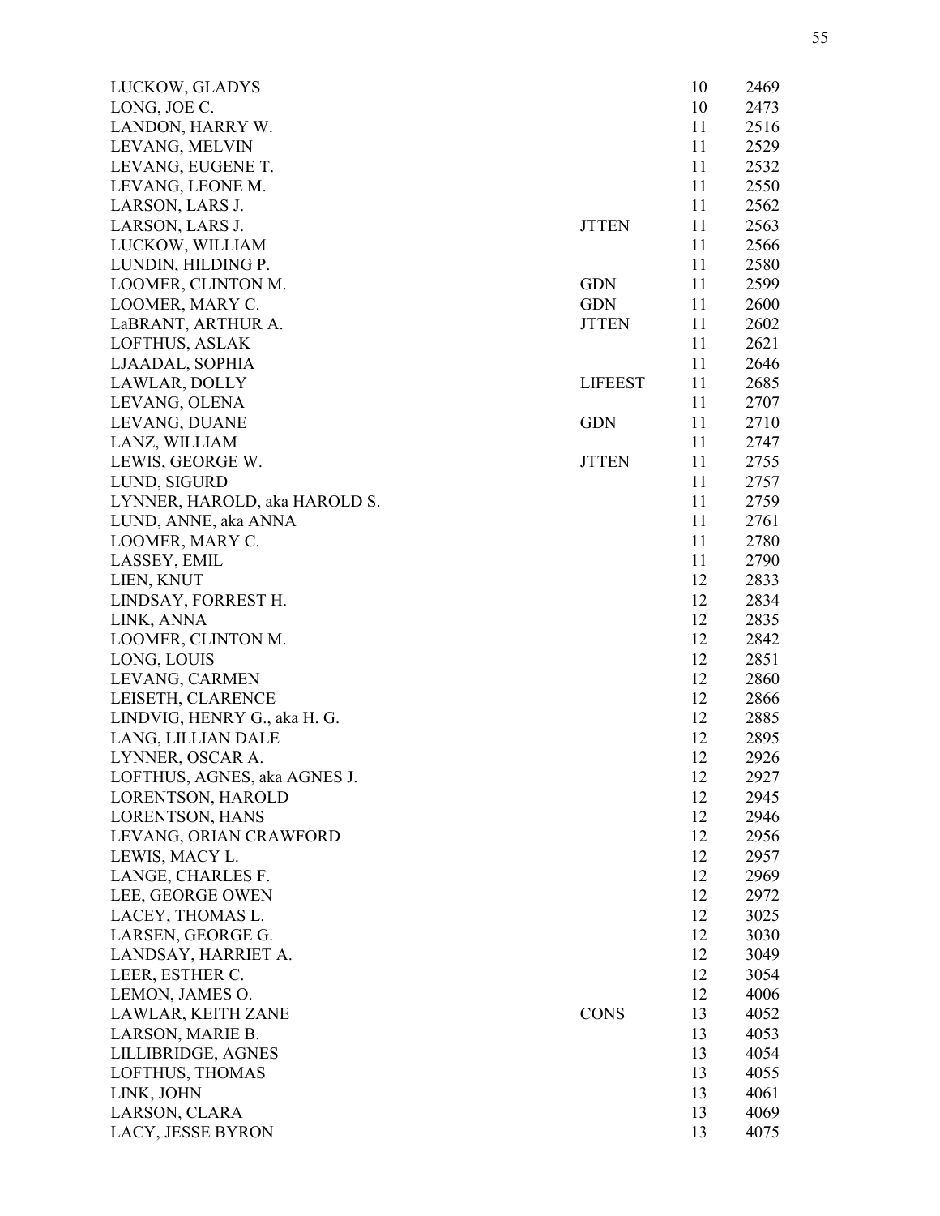| | | | |
|---|---|---|---|
| LUCKOW, GLADYS | | 10 | 2469 |
| LONG, JOE C. | | 10 | 2473 |
| LANDON, HARRY W. | | 11 | 2516 |
| LEVANG, MELVIN | | 11 | 2529 |
| LEVANG, EUGENE T. | | 11 | 2532 |
| LEVANG, LEONE M. | | 11 | 2550 |
| LARSON, LARS J. | | 11 | 2562 |
| LARSON, LARS J. | JTTEN | 11 | 2563 |
| LUCKOW, WILLIAM | | 11 | 2566 |
| LUNDIN, HILDING P. | | 11 | 2580 |
| LOOMER, CLINTON M. | GDN | 11 | 2599 |
| LOOMER, MARY C. | GDN | 11 | 2600 |
| LaBRANT, ARTHUR A. | JTTEN | 11 | 2602 |
| LOFTHUS, ASLAK | | 11 | 2621 |
| LJAADAL, SOPHIA | | 11 | 2646 |
| LAWLAR, DOLLY | LIFEEST | 11 | 2685 |
| LEVANG, OLENA | | 11 | 2707 |
| LEVANG, DUANE | GDN | 11 | 2710 |
| LANZ, WILLIAM | | 11 | 2747 |
| LEWIS, GEORGE W. | JTTEN | 11 | 2755 |
| LUND, SIGURD | | 11 | 2757 |
| LYNNER, HAROLD, aka HAROLD S. | | 11 | 2759 |
| LUND, ANNE, aka ANNA | | 11 | 2761 |
| LOOMER, MARY C. | | 11 | 2780 |
| LASSEY, EMIL | | 11 | 2790 |
| LIEN, KNUT | | 12 | 2833 |
| LINDSAY, FORREST H. | | 12 | 2834 |
| LINK, ANNA | | 12 | 2835 |
| LOOMER, CLINTON M. | | 12 | 2842 |
| LONG, LOUIS | | 12 | 2851 |
| LEVANG, CARMEN | | 12 | 2860 |
| LEISETH, CLARENCE | | 12 | 2866 |
| LINDVIG, HENRY G., aka H. G. | | 12 | 2885 |
| LANG, LILLIAN DALE | | 12 | 2895 |
| LYNNER, OSCAR A. | | 12 | 2926 |
| LOFTHUS, AGNES, aka AGNES J. | | 12 | 2927 |
| LORENTSON, HAROLD | | 12 | 2945 |
| LORENTSON, HANS | | 12 | 2946 |
| LEVANG, ORIAN CRAWFORD | | 12 | 2956 |
| LEWIS, MACY L. | | 12 | 2957 |
| LANGE, CHARLES F. | | 12 | 2969 |
| LEE, GEORGE OWEN | | 12 | 2972 |
| LACEY, THOMAS L. | | 12 | 3025 |
| LARSEN, GEORGE G. | | 12 | 3030 |
| LANDSAY, HARRIET A. | | 12 | 3049 |
| LEER, ESTHER C. | | 12 | 3054 |
| LEMON, JAMES O. | | 12 | 4006 |
| LAWLAR, KEITH ZANE | CONS | 13 | 4052 |
| LARSON, MARIE B. | | 13 | 4053 |
| LILLIBRIDGE, AGNES | | 13 | 4054 |
| LOFTHUS, THOMAS | | 13 | 4055 |
| LINK, JOHN | | 13 | 4061 |
| LARSON, CLARA | | 13 | 4069 |
| LACY, JESSE BYRON | | 13 | 4075 |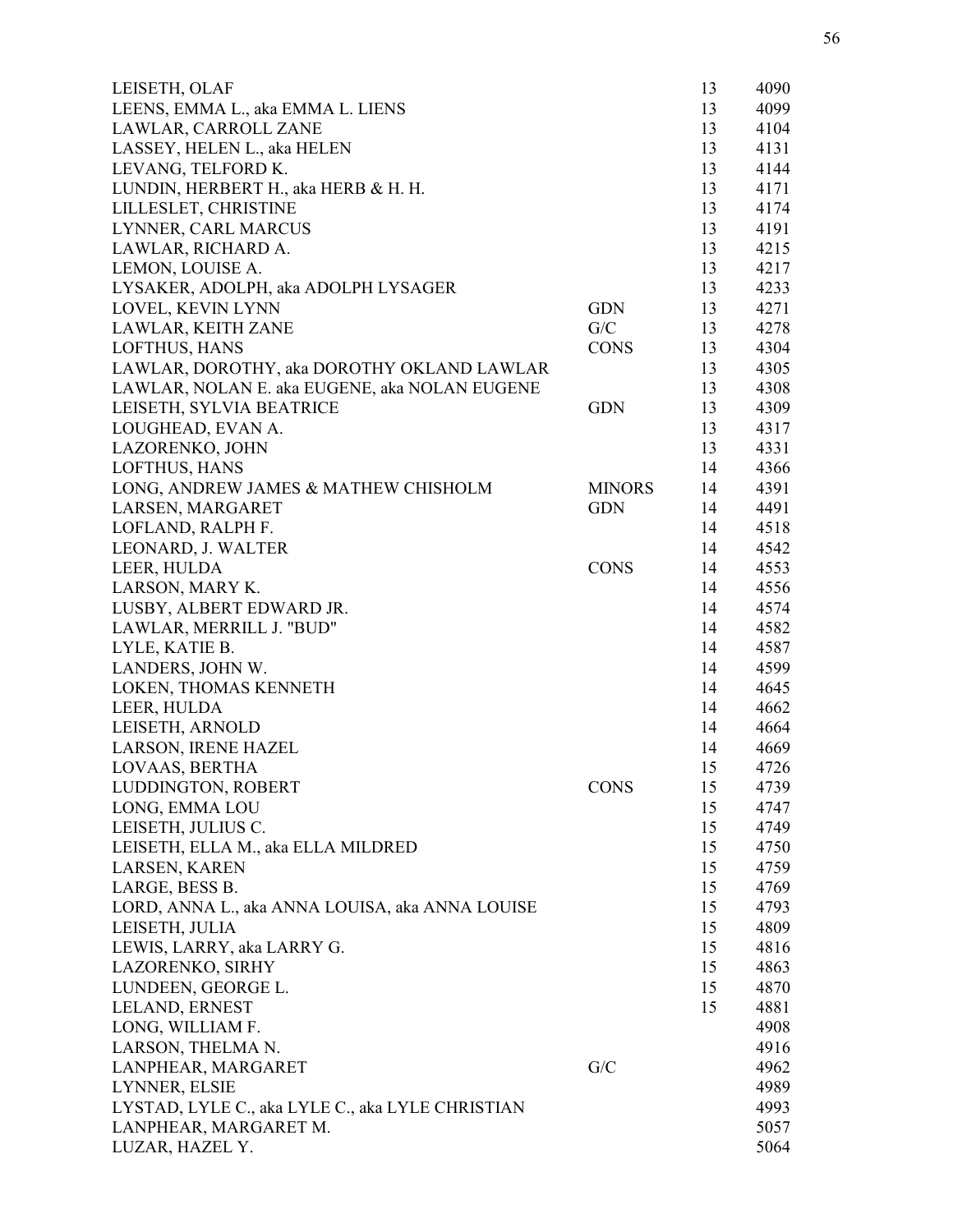| | | | |
|---|---|---|---|
| LEISETH, OLAF | | 13 | 4090 |
| LEENS, EMMA L., aka EMMA L. LIENS | | 13 | 4099 |
| LAWLAR, CARROLL ZANE | | 13 | 4104 |
| LASSEY, HELEN L., aka HELEN | | 13 | 4131 |
| LEVANG, TELFORD K. | | 13 | 4144 |
| LUNDIN, HERBERT H., aka HERB & H. H. | | 13 | 4171 |
| LILLESLET, CHRISTINE | | 13 | 4174 |
| LYNNER, CARL MARCUS | | 13 | 4191 |
| LAWLAR, RICHARD A. | | 13 | 4215 |
| LEMON, LOUISE A. | | 13 | 4217 |
| LYSAKER, ADOLPH, aka ADOLPH LYSAGER | | 13 | 4233 |
| LOVEL, KEVIN LYNN | GDN | 13 | 4271 |
| LAWLAR, KEITH ZANE | G/C | 13 | 4278 |
| LOFTHUS, HANS | CONS | 13 | 4304 |
| LAWLAR, DOROTHY, aka DOROTHY OKLAND LAWLAR | | 13 | 4305 |
| LAWLAR, NOLAN E. aka EUGENE, aka NOLAN EUGENE | | 13 | 4308 |
| LEISETH, SYLVIA BEATRICE | GDN | 13 | 4309 |
| LOUGHEAD, EVAN A. | | 13 | 4317 |
| LAZORENKO, JOHN | | 13 | 4331 |
| LOFTHUS, HANS | | 14 | 4366 |
| LONG, ANDREW JAMES & MATHEW CHISHOLM | MINORS | 14 | 4391 |
| LARSEN, MARGARET | GDN | 14 | 4491 |
| LOFLAND, RALPH F. | | 14 | 4518 |
| LEONARD, J. WALTER | | 14 | 4542 |
| LEER, HULDA | CONS | 14 | 4553 |
| LARSON, MARY K. | | 14 | 4556 |
| LUSBY, ALBERT EDWARD JR. | | 14 | 4574 |
| LAWLAR, MERRILL J. "BUD" | | 14 | 4582 |
| LYLE, KATIE B. | | 14 | 4587 |
| LANDERS, JOHN W. | | 14 | 4599 |
| LOKEN, THOMAS KENNETH | | 14 | 4645 |
| LEER, HULDA | | 14 | 4662 |
| LEISETH, ARNOLD | | 14 | 4664 |
| LARSON, IRENE HAZEL | | 14 | 4669 |
| LOVAAS, BERTHA | | 15 | 4726 |
| LUDDINGTON, ROBERT | CONS | 15 | 4739 |
| LONG, EMMA LOU | | 15 | 4747 |
| LEISETH, JULIUS C. | | 15 | 4749 |
| LEISETH, ELLA M., aka ELLA MILDRED | | 15 | 4750 |
| LARSEN, KAREN | | 15 | 4759 |
| LARGE, BESS B. | | 15 | 4769 |
| LORD, ANNA L., aka ANNA LOUISA, aka ANNA LOUISE | | 15 | 4793 |
| LEISETH, JULIA | | 15 | 4809 |
| LEWIS, LARRY, aka LARRY G. | | 15 | 4816 |
| LAZORENKO, SIRHY | | 15 | 4863 |
| LUNDEEN, GEORGE L. | | 15 | 4870 |
| LELAND, ERNEST | | 15 | 4881 |
| LONG, WILLIAM F. | | | 4908 |
| LARSON, THELMA N. | | | 4916 |
| LANPHEAR, MARGARET | G/C | | 4962 |
| LYNNER, ELSIE | | | 4989 |
| LYSTAD, LYLE C., aka LYLE C., aka LYLE CHRISTIAN | | | 4993 |
| LANPHEAR, MARGARET M. | | | 5057 |
| LUZAR, HAZEL Y. | | | 5064 |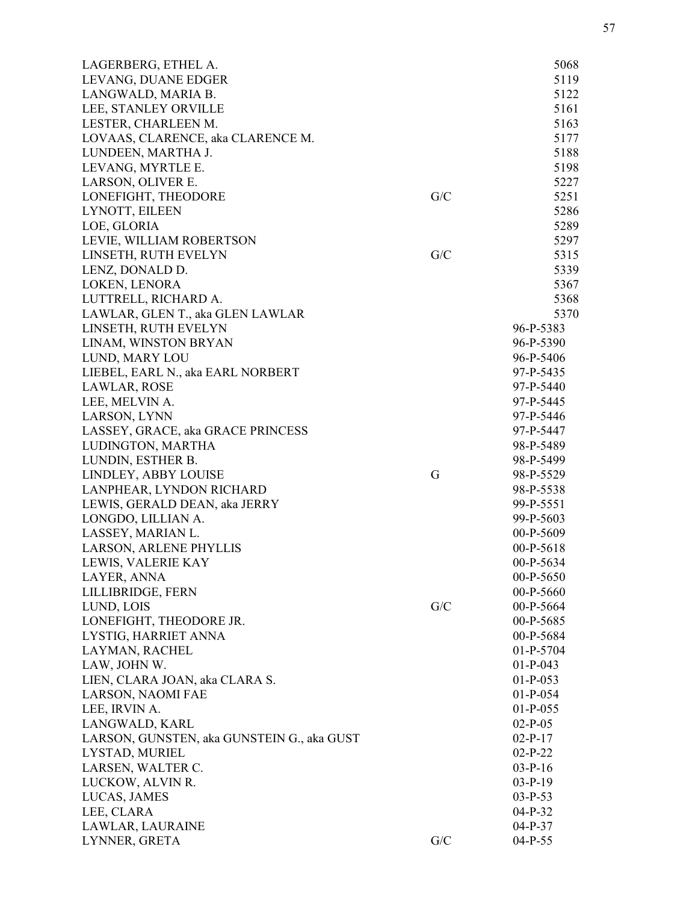| | | |
|---|---|---|
| LAGERBERG, ETHEL A. | | 5068 |
| LEVANG, DUANE EDGER | | 5119 |
| LANGWALD, MARIA B. | | 5122 |
| LEE, STANLEY ORVILLE | | 5161 |
| LESTER, CHARLEEN M. | | 5163 |
| LOVAAS, CLARENCE, aka CLARENCE M. | | 5177 |
| LUNDEEN, MARTHA J. | | 5188 |
| LEVANG, MYRTLE E. | | 5198 |
| LARSON, OLIVER E. | | 5227 |
| LONEFIGHT, THEODORE | G/C | 5251 |
| LYNOTT, EILEEN | | 5286 |
| LOE, GLORIA | | 5289 |
| LEVIE, WILLIAM ROBERTSON | | 5297 |
| LINSETH, RUTH EVELYN | G/C | 5315 |
| LENZ, DONALD D. | | 5339 |
| LOKEN, LENORA | | 5367 |
| LUTTRELL, RICHARD A. | | 5368 |
| LAWLAR, GLEN T., aka GLEN LAWLAR | | 5370 |
| LINSETH, RUTH EVELYN | | 96-P-5383 |
| LINAM, WINSTON BRYAN | | 96-P-5390 |
| LUND, MARY LOU | | 96-P-5406 |
| LIEBEL, EARL N., aka EARL NORBERT | | 97-P-5435 |
| LAWLAR, ROSE | | 97-P-5440 |
| LEE, MELVIN A. | | 97-P-5445 |
| LARSON, LYNN | | 97-P-5446 |
| LASSEY, GRACE, aka GRACE PRINCESS | | 97-P-5447 |
| LUDINGTON, MARTHA | | 98-P-5489 |
| LUNDIN, ESTHER B. | | 98-P-5499 |
| LINDLEY, ABBY LOUISE | G | 98-P-5529 |
| LANPHEAR, LYNDON RICHARD | | 98-P-5538 |
| LEWIS, GERALD DEAN, aka JERRY | | 99-P-5551 |
| LONGDO, LILLIAN A. | | 99-P-5603 |
| LASSEY, MARIAN L. | | 00-P-5609 |
| LARSON, ARLENE PHYLLIS | | 00-P-5618 |
| LEWIS, VALERIE KAY | | 00-P-5634 |
| LAYER, ANNA | | 00-P-5650 |
| LILLIBRIDGE, FERN | | 00-P-5660 |
| LUND, LOIS | G/C | 00-P-5664 |
| LONEFIGHT, THEODORE JR. | | 00-P-5685 |
| LYSTIG, HARRIET ANNA | | 00-P-5684 |
| LAYMAN, RACHEL | | 01-P-5704 |
| LAW, JOHN W. | | 01-P-043 |
| LIEN, CLARA JOAN, aka CLARA S. | | 01-P-053 |
| LARSON, NAOMI FAE | | 01-P-054 |
| LEE, IRVIN A. | | 01-P-055 |
| LANGWALD, KARL | | 02-P-05 |
| LARSON, GUNSTEN, aka GUNSTEIN G., aka GUST | | 02-P-17 |
| LYSTAD, MURIEL | | 02-P-22 |
| LARSEN, WALTER C. | | 03-P-16 |
| LUCKOW, ALVIN R. | | 03-P-19 |
| LUCAS, JAMES | | 03-P-53 |
| LEE, CLARA | | 04-P-32 |
| LAWLAR, LAURAINE | | 04-P-37 |
| LYNNER, GRETA | G/C | 04-P-55 |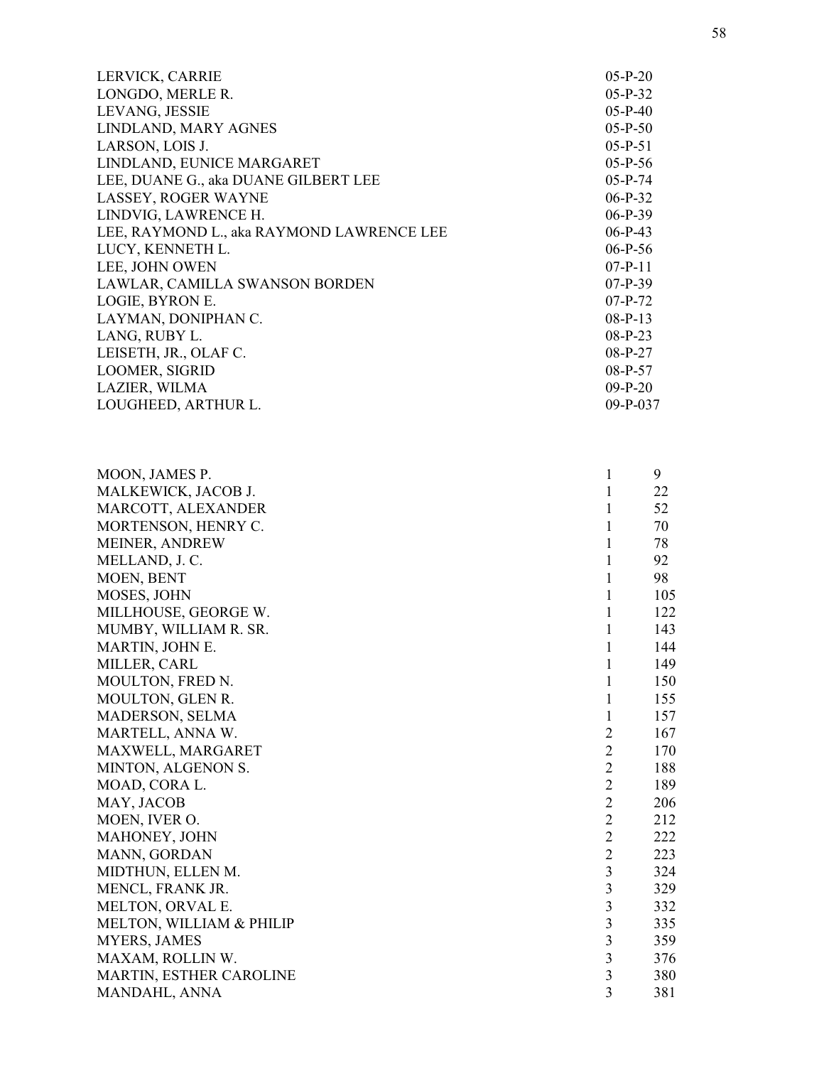| | |
|---|---|
| LERVICK, CARRIE | 05-P-20 |
| LONGDO, MERLE R. | 05-P-32 |
| LEVANG, JESSIE | 05-P-40 |
| LINDLAND, MARY AGNES | 05-P-50 |
| LARSON, LOIS J. | 05-P-51 |
| LINDLAND, EUNICE MARGARET | 05-P-56 |
| LEE, DUANE G., aka DUANE GILBERT LEE | 05-P-74 |
| LASSEY, ROGER WAYNE | 06-P-32 |
| LINDVIG, LAWRENCE H. | 06-P-39 |
| LEE, RAYMOND L., aka RAYMOND LAWRENCE LEE | 06-P-43 |
| LUCY, KENNETH L. | 06-P-56 |
| LEE, JOHN OWEN | 07-P-11 |
| LAWLAR, CAMILLA SWANSON BORDEN | 07-P-39 |
| LOGIE, BYRON E. | 07-P-72 |
| LAYMAN, DONIPHAN C. | 08-P-13 |
| LANG, RUBY L. | 08-P-23 |
| LEISETH, JR., OLAF C. | 08-P-27 |
| LOOMER, SIGRID | 08-P-57 |
| LAZIER, WILMA | 09-P-20 |
| LOUGHEED, ARTHUR L. | 09-P-037 |

| | | |
|---|---|---|
| MOON, JAMES P. | 1 | 9 |
| MALKEWICK, JACOB J. | 1 | 22 |
| MARCOTT, ALEXANDER | 1 | 52 |
| MORTENSON, HENRY C. | 1 | 70 |
| MEINER, ANDREW | 1 | 78 |
| MELLAND, J. C. | 1 | 92 |
| MOEN, BENT | 1 | 98 |
| MOSES, JOHN | 1 | 105 |
| MILLHOUSE, GEORGE W. | 1 | 122 |
| MUMBY, WILLIAM R. SR. | 1 | 143 |
| MARTIN, JOHN E. | 1 | 144 |
| MILLER, CARL | 1 | 149 |
| MOULTON, FRED N. | 1 | 150 |
| MOULTON, GLEN R. | 1 | 155 |
| MADERSON, SELMA | 1 | 157 |
| MARTELL, ANNA W. | 2 | 167 |
| MAXWELL, MARGARET | 2 | 170 |
| MINTON, ALGENON S. | 2 | 188 |
| MOAD, CORA L. | 2 | 189 |
| MAY, JACOB | 2 | 206 |
| MOEN, IVER O. | 2 | 212 |
| MAHONEY, JOHN | 2 | 222 |
| MANN, GORDAN | 2 | 223 |
| MIDTHUN, ELLEN M. | 3 | 324 |
| MENCL, FRANK JR. | 3 | 329 |
| MELTON, ORVAL E. | 3 | 332 |
| MELTON, WILLIAM & PHILIP | 3 | 335 |
| MYERS, JAMES | 3 | 359 |
| MAXAM, ROLLIN W. | 3 | 376 |
| MARTIN, ESTHER CAROLINE | 3 | 380 |
| MANDAHL, ANNA | 3 | 381 |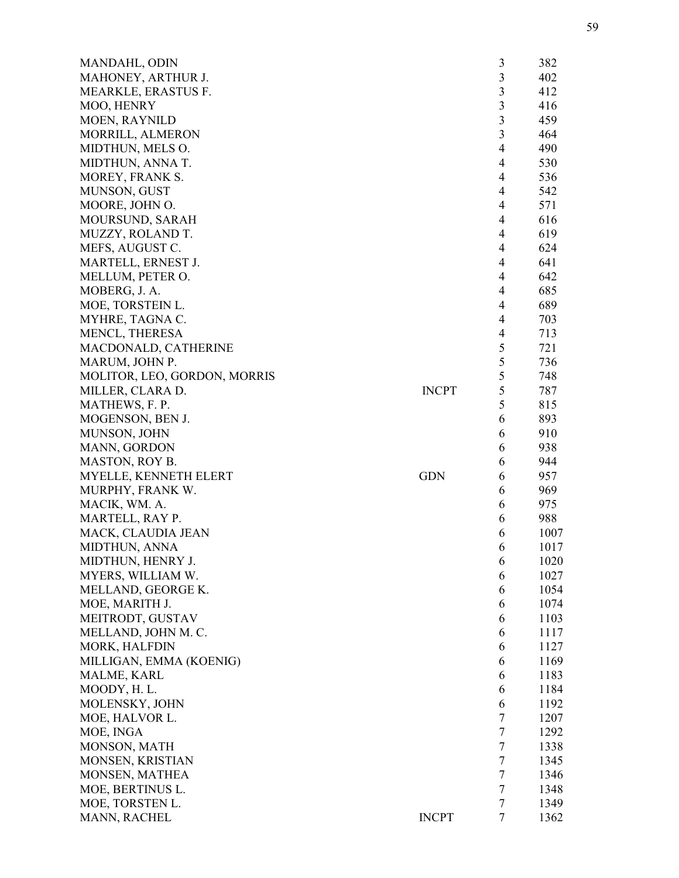| Name | Note | Volume | Page |
|---|---|---|---|
| MANDAHL, ODIN | | 3 | 382 |
| MAHONEY, ARTHUR J. | | 3 | 402 |
| MEARKLE, ERASTUS F. | | 3 | 412 |
| MOO, HENRY | | 3 | 416 |
| MOEN, RAYNILD | | 3 | 459 |
| MORRILL, ALMERON | | 3 | 464 |
| MIDTHUN, MELS O. | | 4 | 490 |
| MIDTHUN, ANNA T. | | 4 | 530 |
| MOREY, FRANK S. | | 4 | 536 |
| MUNSON, GUST | | 4 | 542 |
| MOORE, JOHN O. | | 4 | 571 |
| MOURSUND, SARAH | | 4 | 616 |
| MUZZY, ROLAND T. | | 4 | 619 |
| MEFS, AUGUST C. | | 4 | 624 |
| MARTELL, ERNEST J. | | 4 | 641 |
| MELLUM, PETER O. | | 4 | 642 |
| MOBERG, J. A. | | 4 | 685 |
| MOE, TORSTEIN L. | | 4 | 689 |
| MYHRE, TAGNA C. | | 4 | 703 |
| MENCL, THERESA | | 4 | 713 |
| MACDONALD, CATHERINE | | 5 | 721 |
| MARUM, JOHN P. | | 5 | 736 |
| MOLITOR, LEO, GORDON, MORRIS | | 5 | 748 |
| MILLER, CLARA D. | INCPT | 5 | 787 |
| MATHEWS, F. P. | | 5 | 815 |
| MOGENSON, BEN J. | | 6 | 893 |
| MUNSON, JOHN | | 6 | 910 |
| MANN, GORDON | | 6 | 938 |
| MASTON, ROY B. | | 6 | 944 |
| MYELLE, KENNETH ELERT | GDN | 6 | 957 |
| MURPHY, FRANK W. | | 6 | 969 |
| MACIK, WM. A. | | 6 | 975 |
| MARTELL, RAY P. | | 6 | 988 |
| MACK, CLAUDIA JEAN | | 6 | 1007 |
| MIDTHUN, ANNA | | 6 | 1017 |
| MIDTHUN, HENRY J. | | 6 | 1020 |
| MYERS, WILLIAM W. | | 6 | 1027 |
| MELLAND, GEORGE K. | | 6 | 1054 |
| MOE, MARITH J. | | 6 | 1074 |
| MEITRODT, GUSTAV | | 6 | 1103 |
| MELLAND, JOHN M. C. | | 6 | 1117 |
| MORK, HALFDIN | | 6 | 1127 |
| MILLIGAN, EMMA (KOENIG) | | 6 | 1169 |
| MALME, KARL | | 6 | 1183 |
| MOODY, H. L. | | 6 | 1184 |
| MOLENSKY, JOHN | | 6 | 1192 |
| MOE, HALVOR L. | | 7 | 1207 |
| MOE, INGA | | 7 | 1292 |
| MONSON, MATH | | 7 | 1338 |
| MONSEN, KRISTIAN | | 7 | 1345 |
| MONSEN, MATHEA | | 7 | 1346 |
| MOE, BERTINUS L. | | 7 | 1348 |
| MOE, TORSTEN L. | | 7 | 1349 |
| MANN, RACHEL | INCPT | 7 | 1362 |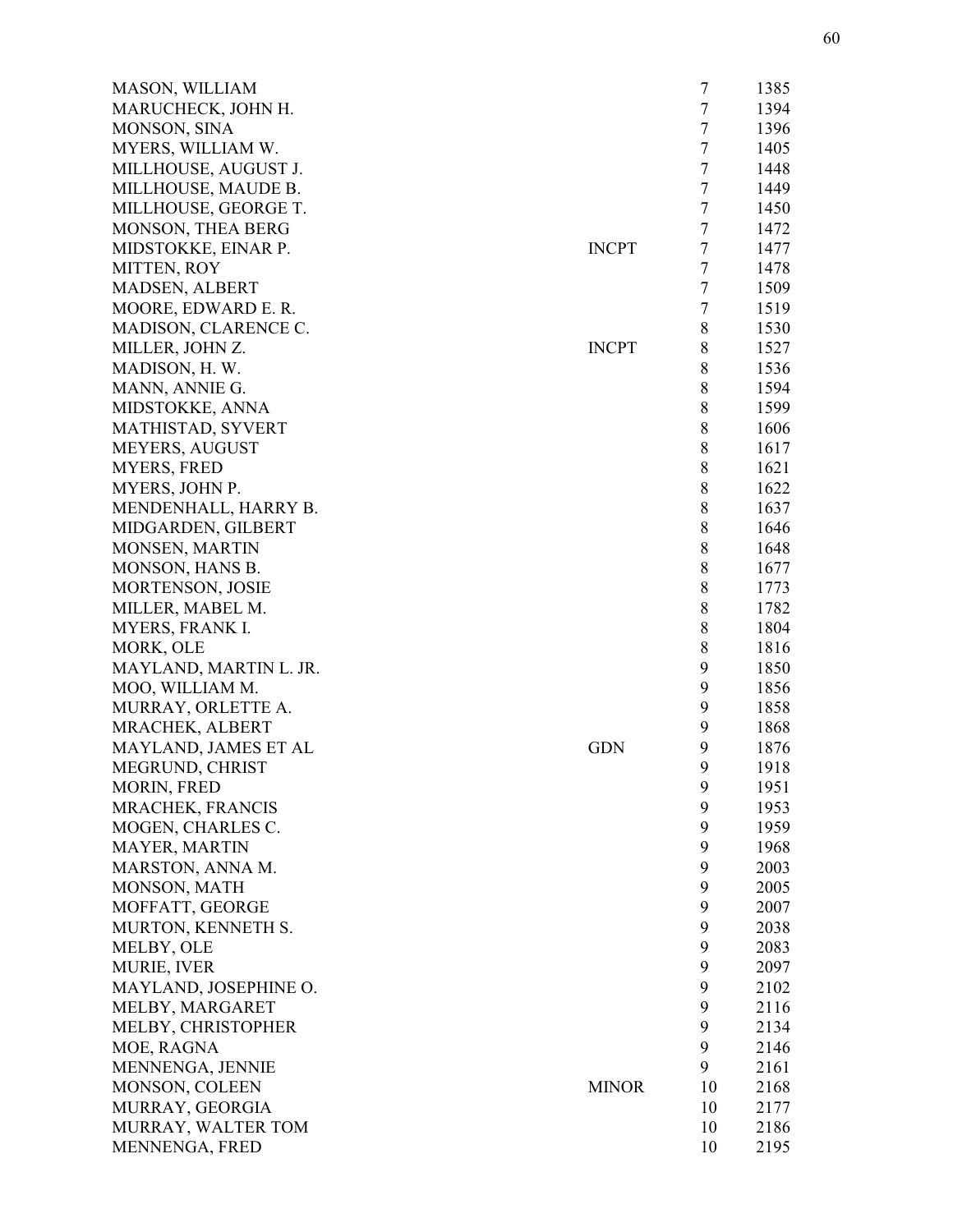| | | | |
|---|---|---|---|
| MASON, WILLIAM | | 7 | 1385 |
| MARUCHECK, JOHN H. | | 7 | 1394 |
| MONSON, SINA | | 7 | 1396 |
| MYERS, WILLIAM W. | | 7 | 1405 |
| MILLHOUSE, AUGUST J. | | 7 | 1448 |
| MILLHOUSE, MAUDE B. | | 7 | 1449 |
| MILLHOUSE, GEORGE T. | | 7 | 1450 |
| MONSON, THEA BERG | | 7 | 1472 |
| MIDSTOKKE, EINAR P. | INCPT | 7 | 1477 |
| MITTEN, ROY | | 7 | 1478 |
| MADSEN, ALBERT | | 7 | 1509 |
| MOORE, EDWARD E. R. | | 7 | 1519 |
| MADISON, CLARENCE C. | | 8 | 1530 |
| MILLER, JOHN Z. | INCPT | 8 | 1527 |
| MADISON, H. W. | | 8 | 1536 |
| MANN, ANNIE G. | | 8 | 1594 |
| MIDSTOKKE, ANNA | | 8 | 1599 |
| MATHISTAD, SYVERT | | 8 | 1606 |
| MEYERS, AUGUST | | 8 | 1617 |
| MYERS, FRED | | 8 | 1621 |
| MYERS, JOHN P. | | 8 | 1622 |
| MENDENHALL, HARRY B. | | 8 | 1637 |
| MIDGARDEN, GILBERT | | 8 | 1646 |
| MONSEN, MARTIN | | 8 | 1648 |
| MONSON, HANS B. | | 8 | 1677 |
| MORTENSON, JOSIE | | 8 | 1773 |
| MILLER, MABEL M. | | 8 | 1782 |
| MYERS, FRANK I. | | 8 | 1804 |
| MORK, OLE | | 8 | 1816 |
| MAYLAND, MARTIN L. JR. | | 9 | 1850 |
| MOO, WILLIAM M. | | 9 | 1856 |
| MURRAY, ORLETTE A. | | 9 | 1858 |
| MRACHEK, ALBERT | | 9 | 1868 |
| MAYLAND, JAMES ET AL | GDN | 9 | 1876 |
| MEGRUND, CHRIST | | 9 | 1918 |
| MORIN, FRED | | 9 | 1951 |
| MRACHEK, FRANCIS | | 9 | 1953 |
| MOGEN, CHARLES C. | | 9 | 1959 |
| MAYER, MARTIN | | 9 | 1968 |
| MARSTON, ANNA M. | | 9 | 2003 |
| MONSON, MATH | | 9 | 2005 |
| MOFFATT, GEORGE | | 9 | 2007 |
| MURTON, KENNETH S. | | 9 | 2038 |
| MELBY, OLE | | 9 | 2083 |
| MURIE, IVER | | 9 | 2097 |
| MAYLAND, JOSEPHINE O. | | 9 | 2102 |
| MELBY, MARGARET | | 9 | 2116 |
| MELBY, CHRISTOPHER | | 9 | 2134 |
| MOE, RAGNA | | 9 | 2146 |
| MENNENGA, JENNIE | | 9 | 2161 |
| MONSON, COLEEN | MINOR | 10 | 2168 |
| MURRAY, GEORGIA | | 10 | 2177 |
| MURRAY, WALTER TOM | | 10 | 2186 |
| MENNENGA, FRED | | 10 | 2195 |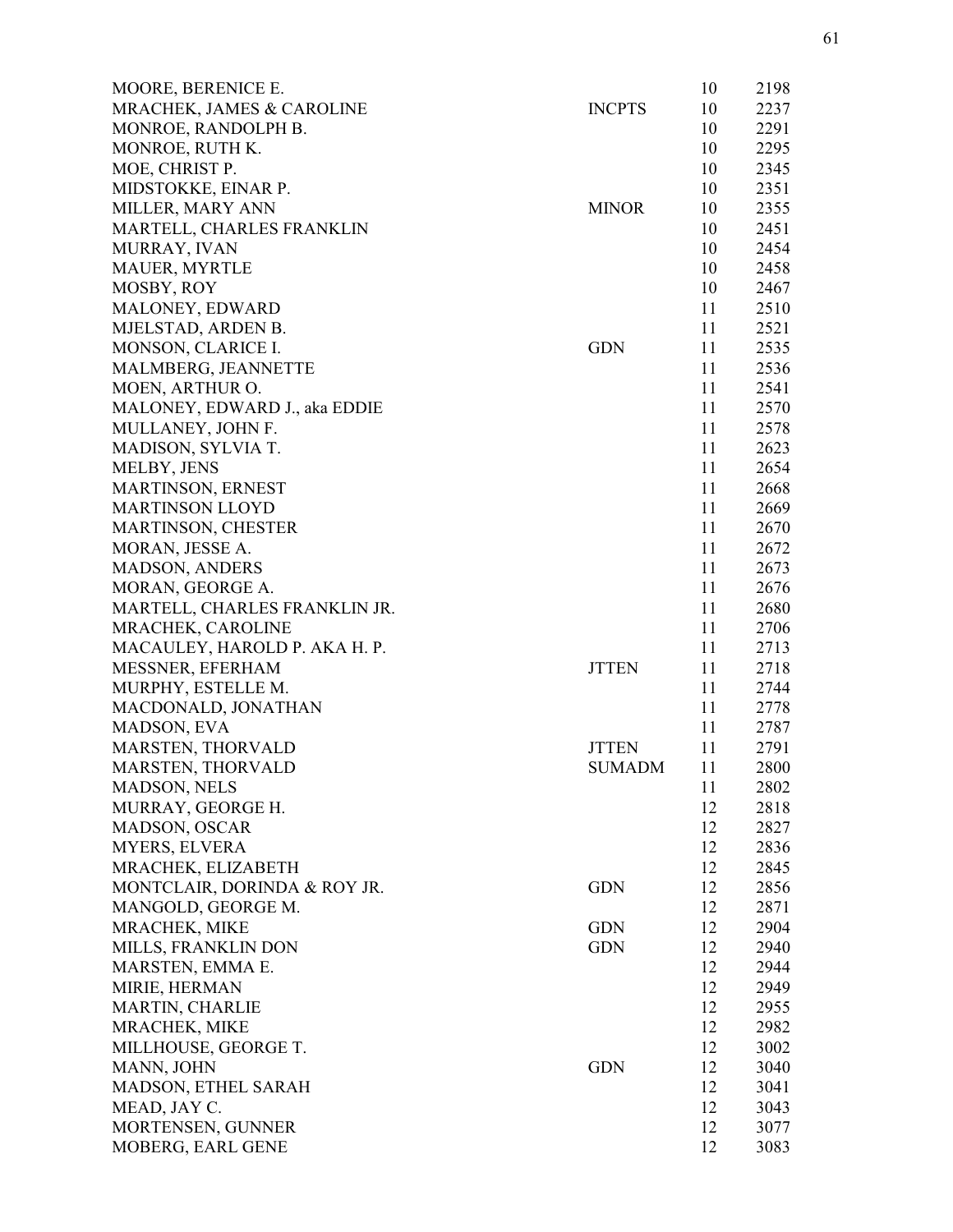| | | | |
|---|---|---|---|
| MOORE, BERENICE E. | | 10 | 2198 |
| MRACHEK, JAMES & CAROLINE | INCPTS | 10 | 2237 |
| MONROE, RANDOLPH B. | | 10 | 2291 |
| MONROE, RUTH K. | | 10 | 2295 |
| MOE, CHRIST P. | | 10 | 2345 |
| MIDSTOKKE, EINAR P. | | 10 | 2351 |
| MILLER, MARY ANN | MINOR | 10 | 2355 |
| MARTELL, CHARLES FRANKLIN | | 10 | 2451 |
| MURRAY, IVAN | | 10 | 2454 |
| MAUER, MYRTLE | | 10 | 2458 |
| MOSBY, ROY | | 10 | 2467 |
| MALONEY, EDWARD | | 11 | 2510 |
| MJELSTAD, ARDEN B. | | 11 | 2521 |
| MONSON, CLARICE I. | GDN | 11 | 2535 |
| MALMBERG, JEANNETTE | | 11 | 2536 |
| MOEN, ARTHUR O. | | 11 | 2541 |
| MALONEY, EDWARD J., aka EDDIE | | 11 | 2570 |
| MULLANEY, JOHN F. | | 11 | 2578 |
| MADISON, SYLVIA T. | | 11 | 2623 |
| MELBY, JENS | | 11 | 2654 |
| MARTINSON, ERNEST | | 11 | 2668 |
| MARTINSON LLOYD | | 11 | 2669 |
| MARTINSON, CHESTER | | 11 | 2670 |
| MORAN, JESSE A. | | 11 | 2672 |
| MADSON, ANDERS | | 11 | 2673 |
| MORAN, GEORGE A. | | 11 | 2676 |
| MARTELL, CHARLES FRANKLIN JR. | | 11 | 2680 |
| MRACHEK, CAROLINE | | 11 | 2706 |
| MACAULEY, HAROLD P. AKA H. P. | | 11 | 2713 |
| MESSNER, EFERHAM | JTTEN | 11 | 2718 |
| MURPHY, ESTELLE M. | | 11 | 2744 |
| MACDONALD, JONATHAN | | 11 | 2778 |
| MADSON, EVA | | 11 | 2787 |
| MARSTEN, THORVALD | JTTEN | 11 | 2791 |
| MARSTEN, THORVALD | SUMADM | 11 | 2800 |
| MADSON, NELS | | 11 | 2802 |
| MURRAY, GEORGE H. | | 12 | 2818 |
| MADSON, OSCAR | | 12 | 2827 |
| MYERS, ELVERA | | 12 | 2836 |
| MRACHEK, ELIZABETH | | 12 | 2845 |
| MONTCLAIR, DORINDA & ROY JR. | GDN | 12 | 2856 |
| MANGOLD, GEORGE M. | | 12 | 2871 |
| MRACHEK, MIKE | GDN | 12 | 2904 |
| MILLS, FRANKLIN DON | GDN | 12 | 2940 |
| MARSTEN, EMMA E. | | 12 | 2944 |
| MIRIE, HERMAN | | 12 | 2949 |
| MARTIN, CHARLIE | | 12 | 2955 |
| MRACHEK, MIKE | | 12 | 2982 |
| MILLHOUSE, GEORGE T. | | 12 | 3002 |
| MANN, JOHN | GDN | 12 | 3040 |
| MADSON, ETHEL SARAH | | 12 | 3041 |
| MEAD, JAY C. | | 12 | 3043 |
| MORTENSEN, GUNNER | | 12 | 3077 |
| MOBERG, EARL GENE | | 12 | 3083 |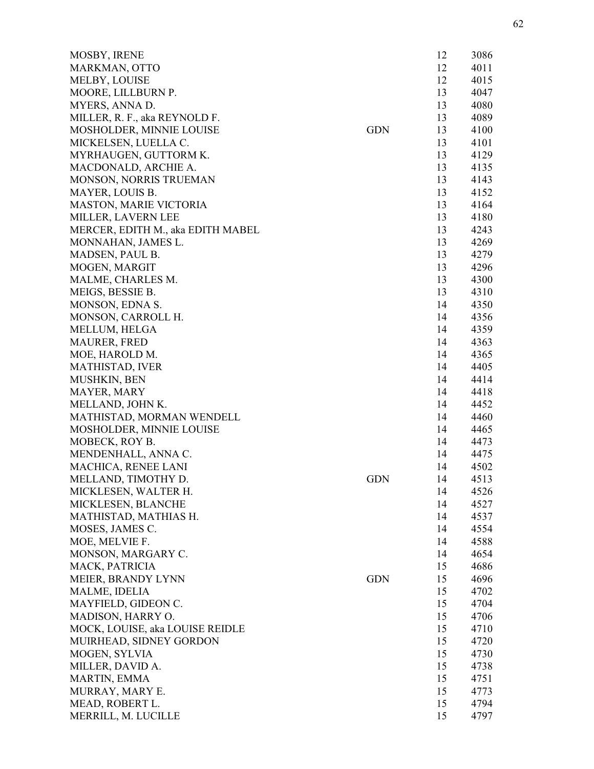| | | | |
|---|---|---|---|
| MOSBY, IRENE | | 12 | 3086 |
| MARKMAN, OTTO | | 12 | 4011 |
| MELBY, LOUISE | | 12 | 4015 |
| MOORE, LILLBURN P. | | 13 | 4047 |
| MYERS, ANNA D. | | 13 | 4080 |
| MILLER, R. F., aka REYNOLD F. | | 13 | 4089 |
| MOSHOLDER, MINNIE LOUISE | GDN | 13 | 4100 |
| MICKELSEN, LUELLA C. | | 13 | 4101 |
| MYRHAUGEN, GUTTORM K. | | 13 | 4129 |
| MACDONALD, ARCHIE A. | | 13 | 4135 |
| MONSON, NORRIS TRUEMAN | | 13 | 4143 |
| MAYER, LOUIS B. | | 13 | 4152 |
| MASTON, MARIE VICTORIA | | 13 | 4164 |
| MILLER, LAVERN LEE | | 13 | 4180 |
| MERCER, EDITH M., aka EDITH MABEL | | 13 | 4243 |
| MONNAHAN, JAMES L. | | 13 | 4269 |
| MADSEN, PAUL B. | | 13 | 4279 |
| MOGEN, MARGIT | | 13 | 4296 |
| MALME, CHARLES M. | | 13 | 4300 |
| MEIGS, BESSIE B. | | 13 | 4310 |
| MONSON, EDNA S. | | 14 | 4350 |
| MONSON, CARROLL H. | | 14 | 4356 |
| MELLUM, HELGA | | 14 | 4359 |
| MAURER, FRED | | 14 | 4363 |
| MOE, HAROLD M. | | 14 | 4365 |
| MATHISTAD, IVER | | 14 | 4405 |
| MUSHKIN, BEN | | 14 | 4414 |
| MAYER, MARY | | 14 | 4418 |
| MELLAND, JOHN K. | | 14 | 4452 |
| MATHISTAD, MORMAN WENDELL | | 14 | 4460 |
| MOSHOLDER, MINNIE LOUISE | | 14 | 4465 |
| MOBECK, ROY B. | | 14 | 4473 |
| MENDENHALL, ANNA C. | | 14 | 4475 |
| MACHICA, RENEE LANI | | 14 | 4502 |
| MELLAND, TIMOTHY D. | GDN | 14 | 4513 |
| MICKLESEN, WALTER H. | | 14 | 4526 |
| MICKLESEN, BLANCHE | | 14 | 4527 |
| MATHISTAD, MATHIAS H. | | 14 | 4537 |
| MOSES, JAMES C. | | 14 | 4554 |
| MOE, MELVIE F. | | 14 | 4588 |
| MONSON, MARGARY C. | | 14 | 4654 |
| MACK, PATRICIA | | 15 | 4686 |
| MEIER, BRANDY LYNN | GDN | 15 | 4696 |
| MALME, IDELIA | | 15 | 4702 |
| MAYFIELD, GIDEON C. | | 15 | 4704 |
| MADISON, HARRY O. | | 15 | 4706 |
| MOCK, LOUISE, aka LOUISE REIDLE | | 15 | 4710 |
| MUIRHEAD, SIDNEY GORDON | | 15 | 4720 |
| MOGEN, SYLVIA | | 15 | 4730 |
| MILLER, DAVID A. | | 15 | 4738 |
| MARTIN, EMMA | | 15 | 4751 |
| MURRAY, MARY E. | | 15 | 4773 |
| MEAD, ROBERT L. | | 15 | 4794 |
| MERRILL, M. LUCILLE | | 15 | 4797 |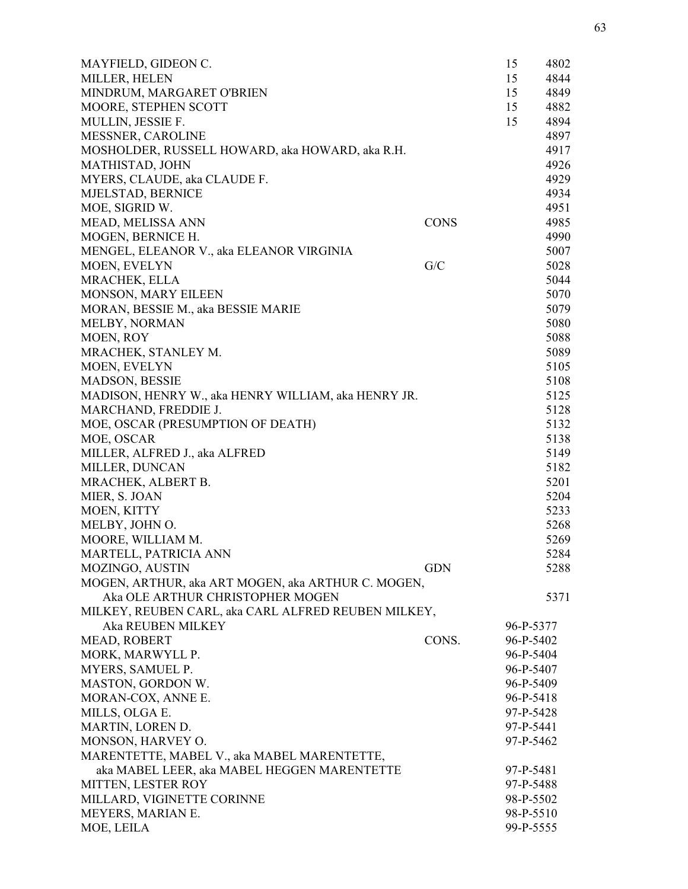| Name | Type | Book | Number |
|---|---|---|---|
| MAYFIELD, GIDEON C. | | 15 | 4802 |
| MILLER, HELEN | | 15 | 4844 |
| MINDRUM, MARGARET O'BRIEN | | 15 | 4849 |
| MOORE, STEPHEN SCOTT | | 15 | 4882 |
| MULLIN, JESSIE F. | | 15 | 4894 |
| MESSNER, CAROLINE | | | 4897 |
| MOSHOLDER, RUSSELL HOWARD, aka HOWARD, aka R.H. | | | 4917 |
| MATHISTAD, JOHN | | | 4926 |
| MYERS, CLAUDE, aka CLAUDE F. | | | 4929 |
| MJELSTAD, BERNICE | | | 4934 |
| MOE, SIGRID W. | | | 4951 |
| MEAD, MELISSA ANN | CONS | | 4985 |
| MOGEN, BERNICE H. | | | 4990 |
| MENGEL, ELEANOR V., aka ELEANOR VIRGINIA | | | 5007 |
| MOEN, EVELYN | G/C | | 5028 |
| MRACHEK, ELLA | | | 5044 |
| MONSON, MARY EILEEN | | | 5070 |
| MORAN, BESSIE M., aka BESSIE MARIE | | | 5079 |
| MELBY, NORMAN | | | 5080 |
| MOEN, ROY | | | 5088 |
| MRACHEK, STANLEY M. | | | 5089 |
| MOEN, EVELYN | | | 5105 |
| MADSON, BESSIE | | | 5108 |
| MADISON, HENRY W., aka HENRY WILLIAM, aka HENRY JR. | | | 5125 |
| MARCHAND, FREDDIE J. | | | 5128 |
| MOE, OSCAR (PRESUMPTION OF DEATH) | | | 5132 |
| MOE, OSCAR | | | 5138 |
| MILLER, ALFRED J., aka ALFRED | | | 5149 |
| MILLER, DUNCAN | | | 5182 |
| MRACHEK, ALBERT B. | | | 5201 |
| MIER, S. JOAN | | | 5204 |
| MOEN, KITTY | | | 5233 |
| MELBY, JOHN O. | | | 5268 |
| MOORE, WILLIAM M. | | | 5269 |
| MARTELL, PATRICIA ANN | | | 5284 |
| MOZINGO, AUSTIN | GDN | | 5288 |
| MOGEN, ARTHUR, aka ART MOGEN, aka ARTHUR C. MOGEN, Aka OLE ARTHUR CHRISTOPHER MOGEN | | | 5371 |
| MILKEY, REUBEN CARL, aka CARL ALFRED REUBEN MILKEY, Aka REUBEN MILKEY | | 96-P-5377 | |
| MEAD, ROBERT | CONS. | 96-P-5402 | |
| MORK, MARWYLL P. | | 96-P-5404 | |
| MYERS, SAMUEL P. | | 96-P-5407 | |
| MASTON, GORDON W. | | 96-P-5409 | |
| MORAN-COX, ANNE E. | | 96-P-5418 | |
| MILLS, OLGA E. | | 97-P-5428 | |
| MARTIN, LOREN D. | | 97-P-5441 | |
| MONSON, HARVEY O. | | 97-P-5462 | |
| MARENTETTE, MABEL V., aka MABEL MARENTETTE, aka MABEL LEER, aka MABEL HEGGEN MARENTETTE | | 97-P-5481 | |
| MITTEN, LESTER ROY | | 97-P-5488 | |
| MILLARD, VIGINETTE CORINNE | | 98-P-5502 | |
| MEYERS, MARIAN E. | | 98-P-5510 | |
| MOE, LEILA | | 99-P-5555 | |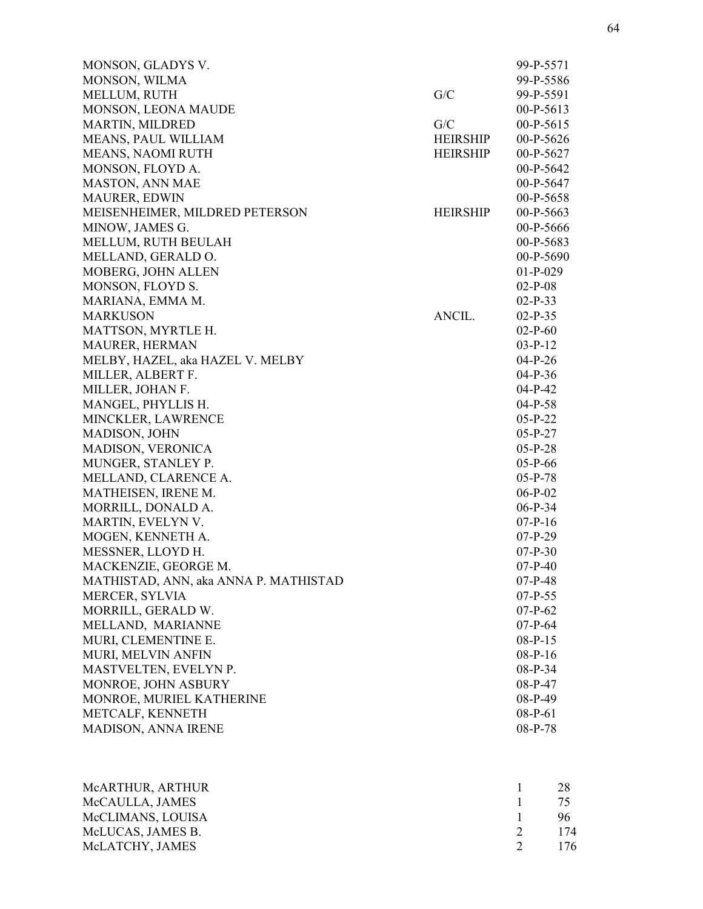| Name | Type | Case No. |
|---|---|---|
| MONSON, GLADYS V. | | 99-P-5571 |
| MONSON, WILMA | | 99-P-5586 |
| MELLUM, RUTH | G/C | 99-P-5591 |
| MONSON, LEONA MAUDE | | 00-P-5613 |
| MARTIN, MILDRED | G/C | 00-P-5615 |
| MEANS, PAUL WILLIAM | HEIRSHIP | 00-P-5626 |
| MEANS, NAOMI RUTH | HEIRSHIP | 00-P-5627 |
| MONSON, FLOYD A. | | 00-P-5642 |
| MASTON, ANN MAE | | 00-P-5647 |
| MAURER, EDWIN | | 00-P-5658 |
| MEISENHEIMER, MILDRED PETERSON | HEIRSHIP | 00-P-5663 |
| MINOW, JAMES G. | | 00-P-5666 |
| MELLUM, RUTH BEULAH | | 00-P-5683 |
| MELLAND, GERALD O. | | 00-P-5690 |
| MOBERG, JOHN ALLEN | | 01-P-029 |
| MONSON, FLOYD S. | | 02-P-08 |
| MARIANA, EMMA M. | | 02-P-33 |
| MARKUSON | ANCIL. | 02-P-35 |
| MATTSON, MYRTLE H. | | 02-P-60 |
| MAURER, HERMAN | | 03-P-12 |
| MELBY, HAZEL, aka HAZEL V. MELBY | | 04-P-26 |
| MILLER, ALBERT F. | | 04-P-36 |
| MILLER, JOHAN F. | | 04-P-42 |
| MANGEL, PHYLLIS H. | | 04-P-58 |
| MINCKLER, LAWRENCE | | 05-P-22 |
| MADISON, JOHN | | 05-P-27 |
| MADISON, VERONICA | | 05-P-28 |
| MUNGER, STANLEY P. | | 05-P-66 |
| MELLAND, CLARENCE A. | | 05-P-78 |
| MATHEISEN, IRENE M. | | 06-P-02 |
| MORRILL, DONALD A. | | 06-P-34 |
| MARTIN, EVELYN V. | | 07-P-16 |
| MOGEN, KENNETH A. | | 07-P-29 |
| MESSNER, LLOYD H. | | 07-P-30 |
| MACKENZIE, GEORGE M. | | 07-P-40 |
| MATHISTAD, ANN, aka ANNA P. MATHISTAD | | 07-P-48 |
| MERCER, SYLVIA | | 07-P-55 |
| MORRILL, GERALD W. | | 07-P-62 |
| MELLAND, MARIANNE | | 07-P-64 |
| MURI, CLEMENTINE E. | | 08-P-15 |
| MURI, MELVIN ANFIN | | 08-P-16 |
| MASTVELTEN, EVELYN P. | | 08-P-34 |
| MONROE, JOHN ASBURY | | 08-P-47 |
| MONROE, MURIEL KATHERINE | | 08-P-49 |
| METCALF, KENNETH | | 08-P-61 |
| MADISON, ANNA IRENE | | 08-P-78 |

| Name | Book | Page |
|---|---|---|
| McARTHUR, ARTHUR | 1 | 28 |
| McCAULLA, JAMES | 1 | 75 |
| McCLIMANS, LOUISA | 1 | 96 |
| McLUCAS, JAMES B. | 2 | 174 |
| McLATCHY, JAMES | 2 | 176 |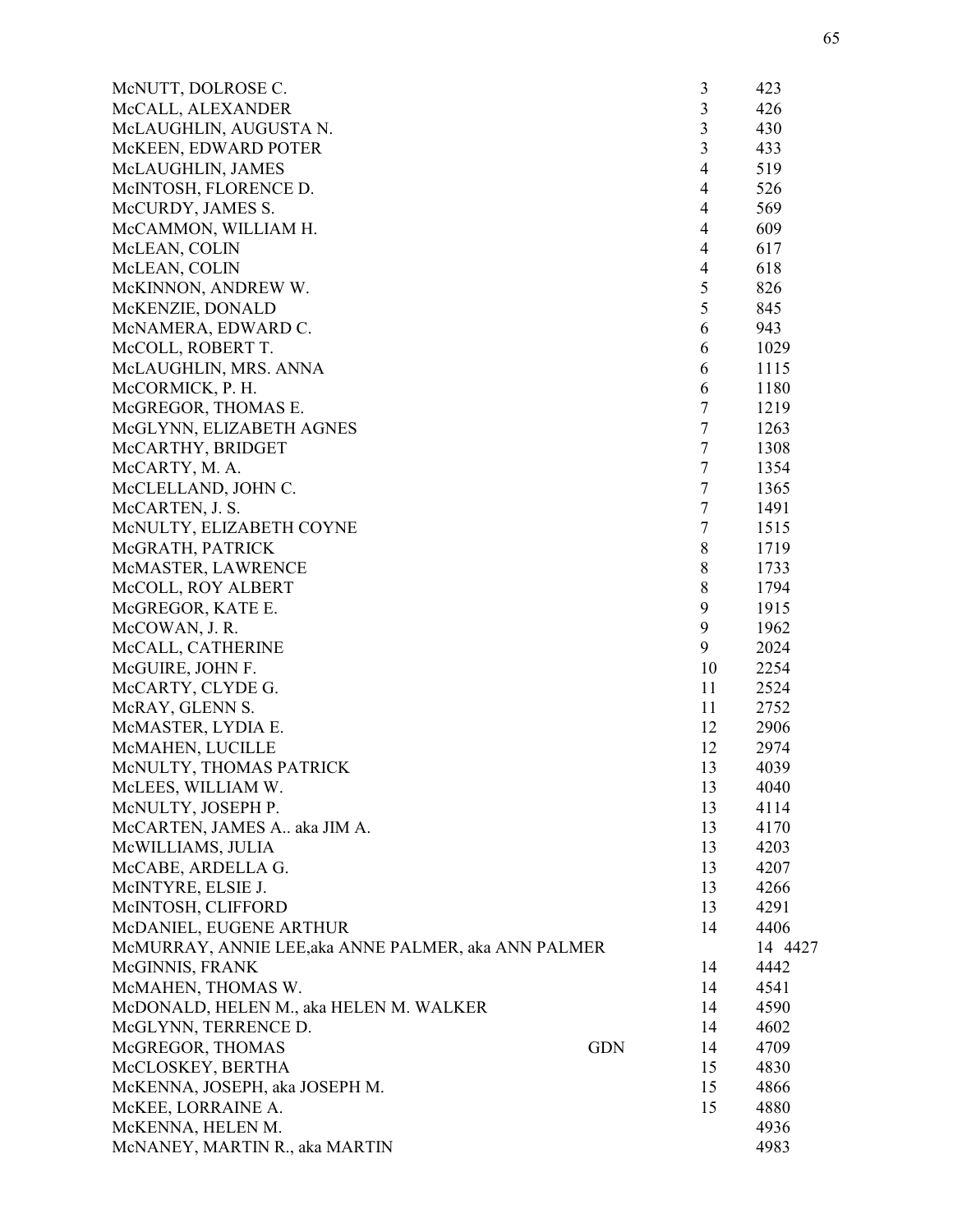| Name | | Vol | No. |
|---|---|---|---|
| McNUTT, DOLROSE C. | | 3 | 423 |
| McCALL, ALEXANDER | | 3 | 426 |
| McLAUGHLIN, AUGUSTA N. | | 3 | 430 |
| McKEEN, EDWARD POTER | | 3 | 433 |
| McLAUGHLIN, JAMES | | 4 | 519 |
| McINTOSH, FLORENCE D. | | 4 | 526 |
| McCURDY, JAMES S. | | 4 | 569 |
| McCAMMON, WILLIAM H. | | 4 | 609 |
| McLEAN, COLIN | | 4 | 617 |
| McLEAN, COLIN | | 4 | 618 |
| McKINNON, ANDREW W. | | 5 | 826 |
| McKENZIE, DONALD | | 5 | 845 |
| McNAMERA, EDWARD C. | | 6 | 943 |
| McCOLL, ROBERT T. | | 6 | 1029 |
| McLAUGHLIN, MRS. ANNA | | 6 | 1115 |
| McCORMICK, P. H. | | 6 | 1180 |
| McGREGOR, THOMAS E. | | 7 | 1219 |
| McGLYNN, ELIZABETH AGNES | | 7 | 1263 |
| McCARTHY, BRIDGET | | 7 | 1308 |
| McCARTY, M. A. | | 7 | 1354 |
| McCLELLAND, JOHN C. | | 7 | 1365 |
| McCARTEN, J. S. | | 7 | 1491 |
| McNULTY, ELIZABETH COYNE | | 7 | 1515 |
| McGRATH, PATRICK | | 8 | 1719 |
| McMASTER, LAWRENCE | | 8 | 1733 |
| McCOLL, ROY ALBERT | | 8 | 1794 |
| McGREGOR, KATE E. | | 9 | 1915 |
| McCOWAN, J. R. | | 9 | 1962 |
| McCALL, CATHERINE | | 9 | 2024 |
| McGUIRE, JOHN F. | | 10 | 2254 |
| McCARTY, CLYDE G. | | 11 | 2524 |
| McRAY, GLENN S. | | 11 | 2752 |
| McMASTER, LYDIA E. | | 12 | 2906 |
| McMAHEN, LUCILLE | | 12 | 2974 |
| McNULTY, THOMAS PATRICK | | 13 | 4039 |
| McLEES, WILLIAM W. | | 13 | 4040 |
| McNULTY, JOSEPH P. | | 13 | 4114 |
| McCARTEN, JAMES A.. aka JIM A. | | 13 | 4170 |
| McWILLIAMS, JULIA | | 13 | 4203 |
| McCABE, ARDELLA G. | | 13 | 4207 |
| McINTYRE, ELSIE J. | | 13 | 4266 |
| McINTOSH, CLIFFORD | | 13 | 4291 |
| McDANIEL, EUGENE ARTHUR | | 14 | 4406 |
| McMURRAY, ANNIE LEE,aka ANNE PALMER, aka ANN PALMER | | | 14 4427 |
| McGINNIS, FRANK | | 14 | 4442 |
| McMAHEN, THOMAS W. | | 14 | 4541 |
| McDONALD, HELEN M., aka HELEN M. WALKER | | 14 | 4590 |
| McGLYNN, TERRENCE D. | | 14 | 4602 |
| McGREGOR, THOMAS | GDN | 14 | 4709 |
| McCLOSKEY, BERTHA | | 15 | 4830 |
| McKENNA, JOSEPH, aka JOSEPH M. | | 15 | 4866 |
| McKEE, LORRAINE A. | | 15 | 4880 |
| McKENNA, HELEN M. | | | 4936 |
| McNANEY, MARTIN R., aka MARTIN | | | 4983 |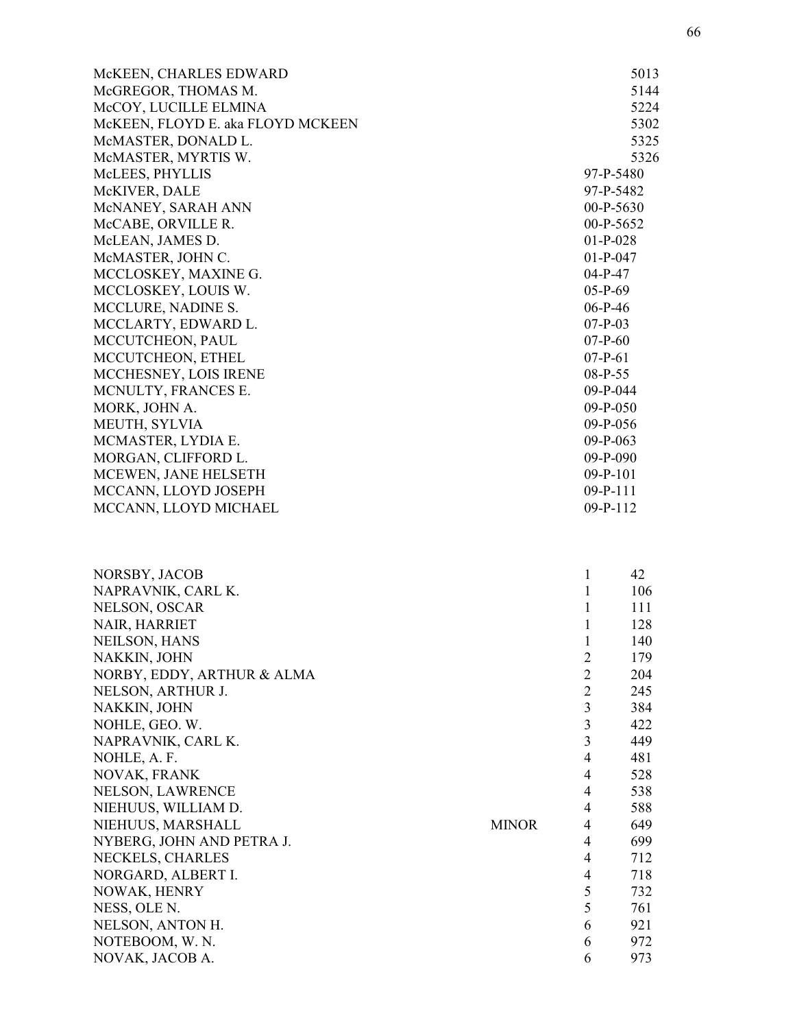| | |
|---|---|
| McKEEN, CHARLES EDWARD | 5013 |
| McGREGOR, THOMAS M. | 5144 |
| McCOY, LUCILLE ELMINA | 5224 |
| McKEEN, FLOYD E. aka FLOYD MCKEEN | 5302 |
| McMASTER, DONALD L. | 5325 |
| McMASTER, MYRTIS W. | 5326 |
| McLEES, PHYLLIS | 97-P-5480 |
| McKIVER, DALE | 97-P-5482 |
| McNANEY, SARAH ANN | 00-P-5630 |
| McCABE, ORVILLE R. | 00-P-5652 |
| McLEAN, JAMES D. | 01-P-028 |
| McMASTER, JOHN C. | 01-P-047 |
| MCCLOSKEY, MAXINE G. | 04-P-47 |
| MCCLOSKEY, LOUIS W. | 05-P-69 |
| MCCLURE, NADINE S. | 06-P-46 |
| MCCLARTY, EDWARD L. | 07-P-03 |
| MCCUTCHEON, PAUL | 07-P-60 |
| MCCUTCHEON, ETHEL | 07-P-61 |
| MCCHESNEY, LOIS IRENE | 08-P-55 |
| MCNULTY, FRANCES E. | 09-P-044 |
| MORK, JOHN A. | 09-P-050 |
| MEUTH, SYLVIA | 09-P-056 |
| MCMASTER, LYDIA E. | 09-P-063 |
| MORGAN, CLIFFORD L. | 09-P-090 |
| MCEWEN, JANE HELSETH | 09-P-101 |
| MCCANN, LLOYD JOSEPH | 09-P-111 |
| MCCANN, LLOYD MICHAEL | 09-P-112 |

| | | | |
|---|---|---|---|
| NORSBY, JACOB | | 1 | 42 |
| NAPRAVNIK, CARL K. | | 1 | 106 |
| NELSON, OSCAR | | 1 | 111 |
| NAIR, HARRIET | | 1 | 128 |
| NEILSON, HANS | | 1 | 140 |
| NAKKIN, JOHN | | 2 | 179 |
| NORBY, EDDY, ARTHUR & ALMA | | 2 | 204 |
| NELSON, ARTHUR J. | | 2 | 245 |
| NAKKIN, JOHN | | 3 | 384 |
| NOHLE, GEO. W. | | 3 | 422 |
| NAPRAVNIK, CARL K. | | 3 | 449 |
| NOHLE, A. F. | | 4 | 481 |
| NOVAK, FRANK | | 4 | 528 |
| NELSON, LAWRENCE | | 4 | 538 |
| NIEHUUS, WILLIAM D. | | 4 | 588 |
| NIEHUUS, MARSHALL | MINOR | 4 | 649 |
| NYBERG, JOHN AND PETRA J. | | 4 | 699 |
| NECKELS, CHARLES | | 4 | 712 |
| NORGARD, ALBERT I. | | 4 | 718 |
| NOWAK, HENRY | | 5 | 732 |
| NESS, OLE N. | | 5 | 761 |
| NELSON, ANTON H. | | 6 | 921 |
| NOTEBOOM, W. N. | | 6 | 972 |
| NOVAK, JACOB A. | | 6 | 973 |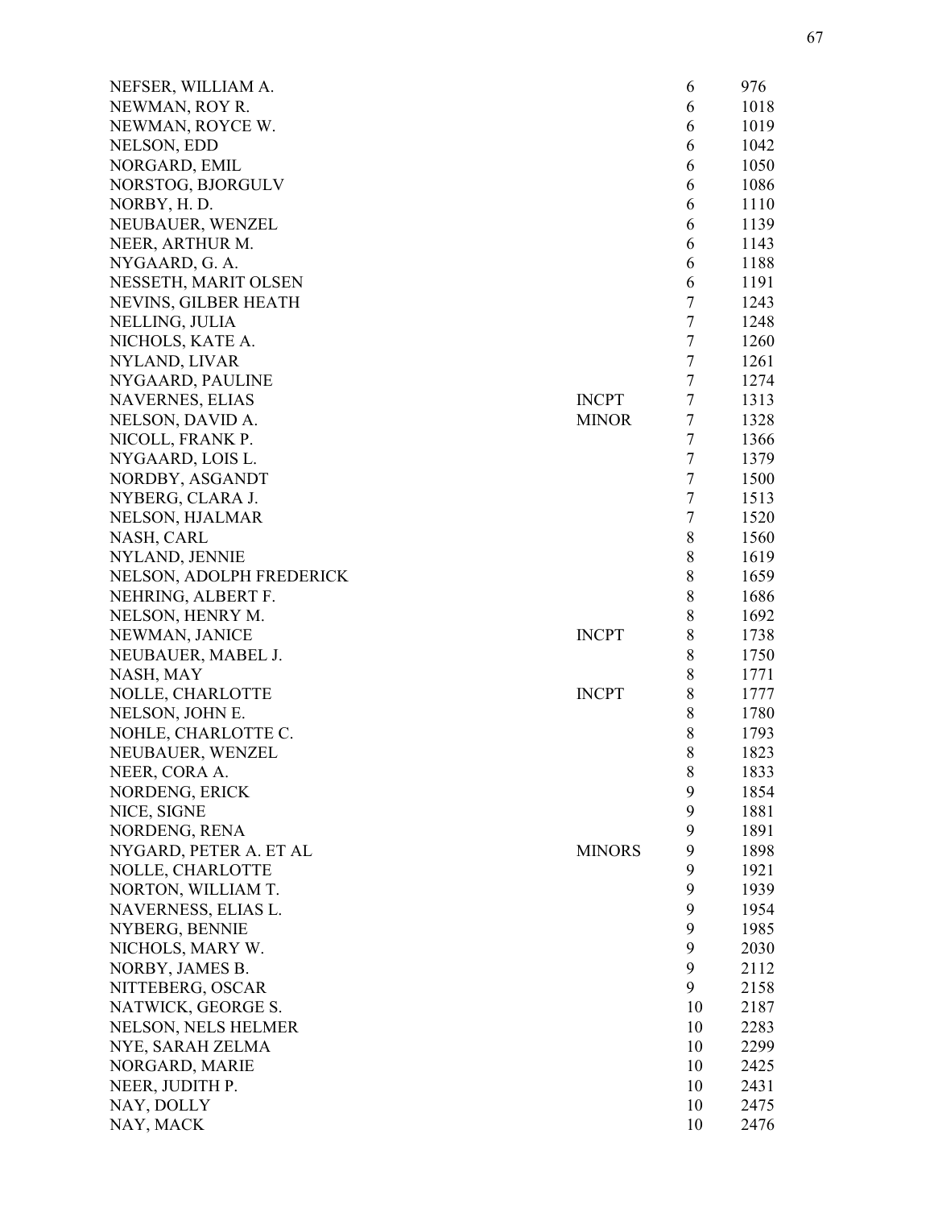| | | | |
|---|---|---|---|
| NEFSER, WILLIAM A. | | 6 | 976 |
| NEWMAN, ROY R. | | 6 | 1018 |
| NEWMAN, ROYCE W. | | 6 | 1019 |
| NELSON, EDD | | 6 | 1042 |
| NORGARD, EMIL | | 6 | 1050 |
| NORSTOG, BJORGULV | | 6 | 1086 |
| NORBY, H. D. | | 6 | 1110 |
| NEUBAUER, WENZEL | | 6 | 1139 |
| NEER, ARTHUR M. | | 6 | 1143 |
| NYGAARD, G. A. | | 6 | 1188 |
| NESSETH, MARIT OLSEN | | 6 | 1191 |
| NEVINS, GILBER HEATH | | 7 | 1243 |
| NELLING, JULIA | | 7 | 1248 |
| NICHOLS, KATE A. | | 7 | 1260 |
| NYLAND, LIVAR | | 7 | 1261 |
| NYGAARD, PAULINE | | 7 | 1274 |
| NAVERNES, ELIAS | INCPT | 7 | 1313 |
| NELSON, DAVID A. | MINOR | 7 | 1328 |
| NICOLL, FRANK P. | | 7 | 1366 |
| NYGAARD, LOIS L. | | 7 | 1379 |
| NORDBY, ASGANDT | | 7 | 1500 |
| NYBERG, CLARA J. | | 7 | 1513 |
| NELSON, HJALMAR | | 7 | 1520 |
| NASH, CARL | | 8 | 1560 |
| NYLAND, JENNIE | | 8 | 1619 |
| NELSON, ADOLPH FREDERICK | | 8 | 1659 |
| NEHRING, ALBERT F. | | 8 | 1686 |
| NELSON, HENRY M. | | 8 | 1692 |
| NEWMAN, JANICE | INCPT | 8 | 1738 |
| NEUBAUER, MABEL J. | | 8 | 1750 |
| NASH, MAY | | 8 | 1771 |
| NOLLE, CHARLOTTE | INCPT | 8 | 1777 |
| NELSON, JOHN E. | | 8 | 1780 |
| NOHLE, CHARLOTTE C. | | 8 | 1793 |
| NEUBAUER, WENZEL | | 8 | 1823 |
| NEER, CORA A. | | 8 | 1833 |
| NORDENG, ERICK | | 9 | 1854 |
| NICE, SIGNE | | 9 | 1881 |
| NORDENG, RENA | | 9 | 1891 |
| NYGARD, PETER A. ET AL | MINORS | 9 | 1898 |
| NOLLE, CHARLOTTE | | 9 | 1921 |
| NORTON, WILLIAM T. | | 9 | 1939 |
| NAVERNESS, ELIAS L. | | 9 | 1954 |
| NYBERG, BENNIE | | 9 | 1985 |
| NICHOLS, MARY W. | | 9 | 2030 |
| NORBY, JAMES B. | | 9 | 2112 |
| NITTEBERG, OSCAR | | 9 | 2158 |
| NATWICK, GEORGE S. | | 10 | 2187 |
| NELSON, NELS HELMER | | 10 | 2283 |
| NYE, SARAH ZELMA | | 10 | 2299 |
| NORGARD, MARIE | | 10 | 2425 |
| NEER, JUDITH P. | | 10 | 2431 |
| NAY, DOLLY | | 10 | 2475 |
| NAY, MACK | | 10 | 2476 |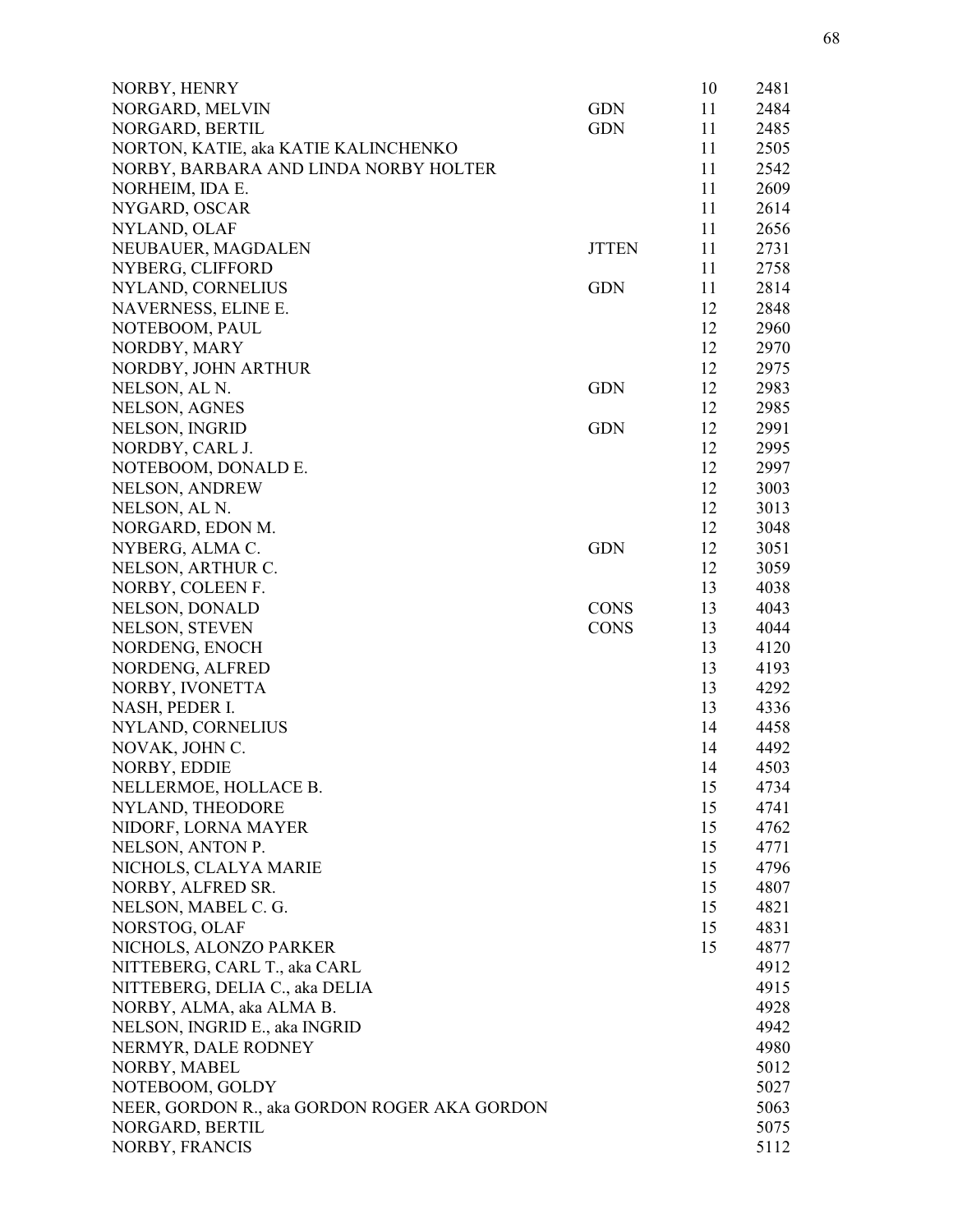| Name | Type | Vol | No. |
|---|---|---|---|
| NORBY, HENRY | | 10 | 2481 |
| NORGARD, MELVIN | GDN | 11 | 2484 |
| NORGARD, BERTIL | GDN | 11 | 2485 |
| NORTON, KATIE, aka KATIE KALINCHENKO | | 11 | 2505 |
| NORBY, BARBARA AND LINDA NORBY HOLTER | | 11 | 2542 |
| NORHEIM, IDA E. | | 11 | 2609 |
| NYGARD, OSCAR | | 11 | 2614 |
| NYLAND, OLAF | | 11 | 2656 |
| NEUBAUER, MAGDALEN | JTTEN | 11 | 2731 |
| NYBERG, CLIFFORD | | 11 | 2758 |
| NYLAND, CORNELIUS | GDN | 11 | 2814 |
| NAVERNESS, ELINE E. | | 12 | 2848 |
| NOTEBOOM, PAUL | | 12 | 2960 |
| NORDBY, MARY | | 12 | 2970 |
| NORDBY, JOHN ARTHUR | | 12 | 2975 |
| NELSON, AL N. | GDN | 12 | 2983 |
| NELSON, AGNES | | 12 | 2985 |
| NELSON, INGRID | GDN | 12 | 2991 |
| NORDBY, CARL J. | | 12 | 2995 |
| NOTEBOOM, DONALD E. | | 12 | 2997 |
| NELSON, ANDREW | | 12 | 3003 |
| NELSON, AL N. | | 12 | 3013 |
| NORGARD, EDON M. | | 12 | 3048 |
| NYBERG, ALMA C. | GDN | 12 | 3051 |
| NELSON, ARTHUR C. | | 12 | 3059 |
| NORBY, COLEEN F. | | 13 | 4038 |
| NELSON, DONALD | CONS | 13 | 4043 |
| NELSON, STEVEN | CONS | 13 | 4044 |
| NORDENG, ENOCH | | 13 | 4120 |
| NORDENG, ALFRED | | 13 | 4193 |
| NORBY, IVONETTA | | 13 | 4292 |
| NASH, PEDER I. | | 13 | 4336 |
| NYLAND, CORNELIUS | | 14 | 4458 |
| NOVAK, JOHN C. | | 14 | 4492 |
| NORBY, EDDIE | | 14 | 4503 |
| NELLERMOE, HOLLACE B. | | 15 | 4734 |
| NYLAND, THEODORE | | 15 | 4741 |
| NIDORF, LORNA MAYER | | 15 | 4762 |
| NELSON, ANTON P. | | 15 | 4771 |
| NICHOLS, CLALYA MARIE | | 15 | 4796 |
| NORBY, ALFRED SR. | | 15 | 4807 |
| NELSON, MABEL C. G. | | 15 | 4821 |
| NORSTOG, OLAF | | 15 | 4831 |
| NICHOLS, ALONZO PARKER | | 15 | 4877 |
| NITTEBERG, CARL T., aka CARL | | | 4912 |
| NITTEBERG, DELIA C., aka DELIA | | | 4915 |
| NORBY, ALMA, aka ALMA B. | | | 4928 |
| NELSON, INGRID E., aka INGRID | | | 4942 |
| NERMYR, DALE RODNEY | | | 4980 |
| NORBY, MABEL | | | 5012 |
| NOTEBOOM, GOLDY | | | 5027 |
| NEER, GORDON R., aka GORDON ROGER AKA GORDON | | | 5063 |
| NORGARD, BERTIL | | | 5075 |
| NORBY, FRANCIS | | | 5112 |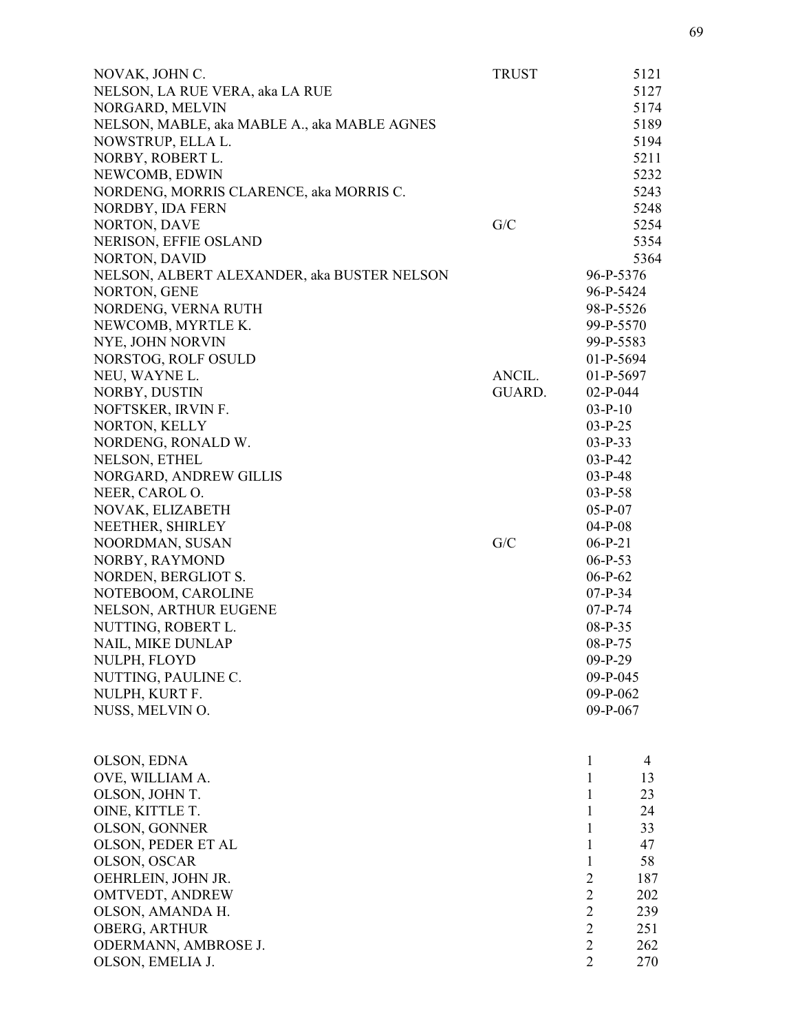| Name | Type | Number |
|---|---|---|
| NOVAK, JOHN C. | TRUST | 5121 |
| NELSON, LA RUE VERA, aka LA RUE | | 5127 |
| NORGARD, MELVIN | | 5174 |
| NELSON, MABLE, aka MABLE A., aka MABLE AGNES | | 5189 |
| NOWSTRUP, ELLA L. | | 5194 |
| NORBY, ROBERT L. | | 5211 |
| NEWCOMB, EDWIN | | 5232 |
| NORDENG, MORRIS CLARENCE, aka MORRIS C. | | 5243 |
| NORDBY, IDA FERN | | 5248 |
| NORTON, DAVE | G/C | 5254 |
| NERISON, EFFIE OSLAND | | 5354 |
| NORTON, DAVID | | 5364 |
| NELSON, ALBERT ALEXANDER, aka BUSTER NELSON | | 96-P-5376 |
| NORTON, GENE | | 96-P-5424 |
| NORDENG, VERNA RUTH | | 98-P-5526 |
| NEWCOMB, MYRTLE K. | | 99-P-5570 |
| NYE, JOHN NORVIN | | 99-P-5583 |
| NORSTOG, ROLF OSULD | | 01-P-5694 |
| NEU, WAYNE L. | ANCIL. | 01-P-5697 |
| NORBY, DUSTIN | GUARD. | 02-P-044 |
| NOFTSKER, IRVIN F. | | 03-P-10 |
| NORTON, KELLY | | 03-P-25 |
| NORDENG, RONALD W. | | 03-P-33 |
| NELSON, ETHEL | | 03-P-42 |
| NORGARD, ANDREW GILLIS | | 03-P-48 |
| NEER, CAROL O. | | 03-P-58 |
| NOVAK, ELIZABETH | | 05-P-07 |
| NEETHER, SHIRLEY | | 04-P-08 |
| NOORDMAN, SUSAN | G/C | 06-P-21 |
| NORBY, RAYMOND | | 06-P-53 |
| NORDEN, BERGLIOT S. | | 06-P-62 |
| NOTEBOOM, CAROLINE | | 07-P-34 |
| NELSON, ARTHUR EUGENE | | 07-P-74 |
| NUTTING, ROBERT L. | | 08-P-35 |
| NAIL, MIKE DUNLAP | | 08-P-75 |
| NULPH, FLOYD | | 09-P-29 |
| NUTTING, PAULINE C. | | 09-P-045 |
| NULPH, KURT F. | | 09-P-062 |
| NUSS, MELVIN O. | | 09-P-067 |

| Name | Book | Page |
|---|---|---|
| OLSON, EDNA | 1 | 4 |
| OVE, WILLIAM A. | 1 | 13 |
| OLSON, JOHN T. | 1 | 23 |
| OINE, KITTLE T. | 1 | 24 |
| OLSON, GONNER | 1 | 33 |
| OLSON, PEDER ET AL | 1 | 47 |
| OLSON, OSCAR | 1 | 58 |
| OEHRLEIN, JOHN JR. | 2 | 187 |
| OMTVEDT, ANDREW | 2 | 202 |
| OLSON, AMANDA H. | 2 | 239 |
| OBERG, ARTHUR | 2 | 251 |
| ODERMANN, AMBROSE J. | 2 | 262 |
| OLSON, EMELIA J. | 2 | 270 |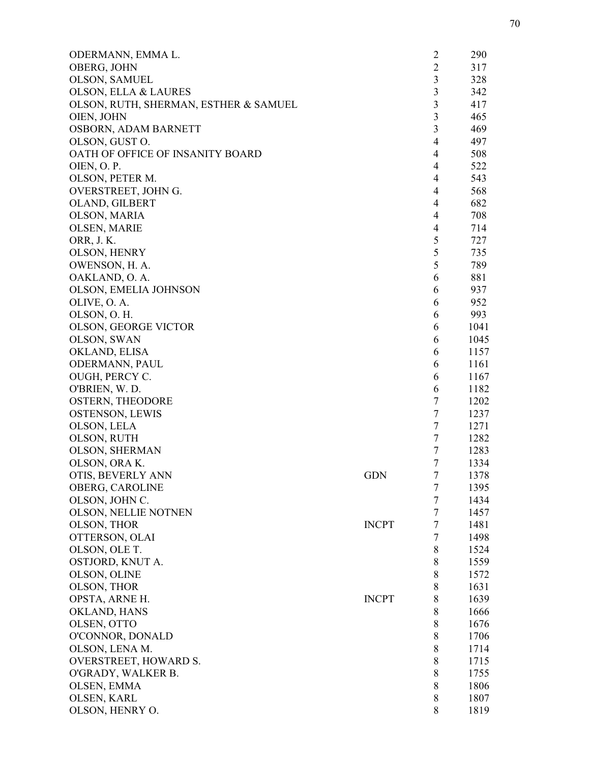| Name | Note | Vol | Page |
|---|---|---|---|
| ODERMANN, EMMA L. | | 2 | 290 |
| OBERG, JOHN | | 2 | 317 |
| OLSON, SAMUEL | | 3 | 328 |
| OLSON, ELLA & LAURES | | 3 | 342 |
| OLSON, RUTH, SHERMAN, ESTHER & SAMUEL | | 3 | 417 |
| OIEN, JOHN | | 3 | 465 |
| OSBORN, ADAM BARNETT | | 3 | 469 |
| OLSON, GUST O. | | 4 | 497 |
| OATH OF OFFICE OF INSANITY BOARD | | 4 | 508 |
| OIEN, O. P. | | 4 | 522 |
| OLSON, PETER M. | | 4 | 543 |
| OVERSTREET, JOHN G. | | 4 | 568 |
| OLAND, GILBERT | | 4 | 682 |
| OLSON, MARIA | | 4 | 708 |
| OLSEN, MARIE | | 4 | 714 |
| ORR, J. K. | | 5 | 727 |
| OLSON, HENRY | | 5 | 735 |
| OWENSON, H. A. | | 5 | 789 |
| OAKLAND, O. A. | | 6 | 881 |
| OLSON, EMELIA JOHNSON | | 6 | 937 |
| OLIVE, O. A. | | 6 | 952 |
| OLSON, O. H. | | 6 | 993 |
| OLSON, GEORGE VICTOR | | 6 | 1041 |
| OLSON, SWAN | | 6 | 1045 |
| OKLAND, ELISA | | 6 | 1157 |
| ODERMANN, PAUL | | 6 | 1161 |
| OUGH, PERCY C. | | 6 | 1167 |
| O'BRIEN, W. D. | | 6 | 1182 |
| OSTERN, THEODORE | | 7 | 1202 |
| OSTENSON, LEWIS | | 7 | 1237 |
| OLSON, LELA | | 7 | 1271 |
| OLSON, RUTH | | 7 | 1282 |
| OLSON, SHERMAN | | 7 | 1283 |
| OLSON, ORA K. | | 7 | 1334 |
| OTIS, BEVERLY ANN | GDN | 7 | 1378 |
| OBERG, CAROLINE | | 7 | 1395 |
| OLSON, JOHN C. | | 7 | 1434 |
| OLSON, NELLIE NOTNEN | | 7 | 1457 |
| OLSON, THOR | INCPT | 7 | 1481 |
| OTTERSON, OLAI | | 7 | 1498 |
| OLSON, OLE T. | | 8 | 1524 |
| OSTJORD, KNUT A. | | 8 | 1559 |
| OLSON, OLINE | | 8 | 1572 |
| OLSON, THOR | | 8 | 1631 |
| OPSTA, ARNE H. | INCPT | 8 | 1639 |
| OKLAND, HANS | | 8 | 1666 |
| OLSEN, OTTO | | 8 | 1676 |
| O'CONNOR, DONALD | | 8 | 1706 |
| OLSON, LENA M. | | 8 | 1714 |
| OVERSTREET, HOWARD S. | | 8 | 1715 |
| O'GRADY, WALKER B. | | 8 | 1755 |
| OLSEN, EMMA | | 8 | 1806 |
| OLSEN, KARL | | 8 | 1807 |
| OLSON, HENRY O. | | 8 | 1819 |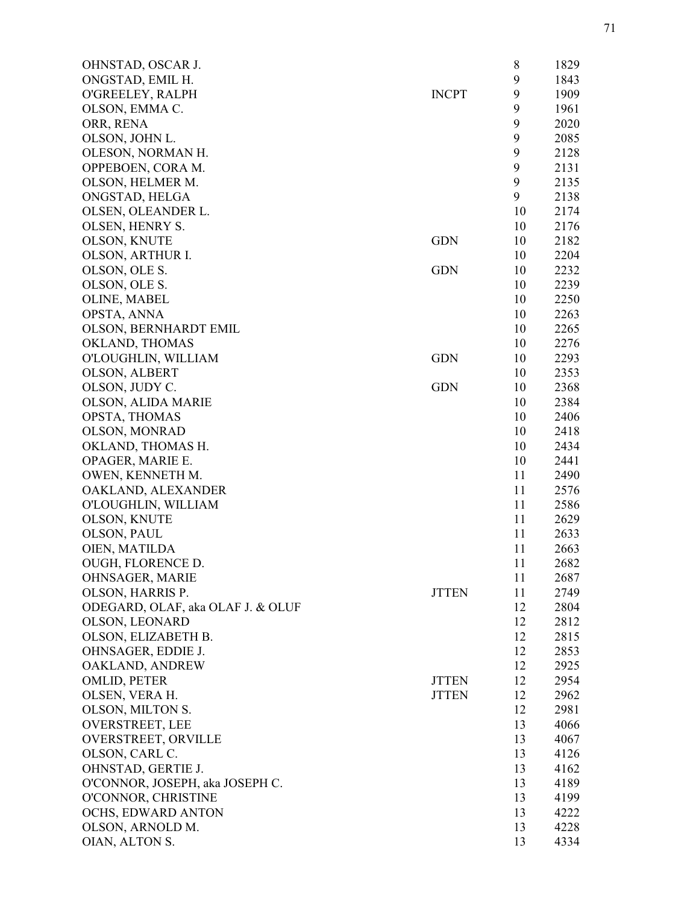| Name | Type | Vol. | No. |
|---|---|---|---|
| OHNSTAD, OSCAR J. | | 8 | 1829 |
| ONGSTAD, EMIL H. | | 9 | 1843 |
| O'GREELEY, RALPH | INCPT | 9 | 1909 |
| OLSON, EMMA C. | | 9 | 1961 |
| ORR, RENA | | 9 | 2020 |
| OLSON, JOHN L. | | 9 | 2085 |
| OLESON, NORMAN H. | | 9 | 2128 |
| OPPEBOEN, CORA M. | | 9 | 2131 |
| OLSON, HELMER M. | | 9 | 2135 |
| ONGSTAD, HELGA | | 9 | 2138 |
| OLSEN, OLEANDER L. | | 10 | 2174 |
| OLSEN, HENRY S. | | 10 | 2176 |
| OLSON, KNUTE | GDN | 10 | 2182 |
| OLSON, ARTHUR I. | | 10 | 2204 |
| OLSON, OLE S. | GDN | 10 | 2232 |
| OLSON, OLE S. | | 10 | 2239 |
| OLINE, MABEL | | 10 | 2250 |
| OPSTA, ANNA | | 10 | 2263 |
| OLSON, BERNHARDT EMIL | | 10 | 2265 |
| OKLAND, THOMAS | | 10 | 2276 |
| O'LOUGHLIN, WILLIAM | GDN | 10 | 2293 |
| OLSON, ALBERT | | 10 | 2353 |
| OLSON, JUDY C. | GDN | 10 | 2368 |
| OLSON, ALIDA MARIE | | 10 | 2384 |
| OPSTA, THOMAS | | 10 | 2406 |
| OLSON, MONRAD | | 10 | 2418 |
| OKLAND, THOMAS H. | | 10 | 2434 |
| OPAGER, MARIE E. | | 10 | 2441 |
| OWEN, KENNETH M. | | 11 | 2490 |
| OAKLAND, ALEXANDER | | 11 | 2576 |
| O'LOUGHLIN, WILLIAM | | 11 | 2586 |
| OLSON, KNUTE | | 11 | 2629 |
| OLSON, PAUL | | 11 | 2633 |
| OIEN, MATILDA | | 11 | 2663 |
| OUGH, FLORENCE D. | | 11 | 2682 |
| OHNSAGER, MARIE | | 11 | 2687 |
| OLSON, HARRIS P. | JTTEN | 11 | 2749 |
| ODEGARD, OLAF, aka OLAF J. & OLUF | | 12 | 2804 |
| OLSON, LEONARD | | 12 | 2812 |
| OLSON, ELIZABETH B. | | 12 | 2815 |
| OHNSAGER, EDDIE J. | | 12 | 2853 |
| OAKLAND, ANDREW | | 12 | 2925 |
| OMLID, PETER | JTTEN | 12 | 2954 |
| OLSEN, VERA H. | JTTEN | 12 | 2962 |
| OLSON, MILTON S. | | 12 | 2981 |
| OVERSTREET, LEE | | 13 | 4066 |
| OVERSTREET, ORVILLE | | 13 | 4067 |
| OLSON, CARL C. | | 13 | 4126 |
| OHNSTAD, GERTIE J. | | 13 | 4162 |
| O'CONNOR, JOSEPH, aka JOSEPH C. | | 13 | 4189 |
| O'CONNOR, CHRISTINE | | 13 | 4199 |
| OCHS, EDWARD ANTON | | 13 | 4222 |
| OLSON, ARNOLD M. | | 13 | 4228 |
| OIAN, ALTON S. | | 13 | 4334 |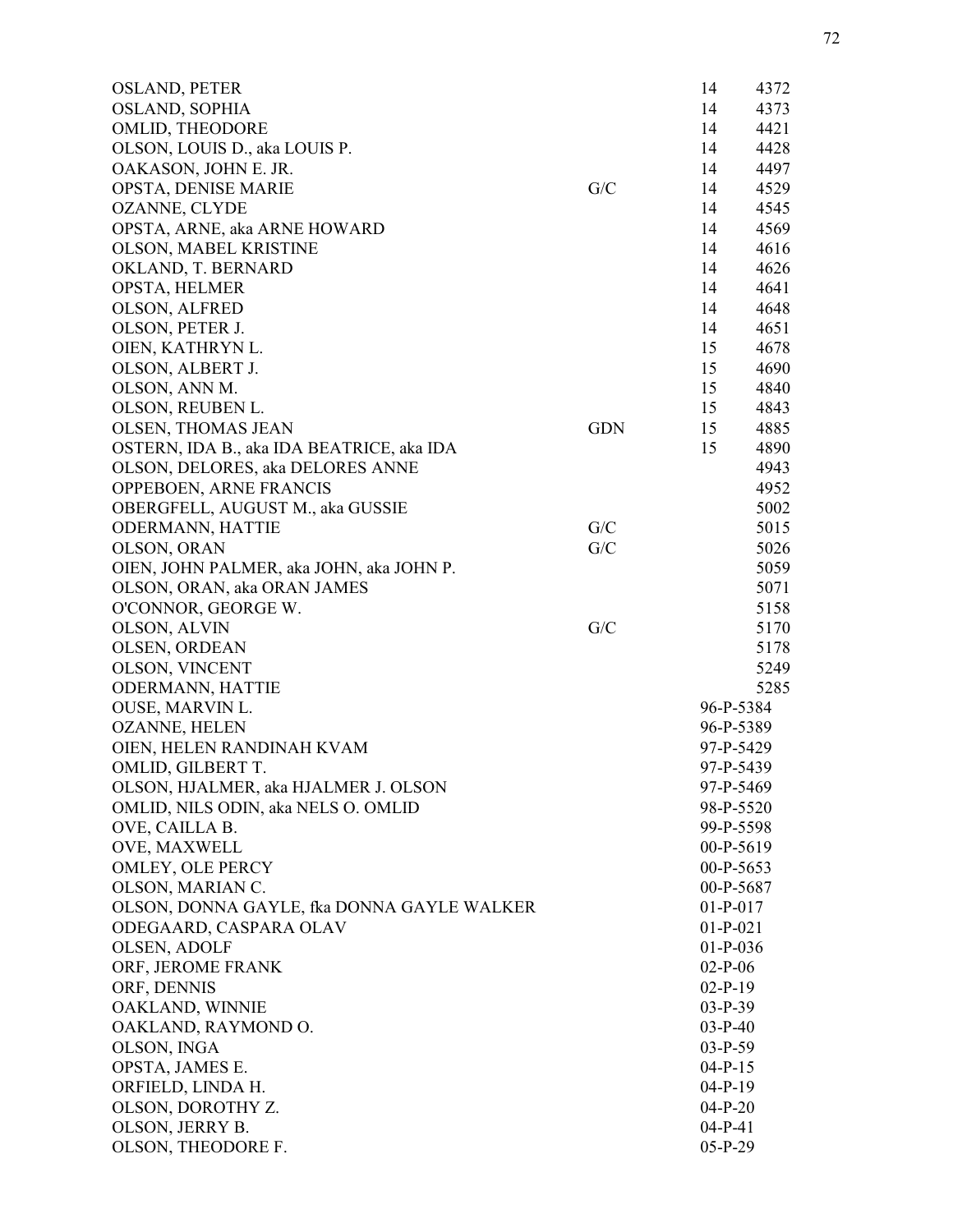| Name | Type | Book | Number |
|---|---|---|---|
| OSLAND, PETER | | 14 | 4372 |
| OSLAND, SOPHIA | | 14 | 4373 |
| OMLID, THEODORE | | 14 | 4421 |
| OLSON, LOUIS D., aka LOUIS P. | | 14 | 4428 |
| OAKASON, JOHN E. JR. | | 14 | 4497 |
| OPSTA, DENISE MARIE | G/C | 14 | 4529 |
| OZANNE, CLYDE | | 14 | 4545 |
| OPSTA, ARNE, aka ARNE HOWARD | | 14 | 4569 |
| OLSON, MABEL KRISTINE | | 14 | 4616 |
| OKLAND, T. BERNARD | | 14 | 4626 |
| OPSTA, HELMER | | 14 | 4641 |
| OLSON, ALFRED | | 14 | 4648 |
| OLSON, PETER J. | | 14 | 4651 |
| OIEN, KATHRYN L. | | 15 | 4678 |
| OLSON, ALBERT J. | | 15 | 4690 |
| OLSON, ANN M. | | 15 | 4840 |
| OLSON, REUBEN L. | | 15 | 4843 |
| OLSEN, THOMAS JEAN | GDN | 15 | 4885 |
| OSTERN, IDA B., aka IDA BEATRICE, aka IDA | | 15 | 4890 |
| OLSON, DELORES, aka DELORES ANNE | | | 4943 |
| OPPEBOEN, ARNE FRANCIS | | | 4952 |
| OBERGFELL, AUGUST M., aka GUSSIE | | | 5002 |
| ODERMANN, HATTIE | G/C | | 5015 |
| OLSON, ORAN | G/C | | 5026 |
| OIEN, JOHN PALMER, aka JOHN, aka JOHN P. | | | 5059 |
| OLSON, ORAN, aka ORAN JAMES | | | 5071 |
| O'CONNOR, GEORGE W. | | | 5158 |
| OLSON, ALVIN | G/C | | 5170 |
| OLSEN, ORDEAN | | | 5178 |
| OLSON, VINCENT | | | 5249 |
| ODERMANN, HATTIE | | | 5285 |
| OUSE, MARVIN L. | | 96-P-5384 | |
| OZANNE, HELEN | | 96-P-5389 | |
| OIEN, HELEN RANDINAH KVAM | | 97-P-5429 | |
| OMLID, GILBERT T. | | 97-P-5439 | |
| OLSON, HJALMER, aka HJALMER J. OLSON | | 97-P-5469 | |
| OMLID, NILS ODIN, aka NELS O. OMLID | | 98-P-5520 | |
| OVE, CAILLA B. | | 99-P-5598 | |
| OVE, MAXWELL | | 00-P-5619 | |
| OMLEY, OLE PERCY | | 00-P-5653 | |
| OLSON, MARIAN C. | | 00-P-5687 | |
| OLSON, DONNA GAYLE, fka DONNA GAYLE WALKER | | 01-P-017 | |
| ODEGAARD, CASPARA OLAV | | 01-P-021 | |
| OLSEN, ADOLF | | 01-P-036 | |
| ORF, JEROME FRANK | | 02-P-06 | |
| ORF, DENNIS | | 02-P-19 | |
| OAKLAND, WINNIE | | 03-P-39 | |
| OAKLAND, RAYMOND O. | | 03-P-40 | |
| OLSON, INGA | | 03-P-59 | |
| OPSTA, JAMES E. | | 04-P-15 | |
| ORFIELD, LINDA H. | | 04-P-19 | |
| OLSON, DOROTHY Z. | | 04-P-20 | |
| OLSON, JERRY B. | | 04-P-41 | |
| OLSON, THEODORE F. | | 05-P-29 | |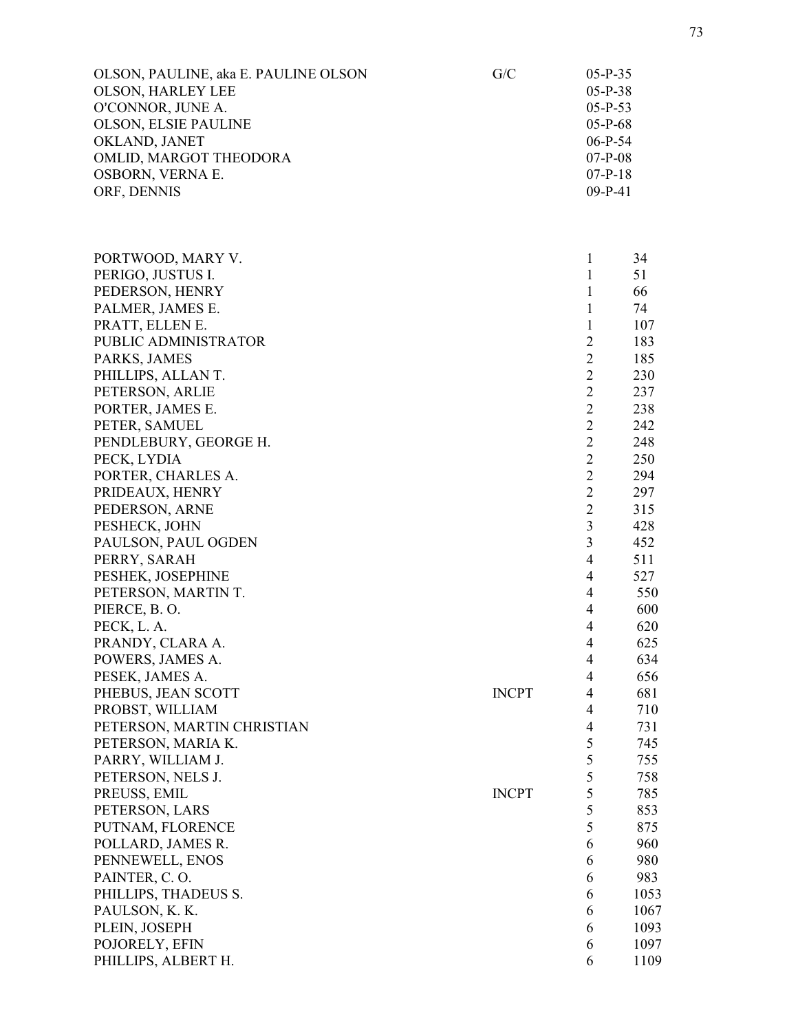| | | | |
|---|---|---|---|
| OLSON, PAULINE, aka E. PAULINE OLSON | G/C | 05-P-35 | |
| OLSON, HARLEY LEE | | 05-P-38 | |
| O'CONNOR, JUNE A. | | 05-P-53 | |
| OLSON, ELSIE PAULINE | | 05-P-68 | |
| OKLAND, JANET | | 06-P-54 | |
| OMLID, MARGOT THEODORA | | 07-P-08 | |
| OSBORN, VERNA E. | | 07-P-18 | |
| ORF, DENNIS | | 09-P-41 | |

| | | | |
|---|---|---|---|
| PORTWOOD, MARY V. | | 1 | 34 |
| PERIGO, JUSTUS I. | | 1 | 51 |
| PEDERSON, HENRY | | 1 | 66 |
| PALMER, JAMES E. | | 1 | 74 |
| PRATT, ELLEN E. | | 1 | 107 |
| PUBLIC ADMINISTRATOR | | 2 | 183 |
| PARKS, JAMES | | 2 | 185 |
| PHILLIPS, ALLAN T. | | 2 | 230 |
| PETERSON, ARLIE | | 2 | 237 |
| PORTER, JAMES E. | | 2 | 238 |
| PETER, SAMUEL | | 2 | 242 |
| PENDLEBURY, GEORGE H. | | 2 | 248 |
| PECK, LYDIA | | 2 | 250 |
| PORTER, CHARLES A. | | 2 | 294 |
| PRIDEAUX, HENRY | | 2 | 297 |
| PEDERSON, ARNE | | 2 | 315 |
| PESHECK, JOHN | | 3 | 428 |
| PAULSON, PAUL OGDEN | | 3 | 452 |
| PERRY, SARAH | | 4 | 511 |
| PESHEK, JOSEPHINE | | 4 | 527 |
| PETERSON, MARTIN T. | | 4 | 550 |
| PIERCE, B. O. | | 4 | 600 |
| PECK, L. A. | | 4 | 620 |
| PRANDY, CLARA A. | | 4 | 625 |
| POWERS, JAMES A. | | 4 | 634 |
| PESEK, JAMES A. | | 4 | 656 |
| PHEBUS, JEAN SCOTT | INCPT | 4 | 681 |
| PROBST, WILLIAM | | 4 | 710 |
| PETERSON, MARTIN CHRISTIAN | | 4 | 731 |
| PETERSON, MARIA K. | | 5 | 745 |
| PARRY, WILLIAM J. | | 5 | 755 |
| PETERSON, NELS J. | | 5 | 758 |
| PREUSS, EMIL | INCPT | 5 | 785 |
| PETERSON, LARS | | 5 | 853 |
| PUTNAM, FLORENCE | | 5 | 875 |
| POLLARD, JAMES R. | | 6 | 960 |
| PENNEWELL, ENOS | | 6 | 980 |
| PAINTER, C. O. | | 6 | 983 |
| PHILLIPS, THADEUS S. | | 6 | 1053 |
| PAULSON, K. K. | | 6 | 1067 |
| PLEIN, JOSEPH | | 6 | 1093 |
| POJORELY, EFIN | | 6 | 1097 |
| PHILLIPS, ALBERT H. | | 6 | 1109 |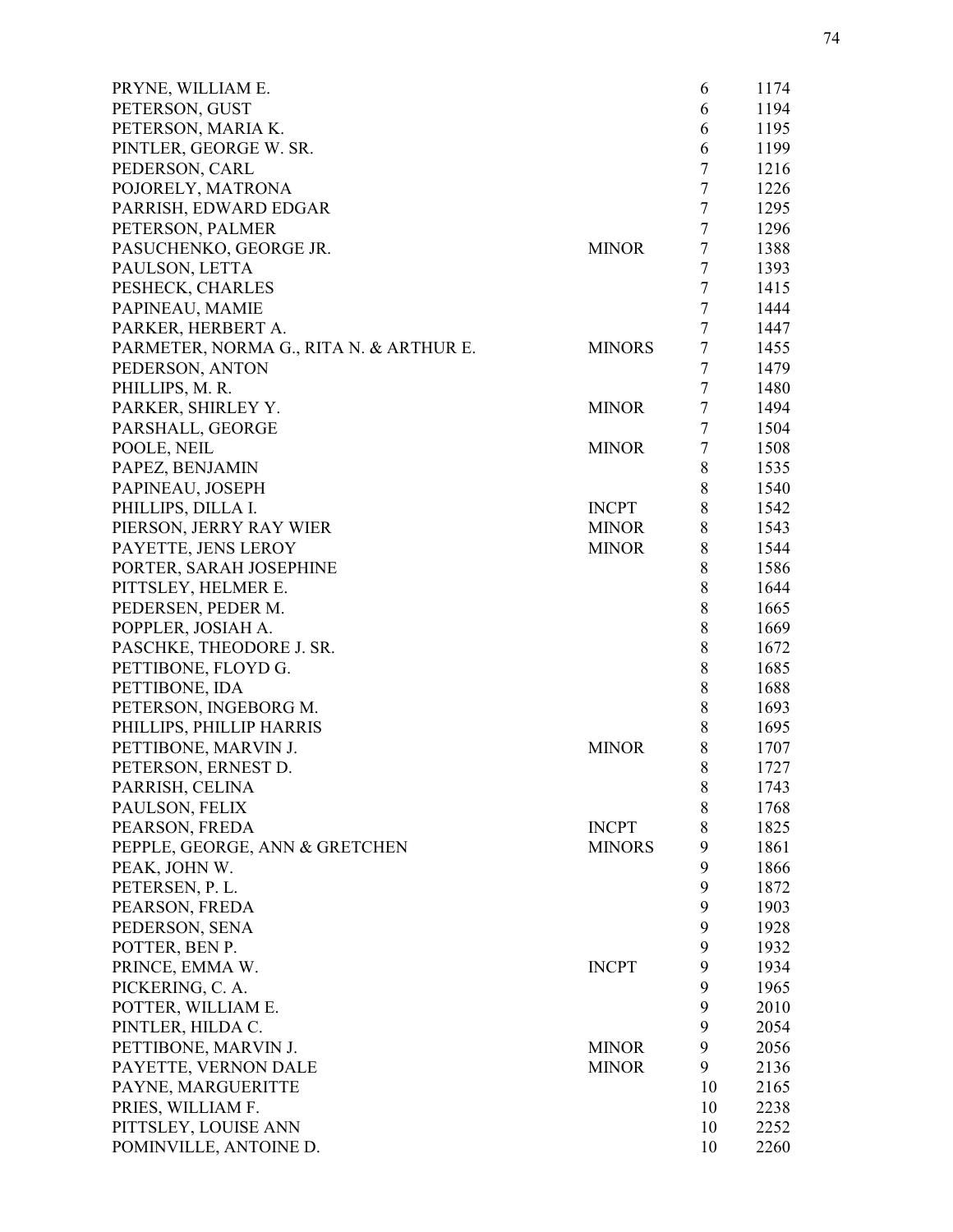| Name | Status | | |
|---|---|---|---|
| PRYNE, WILLIAM E. | | 6 | 1174 |
| PETERSON, GUST | | 6 | 1194 |
| PETERSON, MARIA K. | | 6 | 1195 |
| PINTLER, GEORGE W. SR. | | 6 | 1199 |
| PEDERSON, CARL | | 7 | 1216 |
| POJORELY, MATRONA | | 7 | 1226 |
| PARRISH, EDWARD EDGAR | | 7 | 1295 |
| PETERSON, PALMER | | 7 | 1296 |
| PASUCHENKO, GEORGE JR. | MINOR | 7 | 1388 |
| PAULSON, LETTA | | 7 | 1393 |
| PESHECK, CHARLES | | 7 | 1415 |
| PAPINEAU, MAMIE | | 7 | 1444 |
| PARKER, HERBERT A. | | 7 | 1447 |
| PARMETER, NORMA G., RITA N. & ARTHUR E. | MINORS | 7 | 1455 |
| PEDERSON, ANTON | | 7 | 1479 |
| PHILLIPS, M. R. | | 7 | 1480 |
| PARKER, SHIRLEY Y. | MINOR | 7 | 1494 |
| PARSHALL, GEORGE | | 7 | 1504 |
| POOLE, NEIL | MINOR | 7 | 1508 |
| PAPEZ, BENJAMIN | | 8 | 1535 |
| PAPINEAU, JOSEPH | | 8 | 1540 |
| PHILLIPS, DILLA I. | INCPT | 8 | 1542 |
| PIERSON, JERRY RAY WIER | MINOR | 8 | 1543 |
| PAYETTE, JENS LEROY | MINOR | 8 | 1544 |
| PORTER, SARAH JOSEPHINE | | 8 | 1586 |
| PITTSLEY, HELMER E. | | 8 | 1644 |
| PEDERSEN, PEDER M. | | 8 | 1665 |
| POPPLER, JOSIAH A. | | 8 | 1669 |
| PASCHKE, THEODORE J. SR. | | 8 | 1672 |
| PETTIBONE, FLOYD G. | | 8 | 1685 |
| PETTIBONE, IDA | | 8 | 1688 |
| PETERSON, INGEBORG M. | | 8 | 1693 |
| PHILLIPS, PHILLIP HARRIS | | 8 | 1695 |
| PETTIBONE, MARVIN J. | MINOR | 8 | 1707 |
| PETERSON, ERNEST D. | | 8 | 1727 |
| PARRISH, CELINA | | 8 | 1743 |
| PAULSON, FELIX | | 8 | 1768 |
| PEARSON, FREDA | INCPT | 8 | 1825 |
| PEPPLE, GEORGE, ANN & GRETCHEN | MINORS | 9 | 1861 |
| PEAK, JOHN W. | | 9 | 1866 |
| PETERSEN, P. L. | | 9 | 1872 |
| PEARSON, FREDA | | 9 | 1903 |
| PEDERSON, SENA | | 9 | 1928 |
| POTTER, BEN P. | | 9 | 1932 |
| PRINCE, EMMA W. | INCPT | 9 | 1934 |
| PICKERING, C. A. | | 9 | 1965 |
| POTTER, WILLIAM E. | | 9 | 2010 |
| PINTLER, HILDA C. | | 9 | 2054 |
| PETTIBONE, MARVIN J. | MINOR | 9 | 2056 |
| PAYETTE, VERNON DALE | MINOR | 9 | 2136 |
| PAYNE, MARGUERITTE | | 10 | 2165 |
| PRIES, WILLIAM F. | | 10 | 2238 |
| PITTSLEY, LOUISE ANN | | 10 | 2252 |
| POMINVILLE, ANTOINE D. | | 10 | 2260 |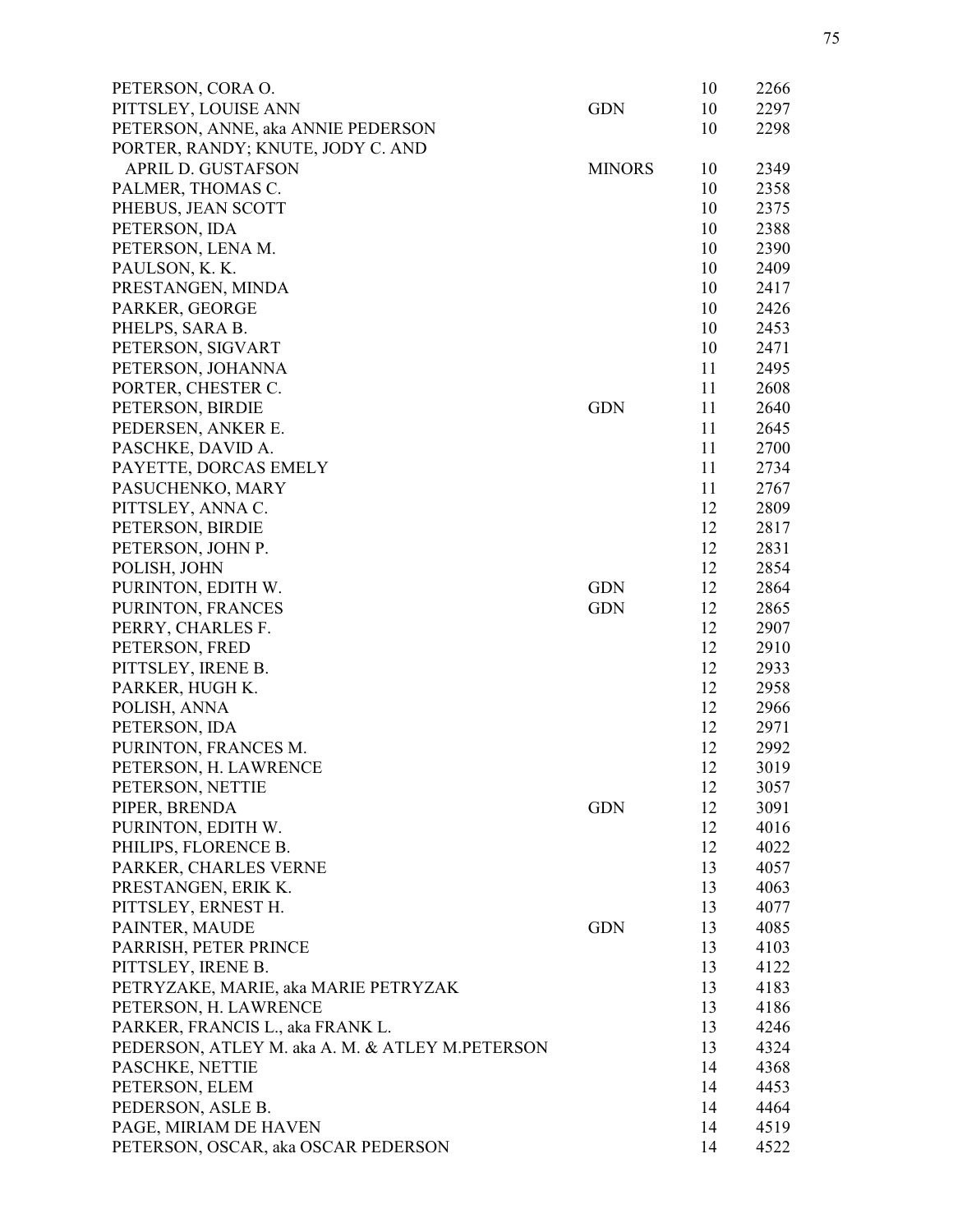| Name | Type | Vol | No. |
|---|---|---|---|
| PETERSON, CORA O. | | 10 | 2266 |
| PITTSLEY, LOUISE ANN | GDN | 10 | 2297 |
| PETERSON, ANNE, aka ANNIE PEDERSON | | 10 | 2298 |
| PORTER, RANDY; KNUTE, JODY C. AND APRIL D. GUSTAFSON | MINORS | 10 | 2349 |
| PALMER, THOMAS C. | | 10 | 2358 |
| PHEBUS, JEAN SCOTT | | 10 | 2375 |
| PETERSON, IDA | | 10 | 2388 |
| PETERSON, LENA M. | | 10 | 2390 |
| PAULSON, K. K. | | 10 | 2409 |
| PRESTANGEN, MINDA | | 10 | 2417 |
| PARKER, GEORGE | | 10 | 2426 |
| PHELPS, SARA B. | | 10 | 2453 |
| PETERSON, SIGVART | | 10 | 2471 |
| PETERSON, JOHANNA | | 11 | 2495 |
| PORTER, CHESTER C. | | 11 | 2608 |
| PETERSON, BIRDIE | GDN | 11 | 2640 |
| PEDERSEN, ANKER E. | | 11 | 2645 |
| PASCHKE, DAVID A. | | 11 | 2700 |
| PAYETTE, DORCAS EMELY | | 11 | 2734 |
| PASUCHENKO, MARY | | 11 | 2767 |
| PITTSLEY, ANNA C. | | 12 | 2809 |
| PETERSON, BIRDIE | | 12 | 2817 |
| PETERSON, JOHN P. | | 12 | 2831 |
| POLISH, JOHN | | 12 | 2854 |
| PURINTON, EDITH W. | GDN | 12 | 2864 |
| PURINTON, FRANCES | GDN | 12 | 2865 |
| PERRY, CHARLES F. | | 12 | 2907 |
| PETERSON, FRED | | 12 | 2910 |
| PITTSLEY, IRENE B. | | 12 | 2933 |
| PARKER, HUGH K. | | 12 | 2958 |
| POLISH, ANNA | | 12 | 2966 |
| PETERSON, IDA | | 12 | 2971 |
| PURINTON, FRANCES M. | | 12 | 2992 |
| PETERSON, H. LAWRENCE | | 12 | 3019 |
| PETERSON, NETTIE | | 12 | 3057 |
| PIPER, BRENDA | GDN | 12 | 3091 |
| PURINTON, EDITH W. | | 12 | 4016 |
| PHILIPS, FLORENCE B. | | 12 | 4022 |
| PARKER, CHARLES VERNE | | 13 | 4057 |
| PRESTANGEN, ERIK K. | | 13 | 4063 |
| PITTSLEY, ERNEST H. | | 13 | 4077 |
| PAINTER, MAUDE | GDN | 13 | 4085 |
| PARRISH, PETER PRINCE | | 13 | 4103 |
| PITTSLEY, IRENE B. | | 13 | 4122 |
| PETRYZAKE, MARIE, aka MARIE PETRYZAK | | 13 | 4183 |
| PETERSON, H. LAWRENCE | | 13 | 4186 |
| PARKER, FRANCIS L., aka FRANK L. | | 13 | 4246 |
| PEDERSON, ATLEY M. aka A. M. & ATLEY M.PETERSON | | 13 | 4324 |
| PASCHKE, NETTIE | | 14 | 4368 |
| PETERSON, ELEM | | 14 | 4453 |
| PEDERSON, ASLE B. | | 14 | 4464 |
| PAGE, MIRIAM DE HAVEN | | 14 | 4519 |
| PETERSON, OSCAR, aka OSCAR PEDERSON | | 14 | 4522 |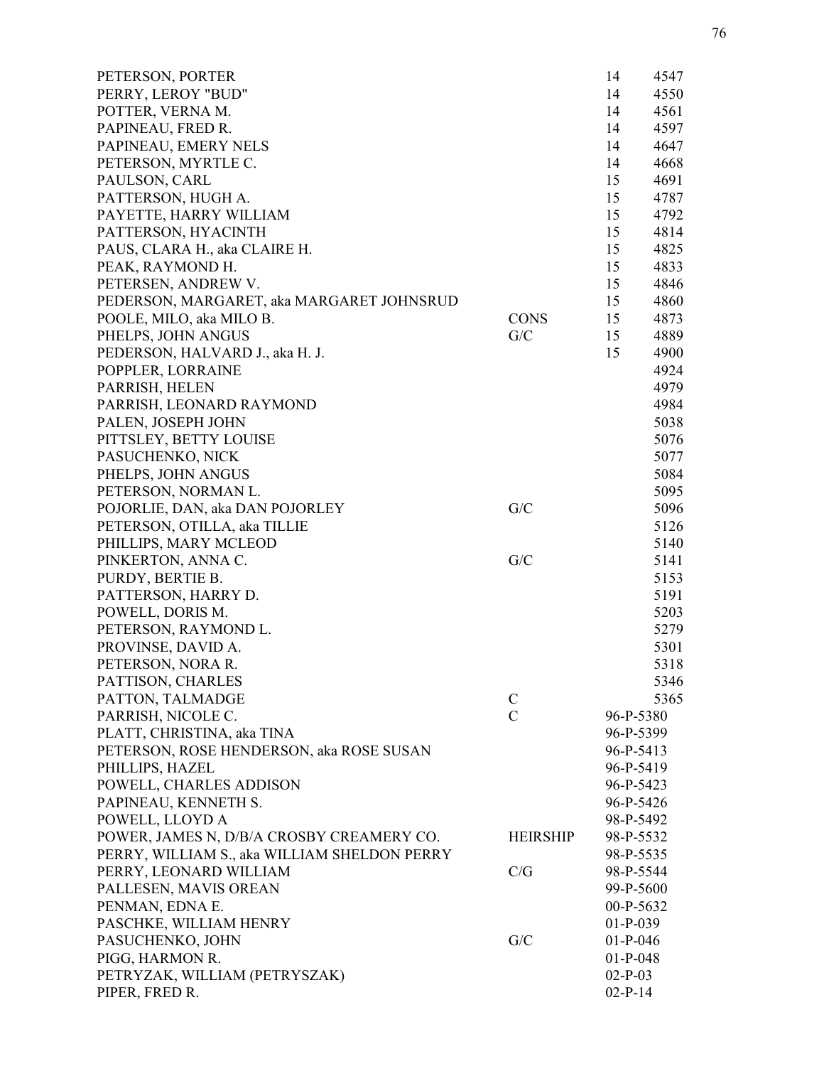| Name | Type | Book | Case No. |
|---|---|---|---|
| PETERSON, PORTER | | 14 | 4547 |
| PERRY, LEROY "BUD" | | 14 | 4550 |
| POTTER, VERNA M. | | 14 | 4561 |
| PAPINEAU, FRED R. | | 14 | 4597 |
| PAPINEAU, EMERY NELS | | 14 | 4647 |
| PETERSON, MYRTLE C. | | 14 | 4668 |
| PAULSON, CARL | | 15 | 4691 |
| PATTERSON, HUGH A. | | 15 | 4787 |
| PAYETTE, HARRY WILLIAM | | 15 | 4792 |
| PATTERSON, HYACINTH | | 15 | 4814 |
| PAUS, CLARA H., aka CLAIRE H. | | 15 | 4825 |
| PEAK, RAYMOND H. | | 15 | 4833 |
| PETERSEN, ANDREW V. | | 15 | 4846 |
| PEDERSON, MARGARET, aka MARGARET JOHNSRUD | | 15 | 4860 |
| POOLE, MILO, aka MILO B. | CONS | 15 | 4873 |
| PHELPS, JOHN ANGUS | G/C | 15 | 4889 |
| PEDERSON, HALVARD J., aka H. J. | | 15 | 4900 |
| POPPLER, LORRAINE | | | 4924 |
| PARRISH, HELEN | | | 4979 |
| PARRISH, LEONARD RAYMOND | | | 4984 |
| PALEN, JOSEPH JOHN | | | 5038 |
| PITTSLEY, BETTY LOUISE | | | 5076 |
| PASUCHENKO, NICK | | | 5077 |
| PHELPS, JOHN ANGUS | | | 5084 |
| PETERSON, NORMAN L. | | | 5095 |
| POJORLIE, DAN, aka DAN POJORLEY | G/C | | 5096 |
| PETERSON, OTILLA, aka TILLIE | | | 5126 |
| PHILLIPS, MARY MCLEOD | | | 5140 |
| PINKERTON, ANNA C. | G/C | | 5141 |
| PURDY, BERTIE B. | | | 5153 |
| PATTERSON, HARRY D. | | | 5191 |
| POWELL, DORIS M. | | | 5203 |
| PETERSON, RAYMOND L. | | | 5279 |
| PROVINSE, DAVID A. | | | 5301 |
| PETERSON, NORA R. | | | 5318 |
| PATTISON, CHARLES | | | 5346 |
| PATTON, TALMADGE | C | | 5365 |
| PARRISH, NICOLE C. | C | 96-P-5380 | |
| PLATT, CHRISTINA, aka TINA | | 96-P-5399 | |
| PETERSON, ROSE HENDERSON, aka ROSE SUSAN | | 96-P-5413 | |
| PHILLIPS, HAZEL | | 96-P-5419 | |
| POWELL, CHARLES ADDISON | | 96-P-5423 | |
| PAPINEAU, KENNETH S. | | 96-P-5426 | |
| POWELL, LLOYD A | | 98-P-5492 | |
| POWER, JAMES N, D/B/A CROSBY CREAMERY CO. | HEIRSHIP | 98-P-5532 | |
| PERRY, WILLIAM S., aka WILLIAM SHELDON PERRY | | 98-P-5535 | |
| PERRY, LEONARD WILLIAM | C/G | 98-P-5544 | |
| PALLESEN, MAVIS OREAN | | 99-P-5600 | |
| PENMAN, EDNA E. | | 00-P-5632 | |
| PASCHKE, WILLIAM HENRY | | 01-P-039 | |
| PASUCHENKO, JOHN | G/C | 01-P-046 | |
| PIGG, HARMON R. | | 01-P-048 | |
| PETRYZAK, WILLIAM (PETRYSZAK) | | 02-P-03 | |
| PIPER, FRED R. | | 02-P-14 | |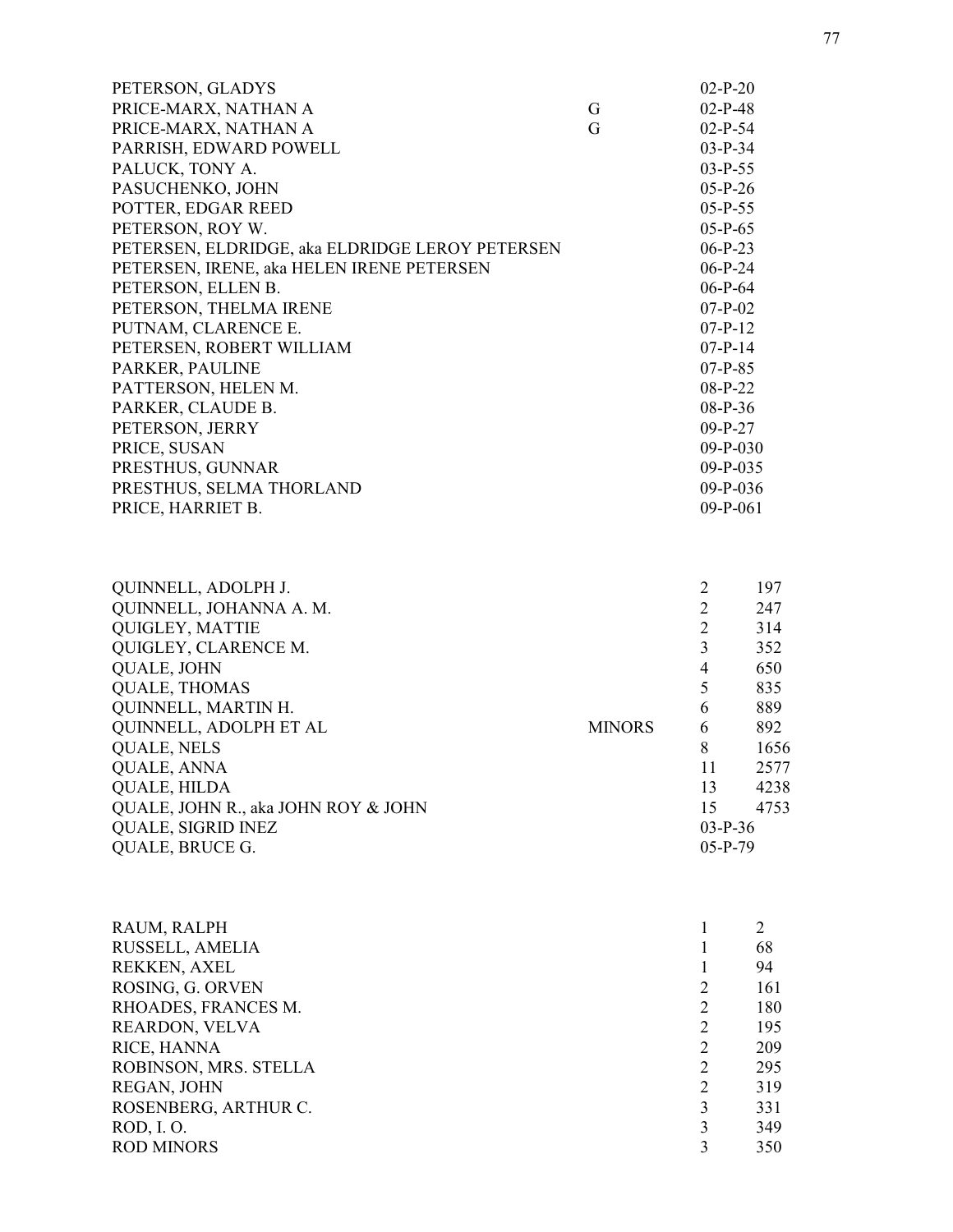| | | | |
|---|---|---|---|
| PETERSON, GLADYS | | 02-P-20 | |
| PRICE-MARX, NATHAN A | G | 02-P-48 | |
| PRICE-MARX, NATHAN A | G | 02-P-54 | |
| PARRISH, EDWARD POWELL | | 03-P-34 | |
| PALUCK, TONY A. | | 03-P-55 | |
| PASUCHENKO, JOHN | | 05-P-26 | |
| POTTER, EDGAR REED | | 05-P-55 | |
| PETERSON, ROY W. | | 05-P-65 | |
| PETERSEN, ELDRIDGE, aka ELDRIDGE LEROY PETERSEN | | 06-P-23 | |
| PETERSEN, IRENE, aka HELEN IRENE PETERSEN | | 06-P-24 | |
| PETERSON, ELLEN B. | | 06-P-64 | |
| PETERSON, THELMA IRENE | | 07-P-02 | |
| PUTNAM, CLARENCE E. | | 07-P-12 | |
| PETERSEN, ROBERT WILLIAM | | 07-P-14 | |
| PARKER, PAULINE | | 07-P-85 | |
| PATTERSON, HELEN M. | | 08-P-22 | |
| PARKER, CLAUDE B. | | 08-P-36 | |
| PETERSON, JERRY | | 09-P-27 | |
| PRICE, SUSAN | | 09-P-030 | |
| PRESTHUS, GUNNAR | | 09-P-035 | |
| PRESTHUS, SELMA THORLAND | | 09-P-036 | |
| PRICE, HARRIET B. | | 09-P-061 | |

| | | | |
|---|---|---|---|
| QUINNELL, ADOLPH J. | | 2 | 197 |
| QUINNELL, JOHANNA A. M. | | 2 | 247 |
| QUIGLEY, MATTIE | | 2 | 314 |
| QUIGLEY, CLARENCE M. | | 3 | 352 |
| QUALE, JOHN | | 4 | 650 |
| QUALE, THOMAS | | 5 | 835 |
| QUINNELL, MARTIN H. | | 6 | 889 |
| QUINNELL, ADOLPH ET AL | MINORS | 6 | 892 |
| QUALE, NELS | | 8 | 1656 |
| QUALE, ANNA | | 11 | 2577 |
| QUALE, HILDA | | 13 | 4238 |
| QUALE, JOHN R., aka JOHN ROY & JOHN | | 15 | 4753 |
| QUALE, SIGRID INEZ | | 03-P-36 | |
| QUALE, BRUCE G. | | 05-P-79 | |

| | | | |
|---|---|---|---|
| RAUM, RALPH | | 1 | 2 |
| RUSSELL, AMELIA | | 1 | 68 |
| REKKEN, AXEL | | 1 | 94 |
| ROSING, G. ORVEN | | 2 | 161 |
| RHOADES, FRANCES M. | | 2 | 180 |
| REARDON, VELVA | | 2 | 195 |
| RICE, HANNA | | 2 | 209 |
| ROBINSON, MRS. STELLA | | 2 | 295 |
| REGAN, JOHN | | 2 | 319 |
| ROSENBERG, ARTHUR C. | | 3 | 331 |
| ROD, I. O. | | 3 | 349 |
| ROD MINORS | | 3 | 350 |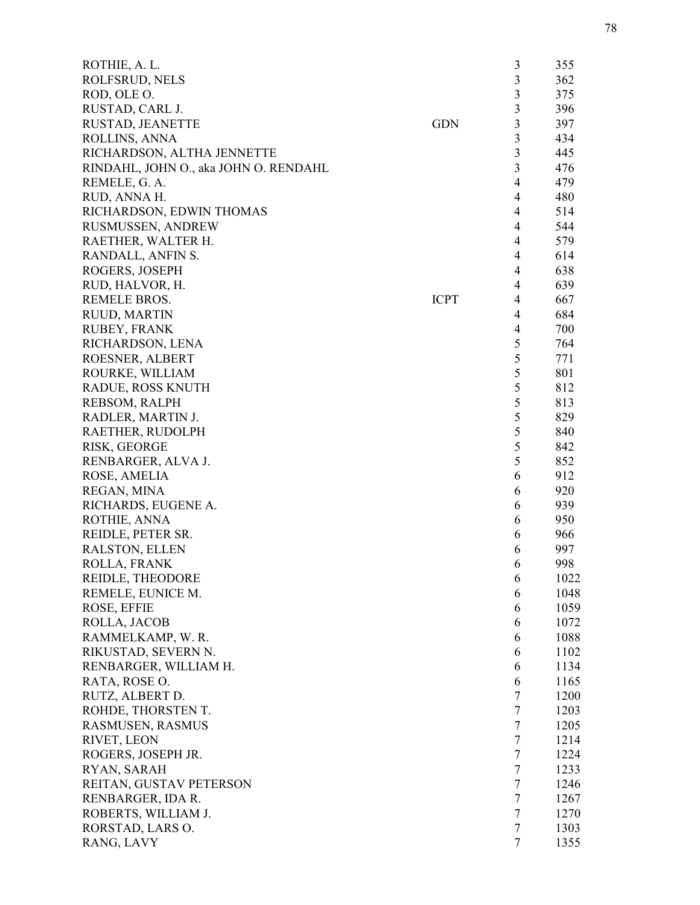| Name | Type | Vol | No. |
|---|---|---|---|
| ROTHIE, A. L. | | 3 | 355 |
| ROLFSRUD, NELS | | 3 | 362 |
| ROD, OLE O. | | 3 | 375 |
| RUSTAD, CARL J. | | 3 | 396 |
| RUSTAD, JEANETTE | GDN | 3 | 397 |
| ROLLINS, ANNA | | 3 | 434 |
| RICHARDSON, ALTHA JENNETTE | | 3 | 445 |
| RINDAHL, JOHN O., aka JOHN O. RENDAHL | | 3 | 476 |
| REMELE, G. A. | | 4 | 479 |
| RUD, ANNA H. | | 4 | 480 |
| RICHARDSON, EDWIN THOMAS | | 4 | 514 |
| RUSMUSSEN, ANDREW | | 4 | 544 |
| RAETHER, WALTER H. | | 4 | 579 |
| RANDALL, ANFIN S. | | 4 | 614 |
| ROGERS, JOSEPH | | 4 | 638 |
| RUD, HALVOR, H. | | 4 | 639 |
| REMELE BROS. | ICPT | 4 | 667 |
| RUUD, MARTIN | | 4 | 684 |
| RUBEY, FRANK | | 4 | 700 |
| RICHARDSON, LENA | | 5 | 764 |
| ROESNER, ALBERT | | 5 | 771 |
| ROURKE, WILLIAM | | 5 | 801 |
| RADUE, ROSS KNUTH | | 5 | 812 |
| REBSOM, RALPH | | 5 | 813 |
| RADLER, MARTIN J. | | 5 | 829 |
| RAETHER, RUDOLPH | | 5 | 840 |
| RISK, GEORGE | | 5 | 842 |
| RENBARGER, ALVA J. | | 5 | 852 |
| ROSE, AMELIA | | 6 | 912 |
| REGAN, MINA | | 6 | 920 |
| RICHARDS, EUGENE A. | | 6 | 939 |
| ROTHIE, ANNA | | 6 | 950 |
| REIDLE, PETER SR. | | 6 | 966 |
| RALSTON, ELLEN | | 6 | 997 |
| ROLLA, FRANK | | 6 | 998 |
| REIDLE, THEODORE | | 6 | 1022 |
| REMELE, EUNICE M. | | 6 | 1048 |
| ROSE, EFFIE | | 6 | 1059 |
| ROLLA, JACOB | | 6 | 1072 |
| RAMMELKAMP, W. R. | | 6 | 1088 |
| RIKUSTAD, SEVERN N. | | 6 | 1102 |
| RENBARGER, WILLIAM H. | | 6 | 1134 |
| RATA, ROSE O. | | 6 | 1165 |
| RUTZ, ALBERT D. | | 7 | 1200 |
| ROHDE, THORSTEN T. | | 7 | 1203 |
| RASMUSEN, RASMUS | | 7 | 1205 |
| RIVET, LEON | | 7 | 1214 |
| ROGERS, JOSEPH JR. | | 7 | 1224 |
| RYAN, SARAH | | 7 | 1233 |
| REITAN, GUSTAV PETERSON | | 7 | 1246 |
| RENBARGER, IDA R. | | 7 | 1267 |
| ROBERTS, WILLIAM J. | | 7 | 1270 |
| RORSTAD, LARS O. | | 7 | 1303 |
| RANG, LAVY | | 7 | 1355 |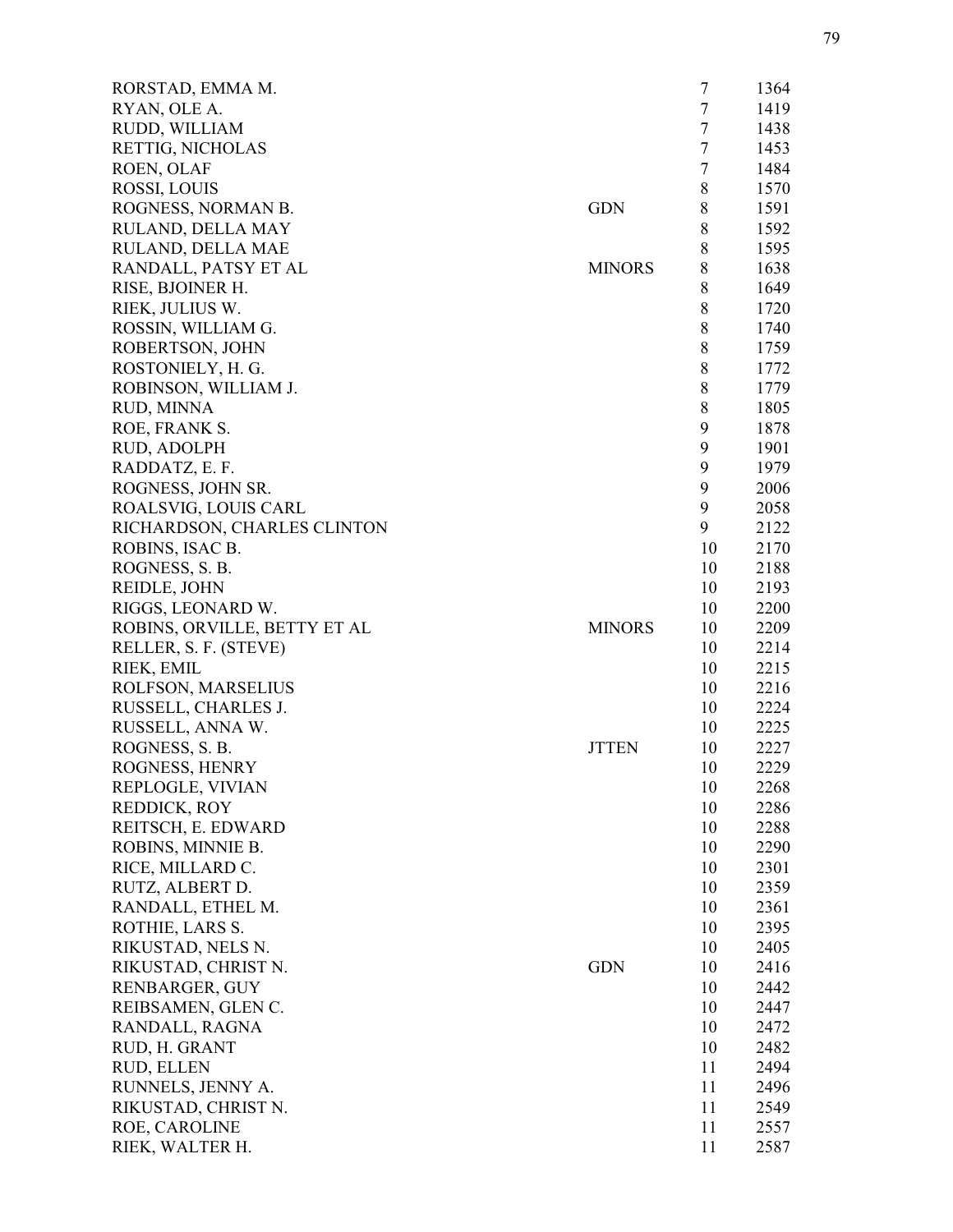| | | | |
|---|---|---|---|
| RORSTAD, EMMA M. | | 7 | 1364 |
| RYAN, OLE A. | | 7 | 1419 |
| RUDD, WILLIAM | | 7 | 1438 |
| RETTIG, NICHOLAS | | 7 | 1453 |
| ROEN, OLAF | | 7 | 1484 |
| ROSSI, LOUIS | | 8 | 1570 |
| ROGNESS, NORMAN B. | GDN | 8 | 1591 |
| RULAND, DELLA MAY | | 8 | 1592 |
| RULAND, DELLA MAE | | 8 | 1595 |
| RANDALL, PATSY ET AL | MINORS | 8 | 1638 |
| RISE, BJOINER H. | | 8 | 1649 |
| RIEK, JULIUS W. | | 8 | 1720 |
| ROSSIN, WILLIAM G. | | 8 | 1740 |
| ROBERTSON, JOHN | | 8 | 1759 |
| ROSTONIELY, H. G. | | 8 | 1772 |
| ROBINSON, WILLIAM J. | | 8 | 1779 |
| RUD, MINNA | | 8 | 1805 |
| ROE, FRANK S. | | 9 | 1878 |
| RUD, ADOLPH | | 9 | 1901 |
| RADDATZ, E. F. | | 9 | 1979 |
| ROGNESS, JOHN SR. | | 9 | 2006 |
| ROALSVIG, LOUIS CARL | | 9 | 2058 |
| RICHARDSON, CHARLES CLINTON | | 9 | 2122 |
| ROBINS, ISAC B. | | 10 | 2170 |
| ROGNESS, S. B. | | 10 | 2188 |
| REIDLE, JOHN | | 10 | 2193 |
| RIGGS, LEONARD W. | | 10 | 2200 |
| ROBINS, ORVILLE, BETTY ET AL | MINORS | 10 | 2209 |
| RELLER, S. F. (STEVE) | | 10 | 2214 |
| RIEK, EMIL | | 10 | 2215 |
| ROLFSON, MARSELIUS | | 10 | 2216 |
| RUSSELL, CHARLES J. | | 10 | 2224 |
| RUSSELL, ANNA W. | | 10 | 2225 |
| ROGNESS, S. B. | JTTEN | 10 | 2227 |
| ROGNESS, HENRY | | 10 | 2229 |
| REPLOGLE, VIVIAN | | 10 | 2268 |
| REDDICK, ROY | | 10 | 2286 |
| REITSCH, E. EDWARD | | 10 | 2288 |
| ROBINS, MINNIE B. | | 10 | 2290 |
| RICE, MILLARD C. | | 10 | 2301 |
| RUTZ, ALBERT D. | | 10 | 2359 |
| RANDALL, ETHEL M. | | 10 | 2361 |
| ROTHIE, LARS S. | | 10 | 2395 |
| RIKUSTAD, NELS N. | | 10 | 2405 |
| RIKUSTAD, CHRIST N. | GDN | 10 | 2416 |
| RENBARGER, GUY | | 10 | 2442 |
| REIBSAMEN, GLEN C. | | 10 | 2447 |
| RANDALL, RAGNA | | 10 | 2472 |
| RUD, H. GRANT | | 10 | 2482 |
| RUD, ELLEN | | 11 | 2494 |
| RUNNELS, JENNY A. | | 11 | 2496 |
| RIKUSTAD, CHRIST N. | | 11 | 2549 |
| ROE, CAROLINE | | 11 | 2557 |
| RIEK, WALTER H. | | 11 | 2587 |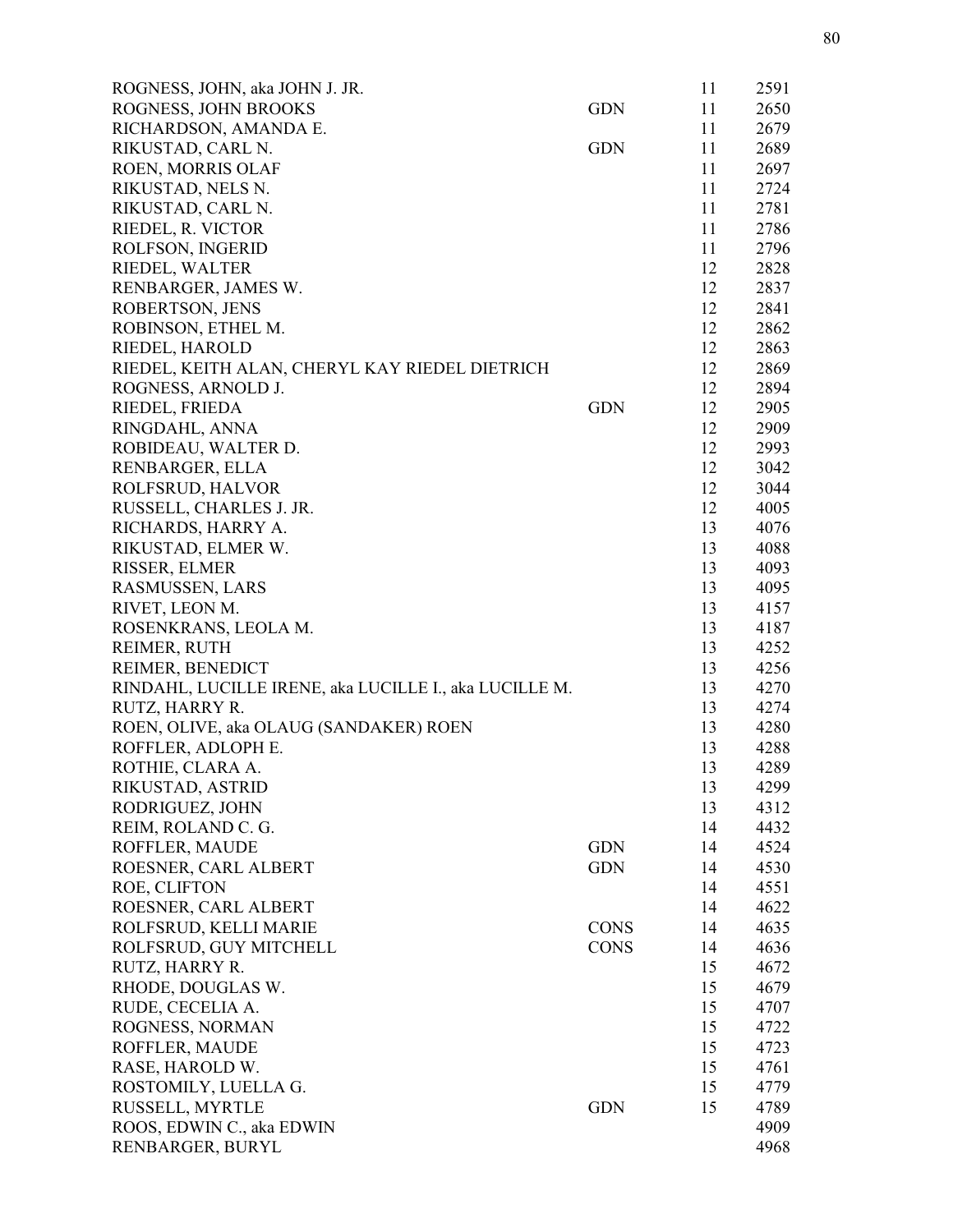| | | | |
|---|---|---|---|
| ROGNESS, JOHN, aka JOHN J. JR. | | 11 | 2591 |
| ROGNESS, JOHN BROOKS | GDN | 11 | 2650 |
| RICHARDSON, AMANDA E. | | 11 | 2679 |
| RIKUSTAD, CARL N. | GDN | 11 | 2689 |
| ROEN, MORRIS OLAF | | 11 | 2697 |
| RIKUSTAD, NELS N. | | 11 | 2724 |
| RIKUSTAD, CARL N. | | 11 | 2781 |
| RIEDEL, R. VICTOR | | 11 | 2786 |
| ROLFSON, INGERID | | 11 | 2796 |
| RIEDEL, WALTER | | 12 | 2828 |
| RENBARGER, JAMES W. | | 12 | 2837 |
| ROBERTSON, JENS | | 12 | 2841 |
| ROBINSON, ETHEL M. | | 12 | 2862 |
| RIEDEL, HAROLD | | 12 | 2863 |
| RIEDEL, KEITH ALAN, CHERYL KAY RIEDEL DIETRICH | | 12 | 2869 |
| ROGNESS, ARNOLD J. | | 12 | 2894 |
| RIEDEL, FRIEDA | GDN | 12 | 2905 |
| RINGDAHL, ANNA | | 12 | 2909 |
| ROBIDEAU, WALTER D. | | 12 | 2993 |
| RENBARGER, ELLA | | 12 | 3042 |
| ROLFSRUD, HALVOR | | 12 | 3044 |
| RUSSELL, CHARLES J. JR. | | 12 | 4005 |
| RICHARDS, HARRY A. | | 13 | 4076 |
| RIKUSTAD, ELMER W. | | 13 | 4088 |
| RISSER, ELMER | | 13 | 4093 |
| RASMUSSEN, LARS | | 13 | 4095 |
| RIVET, LEON M. | | 13 | 4157 |
| ROSENKRANS, LEOLA M. | | 13 | 4187 |
| REIMER, RUTH | | 13 | 4252 |
| REIMER, BENEDICT | | 13 | 4256 |
| RINDAHL, LUCILLE IRENE, aka LUCILLE I., aka LUCILLE M. | | 13 | 4270 |
| RUTZ, HARRY R. | | 13 | 4274 |
| ROEN, OLIVE, aka OLAUG (SANDAKER) ROEN | | 13 | 4280 |
| ROFFLER, ADLOPH E. | | 13 | 4288 |
| ROTHIE, CLARA A. | | 13 | 4289 |
| RIKUSTAD, ASTRID | | 13 | 4299 |
| RODRIGUEZ, JOHN | | 13 | 4312 |
| REIM, ROLAND C. G. | | 14 | 4432 |
| ROFFLER, MAUDE | GDN | 14 | 4524 |
| ROESNER, CARL ALBERT | GDN | 14 | 4530 |
| ROE, CLIFTON | | 14 | 4551 |
| ROESNER, CARL ALBERT | | 14 | 4622 |
| ROLFSRUD, KELLI MARIE | CONS | 14 | 4635 |
| ROLFSRUD, GUY MITCHELL | CONS | 14 | 4636 |
| RUTZ, HARRY R. | | 15 | 4672 |
| RHODE, DOUGLAS W. | | 15 | 4679 |
| RUDE, CECELIA A. | | 15 | 4707 |
| ROGNESS, NORMAN | | 15 | 4722 |
| ROFFLER, MAUDE | | 15 | 4723 |
| RASE, HAROLD W. | | 15 | 4761 |
| ROSTOMILY, LUELLA G. | | 15 | 4779 |
| RUSSELL, MYRTLE | GDN | 15 | 4789 |
| ROOS, EDWIN C., aka EDWIN | | | 4909 |
| RENBARGER, BURYL | | | 4968 |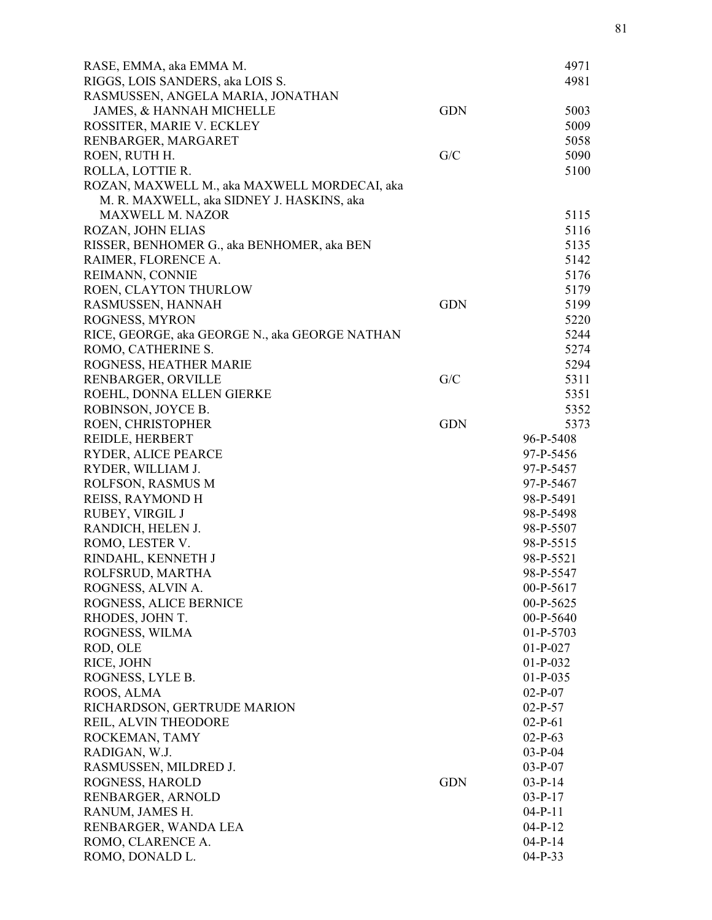| Name | Type | Case No. |
|---|---|---|
| RASE, EMMA, aka EMMA M. | | 4971 |
| RIGGS, LOIS SANDERS, aka LOIS S. | | 4981 |
| RASMUSSEN, ANGELA MARIA, JONATHAN JAMES, & HANNAH MICHELLE | GDN | 5003 |
| ROSSITER, MARIE V. ECKLEY | | 5009 |
| RENBARGER, MARGARET | | 5058 |
| ROEN, RUTH H. | G/C | 5090 |
| ROLLA, LOTTIE R. | | 5100 |
| ROZAN, MAXWELL M., aka MAXWELL MORDECAI, aka M. R. MAXWELL, aka SIDNEY J. HASKINS, aka MAXWELL M. NAZOR | | 5115 |
| ROZAN, JOHN ELIAS | | 5116 |
| RISSER, BENHOMER G., aka BENHOMER, aka BEN | | 5135 |
| RAIMER, FLORENCE A. | | 5142 |
| REIMANN, CONNIE | | 5176 |
| ROEN, CLAYTON THURLOW | | 5179 |
| RASMUSSEN, HANNAH | GDN | 5199 |
| ROGNESS, MYRON | | 5220 |
| RICE, GEORGE, aka GEORGE N., aka GEORGE NATHAN | | 5244 |
| ROMO, CATHERINE S. | | 5274 |
| ROGNESS, HEATHER MARIE | | 5294 |
| RENBARGER, ORVILLE | G/C | 5311 |
| ROEHL, DONNA ELLEN GIERKE | | 5351 |
| ROBINSON, JOYCE B. | | 5352 |
| ROEN, CHRISTOPHER | GDN | 5373 |
| REIDLE, HERBERT | | 96-P-5408 |
| RYDER, ALICE PEARCE | | 97-P-5456 |
| RYDER, WILLIAM J. | | 97-P-5457 |
| ROLFSON, RASMUS M | | 97-P-5467 |
| REISS, RAYMOND H | | 98-P-5491 |
| RUBEY, VIRGIL J | | 98-P-5498 |
| RANDICH, HELEN J. | | 98-P-5507 |
| ROMO, LESTER V. | | 98-P-5515 |
| RINDAHL, KENNETH J | | 98-P-5521 |
| ROLFSRUD, MARTHA | | 98-P-5547 |
| ROGNESS, ALVIN A. | | 00-P-5617 |
| ROGNESS, ALICE BERNICE | | 00-P-5625 |
| RHODES, JOHN T. | | 00-P-5640 |
| ROGNESS, WILMA | | 01-P-5703 |
| ROD, OLE | | 01-P-027 |
| RICE, JOHN | | 01-P-032 |
| ROGNESS, LYLE B. | | 01-P-035 |
| ROOS, ALMA | | 02-P-07 |
| RICHARDSON, GERTRUDE MARION | | 02-P-57 |
| REIL, ALVIN THEODORE | | 02-P-61 |
| ROCKEMAN, TAMY | | 02-P-63 |
| RADIGAN, W.J. | | 03-P-04 |
| RASMUSSEN, MILDRED J. | | 03-P-07 |
| ROGNESS, HAROLD | GDN | 03-P-14 |
| RENBARGER, ARNOLD | | 03-P-17 |
| RANUM, JAMES H. | | 04-P-11 |
| RENBARGER, WANDA LEA | | 04-P-12 |
| ROMO, CLARENCE A. | | 04-P-14 |
| ROMO, DONALD L. | | 04-P-33 |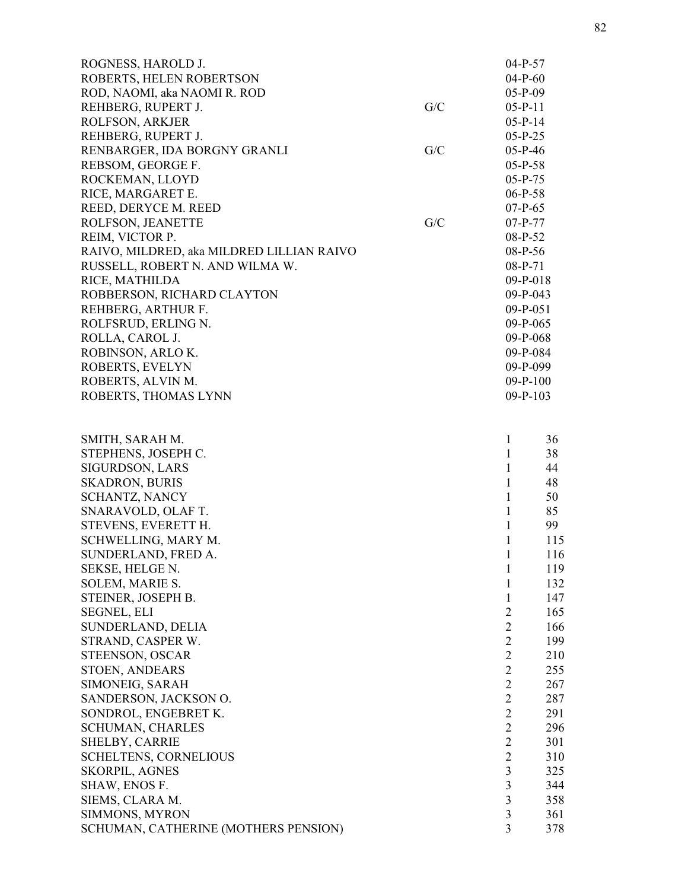| | | |
|---|---|---|
| ROGNESS, HAROLD J. | | 04-P-57 |
| ROBERTS, HELEN ROBERTSON | | 04-P-60 |
| ROD, NAOMI, aka NAOMI R. ROD | | 05-P-09 |
| REHBERG, RUPERT J. | G/C | 05-P-11 |
| ROLFSON, ARKJER | | 05-P-14 |
| REHBERG, RUPERT J. | | 05-P-25 |
| RENBARGER, IDA BORGNY GRANLI | G/C | 05-P-46 |
| REBSOM, GEORGE F. | | 05-P-58 |
| ROCKEMAN, LLOYD | | 05-P-75 |
| RICE, MARGARET E. | | 06-P-58 |
| REED, DERYCE M. REED | | 07-P-65 |
| ROLFSON, JEANETTE | G/C | 07-P-77 |
| REIM, VICTOR P. | | 08-P-52 |
| RAIVO, MILDRED, aka MILDRED LILLIAN RAIVO | | 08-P-56 |
| RUSSELL, ROBERT N. AND WILMA W. | | 08-P-71 |
| RICE, MATHILDA | | 09-P-018 |
| ROBBERSON, RICHARD CLAYTON | | 09-P-043 |
| REHBERG, ARTHUR F. | | 09-P-051 |
| ROLFSRUD, ERLING N. | | 09-P-065 |
| ROLLA, CAROL J. | | 09-P-068 |
| ROBINSON, ARLO K. | | 09-P-084 |
| ROBERTS, EVELYN | | 09-P-099 |
| ROBERTS, ALVIN M. | | 09-P-100 |
| ROBERTS, THOMAS LYNN | | 09-P-103 |

| | | |
|---|---|---|
| SMITH, SARAH M. | 1 | 36 |
| STEPHENS, JOSEPH C. | 1 | 38 |
| SIGURDSON, LARS | 1 | 44 |
| SKADRON, BURIS | 1 | 48 |
| SCHANTZ, NANCY | 1 | 50 |
| SNARAVOLD, OLAF T. | 1 | 85 |
| STEVENS, EVERETT H. | 1 | 99 |
| SCHWELLING, MARY M. | 1 | 115 |
| SUNDERLAND, FRED A. | 1 | 116 |
| SEKSE, HELGE N. | 1 | 119 |
| SOLEM, MARIE S. | 1 | 132 |
| STEINER, JOSEPH B. | 1 | 147 |
| SEGNEL, ELI | 2 | 165 |
| SUNDERLAND, DELIA | 2 | 166 |
| STRAND, CASPER W. | 2 | 199 |
| STEENSON, OSCAR | 2 | 210 |
| STOEN, ANDEARS | 2 | 255 |
| SIMONEIG, SARAH | 2 | 267 |
| SANDERSON, JACKSON O. | 2 | 287 |
| SONDROL, ENGEBRET K. | 2 | 291 |
| SCHUMAN, CHARLES | 2 | 296 |
| SHELBY, CARRIE | 2 | 301 |
| SCHELTENS, CORNELIOUS | 2 | 310 |
| SKORPIL, AGNES | 3 | 325 |
| SHAW, ENOS F. | 3 | 344 |
| SIEMS, CLARA M. | 3 | 358 |
| SIMMONS, MYRON | 3 | 361 |
| SCHUMAN, CATHERINE (MOTHERS PENSION) | 3 | 378 |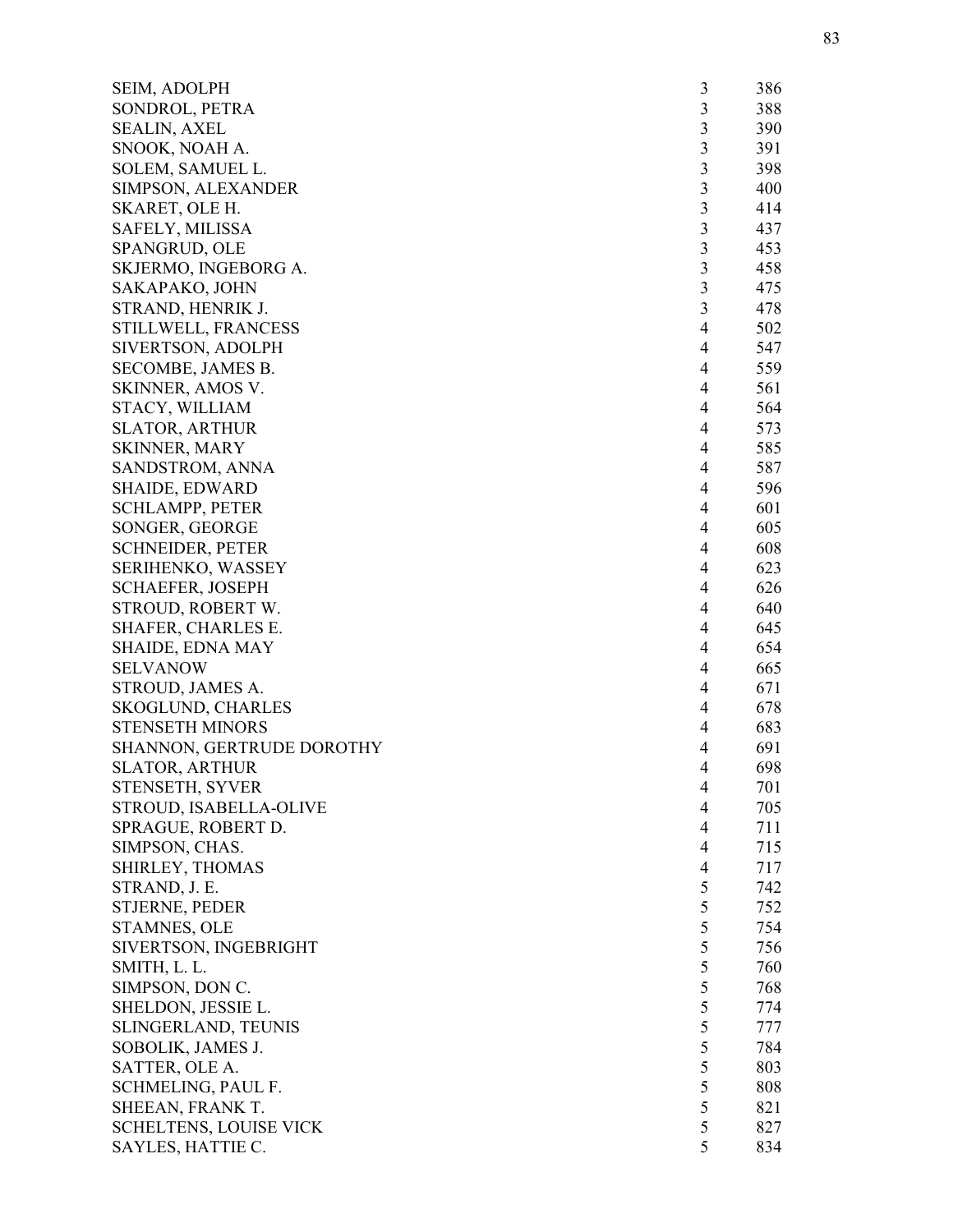| | | |
|---|---|---|
| SEIM, ADOLPH | 3 | 386 |
| SONDROL, PETRA | 3 | 388 |
| SEALIN, AXEL | 3 | 390 |
| SNOOK, NOAH A. | 3 | 391 |
| SOLEM, SAMUEL L. | 3 | 398 |
| SIMPSON, ALEXANDER | 3 | 400 |
| SKARET, OLE H. | 3 | 414 |
| SAFELY, MILISSA | 3 | 437 |
| SPANGRUD, OLE | 3 | 453 |
| SKJERMO, INGEBORG A. | 3 | 458 |
| SAKAPAKO, JOHN | 3 | 475 |
| STRAND, HENRIK J. | 3 | 478 |
| STILLWELL, FRANCESS | 4 | 502 |
| SIVERTSON, ADOLPH | 4 | 547 |
| SECOMBE, JAMES B. | 4 | 559 |
| SKINNER, AMOS V. | 4 | 561 |
| STACY, WILLIAM | 4 | 564 |
| SLATOR, ARTHUR | 4 | 573 |
| SKINNER, MARY | 4 | 585 |
| SANDSTROM, ANNA | 4 | 587 |
| SHAIDE, EDWARD | 4 | 596 |
| SCHLAMPP, PETER | 4 | 601 |
| SONGER, GEORGE | 4 | 605 |
| SCHNEIDER, PETER | 4 | 608 |
| SERIHENKO, WASSEY | 4 | 623 |
| SCHAEFER, JOSEPH | 4 | 626 |
| STROUD, ROBERT W. | 4 | 640 |
| SHAFER, CHARLES E. | 4 | 645 |
| SHAIDE, EDNA MAY | 4 | 654 |
| SELVANOW | 4 | 665 |
| STROUD, JAMES A. | 4 | 671 |
| SKOGLUND, CHARLES | 4 | 678 |
| STENSETH MINORS | 4 | 683 |
| SHANNON, GERTRUDE DOROTHY | 4 | 691 |
| SLATOR, ARTHUR | 4 | 698 |
| STENSETH, SYVER | 4 | 701 |
| STROUD, ISABELLA-OLIVE | 4 | 705 |
| SPRAGUE, ROBERT D. | 4 | 711 |
| SIMPSON, CHAS. | 4 | 715 |
| SHIRLEY, THOMAS | 4 | 717 |
| STRAND, J. E. | 5 | 742 |
| STJERNE, PEDER | 5 | 752 |
| STAMNES, OLE | 5 | 754 |
| SIVERTSON, INGEBRIGHT | 5 | 756 |
| SMITH, L. L. | 5 | 760 |
| SIMPSON, DON C. | 5 | 768 |
| SHELDON, JESSIE L. | 5 | 774 |
| SLINGERLAND, TEUNIS | 5 | 777 |
| SOBOLIK, JAMES J. | 5 | 784 |
| SATTER, OLE A. | 5 | 803 |
| SCHMELING, PAUL F. | 5 | 808 |
| SHEEAN, FRANK T. | 5 | 821 |
| SCHELTENS, LOUISE VICK | 5 | 827 |
| SAYLES, HATTIE C. | 5 | 834 |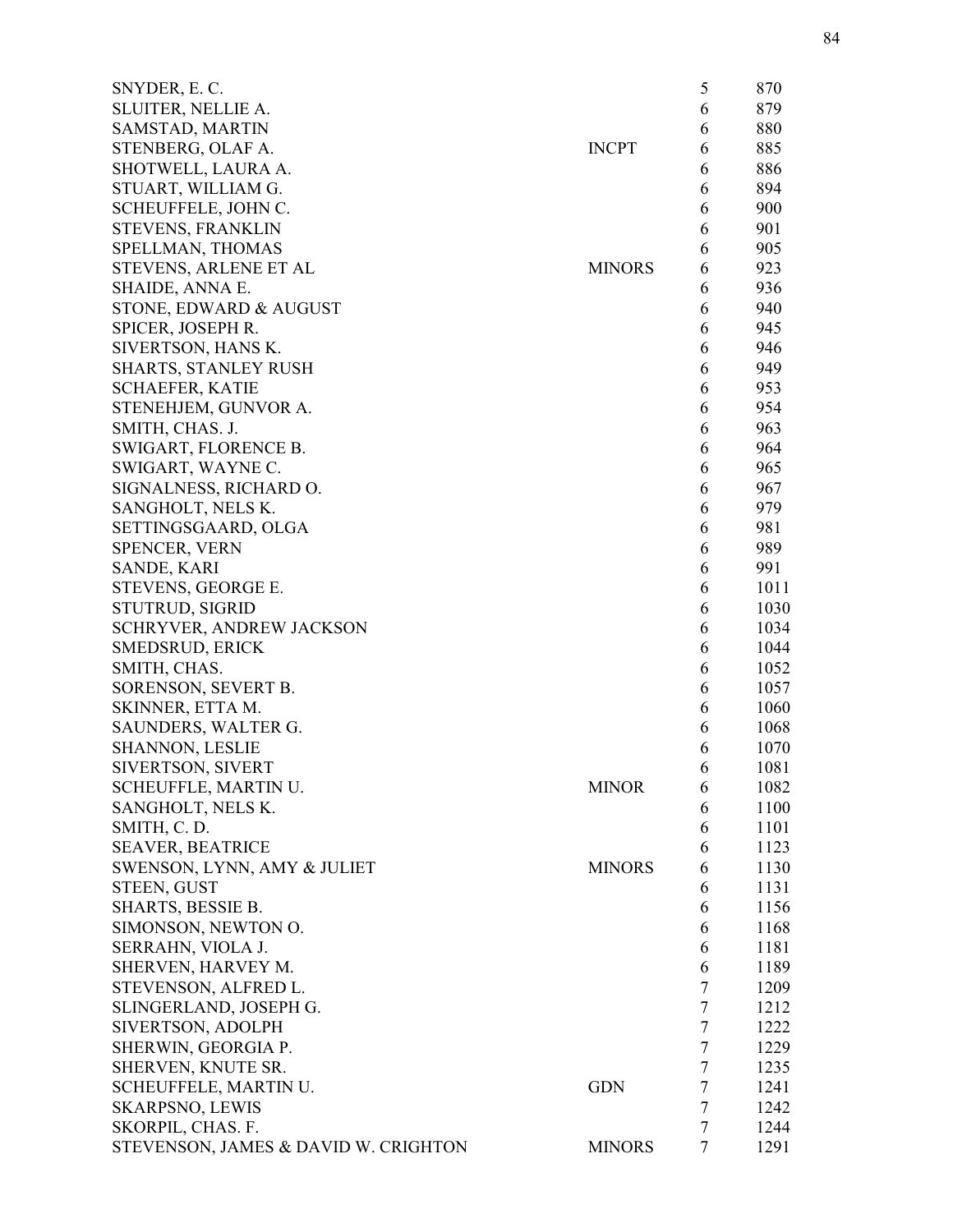| | | | |
|---|---|---|---|
| SNYDER, E. C. | | 5 | 870 |
| SLUITER, NELLIE A. | | 6 | 879 |
| SAMSTAD, MARTIN | | 6 | 880 |
| STENBERG, OLAF A. | INCPT | 6 | 885 |
| SHOTWELL, LAURA A. | | 6 | 886 |
| STUART, WILLIAM G. | | 6 | 894 |
| SCHEUFFELE, JOHN C. | | 6 | 900 |
| STEVENS, FRANKLIN | | 6 | 901 |
| SPELLMAN, THOMAS | | 6 | 905 |
| STEVENS, ARLENE ET AL | MINORS | 6 | 923 |
| SHAIDE, ANNA E. | | 6 | 936 |
| STONE, EDWARD & AUGUST | | 6 | 940 |
| SPICER, JOSEPH R. | | 6 | 945 |
| SIVERTSON, HANS K. | | 6 | 946 |
| SHARTS, STANLEY RUSH | | 6 | 949 |
| SCHAEFER, KATIE | | 6 | 953 |
| STENEHJEM, GUNVOR A. | | 6 | 954 |
| SMITH, CHAS. J. | | 6 | 963 |
| SWIGART, FLORENCE B. | | 6 | 964 |
| SWIGART, WAYNE C. | | 6 | 965 |
| SIGNALNESS, RICHARD O. | | 6 | 967 |
| SANGHOLT, NELS K. | | 6 | 979 |
| SETTINGSGAARD, OLGA | | 6 | 981 |
| SPENCER, VERN | | 6 | 989 |
| SANDE, KARI | | 6 | 991 |
| STEVENS, GEORGE E. | | 6 | 1011 |
| STUTRUD, SIGRID | | 6 | 1030 |
| SCHRYVER, ANDREW JACKSON | | 6 | 1034 |
| SMEDSRUD, ERICK | | 6 | 1044 |
| SMITH, CHAS. | | 6 | 1052 |
| SORENSON, SEVERT B. | | 6 | 1057 |
| SKINNER, ETTA M. | | 6 | 1060 |
| SAUNDERS, WALTER G. | | 6 | 1068 |
| SHANNON, LESLIE | | 6 | 1070 |
| SIVERTSON, SIVERT | | 6 | 1081 |
| SCHEUFFLE, MARTIN U. | MINOR | 6 | 1082 |
| SANGHOLT, NELS K. | | 6 | 1100 |
| SMITH, C. D. | | 6 | 1101 |
| SEAVER, BEATRICE | | 6 | 1123 |
| SWENSON, LYNN, AMY & JULIET | MINORS | 6 | 1130 |
| STEEN, GUST | | 6 | 1131 |
| SHARTS, BESSIE B. | | 6 | 1156 |
| SIMONSON, NEWTON O. | | 6 | 1168 |
| SERRAHN, VIOLA J. | | 6 | 1181 |
| SHERVEN, HARVEY M. | | 6 | 1189 |
| STEVENSON, ALFRED L. | | 7 | 1209 |
| SLINGERLAND, JOSEPH G. | | 7 | 1212 |
| SIVERTSON, ADOLPH | | 7 | 1222 |
| SHERWIN, GEORGIA P. | | 7 | 1229 |
| SHERVEN, KNUTE SR. | | 7 | 1235 |
| SCHEUFFELE, MARTIN U. | GDN | 7 | 1241 |
| SKARPSNO, LEWIS | | 7 | 1242 |
| SKORPIL, CHAS. F. | | 7 | 1244 |
| STEVENSON, JAMES & DAVID W. CRIGHTON | MINORS | 7 | 1291 |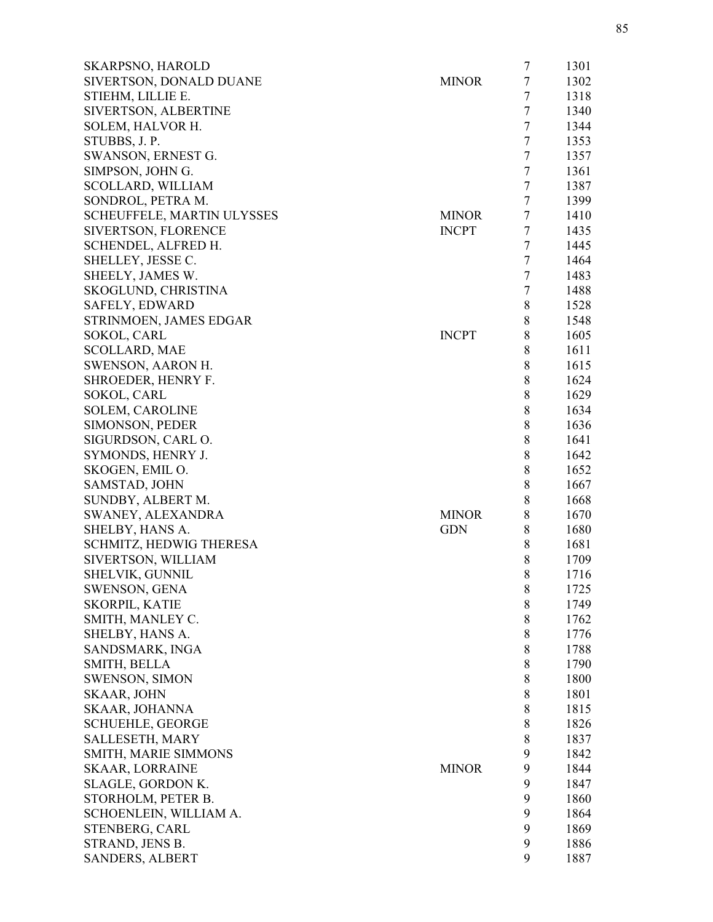| Name | Status | Box | Number |
|---|---|---|---|
| SKARPSNO, HAROLD | | 7 | 1301 |
| SIVERTSON, DONALD DUANE | MINOR | 7 | 1302 |
| STIEHM, LILLIE E. | | 7 | 1318 |
| SIVERTSON, ALBERTINE | | 7 | 1340 |
| SOLEM, HALVOR H. | | 7 | 1344 |
| STUBBS, J. P. | | 7 | 1353 |
| SWANSON, ERNEST G. | | 7 | 1357 |
| SIMPSON, JOHN G. | | 7 | 1361 |
| SCOLLARD, WILLIAM | | 7 | 1387 |
| SONDROL, PETRA M. | | 7 | 1399 |
| SCHEUFFELE, MARTIN ULYSSES | MINOR | 7 | 1410 |
| SIVERTSON, FLORENCE | INCPT | 7 | 1435 |
| SCHENDEL, ALFRED H. | | 7 | 1445 |
| SHELLEY, JESSE C. | | 7 | 1464 |
| SHEELY, JAMES W. | | 7 | 1483 |
| SKOGLUND, CHRISTINA | | 7 | 1488 |
| SAFELY, EDWARD | | 8 | 1528 |
| STRINMOEN, JAMES EDGAR | | 8 | 1548 |
| SOKOL, CARL | INCPT | 8 | 1605 |
| SCOLLARD, MAE | | 8 | 1611 |
| SWENSON, AARON H. | | 8 | 1615 |
| SHROEDER, HENRY F. | | 8 | 1624 |
| SOKOL, CARL | | 8 | 1629 |
| SOLEM, CAROLINE | | 8 | 1634 |
| SIMONSON, PEDER | | 8 | 1636 |
| SIGURDSON, CARL O. | | 8 | 1641 |
| SYMONDS, HENRY J. | | 8 | 1642 |
| SKOGEN, EMIL O. | | 8 | 1652 |
| SAMSTAD, JOHN | | 8 | 1667 |
| SUNDBY, ALBERT M. | | 8 | 1668 |
| SWANEY, ALEXANDRA | MINOR | 8 | 1670 |
| SHELBY, HANS A. | GDN | 8 | 1680 |
| SCHMITZ, HEDWIG THERESA | | 8 | 1681 |
| SIVERTSON, WILLIAM | | 8 | 1709 |
| SHELVIK, GUNNIL | | 8 | 1716 |
| SWENSON, GENA | | 8 | 1725 |
| SKORPIL, KATIE | | 8 | 1749 |
| SMITH, MANLEY C. | | 8 | 1762 |
| SHELBY, HANS A. | | 8 | 1776 |
| SANDSMARK, INGA | | 8 | 1788 |
| SMITH, BELLA | | 8 | 1790 |
| SWENSON, SIMON | | 8 | 1800 |
| SKAAR, JOHN | | 8 | 1801 |
| SKAAR, JOHANNA | | 8 | 1815 |
| SCHUEHLE, GEORGE | | 8 | 1826 |
| SALLESETH, MARY | | 8 | 1837 |
| SMITH, MARIE SIMMONS | | 9 | 1842 |
| SKAAR, LORRAINE | MINOR | 9 | 1844 |
| SLAGLE, GORDON K. | | 9 | 1847 |
| STORHOLM, PETER B. | | 9 | 1860 |
| SCHOENLEIN, WILLIAM A. | | 9 | 1864 |
| STENBERG, CARL | | 9 | 1869 |
| STRAND, JENS B. | | 9 | 1886 |
| SANDERS, ALBERT | | 9 | 1887 |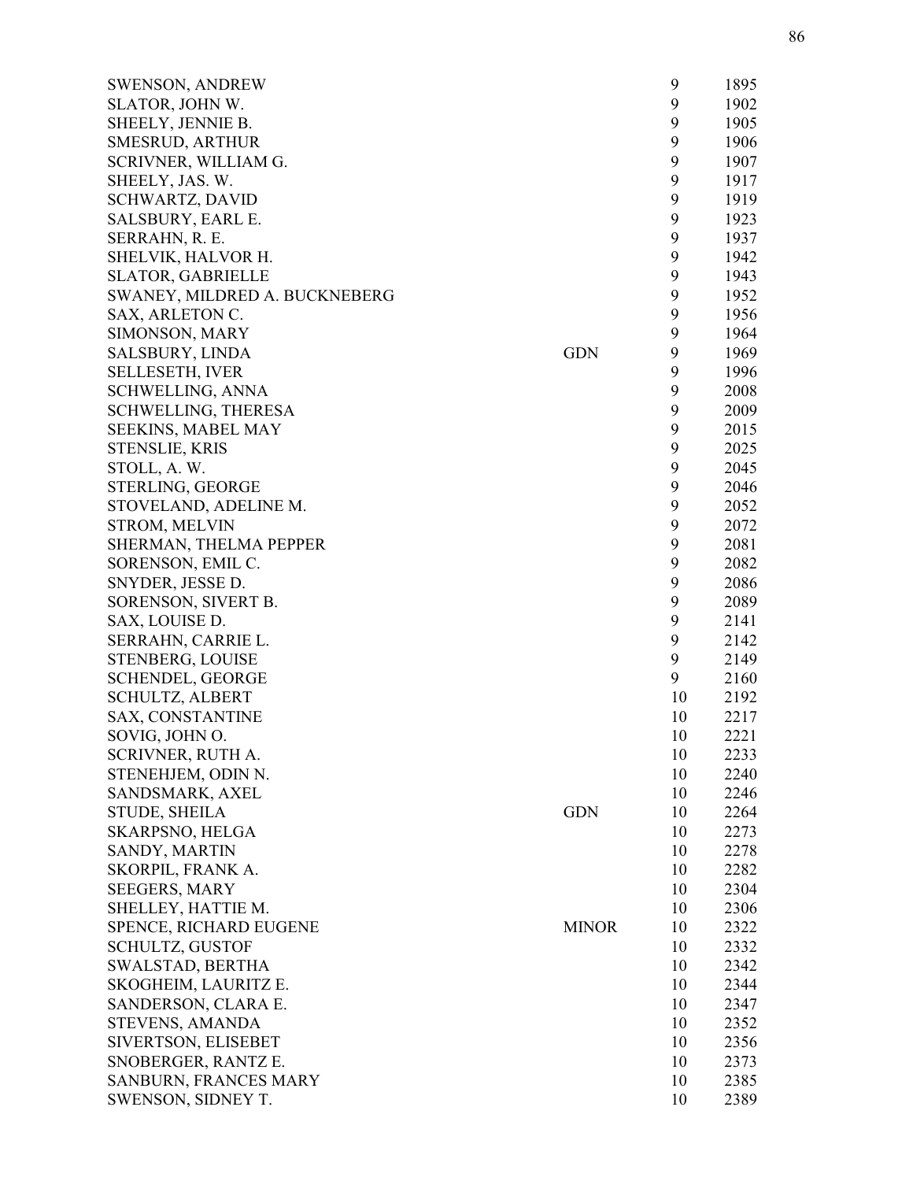| | | | |
|---|---|---|---|
| SWENSON, ANDREW | | 9 | 1895 |
| SLATOR, JOHN W. | | 9 | 1902 |
| SHEELY, JENNIE B. | | 9 | 1905 |
| SMESRUD, ARTHUR | | 9 | 1906 |
| SCRIVNER, WILLIAM G. | | 9 | 1907 |
| SHEELY, JAS. W. | | 9 | 1917 |
| SCHWARTZ, DAVID | | 9 | 1919 |
| SALSBURY, EARL E. | | 9 | 1923 |
| SERRAHN, R. E. | | 9 | 1937 |
| SHELVIK, HALVOR H. | | 9 | 1942 |
| SLATOR, GABRIELLE | | 9 | 1943 |
| SWANEY, MILDRED A. BUCKNEBERG | | 9 | 1952 |
| SAX, ARLETON C. | | 9 | 1956 |
| SIMONSON, MARY | | 9 | 1964 |
| SALSBURY, LINDA | GDN | 9 | 1969 |
| SELLESETH, IVER | | 9 | 1996 |
| SCHWELLING, ANNA | | 9 | 2008 |
| SCHWELLING, THERESA | | 9 | 2009 |
| SEEKINS, MABEL MAY | | 9 | 2015 |
| STENSLIE, KRIS | | 9 | 2025 |
| STOLL, A. W. | | 9 | 2045 |
| STERLING, GEORGE | | 9 | 2046 |
| STOVELAND, ADELINE M. | | 9 | 2052 |
| STROM, MELVIN | | 9 | 2072 |
| SHERMAN, THELMA PEPPER | | 9 | 2081 |
| SORENSON, EMIL C. | | 9 | 2082 |
| SNYDER, JESSE D. | | 9 | 2086 |
| SORENSON, SIVERT B. | | 9 | 2089 |
| SAX, LOUISE D. | | 9 | 2141 |
| SERRAHN, CARRIE L. | | 9 | 2142 |
| STENBERG, LOUISE | | 9 | 2149 |
| SCHENDEL, GEORGE | | 9 | 2160 |
| SCHULTZ, ALBERT | | 10 | 2192 |
| SAX, CONSTANTINE | | 10 | 2217 |
| SOVIG, JOHN O. | | 10 | 2221 |
| SCRIVNER, RUTH A. | | 10 | 2233 |
| STENEHJEM, ODIN N. | | 10 | 2240 |
| SANDSMARK, AXEL | | 10 | 2246 |
| STUDE, SHEILA | GDN | 10 | 2264 |
| SKARPSNO, HELGA | | 10 | 2273 |
| SANDY, MARTIN | | 10 | 2278 |
| SKORPIL, FRANK A. | | 10 | 2282 |
| SEEGERS, MARY | | 10 | 2304 |
| SHELLEY, HATTIE M. | | 10 | 2306 |
| SPENCE, RICHARD EUGENE | MINOR | 10 | 2322 |
| SCHULTZ, GUSTOF | | 10 | 2332 |
| SWALSTAD, BERTHA | | 10 | 2342 |
| SKOGHEIM, LAURITZ E. | | 10 | 2344 |
| SANDERSON, CLARA E. | | 10 | 2347 |
| STEVENS, AMANDA | | 10 | 2352 |
| SIVERTSON, ELISEBET | | 10 | 2356 |
| SNOBERGER, RANTZ E. | | 10 | 2373 |
| SANBURN, FRANCES MARY | | 10 | 2385 |
| SWENSON, SIDNEY T. | | 10 | 2389 |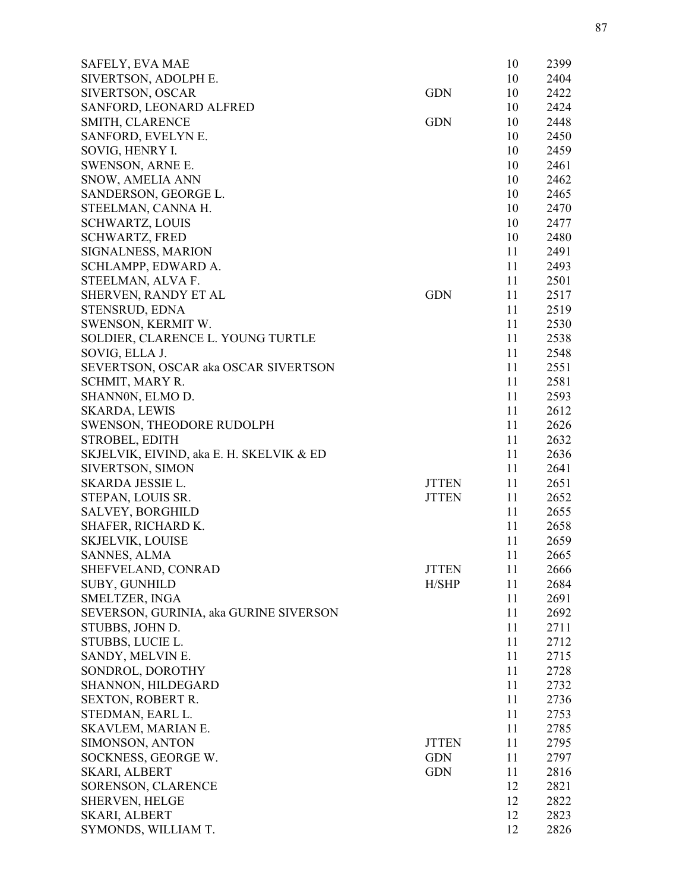| | | | |
|---|---|---|---|
| SAFELY, EVA MAE | | 10 | 2399 |
| SIVERTSON, ADOLPH E. | | 10 | 2404 |
| SIVERTSON, OSCAR | GDN | 10 | 2422 |
| SANFORD, LEONARD ALFRED | | 10 | 2424 |
| SMITH, CLARENCE | GDN | 10 | 2448 |
| SANFORD, EVELYN E. | | 10 | 2450 |
| SOVIG, HENRY I. | | 10 | 2459 |
| SWENSON, ARNE E. | | 10 | 2461 |
| SNOW, AMELIA ANN | | 10 | 2462 |
| SANDERSON, GEORGE L. | | 10 | 2465 |
| STEELMAN, CANNA H. | | 10 | 2470 |
| SCHWARTZ, LOUIS | | 10 | 2477 |
| SCHWARTZ, FRED | | 10 | 2480 |
| SIGNALNESS, MARION | | 11 | 2491 |
| SCHLAMPP, EDWARD A. | | 11 | 2493 |
| STEELMAN, ALVA F. | | 11 | 2501 |
| SHERVEN, RANDY ET AL | GDN | 11 | 2517 |
| STENSRUD, EDNA | | 11 | 2519 |
| SWENSON, KERMIT W. | | 11 | 2530 |
| SOLDIER, CLARENCE L. YOUNG TURTLE | | 11 | 2538 |
| SOVIG, ELLA J. | | 11 | 2548 |
| SEVERTSON, OSCAR aka OSCAR SIVERTSON | | 11 | 2551 |
| SCHMIT, MARY R. | | 11 | 2581 |
| SHANN0N, ELMO D. | | 11 | 2593 |
| SKARDA, LEWIS | | 11 | 2612 |
| SWENSON, THEODORE RUDOLPH | | 11 | 2626 |
| STROBEL, EDITH | | 11 | 2632 |
| SKJELVIK, EIVIND, aka E. H. SKELVIK & ED | | 11 | 2636 |
| SIVERTSON, SIMON | | 11 | 2641 |
| SKARDA JESSIE L. | JTTEN | 11 | 2651 |
| STEPAN, LOUIS SR. | JTTEN | 11 | 2652 |
| SALVEY, BORGHILD | | 11 | 2655 |
| SHAFER, RICHARD K. | | 11 | 2658 |
| SKJELVIK, LOUISE | | 11 | 2659 |
| SANNES, ALMA | | 11 | 2665 |
| SHEFVELAND, CONRAD | JTTEN | 11 | 2666 |
| SUBY, GUNHILD | H/SHP | 11 | 2684 |
| SMELTZER, INGA | | 11 | 2691 |
| SEVERSON, GURINIA, aka GURINE SIVERSON | | 11 | 2692 |
| STUBBS, JOHN D. | | 11 | 2711 |
| STUBBS, LUCIE L. | | 11 | 2712 |
| SANDY, MELVIN E. | | 11 | 2715 |
| SONDROL, DOROTHY | | 11 | 2728 |
| SHANNON, HILDEGARD | | 11 | 2732 |
| SEXTON, ROBERT R. | | 11 | 2736 |
| STEDMAN, EARL L. | | 11 | 2753 |
| SKAVLEM, MARIAN E. | | 11 | 2785 |
| SIMONSON, ANTON | JTTEN | 11 | 2795 |
| SOCKNESS, GEORGE W. | GDN | 11 | 2797 |
| SKARI, ALBERT | GDN | 11 | 2816 |
| SORENSON, CLARENCE | | 12 | 2821 |
| SHERVEN, HELGE | | 12 | 2822 |
| SKARI, ALBERT | | 12 | 2823 |
| SYMONDS, WILLIAM T. | | 12 | 2826 |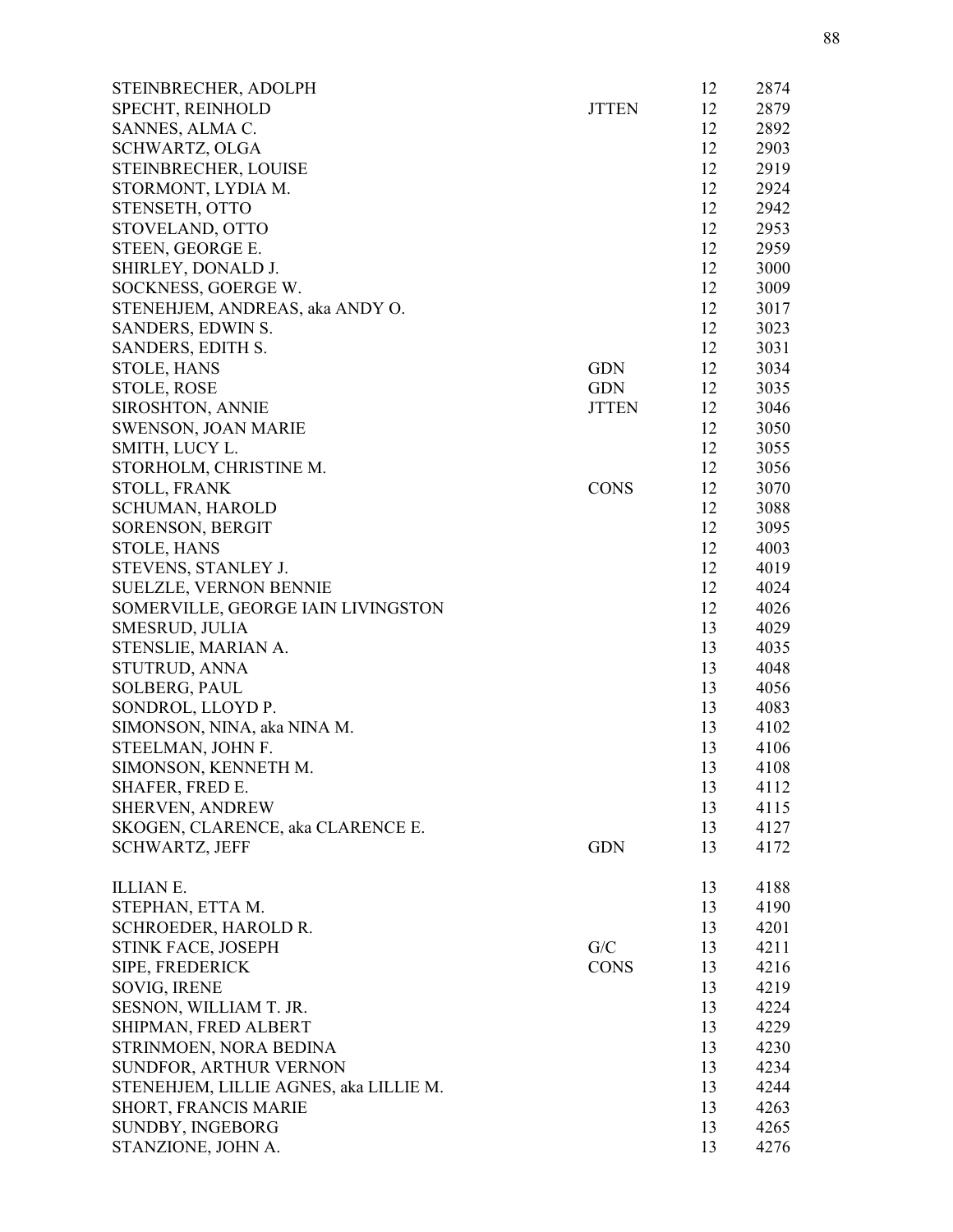| | | | |
|---|---|---|---|
| STEINBRECHER, ADOLPH | | 12 | 2874 |
| SPECHT, REINHOLD | JTTEN | 12 | 2879 |
| SANNES, ALMA C. | | 12 | 2892 |
| SCHWARTZ, OLGA | | 12 | 2903 |
| STEINBRECHER, LOUISE | | 12 | 2919 |
| STORMONT, LYDIA M. | | 12 | 2924 |
| STENSETH, OTTO | | 12 | 2942 |
| STOVELAND, OTTO | | 12 | 2953 |
| STEEN, GEORGE E. | | 12 | 2959 |
| SHIRLEY, DONALD J. | | 12 | 3000 |
| SOCKNESS, GOERGE W. | | 12 | 3009 |
| STENEHJEM, ANDREAS, aka ANDY O. | | 12 | 3017 |
| SANDERS, EDWIN S. | | 12 | 3023 |
| SANDERS, EDITH S. | | 12 | 3031 |
| STOLE, HANS | GDN | 12 | 3034 |
| STOLE, ROSE | GDN | 12 | 3035 |
| SIROSHTON, ANNIE | JTTEN | 12 | 3046 |
| SWENSON, JOAN MARIE | | 12 | 3050 |
| SMITH, LUCY L. | | 12 | 3055 |
| STORHOLM, CHRISTINE M. | | 12 | 3056 |
| STOLL, FRANK | CONS | 12 | 3070 |
| SCHUMAN, HAROLD | | 12 | 3088 |
| SORENSON, BERGIT | | 12 | 3095 |
| STOLE, HANS | | 12 | 4003 |
| STEVENS, STANLEY J. | | 12 | 4019 |
| SUELZLE, VERNON BENNIE | | 12 | 4024 |
| SOMERVILLE, GEORGE IAIN LIVINGSTON | | 12 | 4026 |
| SMESRUD, JULIA | | 13 | 4029 |
| STENSLIE, MARIAN A. | | 13 | 4035 |
| STUTRUD, ANNA | | 13 | 4048 |
| SOLBERG, PAUL | | 13 | 4056 |
| SONDROL, LLOYD P. | | 13 | 4083 |
| SIMONSON, NINA, aka NINA M. | | 13 | 4102 |
| STEELMAN, JOHN F. | | 13 | 4106 |
| SIMONSON, KENNETH M. | | 13 | 4108 |
| SHAFER, FRED E. | | 13 | 4112 |
| SHERVEN, ANDREW | | 13 | 4115 |
| SKOGEN, CLARENCE, aka CLARENCE E. | | 13 | 4127 |
| SCHWARTZ, JEFF | GDN | 13 | 4172 |
| ILLIAN E. | | 13 | 4188 |
| STEPHAN, ETTA M. | | 13 | 4190 |
| SCHROEDER, HAROLD R. | | 13 | 4201 |
| STINK FACE, JOSEPH | G/C | 13 | 4211 |
| SIPE, FREDERICK | CONS | 13 | 4216 |
| SOVIG, IRENE | | 13 | 4219 |
| SESNON, WILLIAM T. JR. | | 13 | 4224 |
| SHIPMAN, FRED ALBERT | | 13 | 4229 |
| STRINMOEN, NORA BEDINA | | 13 | 4230 |
| SUNDFOR, ARTHUR VERNON | | 13 | 4234 |
| STENEHJEM, LILLIE AGNES, aka LILLIE M. | | 13 | 4244 |
| SHORT, FRANCIS MARIE | | 13 | 4263 |
| SUNDBY, INGEBORG | | 13 | 4265 |
| STANZIONE, JOHN A. | | 13 | 4276 |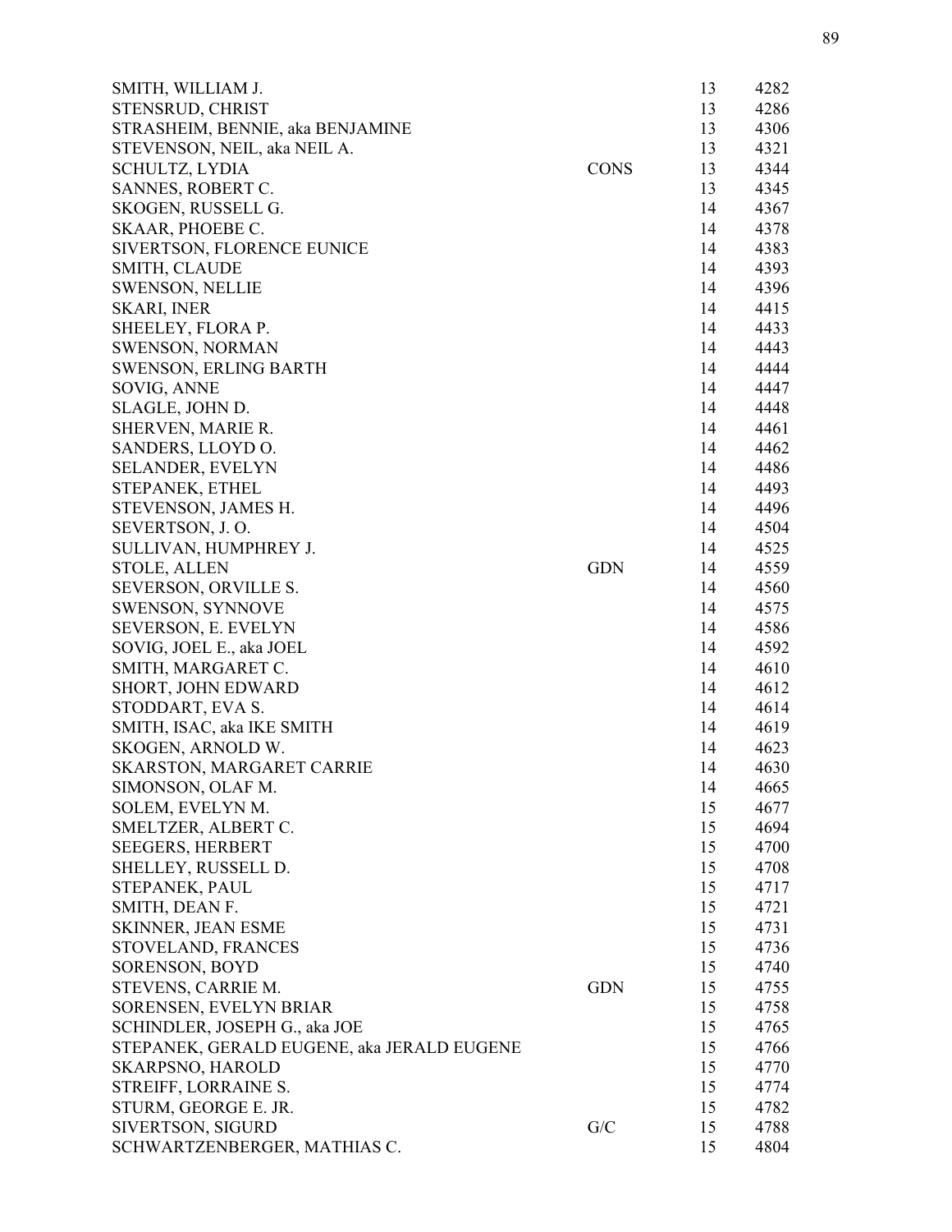| | | | |
|---|---|---|---|
| SMITH, WILLIAM J. | | 13 | 4282 |
| STENSRUD, CHRIST | | 13 | 4286 |
| STRASHEIM, BENNIE, aka BENJAMINE | | 13 | 4306 |
| STEVENSON, NEIL, aka NEIL A. | | 13 | 4321 |
| SCHULTZ, LYDIA | CONS | 13 | 4344 |
| SANNES, ROBERT C. | | 13 | 4345 |
| SKOGEN, RUSSELL G. | | 14 | 4367 |
| SKAAR, PHOEBE C. | | 14 | 4378 |
| SIVERTSON, FLORENCE EUNICE | | 14 | 4383 |
| SMITH, CLAUDE | | 14 | 4393 |
| SWENSON, NELLIE | | 14 | 4396 |
| SKARI, INER | | 14 | 4415 |
| SHEELEY, FLORA P. | | 14 | 4433 |
| SWENSON, NORMAN | | 14 | 4443 |
| SWENSON, ERLING BARTH | | 14 | 4444 |
| SOVIG, ANNE | | 14 | 4447 |
| SLAGLE, JOHN D. | | 14 | 4448 |
| SHERVEN, MARIE R. | | 14 | 4461 |
| SANDERS, LLOYD O. | | 14 | 4462 |
| SELANDER, EVELYN | | 14 | 4486 |
| STEPANEK, ETHEL | | 14 | 4493 |
| STEVENSON, JAMES H. | | 14 | 4496 |
| SEVERTSON, J. O. | | 14 | 4504 |
| SULLIVAN, HUMPHREY J. | | 14 | 4525 |
| STOLE, ALLEN | GDN | 14 | 4559 |
| SEVERSON, ORVILLE S. | | 14 | 4560 |
| SWENSON, SYNNOVE | | 14 | 4575 |
| SEVERSON, E. EVELYN | | 14 | 4586 |
| SOVIG, JOEL E., aka JOEL | | 14 | 4592 |
| SMITH, MARGARET C. | | 14 | 4610 |
| SHORT, JOHN EDWARD | | 14 | 4612 |
| STODDART, EVA S. | | 14 | 4614 |
| SMITH, ISAC, aka IKE SMITH | | 14 | 4619 |
| SKOGEN, ARNOLD W. | | 14 | 4623 |
| SKARSTON, MARGARET CARRIE | | 14 | 4630 |
| SIMONSON, OLAF M. | | 14 | 4665 |
| SOLEM, EVELYN M. | | 15 | 4677 |
| SMELTZER, ALBERT C. | | 15 | 4694 |
| SEEGERS, HERBERT | | 15 | 4700 |
| SHELLEY, RUSSELL D. | | 15 | 4708 |
| STEPANEK, PAUL | | 15 | 4717 |
| SMITH, DEAN F. | | 15 | 4721 |
| SKINNER, JEAN ESME | | 15 | 4731 |
| STOVELAND, FRANCES | | 15 | 4736 |
| SORENSON, BOYD | | 15 | 4740 |
| STEVENS, CARRIE M. | GDN | 15 | 4755 |
| SORENSEN, EVELYN BRIAR | | 15 | 4758 |
| SCHINDLER, JOSEPH G., aka JOE | | 15 | 4765 |
| STEPANEK, GERALD EUGENE, aka JERALD EUGENE | | 15 | 4766 |
| SKARPSNO, HAROLD | | 15 | 4770 |
| STREIFF, LORRAINE S. | | 15 | 4774 |
| STURM, GEORGE E. JR. | | 15 | 4782 |
| SIVERTSON, SIGURD | G/C | 15 | 4788 |
| SCHWARTZENBERGER, MATHIAS C. | | 15 | 4804 |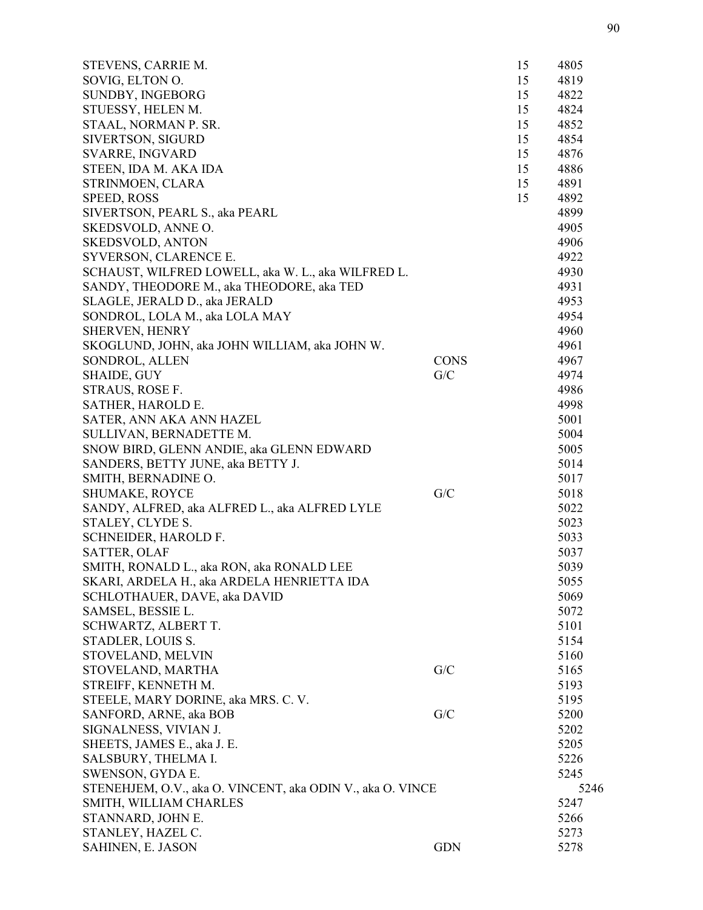| Name | Type | Book | Number |
|---|---|---|---|
| STEVENS, CARRIE M. | | 15 | 4805 |
| SOVIG, ELTON O. | | 15 | 4819 |
| SUNDBY, INGEBORG | | 15 | 4822 |
| STUESSY, HELEN M. | | 15 | 4824 |
| STAAL, NORMAN P. SR. | | 15 | 4852 |
| SIVERTSON, SIGURD | | 15 | 4854 |
| SVARRE, INGVARD | | 15 | 4876 |
| STEEN, IDA M. AKA IDA | | 15 | 4886 |
| STRINMOEN, CLARA | | 15 | 4891 |
| SPEED, ROSS | | 15 | 4892 |
| SIVERTSON, PEARL S., aka PEARL | | | 4899 |
| SKEDSVOLD, ANNE O. | | | 4905 |
| SKEDSVOLD, ANTON | | | 4906 |
| SYVERSON, CLARENCE E. | | | 4922 |
| SCHAUST, WILFRED LOWELL, aka W. L., aka WILFRED L. | | | 4930 |
| SANDY, THEODORE M., aka THEODORE, aka TED | | | 4931 |
| SLAGLE, JERALD D., aka JERALD | | | 4953 |
| SONDROL, LOLA M., aka LOLA MAY | | | 4954 |
| SHERVEN, HENRY | | | 4960 |
| SKOGLUND, JOHN, aka JOHN WILLIAM, aka JOHN W. | | | 4961 |
| SONDROL, ALLEN | CONS | | 4967 |
| SHAIDE, GUY | G/C | | 4974 |
| STRAUS, ROSE F. | | | 4986 |
| SATHER, HAROLD E. | | | 4998 |
| SATER, ANN AKA ANN HAZEL | | | 5001 |
| SULLIVAN, BERNADETTE M. | | | 5004 |
| SNOW BIRD, GLENN ANDIE, aka GLENN EDWARD | | | 5005 |
| SANDERS, BETTY JUNE, aka BETTY J. | | | 5014 |
| SMITH, BERNADINE O. | | | 5017 |
| SHUMAKE, ROYCE | G/C | | 5018 |
| SANDY, ALFRED, aka ALFRED L., aka ALFRED LYLE | | | 5022 |
| STALEY, CLYDE S. | | | 5023 |
| SCHNEIDER, HAROLD F. | | | 5033 |
| SATTER, OLAF | | | 5037 |
| SMITH, RONALD L., aka RON, aka RONALD LEE | | | 5039 |
| SKARI, ARDELA H., aka ARDELA HENRIETTA IDA | | | 5055 |
| SCHLOTHAUER, DAVE, aka DAVID | | | 5069 |
| SAMSEL, BESSIE L. | | | 5072 |
| SCHWARTZ, ALBERT T. | | | 5101 |
| STADLER, LOUIS S. | | | 5154 |
| STOVELAND, MELVIN | | | 5160 |
| STOVELAND, MARTHA | G/C | | 5165 |
| STREIFF, KENNETH M. | | | 5193 |
| STEELE, MARY DORINE, aka MRS. C. V. | | | 5195 |
| SANFORD, ARNE, aka BOB | G/C | | 5200 |
| SIGNALNESS, VIVIAN J. | | | 5202 |
| SHEETS, JAMES E., aka J. E. | | | 5205 |
| SALSBURY, THELMA I. | | | 5226 |
| SWENSON, GYDA E. | | | 5245 |
| STENEHJEM, O.V., aka O. VINCENT, aka ODIN V., aka O. VINCE | | | 5246 |
| SMITH, WILLIAM CHARLES | | | 5247 |
| STANNARD, JOHN E. | | | 5266 |
| STANLEY, HAZEL C. | | | 5273 |
| SAHINEN, E. JASON | GDN | | 5278 |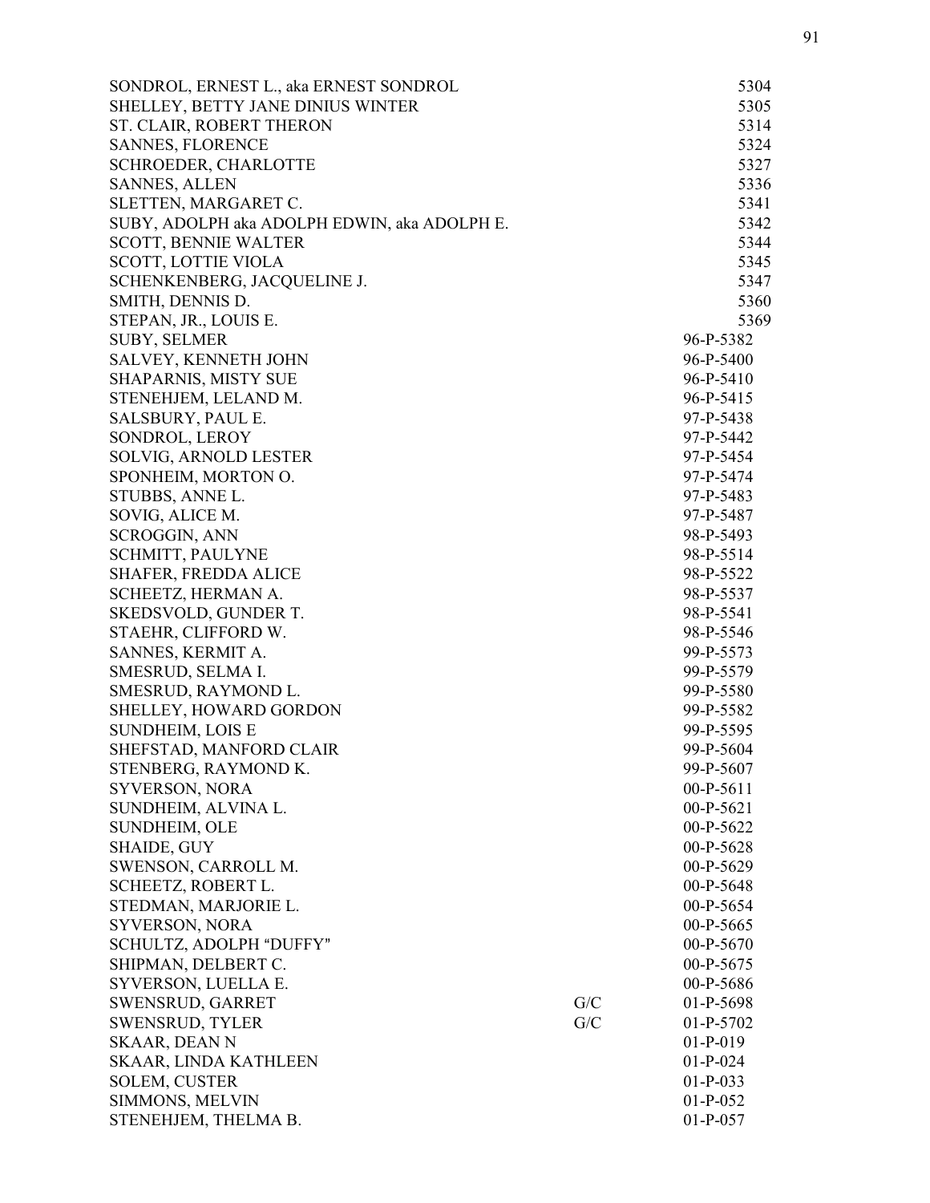| Name | | Case No. |
|---|---|---|
| SONDROL, ERNEST L., aka ERNEST SONDROL | | 5304 |
| SHELLEY, BETTY JANE DINIUS WINTER | | 5305 |
| ST. CLAIR, ROBERT THERON | | 5314 |
| SANNES, FLORENCE | | 5324 |
| SCHROEDER, CHARLOTTE | | 5327 |
| SANNES, ALLEN | | 5336 |
| SLETTEN, MARGARET C. | | 5341 |
| SUBY, ADOLPH aka ADOLPH EDWIN, aka ADOLPH E. | | 5342 |
| SCOTT, BENNIE WALTER | | 5344 |
| SCOTT, LOTTIE VIOLA | | 5345 |
| SCHENKENBERG, JACQUELINE J. | | 5347 |
| SMITH, DENNIS D. | | 5360 |
| STEPAN, JR., LOUIS E. | | 5369 |
| SUBY, SELMER | | 96-P-5382 |
| SALVEY, KENNETH JOHN | | 96-P-5400 |
| SHAPARNIS, MISTY SUE | | 96-P-5410 |
| STENEHJEM, LELAND M. | | 96-P-5415 |
| SALSBURY, PAUL E. | | 97-P-5438 |
| SONDROL, LEROY | | 97-P-5442 |
| SOLVIG, ARNOLD LESTER | | 97-P-5454 |
| SPONHEIM, MORTON O. | | 97-P-5474 |
| STUBBS, ANNE L. | | 97-P-5483 |
| SOVIG, ALICE M. | | 97-P-5487 |
| SCROGGIN, ANN | | 98-P-5493 |
| SCHMITT, PAULYNE | | 98-P-5514 |
| SHAFER, FREDDA ALICE | | 98-P-5522 |
| SCHEETZ, HERMAN A. | | 98-P-5537 |
| SKEDSVOLD, GUNDER T. | | 98-P-5541 |
| STAEHR, CLIFFORD W. | | 98-P-5546 |
| SANNES, KERMIT A. | | 99-P-5573 |
| SMESRUD, SELMA I. | | 99-P-5579 |
| SMESRUD, RAYMOND L. | | 99-P-5580 |
| SHELLEY, HOWARD GORDON | | 99-P-5582 |
| SUNDHEIM, LOIS E | | 99-P-5595 |
| SHEFSTAD, MANFORD CLAIR | | 99-P-5604 |
| STENBERG, RAYMOND K. | | 99-P-5607 |
| SYVERSON, NORA | | 00-P-5611 |
| SUNDHEIM, ALVINA L. | | 00-P-5621 |
| SUNDHEIM, OLE | | 00-P-5622 |
| SHAIDE, GUY | | 00-P-5628 |
| SWENSON, CARROLL M. | | 00-P-5629 |
| SCHEETZ, ROBERT L. | | 00-P-5648 |
| STEDMAN, MARJORIE L. | | 00-P-5654 |
| SYVERSON, NORA | | 00-P-5665 |
| SCHULTZ, ADOLPH "DUFFY" | | 00-P-5670 |
| SHIPMAN, DELBERT C. | | 00-P-5675 |
| SYVERSON, LUELLA E. | | 00-P-5686 |
| SWENSRUD, GARRET | G/C | 01-P-5698 |
| SWENSRUD, TYLER | G/C | 01-P-5702 |
| SKAAR, DEAN N | | 01-P-019 |
| SKAAR, LINDA KATHLEEN | | 01-P-024 |
| SOLEM, CUSTER | | 01-P-033 |
| SIMMONS, MELVIN | | 01-P-052 |
| STENEHJEM, THELMA B. | | 01-P-057 |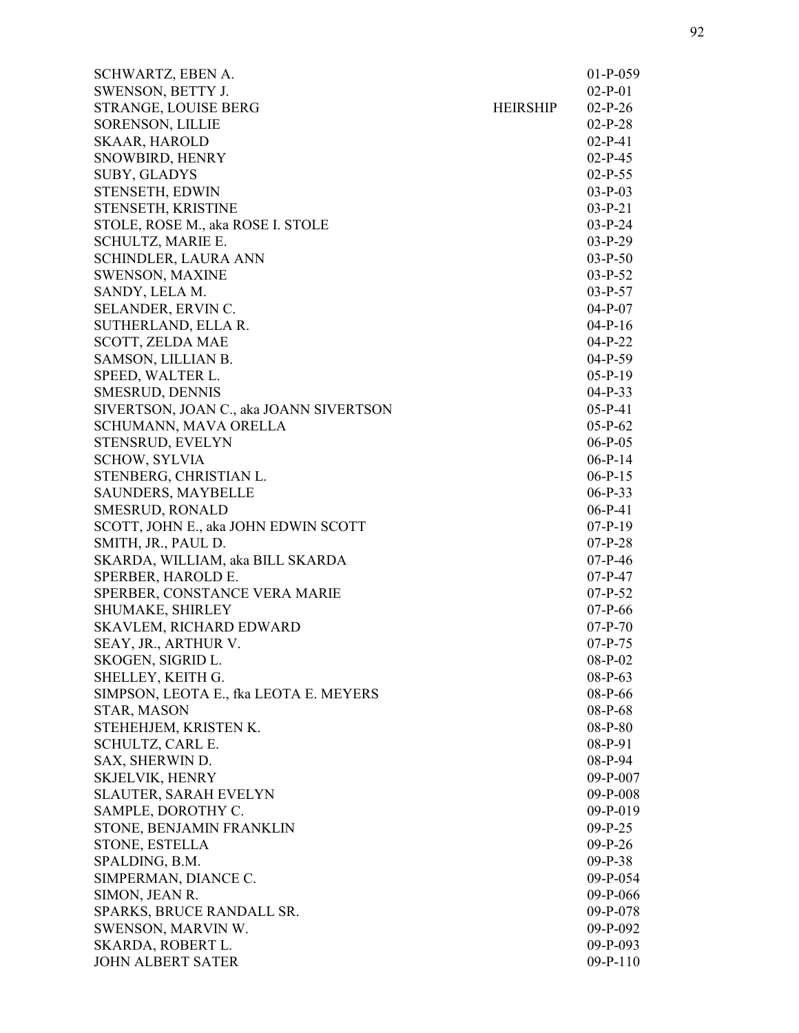| | | |
|---|---|---|
| SCHWARTZ, EBEN A. | | 01-P-059 |
| SWENSON, BETTY J. | | 02-P-01 |
| STRANGE, LOUISE BERG | HEIRSHIP | 02-P-26 |
| SORENSON, LILLIE | | 02-P-28 |
| SKAAR, HAROLD | | 02-P-41 |
| SNOWBIRD, HENRY | | 02-P-45 |
| SUBY, GLADYS | | 02-P-55 |
| STENSETH, EDWIN | | 03-P-03 |
| STENSETH, KRISTINE | | 03-P-21 |
| STOLE, ROSE M., aka ROSE I. STOLE | | 03-P-24 |
| SCHULTZ, MARIE E. | | 03-P-29 |
| SCHINDLER, LAURA ANN | | 03-P-50 |
| SWENSON, MAXINE | | 03-P-52 |
| SANDY, LELA M. | | 03-P-57 |
| SELANDER, ERVIN C. | | 04-P-07 |
| SUTHERLAND, ELLA R. | | 04-P-16 |
| SCOTT, ZELDA MAE | | 04-P-22 |
| SAMSON, LILLIAN B. | | 04-P-59 |
| SPEED, WALTER L. | | 05-P-19 |
| SMESRUD, DENNIS | | 04-P-33 |
| SIVERTSON, JOAN C., aka JOANN SIVERTSON | | 05-P-41 |
| SCHUMANN, MAVA ORELLA | | 05-P-62 |
| STENSRUD, EVELYN | | 06-P-05 |
| SCHOW, SYLVIA | | 06-P-14 |
| STENBERG, CHRISTIAN L. | | 06-P-15 |
| SAUNDERS, MAYBELLE | | 06-P-33 |
| SMESRUD, RONALD | | 06-P-41 |
| SCOTT, JOHN E., aka JOHN EDWIN SCOTT | | 07-P-19 |
| SMITH, JR., PAUL D. | | 07-P-28 |
| SKARDA, WILLIAM, aka BILL SKARDA | | 07-P-46 |
| SPERBER, HAROLD E. | | 07-P-47 |
| SPERBER, CONSTANCE VERA MARIE | | 07-P-52 |
| SHUMAKE, SHIRLEY | | 07-P-66 |
| SKAVLEM, RICHARD EDWARD | | 07-P-70 |
| SEAY, JR., ARTHUR V. | | 07-P-75 |
| SKOGEN, SIGRID L. | | 08-P-02 |
| SHELLEY, KEITH G. | | 08-P-63 |
| SIMPSON, LEOTA E., fka LEOTA E. MEYERS | | 08-P-66 |
| STAR, MASON | | 08-P-68 |
| STEHEHJEM, KRISTEN K. | | 08-P-80 |
| SCHULTZ, CARL E. | | 08-P-91 |
| SAX, SHERWIN D. | | 08-P-94 |
| SKJELVIK, HENRY | | 09-P-007 |
| SLAUTER, SARAH EVELYN | | 09-P-008 |
| SAMPLE, DOROTHY C. | | 09-P-019 |
| STONE, BENJAMIN FRANKLIN | | 09-P-25 |
| STONE, ESTELLA | | 09-P-26 |
| SPALDING, B.M. | | 09-P-38 |
| SIMPERMAN, DIANCE C. | | 09-P-054 |
| SIMON, JEAN R. | | 09-P-066 |
| SPARKS, BRUCE RANDALL SR. | | 09-P-078 |
| SWENSON, MARVIN W. | | 09-P-092 |
| SKARDA, ROBERT L. | | 09-P-093 |
| JOHN ALBERT SATER | | 09-P-110 |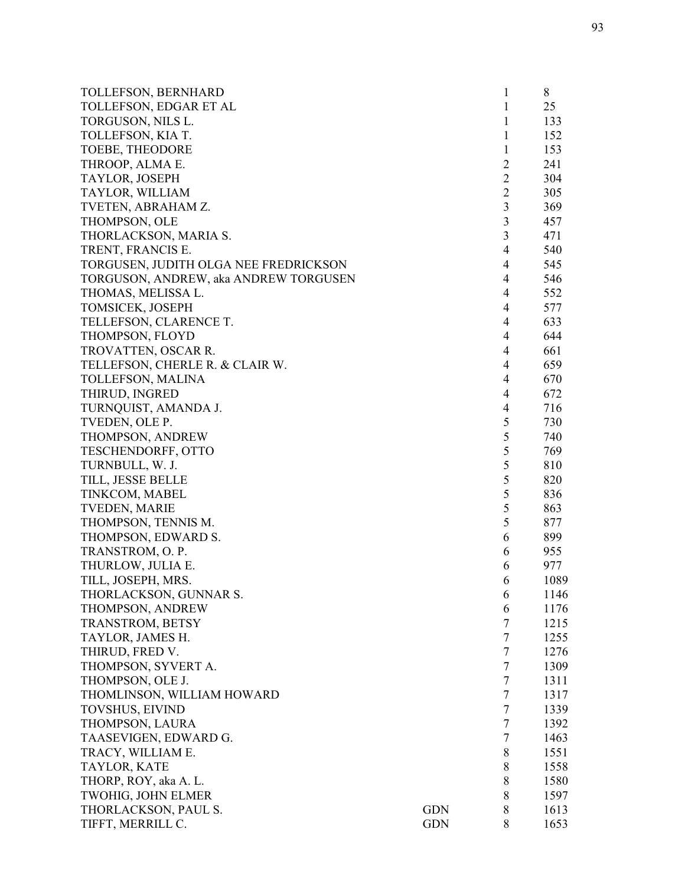| | | | |
|---|---|---|---|
| TOLLEFSON, BERNHARD | | 1 | 8 |
| TOLLEFSON, EDGAR ET AL | | 1 | 25 |
| TORGUSON, NILS L. | | 1 | 133 |
| TOLLEFSON, KIA T. | | 1 | 152 |
| TOEBE, THEODORE | | 1 | 153 |
| THROOP, ALMA E. | | 2 | 241 |
| TAYLOR, JOSEPH | | 2 | 304 |
| TAYLOR, WILLIAM | | 2 | 305 |
| TVETEN, ABRAHAM Z. | | 3 | 369 |
| THOMPSON, OLE | | 3 | 457 |
| THORLACKSON, MARIA S. | | 3 | 471 |
| TRENT, FRANCIS E. | | 4 | 540 |
| TORGUSEN, JUDITH OLGA NEE FREDRICKSON | | 4 | 545 |
| TORGUSON, ANDREW, aka ANDREW TORGUSEN | | 4 | 546 |
| THOMAS, MELISSA L. | | 4 | 552 |
| TOMSICEK, JOSEPH | | 4 | 577 |
| TELLEFSON, CLARENCE T. | | 4 | 633 |
| THOMPSON, FLOYD | | 4 | 644 |
| TROVATTEN, OSCAR R. | | 4 | 661 |
| TELLEFSON, CHERLE R. & CLAIR W. | | 4 | 659 |
| TOLLEFSON, MALINA | | 4 | 670 |
| THIRUD, INGRED | | 4 | 672 |
| TURNQUIST, AMANDA J. | | 4 | 716 |
| TVEDEN, OLE P. | | 5 | 730 |
| THOMPSON, ANDREW | | 5 | 740 |
| TESCHENDORFF, OTTO | | 5 | 769 |
| TURNBULL, W. J. | | 5 | 810 |
| TILL, JESSE BELLE | | 5 | 820 |
| TINKCOM, MABEL | | 5 | 836 |
| TVEDEN, MARIE | | 5 | 863 |
| THOMPSON, TENNIS M. | | 5 | 877 |
| THOMPSON, EDWARD S. | | 6 | 899 |
| TRANSTROM, O. P. | | 6 | 955 |
| THURLOW, JULIA E. | | 6 | 977 |
| TILL, JOSEPH, MRS. | | 6 | 1089 |
| THORLACKSON, GUNNAR S. | | 6 | 1146 |
| THOMPSON, ANDREW | | 6 | 1176 |
| TRANSTROM, BETSY | | 7 | 1215 |
| TAYLOR, JAMES H. | | 7 | 1255 |
| THIRUD, FRED V. | | 7 | 1276 |
| THOMPSON, SYVERT A. | | 7 | 1309 |
| THOMPSON, OLE J. | | 7 | 1311 |
| THOMLINSON, WILLIAM HOWARD | | 7 | 1317 |
| TOVSHUS, EIVIND | | 7 | 1339 |
| THOMPSON, LAURA | | 7 | 1392 |
| TAASEVIGEN, EDWARD G. | | 7 | 1463 |
| TRACY, WILLIAM E. | | 8 | 1551 |
| TAYLOR, KATE | | 8 | 1558 |
| THORP, ROY, aka A. L. | | 8 | 1580 |
| TWOHIG, JOHN ELMER | | 8 | 1597 |
| THORLACKSON, PAUL S. | GDN | 8 | 1613 |
| TIFFT, MERRILL C. | GDN | 8 | 1653 |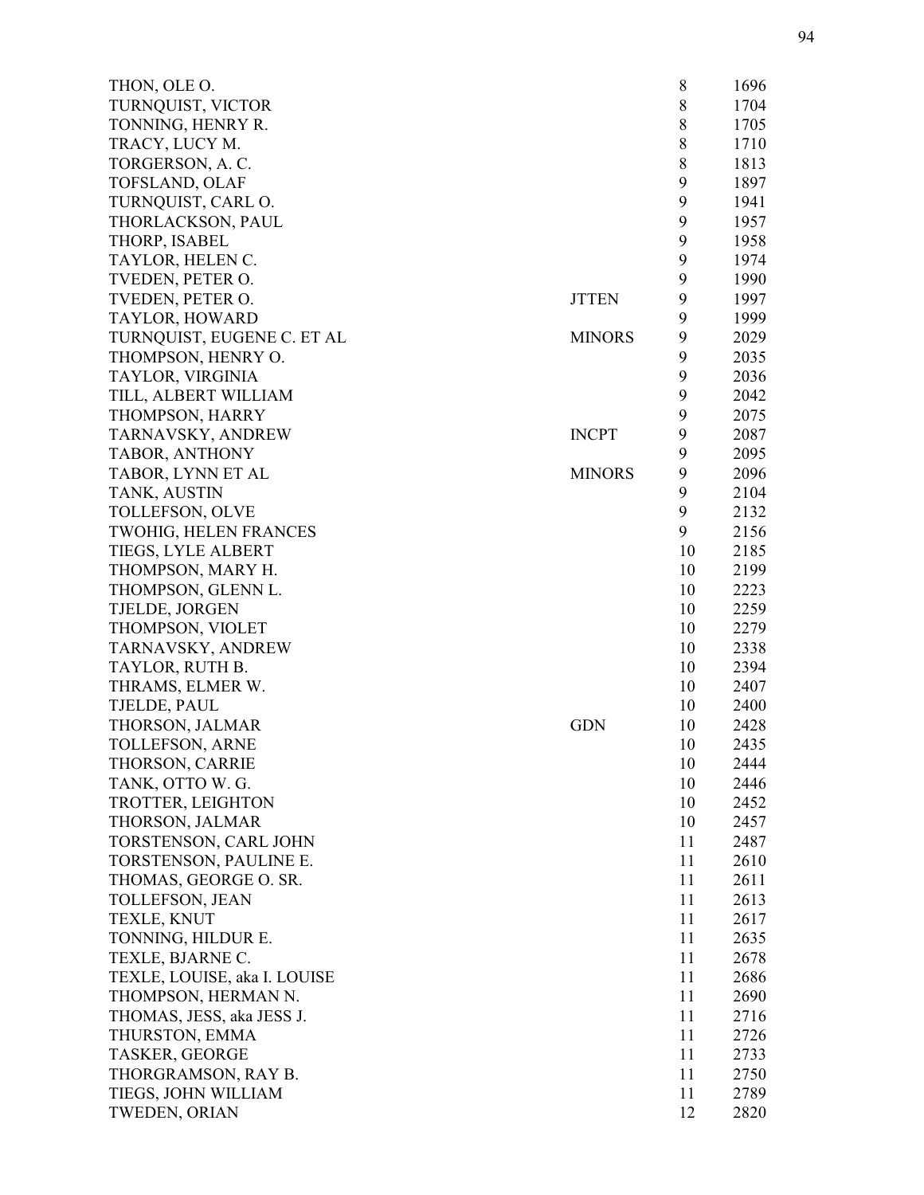| | | | |
|---|---|---|---|
| THON, OLE O. | | 8 | 1696 |
| TURNQUIST, VICTOR | | 8 | 1704 |
| TONNING, HENRY R. | | 8 | 1705 |
| TRACY, LUCY M. | | 8 | 1710 |
| TORGERSON, A. C. | | 8 | 1813 |
| TOFSLAND, OLAF | | 9 | 1897 |
| TURNQUIST, CARL O. | | 9 | 1941 |
| THORLACKSON, PAUL | | 9 | 1957 |
| THORP, ISABEL | | 9 | 1958 |
| TAYLOR, HELEN C. | | 9 | 1974 |
| TVEDEN, PETER O. | | 9 | 1990 |
| TVEDEN, PETER O. | JTTEN | 9 | 1997 |
| TAYLOR, HOWARD | | 9 | 1999 |
| TURNQUIST, EUGENE C. ET AL | MINORS | 9 | 2029 |
| THOMPSON, HENRY O. | | 9 | 2035 |
| TAYLOR, VIRGINIA | | 9 | 2036 |
| TILL, ALBERT WILLIAM | | 9 | 2042 |
| THOMPSON, HARRY | | 9 | 2075 |
| TARNAVSKY, ANDREW | INCPT | 9 | 2087 |
| TABOR, ANTHONY | | 9 | 2095 |
| TABOR, LYNN ET AL | MINORS | 9 | 2096 |
| TANK, AUSTIN | | 9 | 2104 |
| TOLLEFSON, OLVE | | 9 | 2132 |
| TWOHIG, HELEN FRANCES | | 9 | 2156 |
| TIEGS, LYLE ALBERT | | 10 | 2185 |
| THOMPSON, MARY H. | | 10 | 2199 |
| THOMPSON, GLENN L. | | 10 | 2223 |
| TJELDE, JORGEN | | 10 | 2259 |
| THOMPSON, VIOLET | | 10 | 2279 |
| TARNAVSKY, ANDREW | | 10 | 2338 |
| TAYLOR, RUTH B. | | 10 | 2394 |
| THRAMS, ELMER W. | | 10 | 2407 |
| TJELDE, PAUL | | 10 | 2400 |
| THORSON, JALMAR | GDN | 10 | 2428 |
| TOLLEFSON, ARNE | | 10 | 2435 |
| THORSON, CARRIE | | 10 | 2444 |
| TANK, OTTO W. G. | | 10 | 2446 |
| TROTTER, LEIGHTON | | 10 | 2452 |
| THORSON, JALMAR | | 10 | 2457 |
| TORSTENSON, CARL JOHN | | 11 | 2487 |
| TORSTENSON, PAULINE E. | | 11 | 2610 |
| THOMAS, GEORGE O. SR. | | 11 | 2611 |
| TOLLEFSON, JEAN | | 11 | 2613 |
| TEXLE, KNUT | | 11 | 2617 |
| TONNING, HILDUR E. | | 11 | 2635 |
| TEXLE, BJARNE C. | | 11 | 2678 |
| TEXLE, LOUISE, aka I. LOUISE | | 11 | 2686 |
| THOMPSON, HERMAN N. | | 11 | 2690 |
| THOMAS, JESS, aka JESS J. | | 11 | 2716 |
| THURSTON, EMMA | | 11 | 2726 |
| TASKER, GEORGE | | 11 | 2733 |
| THORGRAMSON, RAY B. | | 11 | 2750 |
| TIEGS, JOHN WILLIAM | | 11 | 2789 |
| TWEDEN, ORIAN | | 12 | 2820 |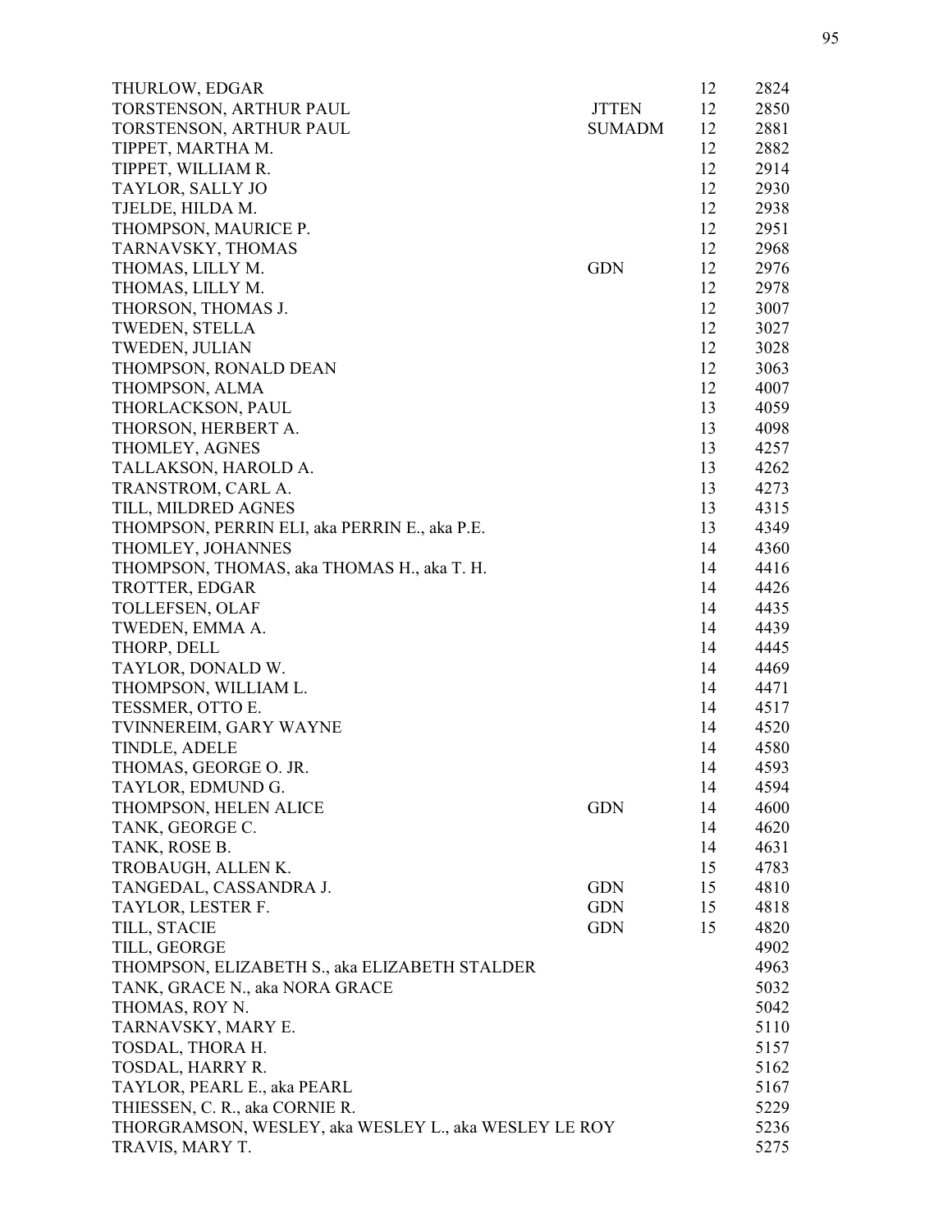| | | | |
|---|---|---|---|
| THURLOW, EDGAR | | 12 | 2824 |
| TORSTENSON, ARTHUR PAUL | JTTEN | 12 | 2850 |
| TORSTENSON, ARTHUR PAUL | SUMADM | 12 | 2881 |
| TIPPET, MARTHA M. | | 12 | 2882 |
| TIPPET, WILLIAM R. | | 12 | 2914 |
| TAYLOR, SALLY JO | | 12 | 2930 |
| TJELDE, HILDA M. | | 12 | 2938 |
| THOMPSON, MAURICE P. | | 12 | 2951 |
| TARNAVSKY, THOMAS | | 12 | 2968 |
| THOMAS, LILLY M. | GDN | 12 | 2976 |
| THOMAS, LILLY M. | | 12 | 2978 |
| THORSON, THOMAS J. | | 12 | 3007 |
| TWEDEN, STELLA | | 12 | 3027 |
| TWEDEN, JULIAN | | 12 | 3028 |
| THOMPSON, RONALD DEAN | | 12 | 3063 |
| THOMPSON, ALMA | | 12 | 4007 |
| THORLACKSON, PAUL | | 13 | 4059 |
| THORSON, HERBERT A. | | 13 | 4098 |
| THOMLEY, AGNES | | 13 | 4257 |
| TALLAKSON, HAROLD A. | | 13 | 4262 |
| TRANSTROM, CARL A. | | 13 | 4273 |
| TILL, MILDRED AGNES | | 13 | 4315 |
| THOMPSON, PERRIN ELI, aka PERRIN E., aka P.E. | | 13 | 4349 |
| THOMLEY, JOHANNES | | 14 | 4360 |
| THOMPSON, THOMAS, aka THOMAS H., aka T. H. | | 14 | 4416 |
| TROTTER, EDGAR | | 14 | 4426 |
| TOLLEFSEN, OLAF | | 14 | 4435 |
| TWEDEN, EMMA A. | | 14 | 4439 |
| THORP, DELL | | 14 | 4445 |
| TAYLOR, DONALD W. | | 14 | 4469 |
| THOMPSON, WILLIAM L. | | 14 | 4471 |
| TESSMER, OTTO E. | | 14 | 4517 |
| TVINNEREIM, GARY WAYNE | | 14 | 4520 |
| TINDLE, ADELE | | 14 | 4580 |
| THOMAS, GEORGE O. JR. | | 14 | 4593 |
| TAYLOR, EDMUND G. | | 14 | 4594 |
| THOMPSON, HELEN ALICE | GDN | 14 | 4600 |
| TANK, GEORGE C. | | 14 | 4620 |
| TANK, ROSE B. | | 14 | 4631 |
| TROBAUGH, ALLEN K. | | 15 | 4783 |
| TANGEDAL, CASSANDRA J. | GDN | 15 | 4810 |
| TAYLOR, LESTER F. | GDN | 15 | 4818 |
| TILL, STACIE | GDN | 15 | 4820 |
| TILL, GEORGE | | | 4902 |
| THOMPSON, ELIZABETH S., aka ELIZABETH STALDER | | | 4963 |
| TANK, GRACE N., aka NORA GRACE | | | 5032 |
| THOMAS, ROY N. | | | 5042 |
| TARNAVSKY, MARY E. | | | 5110 |
| TOSDAL, THORA H. | | | 5157 |
| TOSDAL, HARRY R. | | | 5162 |
| TAYLOR, PEARL E., aka PEARL | | | 5167 |
| THIESSEN, C. R., aka CORNIE R. | | | 5229 |
| THORGRAMSON, WESLEY, aka WESLEY L., aka WESLEY LE ROY | | | 5236 |
| TRAVIS, MARY T. | | | 5275 |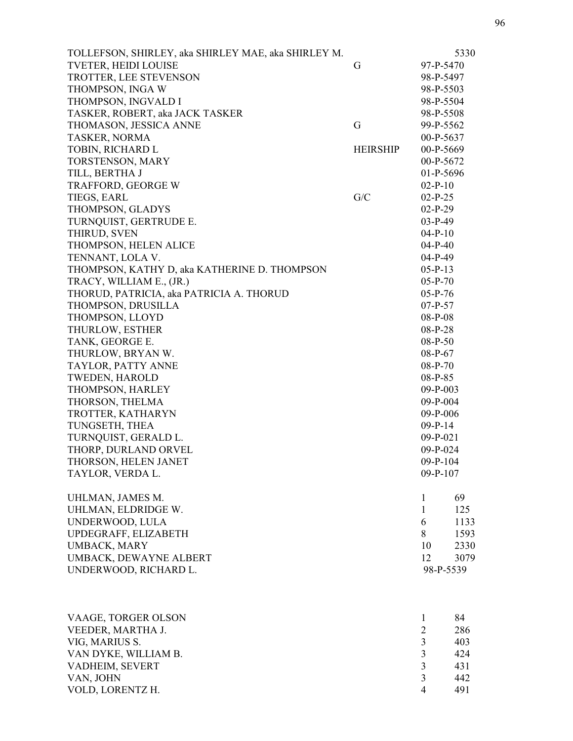| | | |
|---|---|---|
| TOLLEFSON, SHIRLEY, aka SHIRLEY MAE, aka SHIRLEY M. | | 5330 |
| TVETER, HEIDI LOUISE | G | 97-P-5470 |
| TROTTER, LEE STEVENSON | | 98-P-5497 |
| THOMPSON, INGA W | | 98-P-5503 |
| THOMPSON, INGVALD I | | 98-P-5504 |
| TASKER, ROBERT, aka JACK TASKER | | 98-P-5508 |
| THOMASON, JESSICA ANNE | G | 99-P-5562 |
| TASKER, NORMA | | 00-P-5637 |
| TOBIN, RICHARD L | HEIRSHIP | 00-P-5669 |
| TORSTENSON, MARY | | 00-P-5672 |
| TILL, BERTHA J | | 01-P-5696 |
| TRAFFORD, GEORGE W | | 02-P-10 |
| TIEGS, EARL | G/C | 02-P-25 |
| THOMPSON, GLADYS | | 02-P-29 |
| TURNQUIST, GERTRUDE E. | | 03-P-49 |
| THIRUD, SVEN | | 04-P-10 |
| THOMPSON, HELEN ALICE | | 04-P-40 |
| TENNANT, LOLA V. | | 04-P-49 |
| THOMPSON, KATHY D, aka KATHERINE D. THOMPSON | | 05-P-13 |
| TRACY, WILLIAM E., (JR.) | | 05-P-70 |
| THORUD, PATRICIA, aka PATRICIA A. THORUD | | 05-P-76 |
| THOMPSON, DRUSILLA | | 07-P-57 |
| THOMPSON, LLOYD | | 08-P-08 |
| THURLOW, ESTHER | | 08-P-28 |
| TANK, GEORGE E. | | 08-P-50 |
| THURLOW, BRYAN W. | | 08-P-67 |
| TAYLOR, PATTY ANNE | | 08-P-70 |
| TWEDEN, HAROLD | | 08-P-85 |
| THOMPSON, HARLEY | | 09-P-003 |
| THORSON, THELMA | | 09-P-004 |
| TROTTER, KATHARYN | | 09-P-006 |
| TUNGSETH, THEA | | 09-P-14 |
| TURNQUIST, GERALD L. | | 09-P-021 |
| THORP, DURLAND ORVEL | | 09-P-024 |
| THORSON, HELEN JANET | | 09-P-104 |
| TAYLOR, VERDA L. | | 09-P-107 |

| | | |
|---|---|---|
| UHLMAN, JAMES M. | 1 | 69 |
| UHLMAN, ELDRIDGE W. | 1 | 125 |
| UNDERWOOD, LULA | 6 | 1133 |
| UPDEGRAFF, ELIZABETH | 8 | 1593 |
| UMBACK, MARY | 10 | 2330 |
| UMBACK, DEWAYNE ALBERT | 12 | 3079 |
| UNDERWOOD, RICHARD L. | 98-P-5539 | |

| | | |
|---|---|---|
| VAAGE, TORGER OLSON | 1 | 84 |
| VEEDER, MARTHA J. | 2 | 286 |
| VIG, MARIUS S. | 3 | 403 |
| VAN DYKE, WILLIAM B. | 3 | 424 |
| VADHEIM, SEVERT | 3 | 431 |
| VAN, JOHN | 3 | 442 |
| VOLD, LORENTZ H. | 4 | 491 |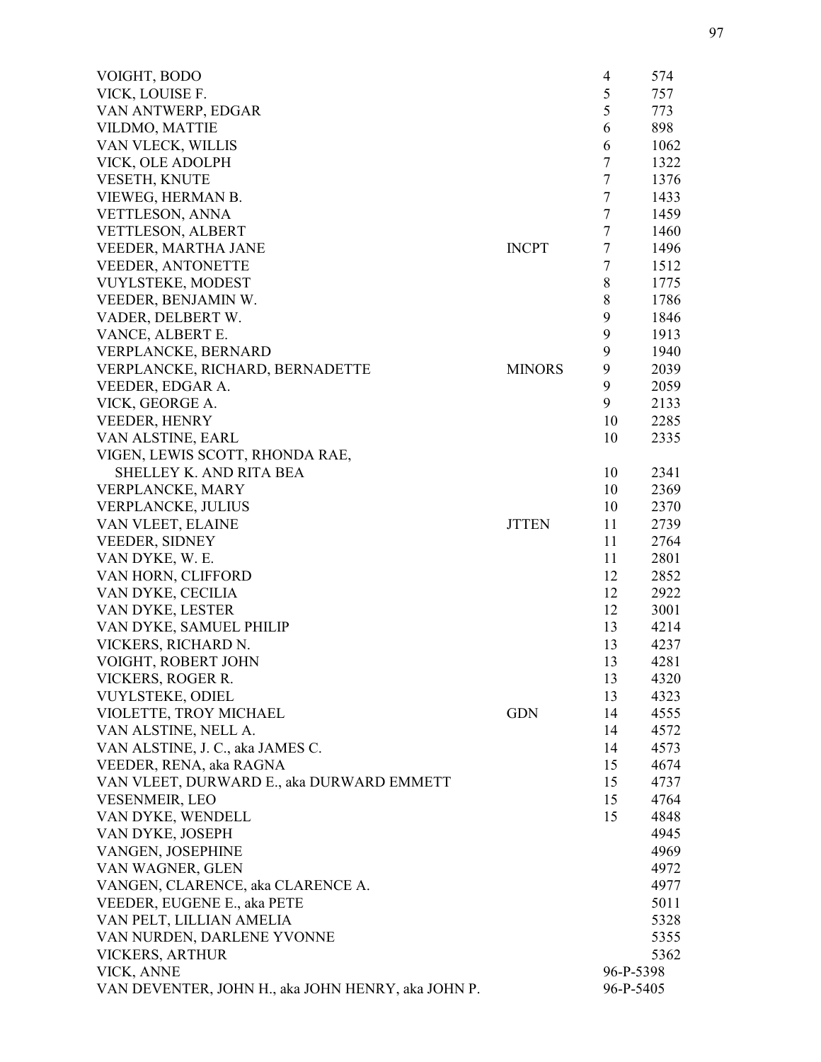| | | | |
|---|---|---|---|
| VOIGHT, BODO | | 4 | 574 |
| VICK, LOUISE F. | | 5 | 757 |
| VAN ANTWERP, EDGAR | | 5 | 773 |
| VILDMO, MATTIE | | 6 | 898 |
| VAN VLECK, WILLIS | | 6 | 1062 |
| VICK, OLE ADOLPH | | 7 | 1322 |
| VESETH, KNUTE | | 7 | 1376 |
| VIEWEG, HERMAN B. | | 7 | 1433 |
| VETTLESON, ANNA | | 7 | 1459 |
| VETTLESON, ALBERT | | 7 | 1460 |
| VEEDER, MARTHA JANE | INCPT | 7 | 1496 |
| VEEDER, ANTONETTE | | 7 | 1512 |
| VUYLSTEKE, MODEST | | 8 | 1775 |
| VEEDER, BENJAMIN W. | | 8 | 1786 |
| VADER, DELBERT W. | | 9 | 1846 |
| VANCE, ALBERT E. | | 9 | 1913 |
| VERPLANCKE, BERNARD | | 9 | 1940 |
| VERPLANCKE, RICHARD, BERNADETTE | MINORS | 9 | 2039 |
| VEEDER, EDGAR A. | | 9 | 2059 |
| VICK, GEORGE A. | | 9 | 2133 |
| VEEDER, HENRY | | 10 | 2285 |
| VAN ALSTINE, EARL | | 10 | 2335 |
| VIGEN, LEWIS SCOTT, RHONDA RAE, SHELLEY K. AND RITA BEA | | 10 | 2341 |
| VERPLANCKE, MARY | | 10 | 2369 |
| VERPLANCKE, JULIUS | | 10 | 2370 |
| VAN VLEET, ELAINE | JTTEN | 11 | 2739 |
| VEEDER, SIDNEY | | 11 | 2764 |
| VAN DYKE, W. E. | | 11 | 2801 |
| VAN HORN, CLIFFORD | | 12 | 2852 |
| VAN DYKE, CECILIA | | 12 | 2922 |
| VAN DYKE, LESTER | | 12 | 3001 |
| VAN DYKE, SAMUEL PHILIP | | 13 | 4214 |
| VICKERS, RICHARD N. | | 13 | 4237 |
| VOIGHT, ROBERT JOHN | | 13 | 4281 |
| VICKERS, ROGER R. | | 13 | 4320 |
| VUYLSTEKE, ODIEL | | 13 | 4323 |
| VIOLETTE, TROY MICHAEL | GDN | 14 | 4555 |
| VAN ALSTINE, NELL A. | | 14 | 4572 |
| VAN ALSTINE, J. C., aka JAMES C. | | 14 | 4573 |
| VEEDER, RENA, aka RAGNA | | 15 | 4674 |
| VAN VLEET, DURWARD E., aka DURWARD EMMETT | | 15 | 4737 |
| VESENMEIR, LEO | | 15 | 4764 |
| VAN DYKE, WENDELL | | 15 | 4848 |
| VAN DYKE, JOSEPH | | | 4945 |
| VANGEN, JOSEPHINE | | | 4969 |
| VAN WAGNER, GLEN | | | 4972 |
| VANGEN, CLARENCE, aka CLARENCE A. | | | 4977 |
| VEEDER, EUGENE E., aka PETE | | | 5011 |
| VAN PELT, LILLIAN AMELIA | | | 5328 |
| VAN NURDEN, DARLENE YVONNE | | | 5355 |
| VICKERS, ARTHUR | | | 5362 |
| VICK, ANNE | | 96-P-5398 | |
| VAN DEVENTER, JOHN H., aka JOHN HENRY, aka JOHN P. | | 96-P-5405 | |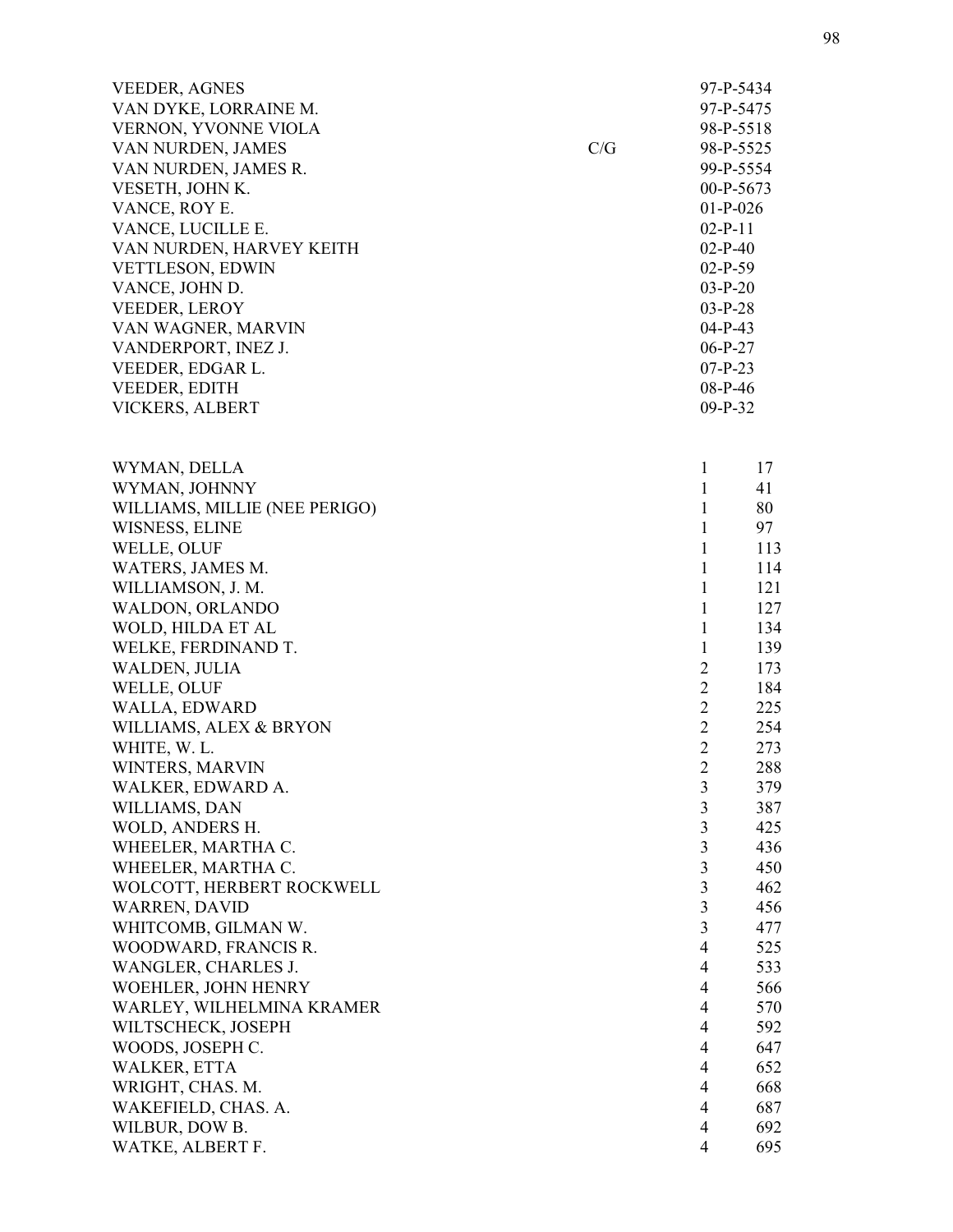| | | |
|---|---|---|
| VEEDER, AGNES | | 97-P-5434 |
| VAN DYKE, LORRAINE M. | | 97-P-5475 |
| VERNON, YVONNE VIOLA | | 98-P-5518 |
| VAN NURDEN, JAMES | C/G | 98-P-5525 |
| VAN NURDEN, JAMES R. | | 99-P-5554 |
| VESETH, JOHN K. | | 00-P-5673 |
| VANCE, ROY E. | | 01-P-026 |
| VANCE, LUCILLE E. | | 02-P-11 |
| VAN NURDEN, HARVEY KEITH | | 02-P-40 |
| VETTLESON, EDWIN | | 02-P-59 |
| VANCE, JOHN D. | | 03-P-20 |
| VEEDER, LEROY | | 03-P-28 |
| VAN WAGNER, MARVIN | | 04-P-43 |
| VANDERPORT, INEZ J. | | 06-P-27 |
| VEEDER, EDGAR L. | | 07-P-23 |
| VEEDER, EDITH | | 08-P-46 |
| VICKERS, ALBERT | | 09-P-32 |

| | | |
|---|---|---|
| WYMAN, DELLA | 1 | 17 |
| WYMAN, JOHNNY | 1 | 41 |
| WILLIAMS, MILLIE (NEE PERIGO) | 1 | 80 |
| WISNESS, ELINE | 1 | 97 |
| WELLE, OLUF | 1 | 113 |
| WATERS, JAMES M. | 1 | 114 |
| WILLIAMSON, J. M. | 1 | 121 |
| WALDON, ORLANDO | 1 | 127 |
| WOLD, HILDA ET AL | 1 | 134 |
| WELKE, FERDINAND T. | 1 | 139 |
| WALDEN, JULIA | 2 | 173 |
| WELLE, OLUF | 2 | 184 |
| WALLA, EDWARD | 2 | 225 |
| WILLIAMS, ALEX & BRYON | 2 | 254 |
| WHITE, W. L. | 2 | 273 |
| WINTERS, MARVIN | 2 | 288 |
| WALKER, EDWARD A. | 3 | 379 |
| WILLIAMS, DAN | 3 | 387 |
| WOLD, ANDERS H. | 3 | 425 |
| WHEELER, MARTHA C. | 3 | 436 |
| WHEELER, MARTHA C. | 3 | 450 |
| WOLCOTT, HERBERT ROCKWELL | 3 | 462 |
| WARREN, DAVID | 3 | 456 |
| WHITCOMB, GILMAN W. | 3 | 477 |
| WOODWARD, FRANCIS R. | 4 | 525 |
| WANGLER, CHARLES J. | 4 | 533 |
| WOEHLER, JOHN HENRY | 4 | 566 |
| WARLEY, WILHELMINA KRAMER | 4 | 570 |
| WILTSCHECK, JOSEPH | 4 | 592 |
| WOODS, JOSEPH C. | 4 | 647 |
| WALKER, ETTA | 4 | 652 |
| WRIGHT, CHAS. M. | 4 | 668 |
| WAKEFIELD, CHAS. A. | 4 | 687 |
| WILBUR, DOW B. | 4 | 692 |
| WATKE, ALBERT F. | 4 | 695 |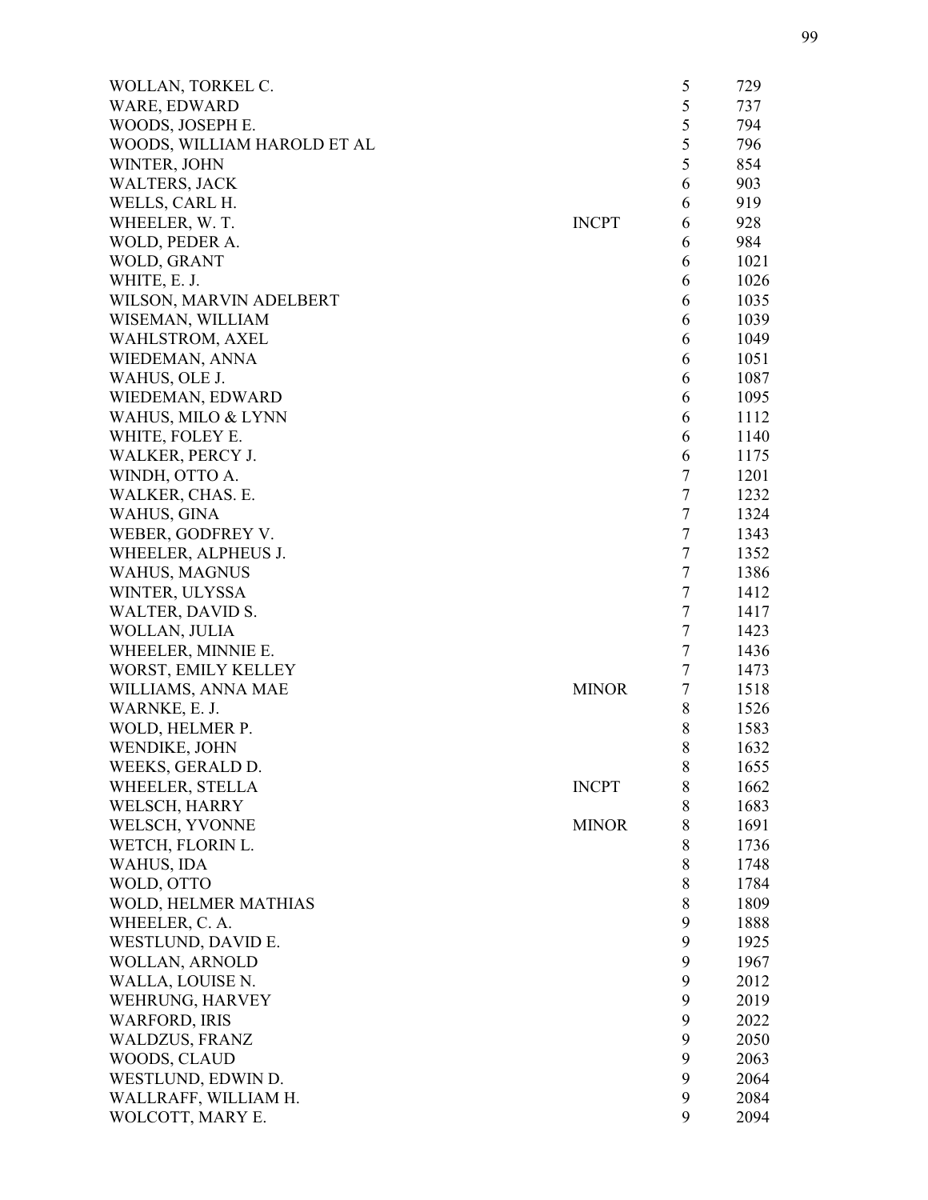| | | | |
|---|---|---|---|
| WOLLAN, TORKEL C. | | 5 | 729 |
| WARE, EDWARD | | 5 | 737 |
| WOODS, JOSEPH E. | | 5 | 794 |
| WOODS, WILLIAM HAROLD ET AL | | 5 | 796 |
| WINTER, JOHN | | 5 | 854 |
| WALTERS, JACK | | 6 | 903 |
| WELLS, CARL H. | | 6 | 919 |
| WHEELER, W. T. | INCPT | 6 | 928 |
| WOLD, PEDER A. | | 6 | 984 |
| WOLD, GRANT | | 6 | 1021 |
| WHITE, E. J. | | 6 | 1026 |
| WILSON, MARVIN ADELBERT | | 6 | 1035 |
| WISEMAN, WILLIAM | | 6 | 1039 |
| WAHLSTROM, AXEL | | 6 | 1049 |
| WIEDEMAN, ANNA | | 6 | 1051 |
| WAHUS, OLE J. | | 6 | 1087 |
| WIEDEMAN, EDWARD | | 6 | 1095 |
| WAHUS, MILO & LYNN | | 6 | 1112 |
| WHITE, FOLEY E. | | 6 | 1140 |
| WALKER, PERCY J. | | 6 | 1175 |
| WINDH, OTTO A. | | 7 | 1201 |
| WALKER, CHAS. E. | | 7 | 1232 |
| WAHUS, GINA | | 7 | 1324 |
| WEBER, GODFREY V. | | 7 | 1343 |
| WHEELER, ALPHEUS J. | | 7 | 1352 |
| WAHUS, MAGNUS | | 7 | 1386 |
| WINTER, ULYSSA | | 7 | 1412 |
| WALTER, DAVID S. | | 7 | 1417 |
| WOLLAN, JULIA | | 7 | 1423 |
| WHEELER, MINNIE E. | | 7 | 1436 |
| WORST, EMILY KELLEY | | 7 | 1473 |
| WILLIAMS, ANNA MAE | MINOR | 7 | 1518 |
| WARNKE, E. J. | | 8 | 1526 |
| WOLD, HELMER P. | | 8 | 1583 |
| WENDIKE, JOHN | | 8 | 1632 |
| WEEKS, GERALD D. | | 8 | 1655 |
| WHEELER, STELLA | INCPT | 8 | 1662 |
| WELSCH, HARRY | | 8 | 1683 |
| WELSCH, YVONNE | MINOR | 8 | 1691 |
| WETCH, FLORIN L. | | 8 | 1736 |
| WAHUS, IDA | | 8 | 1748 |
| WOLD, OTTO | | 8 | 1784 |
| WOLD, HELMER MATHIAS | | 8 | 1809 |
| WHEELER, C. A. | | 9 | 1888 |
| WESTLUND, DAVID E. | | 9 | 1925 |
| WOLLAN, ARNOLD | | 9 | 1967 |
| WALLA, LOUISE N. | | 9 | 2012 |
| WEHRUNG, HARVEY | | 9 | 2019 |
| WARFORD, IRIS | | 9 | 2022 |
| WALDZUS, FRANZ | | 9 | 2050 |
| WOODS, CLAUD | | 9 | 2063 |
| WESTLUND, EDWIN D. | | 9 | 2064 |
| WALLRAFF, WILLIAM H. | | 9 | 2084 |
| WOLCOTT, MARY E. | | 9 | 2094 |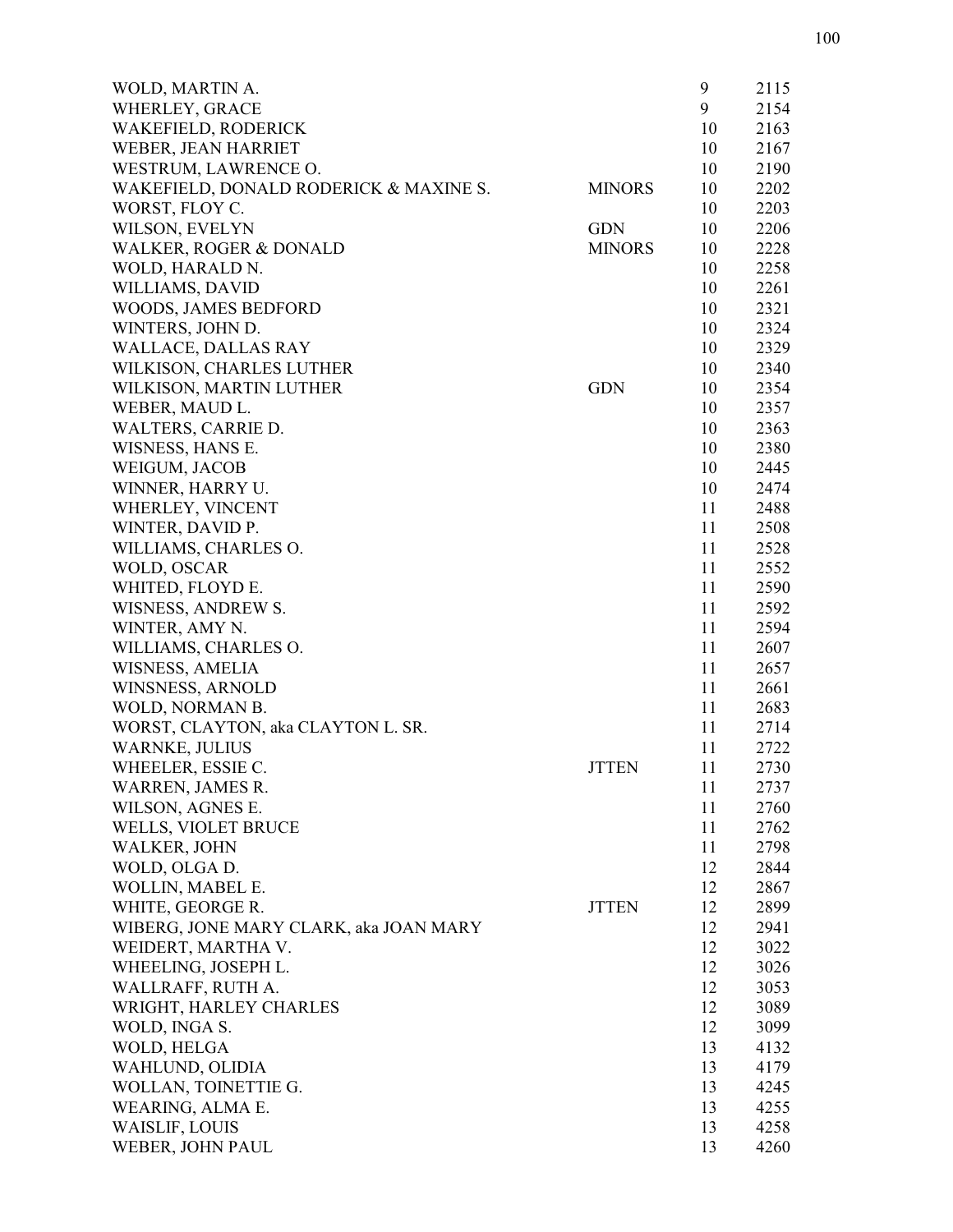| | | | |
|---|---|---|---|
| WOLD, MARTIN A. | | 9 | 2115 |
| WHERLEY, GRACE | | 9 | 2154 |
| WAKEFIELD, RODERICK | | 10 | 2163 |
| WEBER, JEAN HARRIET | | 10 | 2167 |
| WESTRUM, LAWRENCE O. | | 10 | 2190 |
| WAKEFIELD, DONALD RODERICK & MAXINE S. | MINORS | 10 | 2202 |
| WORST, FLOY C. | | 10 | 2203 |
| WILSON, EVELYN | GDN | 10 | 2206 |
| WALKER, ROGER & DONALD | MINORS | 10 | 2228 |
| WOLD, HARALD N. | | 10 | 2258 |
| WILLIAMS, DAVID | | 10 | 2261 |
| WOODS, JAMES BEDFORD | | 10 | 2321 |
| WINTERS, JOHN D. | | 10 | 2324 |
| WALLACE, DALLAS RAY | | 10 | 2329 |
| WILKISON, CHARLES LUTHER | | 10 | 2340 |
| WILKISON, MARTIN LUTHER | GDN | 10 | 2354 |
| WEBER, MAUD L. | | 10 | 2357 |
| WALTERS, CARRIE D. | | 10 | 2363 |
| WISNESS, HANS E. | | 10 | 2380 |
| WEIGUM, JACOB | | 10 | 2445 |
| WINNER, HARRY U. | | 10 | 2474 |
| WHERLEY, VINCENT | | 11 | 2488 |
| WINTER, DAVID P. | | 11 | 2508 |
| WILLIAMS, CHARLES O. | | 11 | 2528 |
| WOLD, OSCAR | | 11 | 2552 |
| WHITED, FLOYD E. | | 11 | 2590 |
| WISNESS, ANDREW S. | | 11 | 2592 |
| WINTER, AMY N. | | 11 | 2594 |
| WILLIAMS, CHARLES O. | | 11 | 2607 |
| WISNESS, AMELIA | | 11 | 2657 |
| WINSNESS, ARNOLD | | 11 | 2661 |
| WOLD, NORMAN B. | | 11 | 2683 |
| WORST, CLAYTON, aka CLAYTON L. SR. | | 11 | 2714 |
| WARNKE, JULIUS | | 11 | 2722 |
| WHEELER, ESSIE C. | JTTEN | 11 | 2730 |
| WARREN, JAMES R. | | 11 | 2737 |
| WILSON, AGNES E. | | 11 | 2760 |
| WELLS, VIOLET BRUCE | | 11 | 2762 |
| WALKER, JOHN | | 11 | 2798 |
| WOLD, OLGA D. | | 12 | 2844 |
| WOLLIN, MABEL E. | | 12 | 2867 |
| WHITE, GEORGE R. | JTTEN | 12 | 2899 |
| WIBERG, JONE MARY CLARK, aka JOAN MARY | | 12 | 2941 |
| WEIDERT, MARTHA V. | | 12 | 3022 |
| WHEELING, JOSEPH L. | | 12 | 3026 |
| WALLRAFF, RUTH A. | | 12 | 3053 |
| WRIGHT, HARLEY CHARLES | | 12 | 3089 |
| WOLD, INGA S. | | 12 | 3099 |
| WOLD, HELGA | | 13 | 4132 |
| WAHLUND, OLIDIA | | 13 | 4179 |
| WOLLAN, TOINETTIE G. | | 13 | 4245 |
| WEARING, ALMA E. | | 13 | 4255 |
| WAISLIF, LOUIS | | 13 | 4258 |
| WEBER, JOHN PAUL | | 13 | 4260 |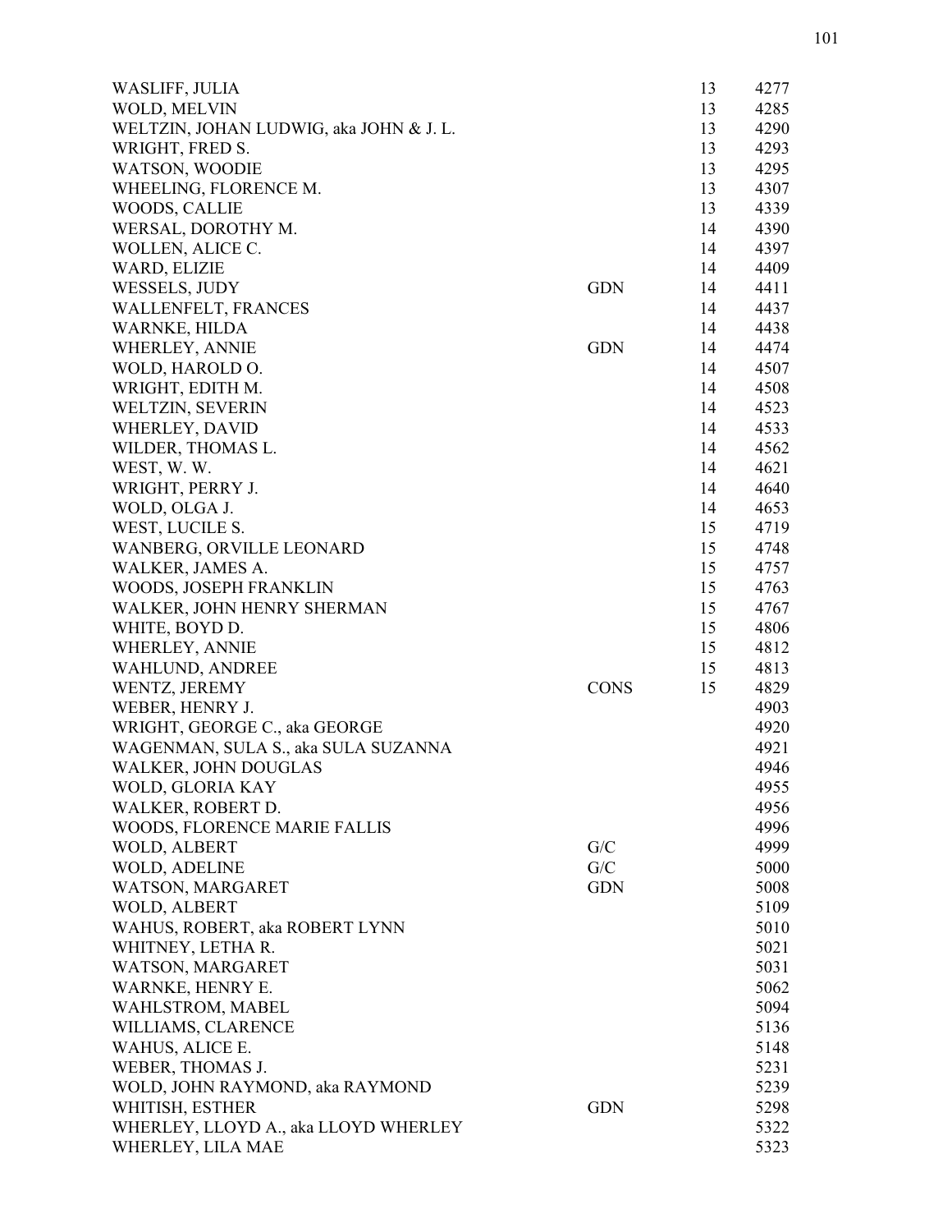| Name | Type | Vol. | No. |
| --- | --- | --- | --- |
| WASLIFF, JULIA | | 13 | 4277 |
| WOLD, MELVIN | | 13 | 4285 |
| WELTZIN, JOHAN LUDWIG, aka JOHN & J. L. | | 13 | 4290 |
| WRIGHT, FRED S. | | 13 | 4293 |
| WATSON, WOODIE | | 13 | 4295 |
| WHEELING, FLORENCE M. | | 13 | 4307 |
| WOODS, CALLIE | | 13 | 4339 |
| WERSAL, DOROTHY M. | | 14 | 4390 |
| WOLLEN, ALICE C. | | 14 | 4397 |
| WARD, ELIZIE | | 14 | 4409 |
| WESSELS, JUDY | GDN | 14 | 4411 |
| WALLENFELT, FRANCES | | 14 | 4437 |
| WARNKE, HILDA | | 14 | 4438 |
| WHERLEY, ANNIE | GDN | 14 | 4474 |
| WOLD, HAROLD O. | | 14 | 4507 |
| WRIGHT, EDITH M. | | 14 | 4508 |
| WELTZIN, SEVERIN | | 14 | 4523 |
| WHERLEY, DAVID | | 14 | 4533 |
| WILDER, THOMAS L. | | 14 | 4562 |
| WEST, W. W. | | 14 | 4621 |
| WRIGHT, PERRY J. | | 14 | 4640 |
| WOLD, OLGA J. | | 14 | 4653 |
| WEST, LUCILE S. | | 15 | 4719 |
| WANBERG, ORVILLE LEONARD | | 15 | 4748 |
| WALKER, JAMES A. | | 15 | 4757 |
| WOODS, JOSEPH FRANKLIN | | 15 | 4763 |
| WALKER, JOHN HENRY SHERMAN | | 15 | 4767 |
| WHITE, BOYD D. | | 15 | 4806 |
| WHERLEY, ANNIE | | 15 | 4812 |
| WAHLUND, ANDREE | | 15 | 4813 |
| WENTZ, JEREMY | CONS | 15 | 4829 |
| WEBER, HENRY J. | | | 4903 |
| WRIGHT, GEORGE C., aka GEORGE | | | 4920 |
| WAGENMAN, SULA S., aka SULA SUZANNA | | | 4921 |
| WALKER, JOHN DOUGLAS | | | 4946 |
| WOLD, GLORIA KAY | | | 4955 |
| WALKER, ROBERT D. | | | 4956 |
| WOODS, FLORENCE MARIE FALLIS | | | 4996 |
| WOLD, ALBERT | G/C | | 4999 |
| WOLD, ADELINE | G/C | | 5000 |
| WATSON, MARGARET | GDN | | 5008 |
| WOLD, ALBERT | | | 5109 |
| WAHUS, ROBERT, aka ROBERT LYNN | | | 5010 |
| WHITNEY, LETHA R. | | | 5021 |
| WATSON, MARGARET | | | 5031 |
| WARNKE, HENRY E. | | | 5062 |
| WAHLSTROM, MABEL | | | 5094 |
| WILLIAMS, CLARENCE | | | 5136 |
| WAHUS, ALICE E. | | | 5148 |
| WEBER, THOMAS J. | | | 5231 |
| WOLD, JOHN RAYMOND, aka RAYMOND | | | 5239 |
| WHITISH, ESTHER | GDN | | 5298 |
| WHERLEY, LLOYD A., aka LLOYD WHERLEY | | | 5322 |
| WHERLEY, LILA MAE | | | 5323 |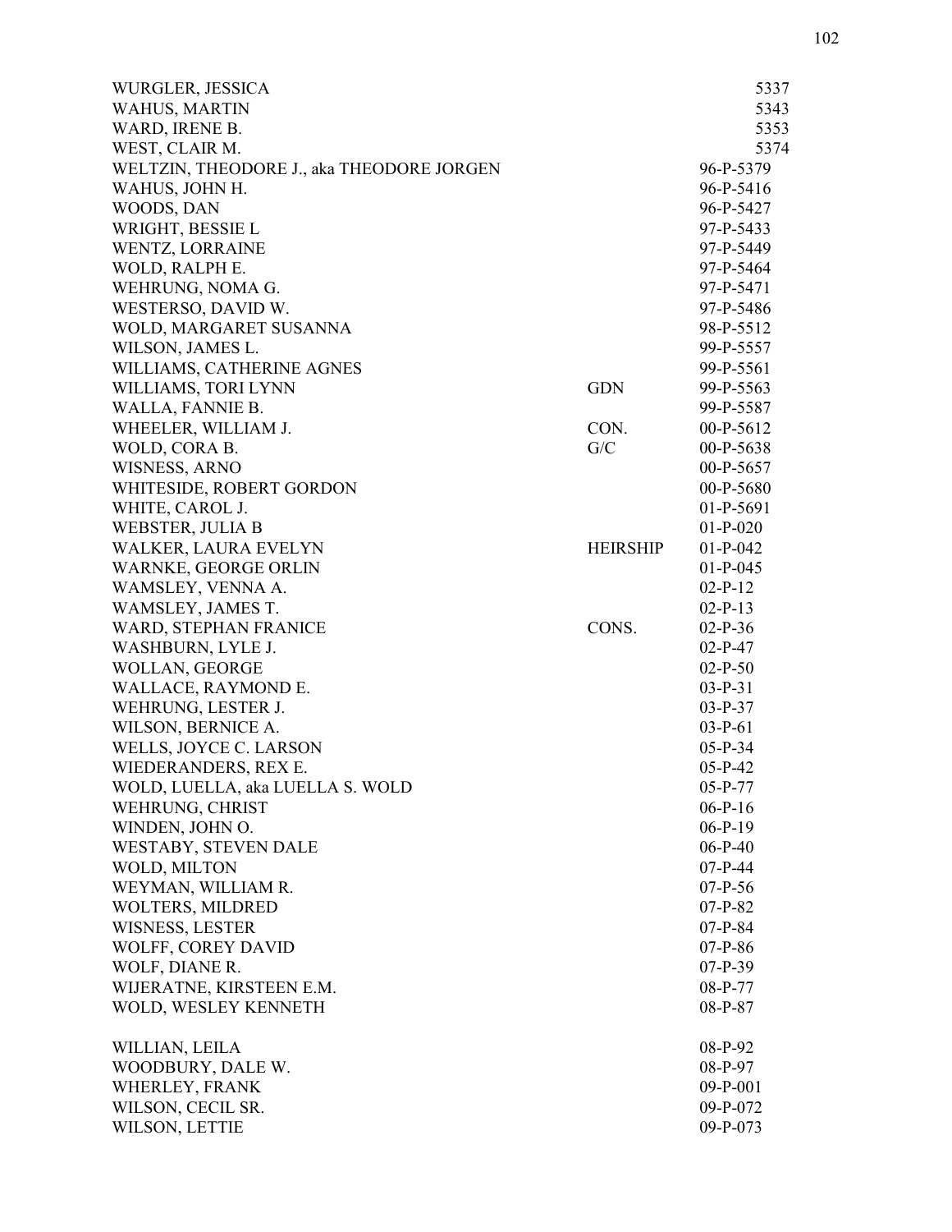| | | |
|---|---|---|
| WURGLER, JESSICA | | 5337 |
| WAHUS, MARTIN | | 5343 |
| WARD, IRENE B. | | 5353 |
| WEST, CLAIR M. | | 5374 |
| WELTZIN, THEODORE J., aka THEODORE JORGEN | | 96-P-5379 |
| WAHUS, JOHN H. | | 96-P-5416 |
| WOODS, DAN | | 96-P-5427 |
| WRIGHT, BESSIE L | | 97-P-5433 |
| WENTZ, LORRAINE | | 97-P-5449 |
| WOLD, RALPH E. | | 97-P-5464 |
| WEHRUNG, NOMA G. | | 97-P-5471 |
| WESTERSO, DAVID W. | | 97-P-5486 |
| WOLD, MARGARET SUSANNA | | 98-P-5512 |
| WILSON, JAMES L. | | 99-P-5557 |
| WILLIAMS, CATHERINE AGNES | | 99-P-5561 |
| WILLIAMS, TORI LYNN | GDN | 99-P-5563 |
| WALLA, FANNIE B. | | 99-P-5587 |
| WHEELER, WILLIAM J. | CON. | 00-P-5612 |
| WOLD, CORA B. | G/C | 00-P-5638 |
| WISNESS, ARNO | | 00-P-5657 |
| WHITESIDE, ROBERT GORDON | | 00-P-5680 |
| WHITE, CAROL J. | | 01-P-5691 |
| WEBSTER, JULIA B | | 01-P-020 |
| WALKER, LAURA EVELYN | HEIRSHIP | 01-P-042 |
| WARNKE, GEORGE ORLIN | | 01-P-045 |
| WAMSLEY, VENNA A. | | 02-P-12 |
| WAMSLEY, JAMES T. | | 02-P-13 |
| WARD, STEPHAN FRANICE | CONS. | 02-P-36 |
| WASHBURN, LYLE J. | | 02-P-47 |
| WOLLAN, GEORGE | | 02-P-50 |
| WALLACE, RAYMOND E. | | 03-P-31 |
| WEHRUNG, LESTER J. | | 03-P-37 |
| WILSON, BERNICE A. | | 03-P-61 |
| WELLS, JOYCE C. LARSON | | 05-P-34 |
| WIEDERANDERS, REX E. | | 05-P-42 |
| WOLD, LUELLA, aka LUELLA S. WOLD | | 05-P-77 |
| WEHRUNG, CHRIST | | 06-P-16 |
| WINDEN, JOHN O. | | 06-P-19 |
| WESTABY, STEVEN DALE | | 06-P-40 |
| WOLD, MILTON | | 07-P-44 |
| WEYMAN, WILLIAM R. | | 07-P-56 |
| WOLTERS, MILDRED | | 07-P-82 |
| WISNESS, LESTER | | 07-P-84 |
| WOLFF, COREY DAVID | | 07-P-86 |
| WOLF, DIANE R. | | 07-P-39 |
| WIJERATNE, KIRSTEEN E.M. | | 08-P-77 |
| WOLD, WESLEY KENNETH | | 08-P-87 |
| WILLIAN, LEILA | | 08-P-92 |
| WOODBURY, DALE W. | | 08-P-97 |
| WHERLEY, FRANK | | 09-P-001 |
| WILSON, CECIL SR. | | 09-P-072 |
| WILSON, LETTIE | | 09-P-073 |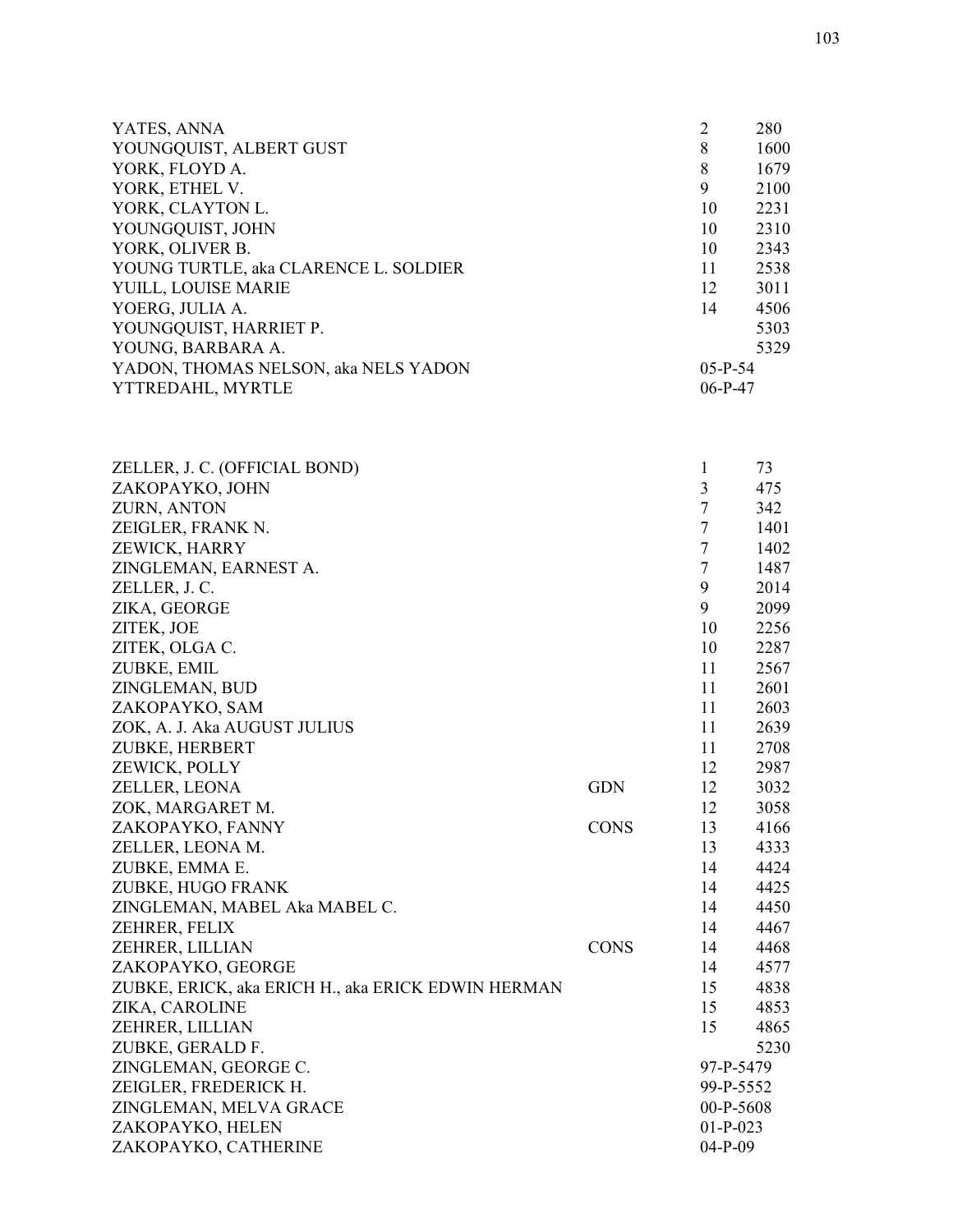| | | | |
|---|---|---|---|
| YATES, ANNA | | 2 | 280 |
| YOUNGQUIST, ALBERT GUST | | 8 | 1600 |
| YORK, FLOYD A. | | 8 | 1679 |
| YORK, ETHEL V. | | 9 | 2100 |
| YORK, CLAYTON L. | | 10 | 2231 |
| YOUNGQUIST, JOHN | | 10 | 2310 |
| YORK, OLIVER B. | | 10 | 2343 |
| YOUNG TURTLE, aka CLARENCE L. SOLDIER | | 11 | 2538 |
| YUILL, LOUISE MARIE | | 12 | 3011 |
| YOERG, JULIA A. | | 14 | 4506 |
| YOUNGQUIST, HARRIET P. | | | 5303 |
| YOUNG, BARBARA A. | | | 5329 |
| YADON, THOMAS NELSON, aka NELS YADON | | 05-P-54 | |
| YTTREDAHL, MYRTLE | | 06-P-47 | |

| | | | |
|---|---|---|---|
| ZELLER, J. C. (OFFICIAL BOND) | | 1 | 73 |
| ZAKOPAYKO, JOHN | | 3 | 475 |
| ZURN, ANTON | | 7 | 342 |
| ZEIGLER, FRANK N. | | 7 | 1401 |
| ZEWICK, HARRY | | 7 | 1402 |
| ZINGLEMAN, EARNEST A. | | 7 | 1487 |
| ZELLER, J. C. | | 9 | 2014 |
| ZIKA, GEORGE | | 9 | 2099 |
| ZITEK, JOE | | 10 | 2256 |
| ZITEK, OLGA C. | | 10 | 2287 |
| ZUBKE, EMIL | | 11 | 2567 |
| ZINGLEMAN, BUD | | 11 | 2601 |
| ZAKOPAYKO, SAM | | 11 | 2603 |
| ZOK, A. J. Aka AUGUST JULIUS | | 11 | 2639 |
| ZUBKE, HERBERT | | 11 | 2708 |
| ZEWICK, POLLY | | 12 | 2987 |
| ZELLER, LEONA | GDN | 12 | 3032 |
| ZOK, MARGARET M. | | 12 | 3058 |
| ZAKOPAYKO, FANNY | CONS | 13 | 4166 |
| ZELLER, LEONA M. | | 13 | 4333 |
| ZUBKE, EMMA E. | | 14 | 4424 |
| ZUBKE, HUGO FRANK | | 14 | 4425 |
| ZINGLEMAN, MABEL Aka MABEL C. | | 14 | 4450 |
| ZEHRER, FELIX | | 14 | 4467 |
| ZEHRER, LILLIAN | CONS | 14 | 4468 |
| ZAKOPAYKO, GEORGE | | 14 | 4577 |
| ZUBKE, ERICK, aka ERICH H., aka ERICK EDWIN HERMAN | | 15 | 4838 |
| ZIKA, CAROLINE | | 15 | 4853 |
| ZEHRER, LILLIAN | | 15 | 4865 |
| ZUBKE, GERALD F. | | | 5230 |
| ZINGLEMAN, GEORGE C. | | 97-P-5479 | |
| ZEIGLER, FREDERICK H. | | 99-P-5552 | |
| ZINGLEMAN, MELVA GRACE | | 00-P-5608 | |
| ZAKOPAYKO, HELEN | | 01-P-023 | |
| ZAKOPAYKO, CATHERINE | | 04-P-09 | |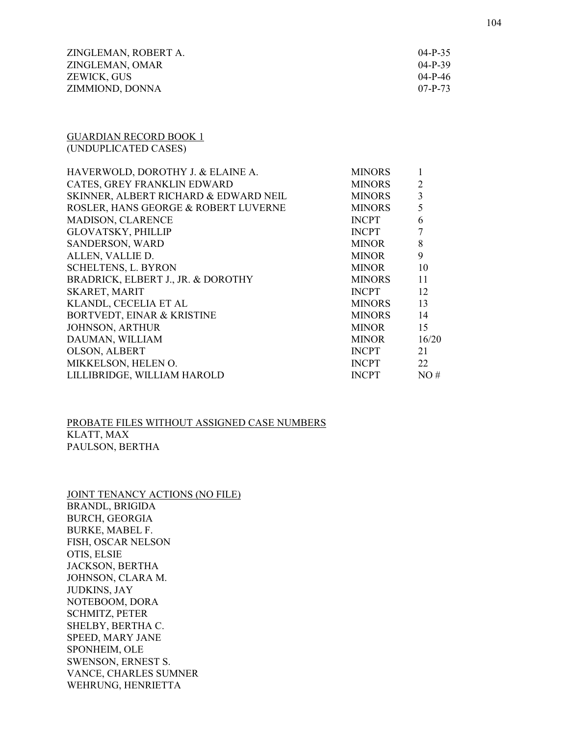| | |
|---|---|
| ZINGLEMAN, ROBERT A. | 04-P-35 |
| ZINGLEMAN, OMAR | 04-P-39 |
| ZEWICK, GUS | 04-P-46 |
| ZIMMIOND, DONNA | 07-P-73 |

<u>GUARDIAN RECORD BOOK 1</u>
(UNDUPLICATED CASES)

| | | |
|---|---|---|
| HAVERWOLD, DOROTHY J. & ELAINE A. | MINORS | 1 |
| CATES, GREY FRANKLIN EDWARD | MINORS | 2 |
| SKINNER, ALBERT RICHARD & EDWARD NEIL | MINORS | 3 |
| ROSLER, HANS GEORGE & ROBERT LUVERNE | MINORS | 5 |
| MADISON, CLARENCE | INCPT | 6 |
| GLOVATSKY, PHILLIP | INCPT | 7 |
| SANDERSON, WARD | MINOR | 8 |
| ALLEN, VALLIE D. | MINOR | 9 |
| SCHELTENS, L. BYRON | MINOR | 10 |
| BRADRICK, ELBERT J., JR. & DOROTHY | MINORS | 11 |
| SKARET, MARIT | INCPT | 12 |
| KLANDL, CECELIA ET AL | MINORS | 13 |
| BORTVEDT, EINAR & KRISTINE | MINORS | 14 |
| JOHNSON, ARTHUR | MINOR | 15 |
| DAUMAN, WILLIAM | MINOR | 16/20 |
| OLSON, ALBERT | INCPT | 21 |
| MIKKELSON, HELEN O. | INCPT | 22 |
| LILLIBRIDGE, WILLIAM HAROLD | INCPT | NO # |

<u>PROBATE FILES WITHOUT ASSIGNED CASE NUMBERS</u>
KLATT, MAX
PAULSON, BERTHA

<u>JOINT TENANCY ACTIONS (NO FILE)</u>
BRANDL, BRIGIDA
BURCH, GEORGIA
BURKE, MABEL F.
FISH, OSCAR NELSON
OTIS, ELSIE
JACKSON, BERTHA
JOHNSON, CLARA M.
JUDKINS, JAY
NOTEBOOM, DORA
SCHMITZ, PETER
SHELBY, BERTHA C.
SPEED, MARY JANE
SPONHEIM, OLE
SWENSON, ERNEST S.
VANCE, CHARLES SUMNER
WEHRUNG, HENRIETTA